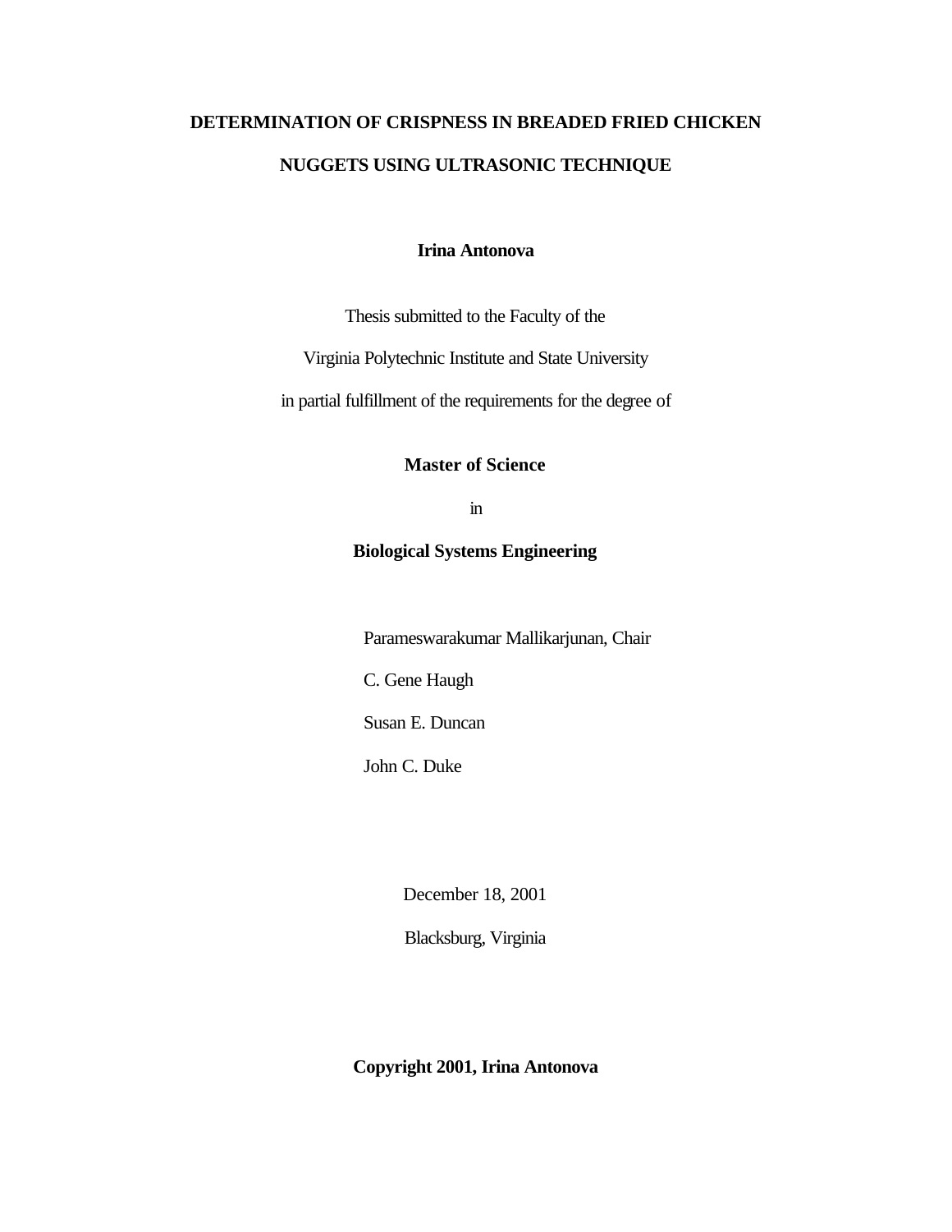# DETERMINATION OF CRISPNESS IN BREADED FRIED CHICKEN NUGGETS USING ULTRASONIC TECHNIQUE

**Irina Antonova**

Thesis submitted to the Faculty of the

Virginia Polytechnic Institute and State University

in partial fulfillment of the requirements for the degree of

**Master of Science**

in

**Biological Systems Engineering**

Parameswarakumar Mallikarjunan, Chair

C. Gene Haugh

Susan E. Duncan

John C. Duke

December 18, 2001

Blacksburg, Virginia

**Copyright 2001, Irina Antonova**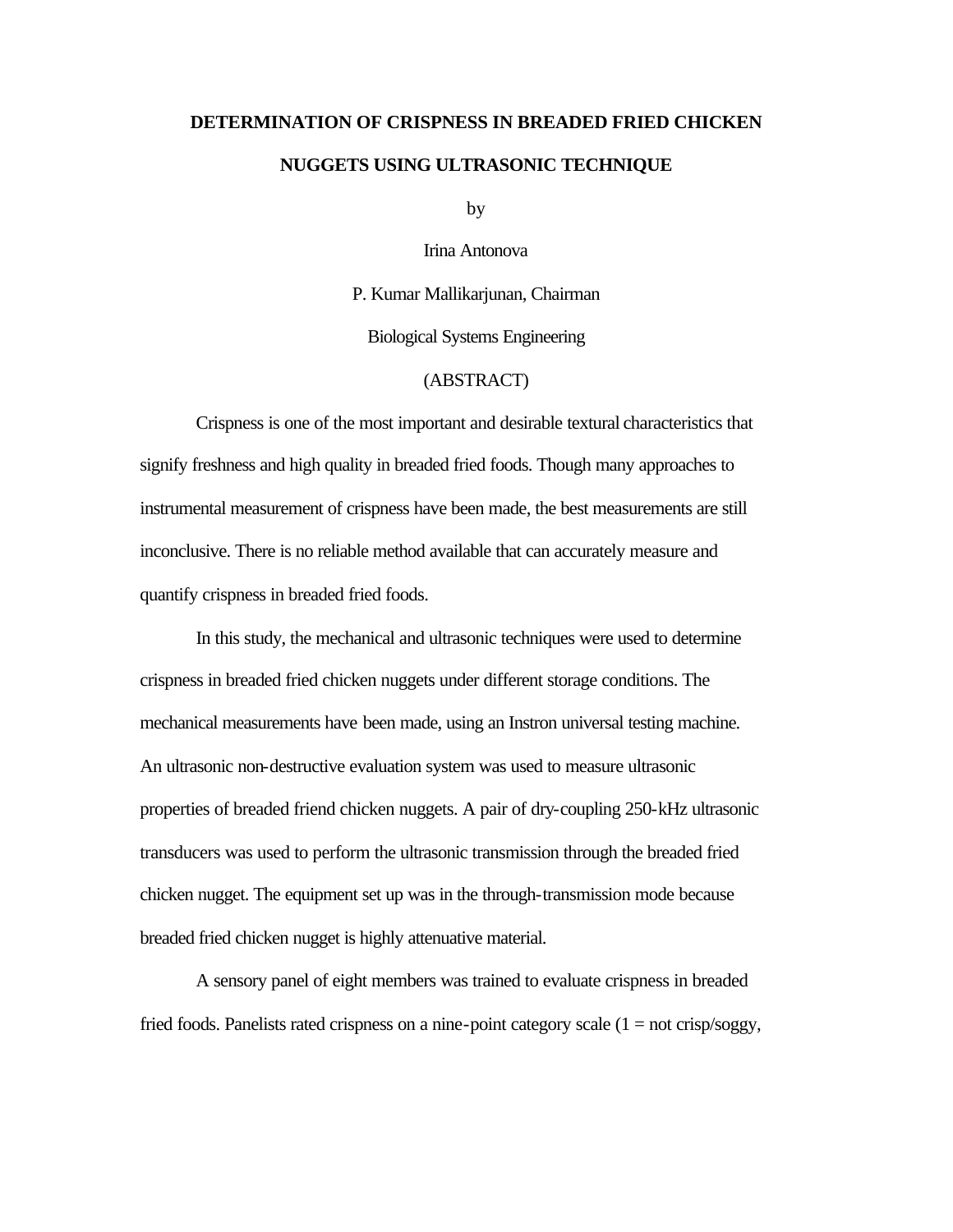# DETERMINATION OF CRISPNESS IN BREADED FRIED CHICKEN NUGGETS USING ULTRASONIC TECHNIQUE

by

Irina Antonova

P. Kumar Mallikarjunan, Chairman

Biological Systems Engineering

(ABSTRACT)

Crispness is one of the most important and desirable textural characteristics that signify freshness and high quality in breaded fried foods. Though many approaches to instrumental measurement of crispness have been made, the best measurements are still inconclusive. There is no reliable method available that can accurately measure and quantify crispness in breaded fried foods.

In this study, the mechanical and ultrasonic techniques were used to determine crispness in breaded fried chicken nuggets under different storage conditions. The mechanical measurements have been made, using an Instron universal testing machine. An ultrasonic non-destructive evaluation system was used to measure ultrasonic properties of breaded friend chicken nuggets. A pair of dry-coupling 250-kHz ultrasonic transducers was used to perform the ultrasonic transmission through the breaded fried chicken nugget. The equipment set up was in the through-transmission mode because breaded fried chicken nugget is highly attenuative material.

A sensory panel of eight members was trained to evaluate crispness in breaded fried foods. Panelists rated crispness on a nine-point category scale (1 = not crisp/soggy,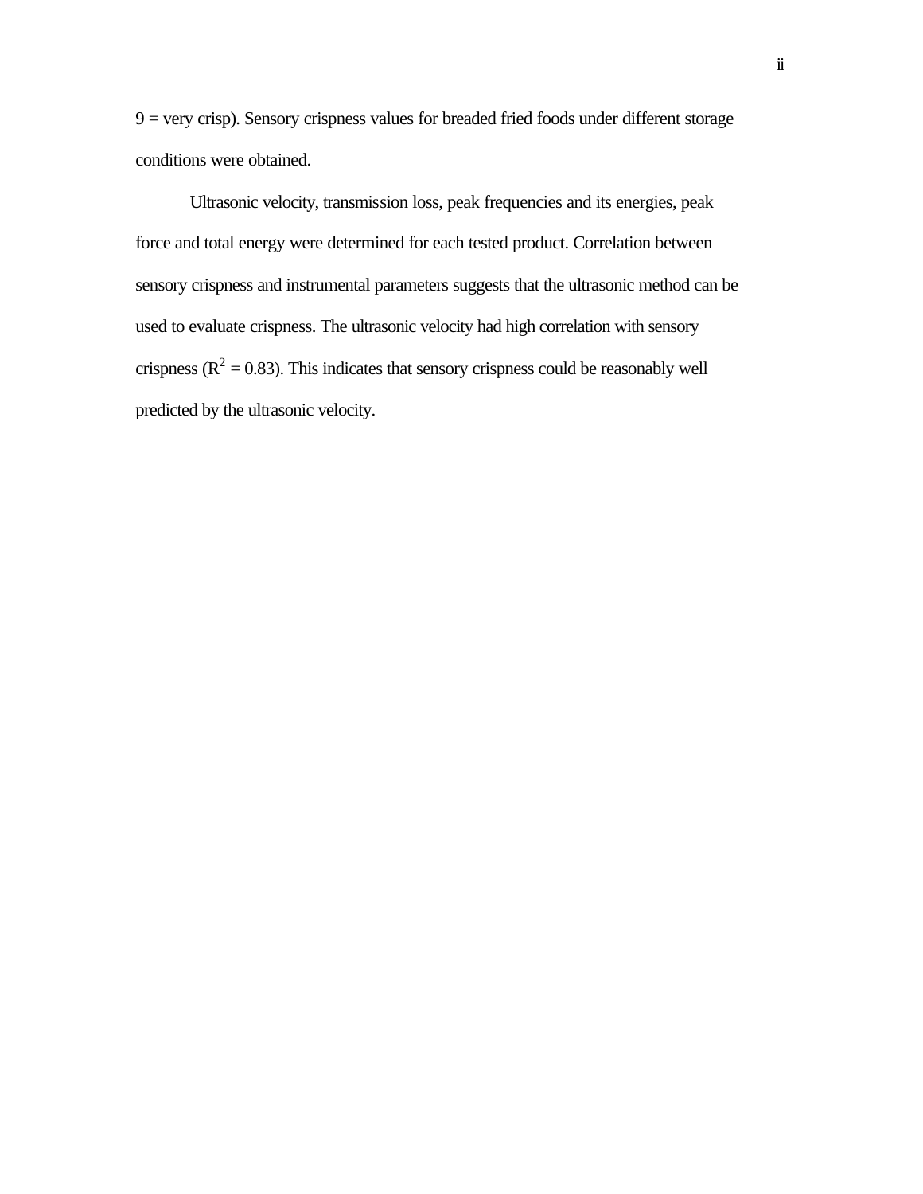9 = very crisp). Sensory crispness values for breaded fried foods under different storage conditions were obtained.

Ultrasonic velocity, transmission loss, peak frequencies and its energies, peak force and total energy were determined for each tested product. Correlation between sensory crispness and instrumental parameters suggests that the ultrasonic method can be used to evaluate crispness. The ultrasonic velocity had high correlation with sensory crispness ($R^2$ = 0.83). This indicates that sensory crispness could be reasonably well predicted by the ultrasonic velocity.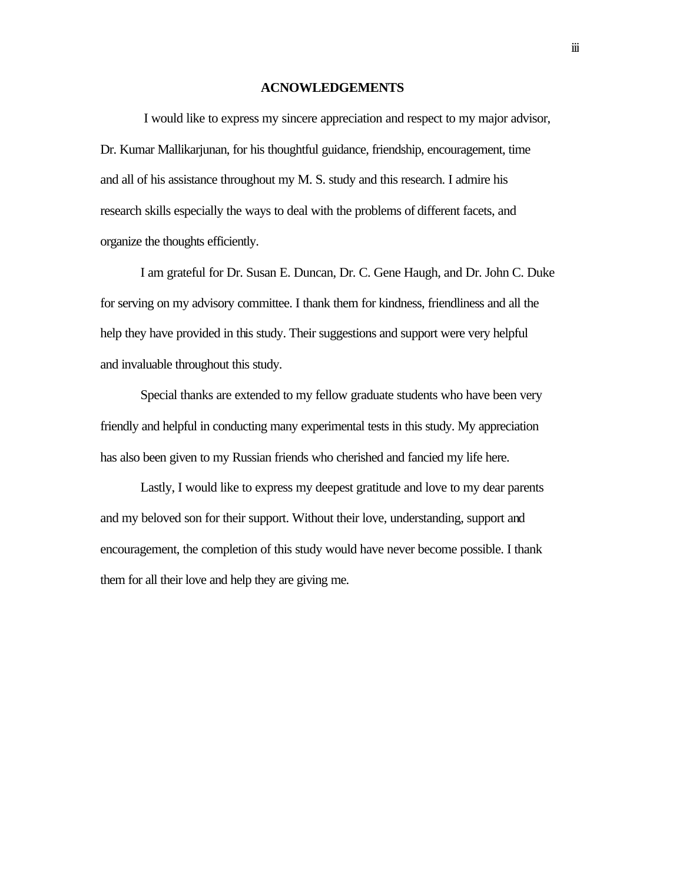# ACNOWLEDGEMENTS

I would like to express my sincere appreciation and respect to my major advisor, Dr. Kumar Mallikarjunan, for his thoughtful guidance, friendship, encouragement, time and all of his assistance throughout my M. S. study and this research. I admire his research skills especially the ways to deal with the problems of different facets, and organize the thoughts efficiently.

I am grateful for Dr. Susan E. Duncan, Dr. C. Gene Haugh, and Dr. John C. Duke for serving on my advisory committee. I thank them for kindness, friendliness and all the help they have provided in this study. Their suggestions and support were very helpful and invaluable throughout this study.

Special thanks are extended to my fellow graduate students who have been very friendly and helpful in conducting many experimental tests in this study. My appreciation has also been given to my Russian friends who cherished and fancied my life here.

Lastly, I would like to express my deepest gratitude and love to my dear parents and my beloved son for their support. Without their love, understanding, support and encouragement, the completion of this study would have never become possible. I thank them for all their love and help they are giving me.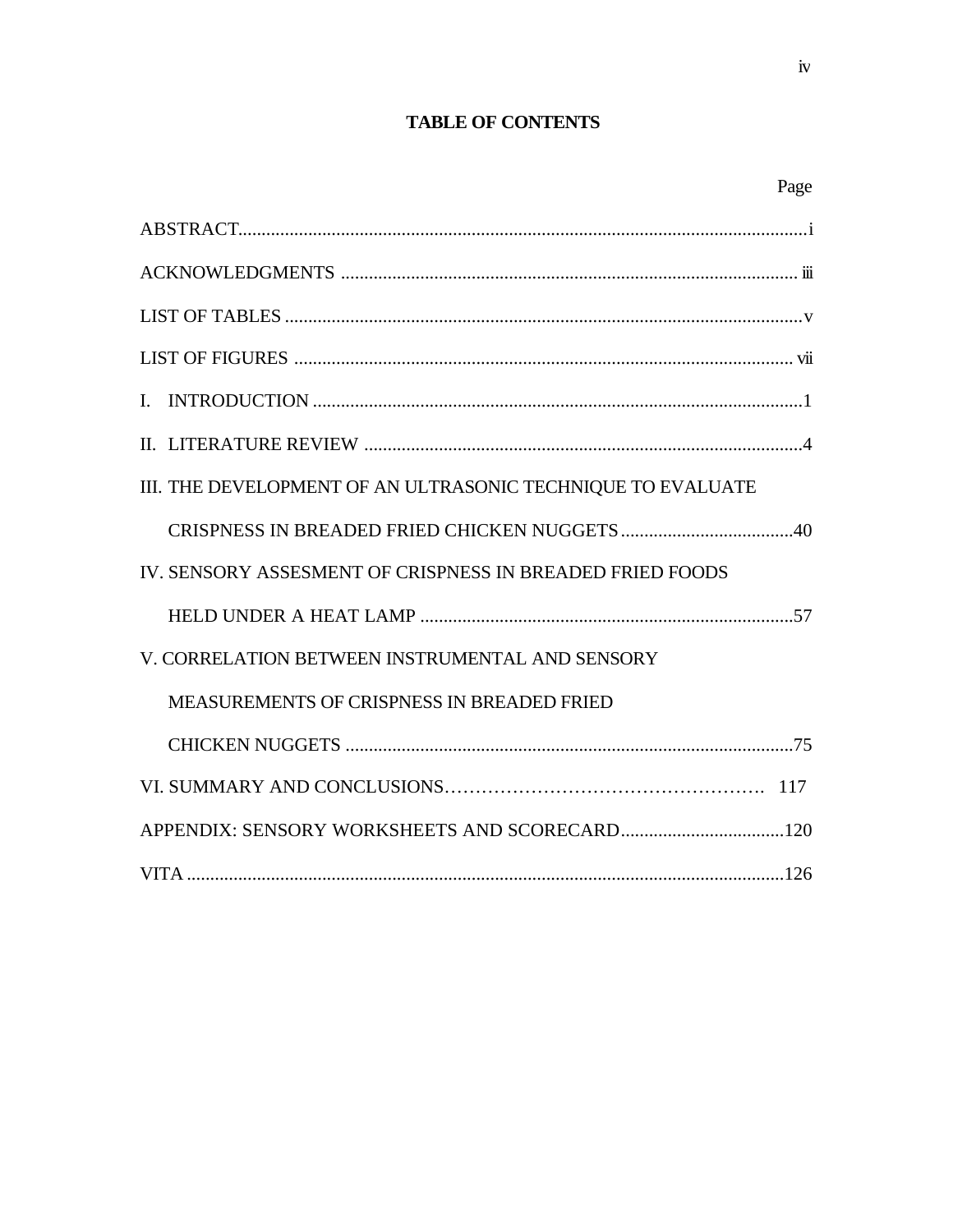# TABLE OF CONTENTS

| | Page |
|---|---|
| ABSTRACT | i |
| ACKNOWLEDGMENTS | iii |
| LIST OF TABLES | v |
| LIST OF FIGURES | vii |
| I. INTRODUCTION | 1 |
| II. LITERATURE REVIEW | 4 |
| III. THE DEVELOPMENT OF AN ULTRASONIC TECHNIQUE TO EVALUATE CRISPNESS IN BREADED FRIED CHICKEN NUGGETS | 40 |
| IV. SENSORY ASSESMENT OF CRISPNESS IN BREADED FRIED FOODS HELD UNDER A HEAT LAMP | 57 |
| V. CORRELATION BETWEEN INSTRUMENTAL AND SENSORY MEASUREMENTS OF CRISPNESS IN BREADED FRIED CHICKEN NUGGETS | 75 |
| VI. SUMMARY AND CONCLUSIONS | 117 |
| APPENDIX: SENSORY WORKSHEETS AND SCORECARD | 120 |
| VITA | 126 |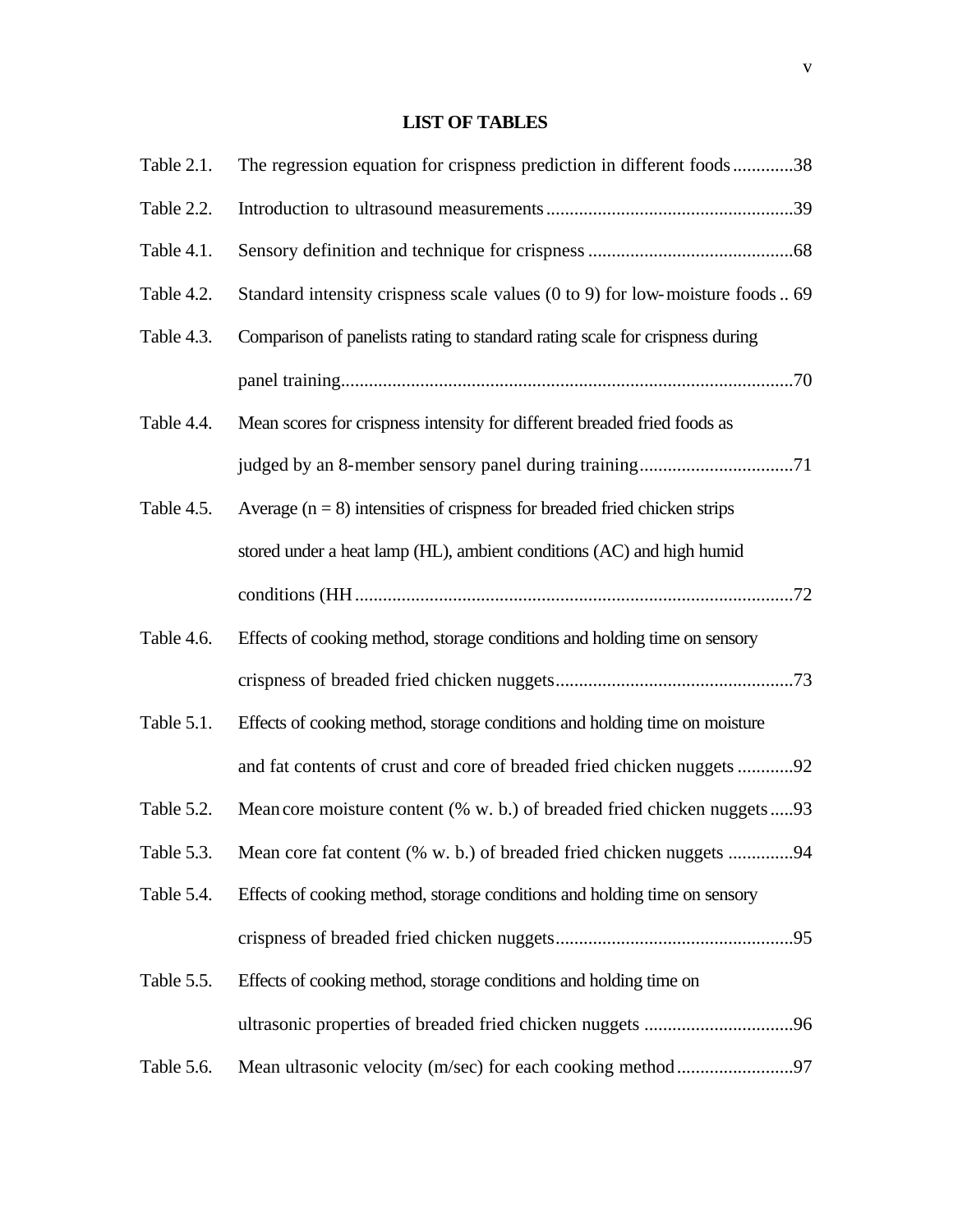# LIST OF TABLES

| | | |
|---|---|---|
| Table 2.1. | The regression equation for crispness prediction in different foods | 38 |
| Table 2.2. | Introduction to ultrasound measurements | 39 |
| Table 4.1. | Sensory definition and technique for crispness | 68 |
| Table 4.2. | Standard intensity crispness scale values (0 to 9) for low-moisture foods | 69 |
| Table 4.3. | Comparison of panelists rating to standard rating scale for crispness during panel training | 70 |
| Table 4.4. | Mean scores for crispness intensity for different breaded fried foods as judged by an 8-member sensory panel during training | 71 |
| Table 4.5. | Average ($n = 8$) intensities of crispness for breaded fried chicken strips stored under a heat lamp (HL), ambient conditions (AC) and high humid conditions (HH | 72 |
| Table 4.6. | Effects of cooking method, storage conditions and holding time on sensory crispness of breaded fried chicken nuggets | 73 |
| Table 5.1. | Effects of cooking method, storage conditions and holding time on moisture and fat contents of crust and core of breaded fried chicken nuggets | 92 |
| Table 5.2. | Mean core moisture content (% w. b.) of breaded fried chicken nuggets | 93 |
| Table 5.3. | Mean core fat content (% w. b.) of breaded fried chicken nuggets | 94 |
| Table 5.4. | Effects of cooking method, storage conditions and holding time on sensory crispness of breaded fried chicken nuggets | 95 |
| Table 5.5. | Effects of cooking method, storage conditions and holding time on ultrasonic properties of breaded fried chicken nuggets | 96 |
| Table 5.6. | Mean ultrasonic velocity (m/sec) for each cooking method | 97 |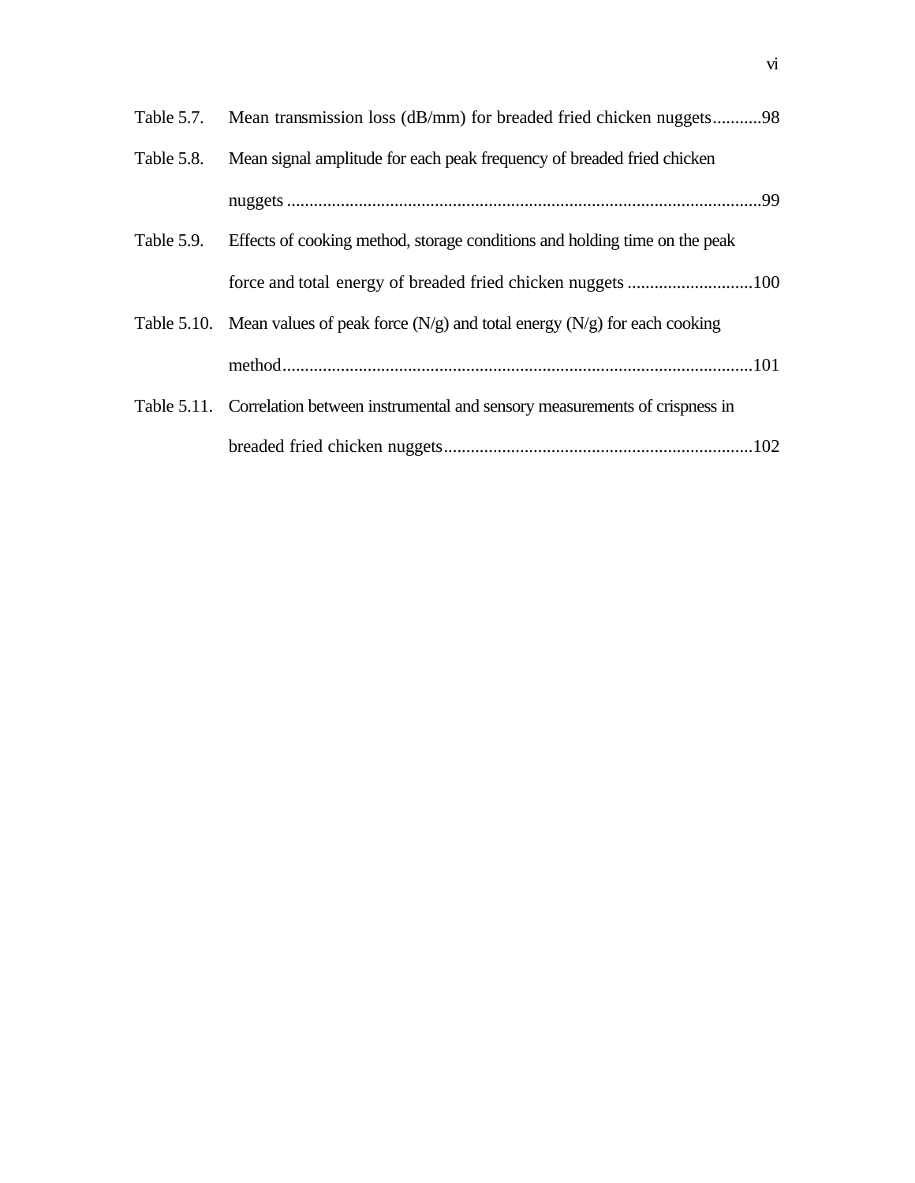Table 5.7. Mean transmission loss (dB/mm) for breaded fried chicken nuggets...........98

Table 5.8. Mean signal amplitude for each peak frequency of breaded fried chicken nuggets ..........................................................................................................99

Table 5.9. Effects of cooking method, storage conditions and holding time on the peak force and total energy of breaded fried chicken nuggets ............................100

Table 5.10. Mean values of peak force (N/g) and total energy (N/g) for each cooking method.........................................................................................................101

Table 5.11. Correlation between instrumental and sensory measurements of crispness in breaded fried chicken nuggets.....................................................................102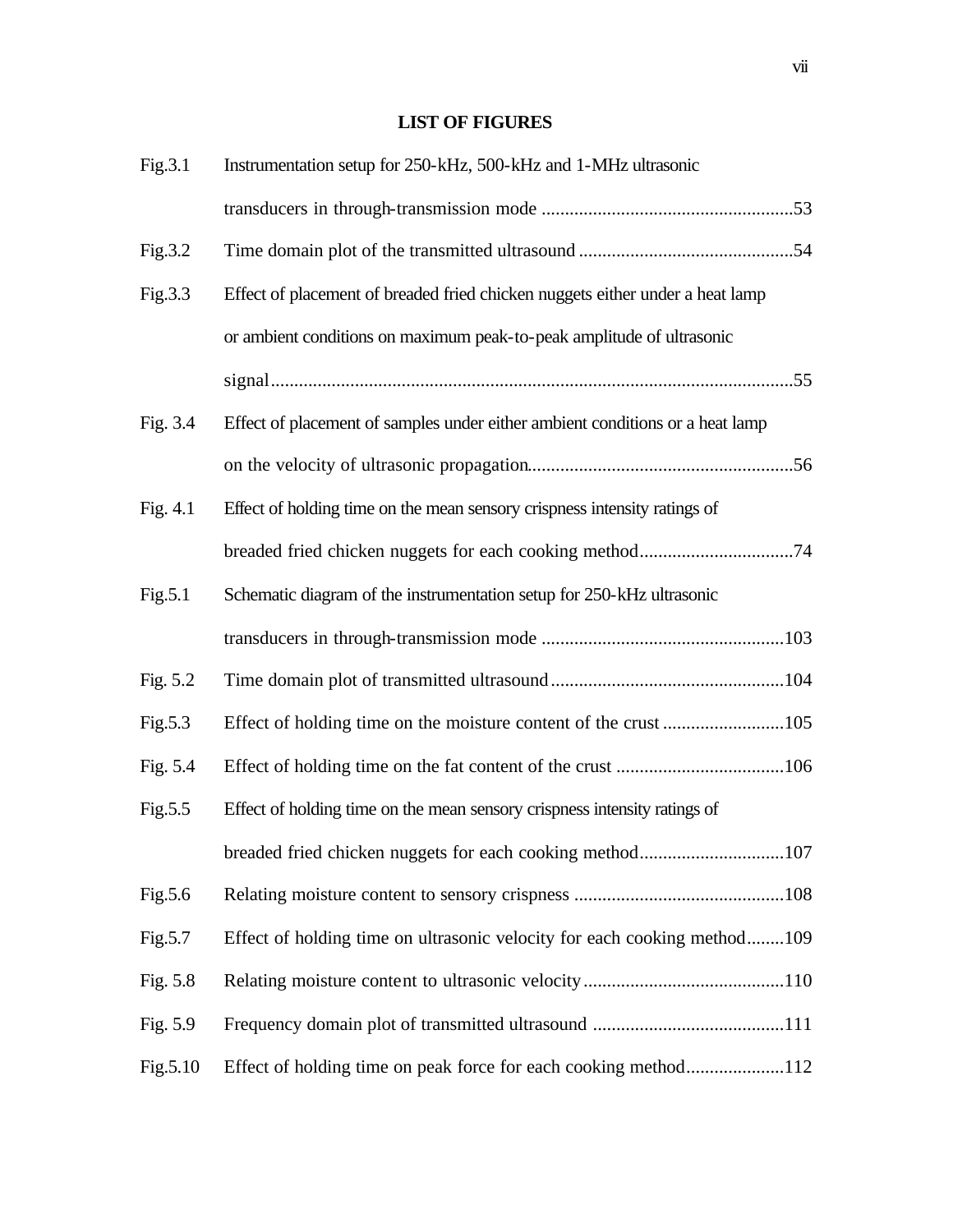## LIST OF FIGURES

| | | |
|---|---|---|
| Fig.3.1 | Instrumentation setup for 250-kHz, 500-kHz and 1-MHz ultrasonic transducers in through-transmission mode | 53 |
| Fig.3.2 | Time domain plot of the transmitted ultrasound | 54 |
| Fig.3.3 | Effect of placement of breaded fried chicken nuggets either under a heat lamp or ambient conditions on maximum peak-to-peak amplitude of ultrasonic signal | 55 |
| Fig. 3.4 | Effect of placement of samples under either ambient conditions or a heat lamp on the velocity of ultrasonic propagation | 56 |
| Fig. 4.1 | Effect of holding time on the mean sensory crispness intensity ratings of breaded fried chicken nuggets for each cooking method | 74 |
| Fig.5.1 | Schematic diagram of the instrumentation setup for 250-kHz ultrasonic transducers in through-transmission mode | 103 |
| Fig. 5.2 | Time domain plot of transmitted ultrasound | 104 |
| Fig.5.3 | Effect of holding time on the moisture content of the crust | 105 |
| Fig. 5.4 | Effect of holding time on the fat content of the crust | 106 |
| Fig.5.5 | Effect of holding time on the mean sensory crispness intensity ratings of breaded fried chicken nuggets for each cooking method | 107 |
| Fig.5.6 | Relating moisture content to sensory crispness | 108 |
| Fig.5.7 | Effect of holding time on ultrasonic velocity for each cooking method | 109 |
| Fig. 5.8 | Relating moisture content to ultrasonic velocity | 110 |
| Fig. 5.9 | Frequency domain plot of transmitted ultrasound | 111 |
| Fig.5.10 | Effect of holding time on peak force for each cooking method | 112 |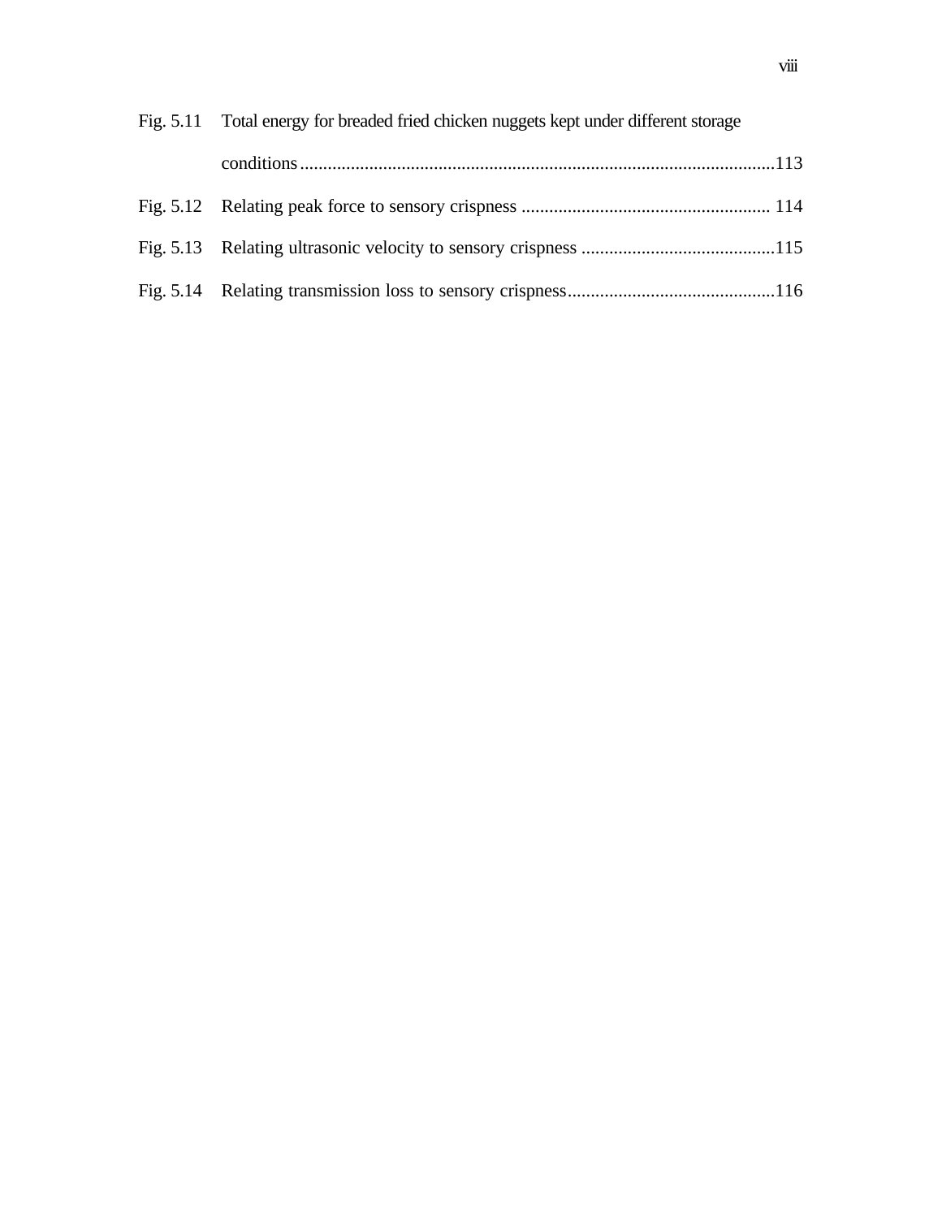Fig. 5.11 Total energy for breaded fried chicken nuggets kept under different storage conditions........................................................................................................113

Fig. 5.12 Relating peak force to sensory crispness ...................................................... 114

Fig. 5.13 Relating ultrasonic velocity to sensory crispness ..........................................115

Fig. 5.14 Relating transmission loss to sensory crispness.............................................116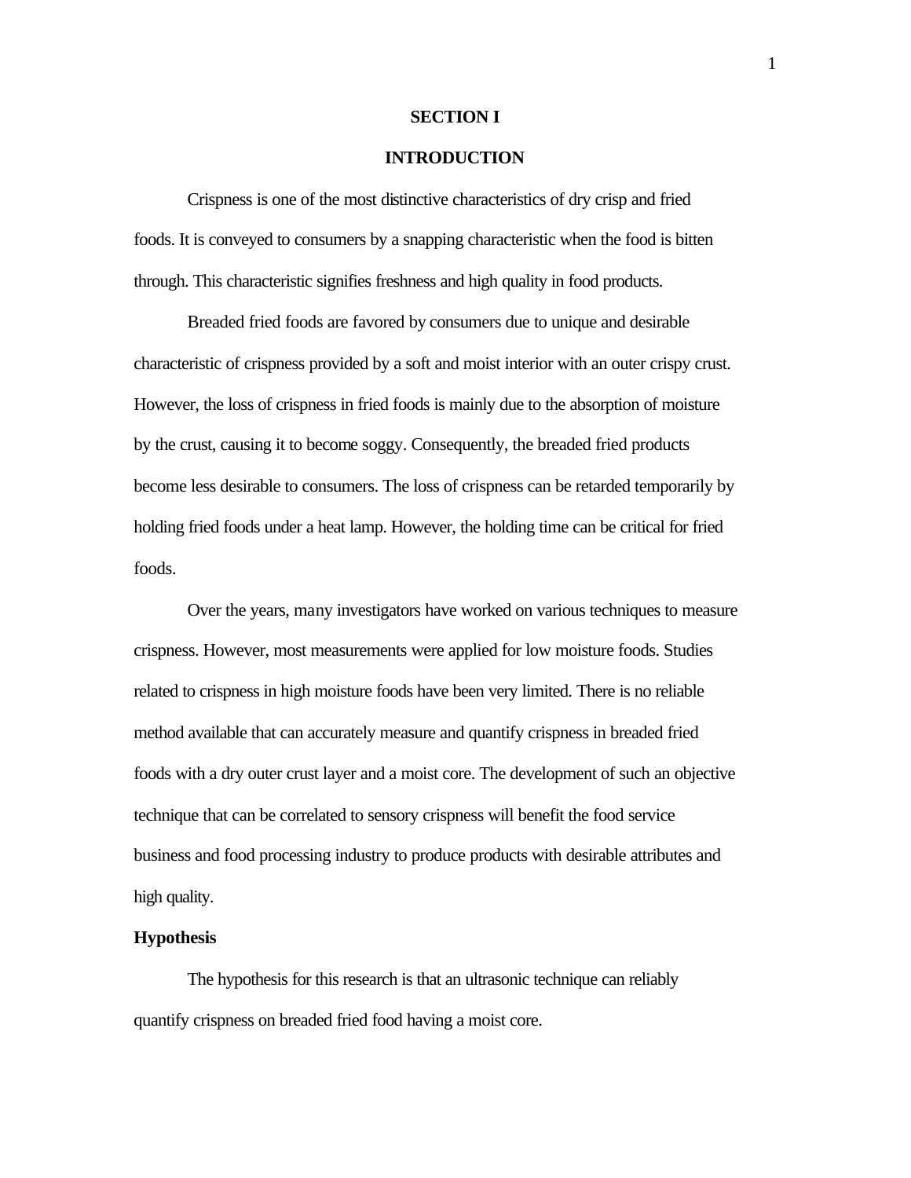# SECTION I

# INTRODUCTION

Crispness is one of the most distinctive characteristics of dry crisp and fried foods. It is conveyed to consumers by a snapping characteristic when the food is bitten through. This characteristic signifies freshness and high quality in food products.

Breaded fried foods are favored by consumers due to unique and desirable characteristic of crispness provided by a soft and moist interior with an outer crispy crust. However, the loss of crispness in fried foods is mainly due to the absorption of moisture by the crust, causing it to become soggy. Consequently, the breaded fried products become less desirable to consumers. The loss of crispness can be retarded temporarily by holding fried foods under a heat lamp. However, the holding time can be critical for fried foods.

Over the years, many investigators have worked on various techniques to measure crispness. However, most measurements were applied for low moisture foods. Studies related to crispness in high moisture foods have been very limited. There is no reliable method available that can accurately measure and quantify crispness in breaded fried foods with a dry outer crust layer and a moist core. The development of such an objective technique that can be correlated to sensory crispness will benefit the food service business and food processing industry to produce products with desirable attributes and high quality.

**Hypothesis**

The hypothesis for this research is that an ultrasonic technique can reliably quantify crispness on breaded fried food having a moist core.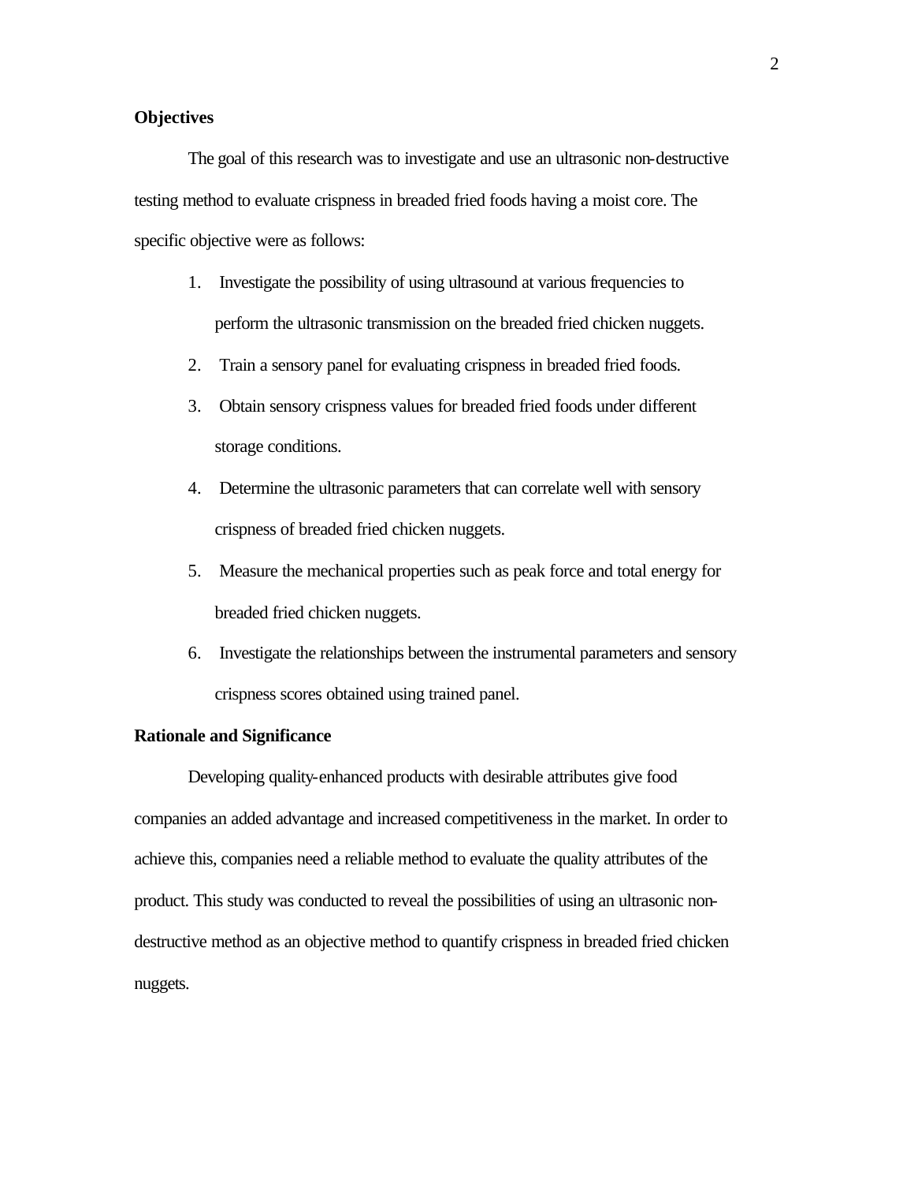**Objectives**

The goal of this research was to investigate and use an ultrasonic non-destructive testing method to evaluate crispness in breaded fried foods having a moist core. The specific objective were as follows:

1. Investigate the possibility of using ultrasound at various frequencies to perform the ultrasonic transmission on the breaded fried chicken nuggets.
2. Train a sensory panel for evaluating crispness in breaded fried foods.
3. Obtain sensory crispness values for breaded fried foods under different storage conditions.
4. Determine the ultrasonic parameters that can correlate well with sensory crispness of breaded fried chicken nuggets.
5. Measure the mechanical properties such as peak force and total energy for breaded fried chicken nuggets.
6. Investigate the relationships between the instrumental parameters and sensory crispness scores obtained using trained panel.

**Rationale and Significance**

Developing quality-enhanced products with desirable attributes give food companies an added advantage and increased competitiveness in the market. In order to achieve this, companies need a reliable method to evaluate the quality attributes of the product. This study was conducted to reveal the possibilities of using an ultrasonic non-destructive method as an objective method to quantify crispness in breaded fried chicken nuggets.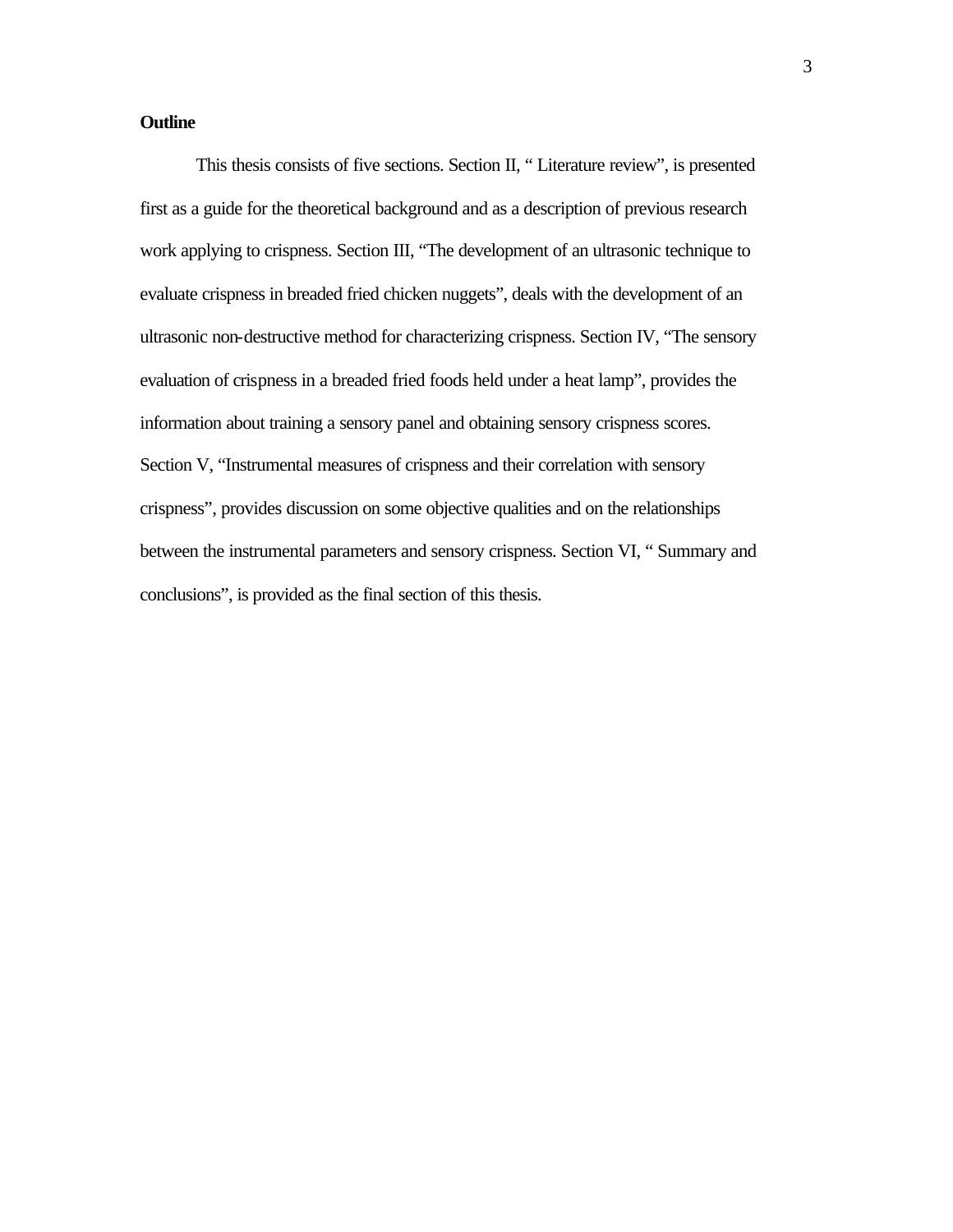**Outline**

This thesis consists of five sections. Section II, " Literature review", is presented first as a guide for the theoretical background and as a description of previous research work applying to crispness. Section III, "The development of an ultrasonic technique to evaluate crispness in breaded fried chicken nuggets", deals with the development of an ultrasonic non-destructive method for characterizing crispness. Section IV, "The sensory evaluation of crispness in a breaded fried foods held under a heat lamp", provides the information about training a sensory panel and obtaining sensory crispness scores. Section V, "Instrumental measures of crispness and their correlation with sensory crispness", provides discussion on some objective qualities and on the relationships between the instrumental parameters and sensory crispness. Section VI, " Summary and conclusions", is provided as the final section of this thesis.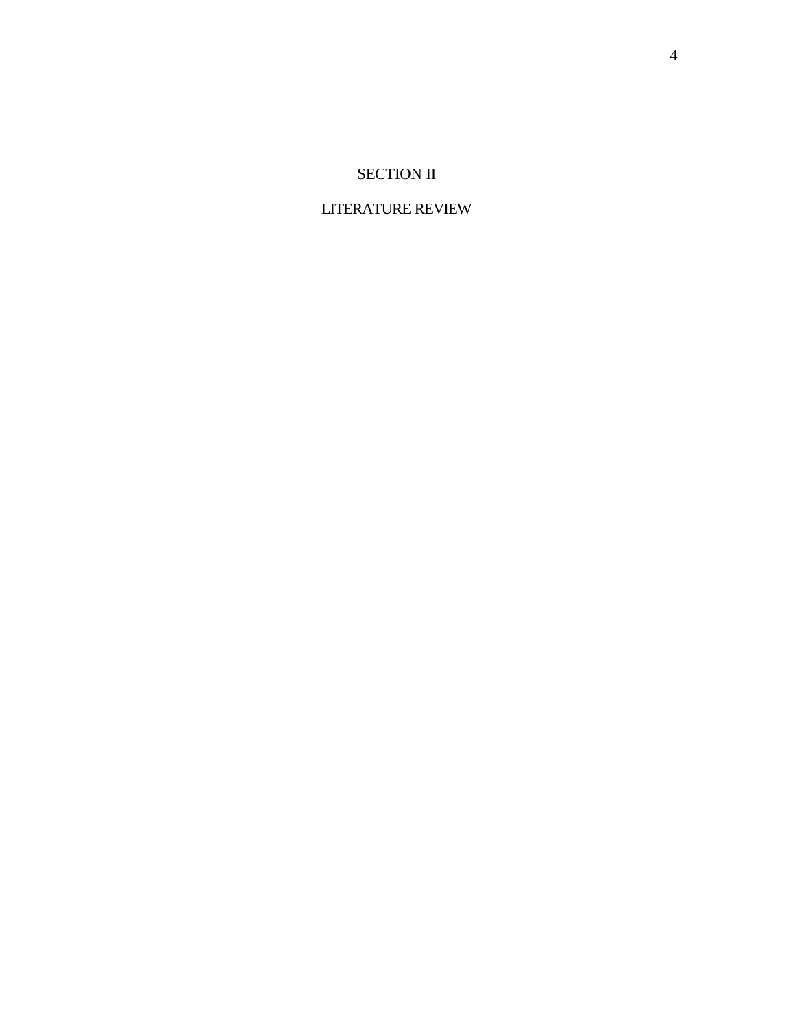# SECTION II

# LITERATURE REVIEW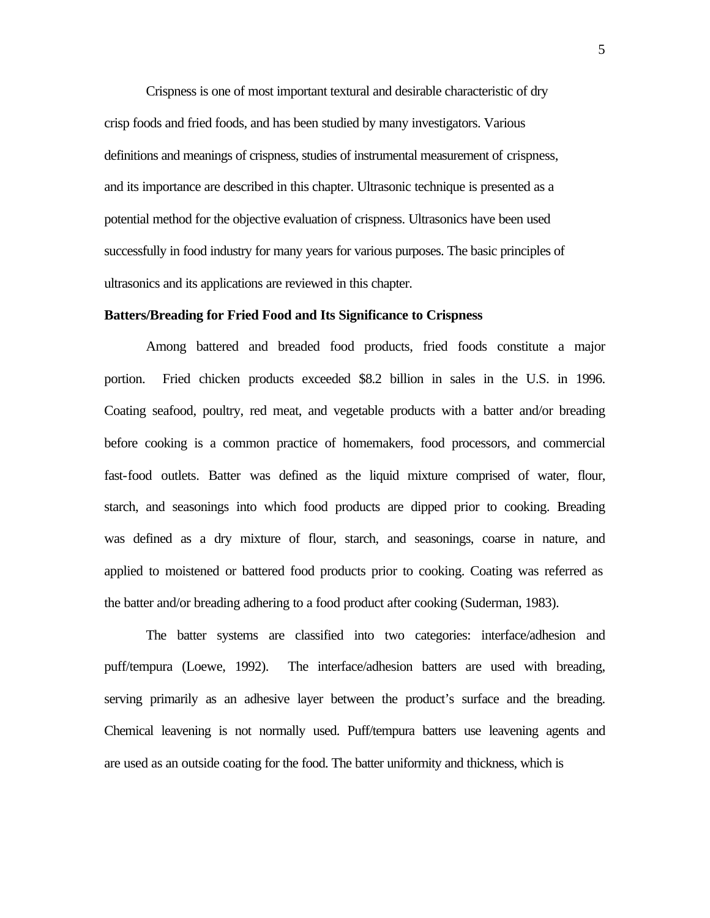Crispness is one of most important textural and desirable characteristic of dry crisp foods and fried foods, and has been studied by many investigators. Various definitions and meanings of crispness, studies of instrumental measurement of crispness, and its importance are described in this chapter. Ultrasonic technique is presented as a potential method for the objective evaluation of crispness. Ultrasonics have been used successfully in food industry for many years for various purposes. The basic principles of ultrasonics and its applications are reviewed in this chapter.

**Batters/Breading for Fried Food and Its Significance to Crispness**

Among battered and breaded food products, fried foods constitute a major portion. Fried chicken products exceeded $8.2 billion in sales in the U.S. in 1996. Coating seafood, poultry, red meat, and vegetable products with a batter and/or breading before cooking is a common practice of homemakers, food processors, and commercial fast-food outlets. Batter was defined as the liquid mixture comprised of water, flour, starch, and seasonings into which food products are dipped prior to cooking. Breading was defined as a dry mixture of flour, starch, and seasonings, coarse in nature, and applied to moistened or battered food products prior to cooking. Coating was referred as the batter and/or breading adhering to a food product after cooking (Suderman, 1983).

The batter systems are classified into two categories: interface/adhesion and puff/tempura (Loewe, 1992). The interface/adhesion batters are used with breading, serving primarily as an adhesive layer between the product's surface and the breading. Chemical leavening is not normally used. Puff/tempura batters use leavening agents and are used as an outside coating for the food. The batter uniformity and thickness, which is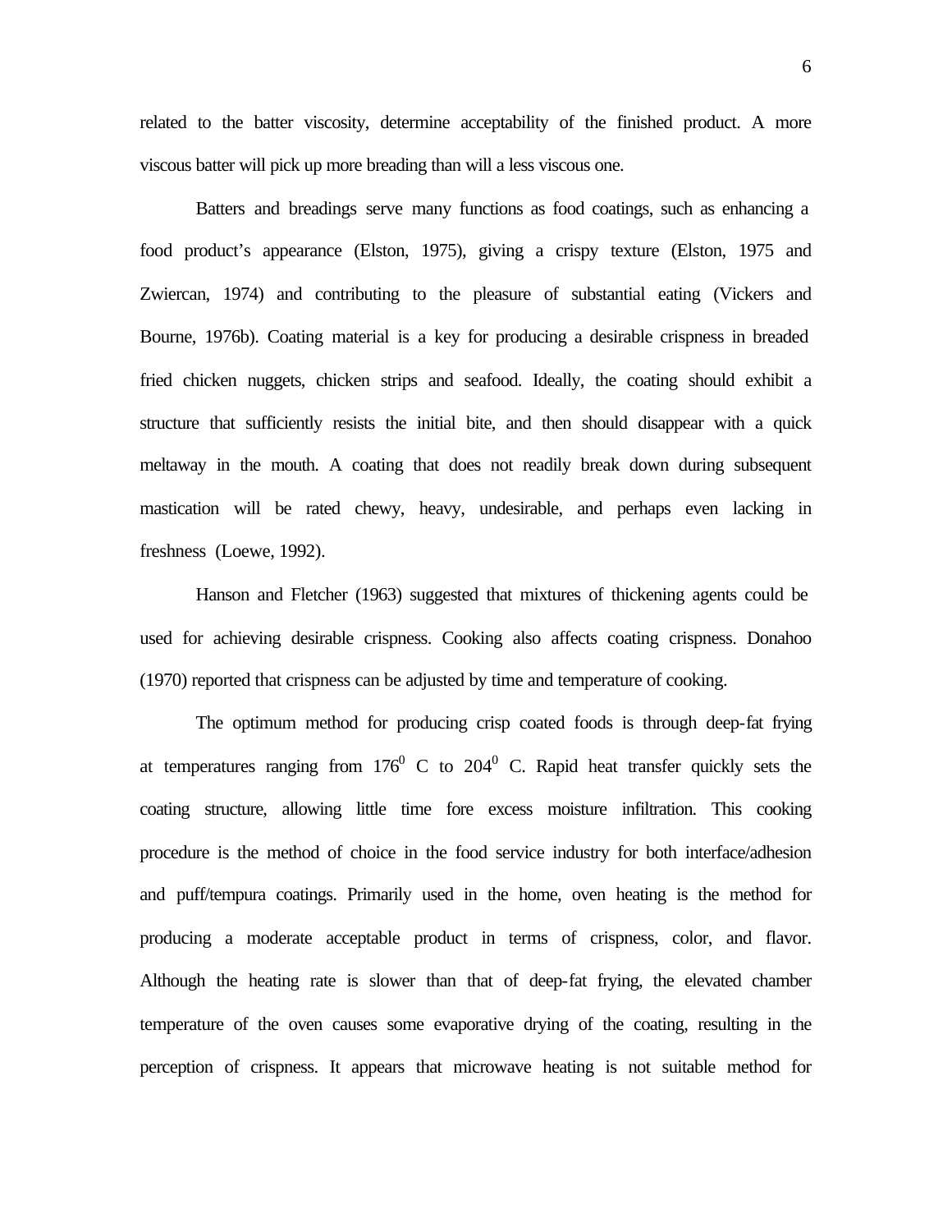related to the batter viscosity, determine acceptability of the finished product. A more viscous batter will pick up more breading than will a less viscous one.

Batters and breadings serve many functions as food coatings, such as enhancing a food product's appearance (Elston, 1975), giving a crispy texture (Elston, 1975 and Zwiercan, 1974) and contributing to the pleasure of substantial eating (Vickers and Bourne, 1976b). Coating material is a key for producing a desirable crispness in breaded fried chicken nuggets, chicken strips and seafood. Ideally, the coating should exhibit a structure that sufficiently resists the initial bite, and then should disappear with a quick meltaway in the mouth. A coating that does not readily break down during subsequent mastication will be rated chewy, heavy, undesirable, and perhaps even lacking in freshness (Loewe, 1992).

Hanson and Fletcher (1963) suggested that mixtures of thickening agents could be used for achieving desirable crispness. Cooking also affects coating crispness. Donahoo (1970) reported that crispness can be adjusted by time and temperature of cooking.

The optimum method for producing crisp coated foods is through deep-fat frying at temperatures ranging from $176^0$ C to $204^0$ C. Rapid heat transfer quickly sets the coating structure, allowing little time fore excess moisture infiltration. This cooking procedure is the method of choice in the food service industry for both interface/adhesion and puff/tempura coatings. Primarily used in the home, oven heating is the method for producing a moderate acceptable product in terms of crispness, color, and flavor. Although the heating rate is slower than that of deep-fat frying, the elevated chamber temperature of the oven causes some evaporative drying of the coating, resulting in the perception of crispness. It appears that microwave heating is not suitable method for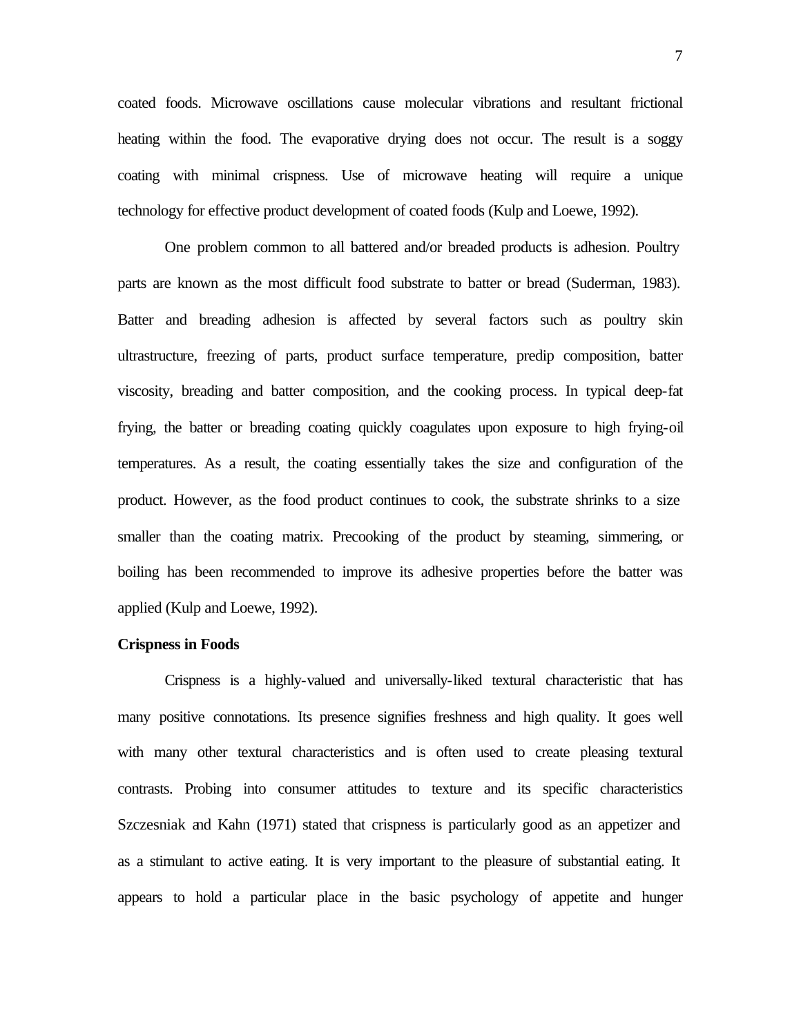coated foods. Microwave oscillations cause molecular vibrations and resultant frictional heating within the food. The evaporative drying does not occur. The result is a soggy coating with minimal crispness. Use of microwave heating will require a unique technology for effective product development of coated foods (Kulp and Loewe, 1992).

One problem common to all battered and/or breaded products is adhesion. Poultry parts are known as the most difficult food substrate to batter or bread (Suderman, 1983). Batter and breading adhesion is affected by several factors such as poultry skin ultrastructure, freezing of parts, product surface temperature, predip composition, batter viscosity, breading and batter composition, and the cooking process. In typical deep-fat frying, the batter or breading coating quickly coagulates upon exposure to high frying-oil temperatures. As a result, the coating essentially takes the size and configuration of the product. However, as the food product continues to cook, the substrate shrinks to a size smaller than the coating matrix. Precooking of the product by steaming, simmering, or boiling has been recommended to improve its adhesive properties before the batter was applied (Kulp and Loewe, 1992).

**Crispness in Foods**

Crispness is a highly-valued and universally-liked textural characteristic that has many positive connotations. Its presence signifies freshness and high quality. It goes well with many other textural characteristics and is often used to create pleasing textural contrasts. Probing into consumer attitudes to texture and its specific characteristics Szczesniak and Kahn (1971) stated that crispness is particularly good as an appetizer and as a stimulant to active eating. It is very important to the pleasure of substantial eating. It appears to hold a particular place in the basic psychology of appetite and hunger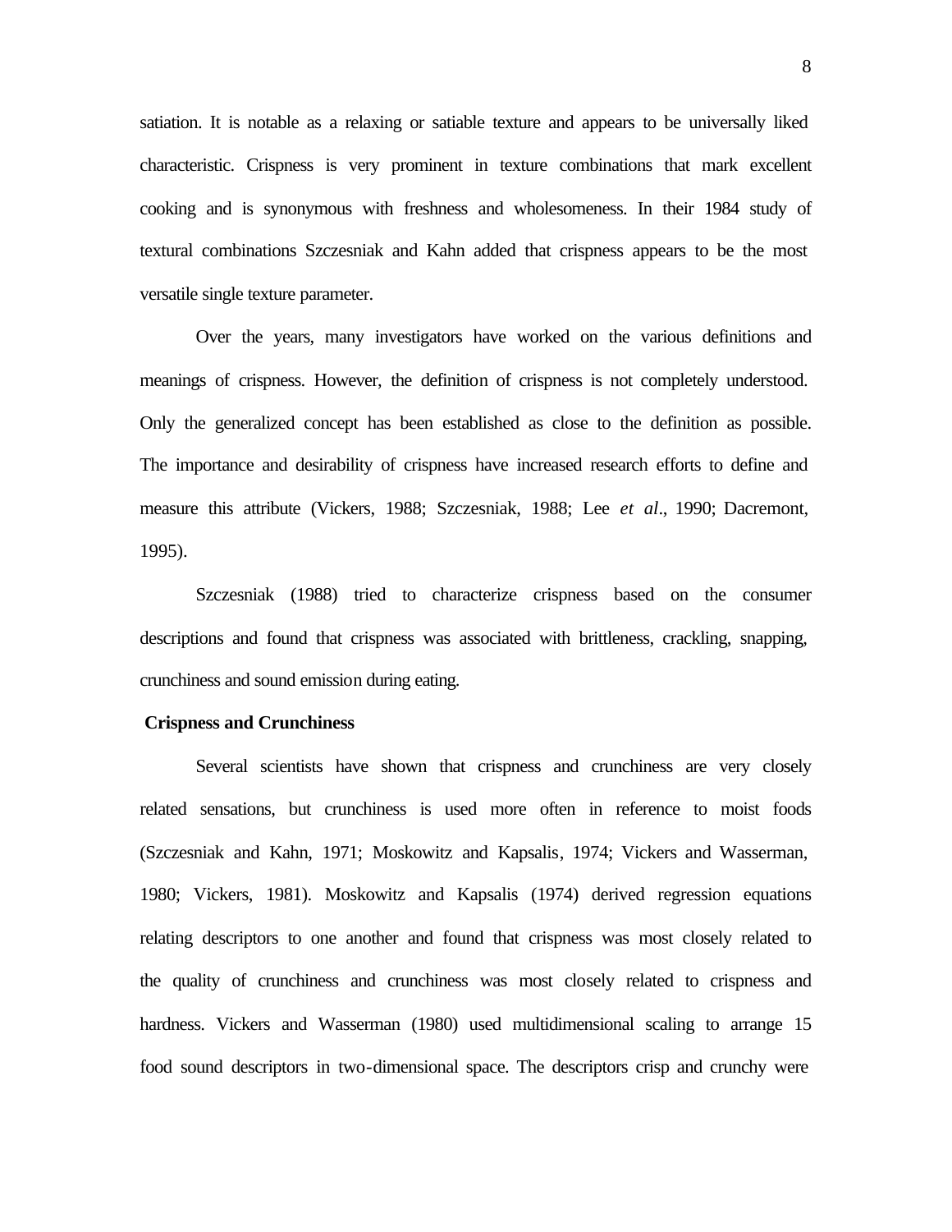satiation. It is notable as a relaxing or satiable texture and appears to be universally liked characteristic. Crispness is very prominent in texture combinations that mark excellent cooking and is synonymous with freshness and wholesomeness. In their 1984 study of textural combinations Szczesniak and Kahn added that crispness appears to be the most versatile single texture parameter.

Over the years, many investigators have worked on the various definitions and meanings of crispness. However, the definition of crispness is not completely understood. Only the generalized concept has been established as close to the definition as possible. The importance and desirability of crispness have increased research efforts to define and measure this attribute (Vickers, 1988; Szczesniak, 1988; Lee *et al*., 1990; Dacremont, 1995).

Szczesniak (1988) tried to characterize crispness based on the consumer descriptions and found that crispness was associated with brittleness, crackling, snapping, crunchiness and sound emission during eating.

**Crispness and Crunchiness**

Several scientists have shown that crispness and crunchiness are very closely related sensations, but crunchiness is used more often in reference to moist foods (Szczesniak and Kahn, 1971; Moskowitz and Kapsalis, 1974; Vickers and Wasserman, 1980; Vickers, 1981). Moskowitz and Kapsalis (1974) derived regression equations relating descriptors to one another and found that crispness was most closely related to the quality of crunchiness and crunchiness was most closely related to crispness and hardness. Vickers and Wasserman (1980) used multidimensional scaling to arrange 15 food sound descriptors in two-dimensional space. The descriptors crisp and crunchy were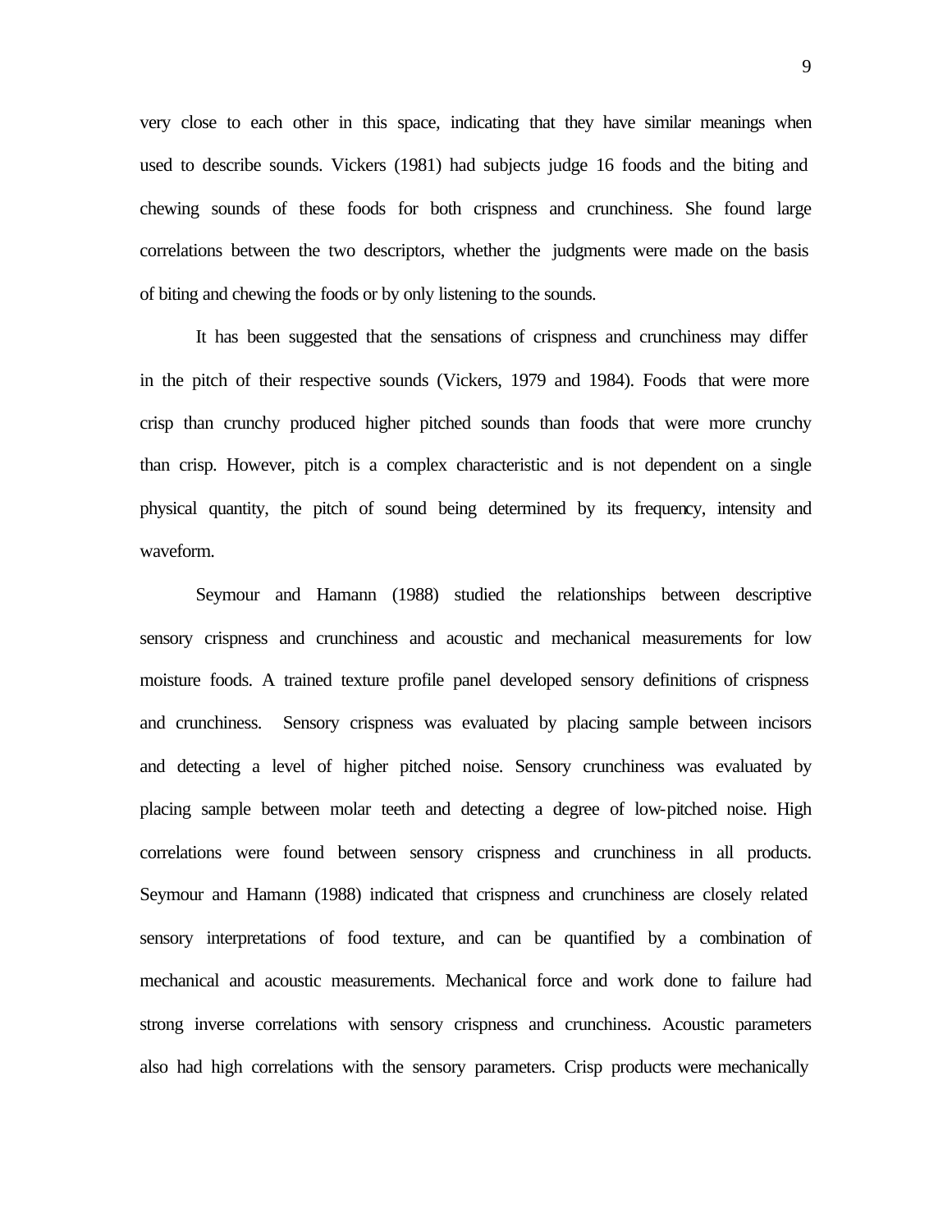very close to each other in this space, indicating that they have similar meanings when used to describe sounds. Vickers (1981) had subjects judge 16 foods and the biting and chewing sounds of these foods for both crispness and crunchiness. She found large correlations between the two descriptors, whether the judgments were made on the basis of biting and chewing the foods or by only listening to the sounds.

It has been suggested that the sensations of crispness and crunchiness may differ in the pitch of their respective sounds (Vickers, 1979 and 1984). Foods that were more crisp than crunchy produced higher pitched sounds than foods that were more crunchy than crisp. However, pitch is a complex characteristic and is not dependent on a single physical quantity, the pitch of sound being determined by its frequency, intensity and waveform.

Seymour and Hamann (1988) studied the relationships between descriptive sensory crispness and crunchiness and acoustic and mechanical measurements for low moisture foods. A trained texture profile panel developed sensory definitions of crispness and crunchiness. Sensory crispness was evaluated by placing sample between incisors and detecting a level of higher pitched noise. Sensory crunchiness was evaluated by placing sample between molar teeth and detecting a degree of low-pitched noise. High correlations were found between sensory crispness and crunchiness in all products. Seymour and Hamann (1988) indicated that crispness and crunchiness are closely related sensory interpretations of food texture, and can be quantified by a combination of mechanical and acoustic measurements. Mechanical force and work done to failure had strong inverse correlations with sensory crispness and crunchiness. Acoustic parameters also had high correlations with the sensory parameters. Crisp products were mechanically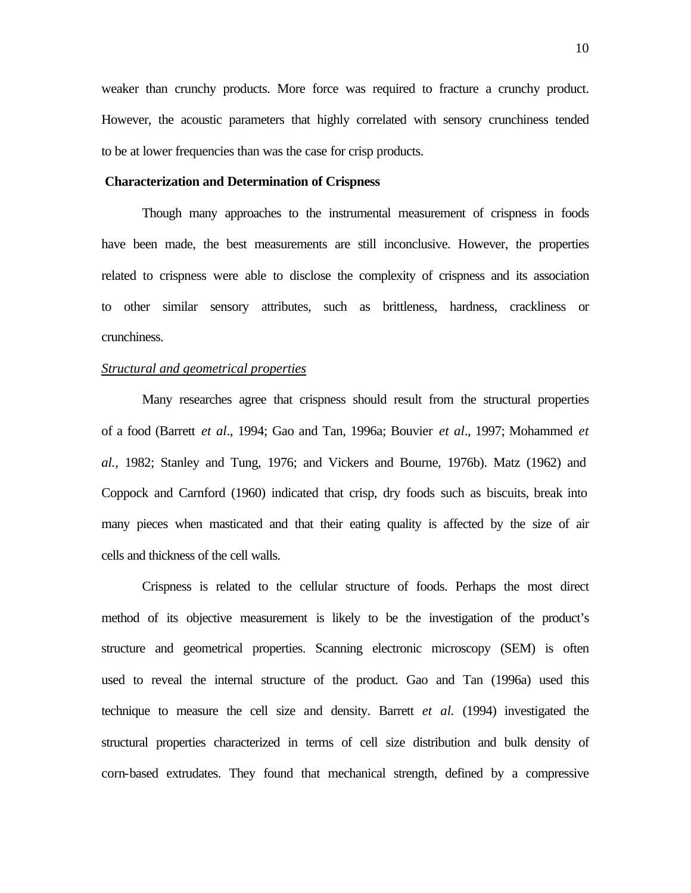weaker than crunchy products. More force was required to fracture a crunchy product. However, the acoustic parameters that highly correlated with sensory crunchiness tended to be at lower frequencies than was the case for crisp products.

## Characterization and Determination of Crispness

Though many approaches to the instrumental measurement of crispness in foods have been made, the best measurements are still inconclusive. However, the properties related to crispness were able to disclose the complexity of crispness and its association to other similar sensory attributes, such as brittleness, hardness, crackliness or crunchiness.

### *Structural and geometrical properties*

Many researches agree that crispness should result from the structural properties of a food (Barrett *et al*., 1994; Gao and Tan, 1996a; Bouvier *et al*., 1997; Mohammed *et al.,* 1982; Stanley and Tung, 1976; and Vickers and Bourne, 1976b). Matz (1962) and Coppock and Carnford (1960) indicated that crisp, dry foods such as biscuits, break into many pieces when masticated and that their eating quality is affected by the size of air cells and thickness of the cell walls.

Crispness is related to the cellular structure of foods. Perhaps the most direct method of its objective measurement is likely to be the investigation of the product's structure and geometrical properties. Scanning electronic microscopy (SEM) is often used to reveal the internal structure of the product. Gao and Tan (1996a) used this technique to measure the cell size and density. Barrett *et al.* (1994) investigated the structural properties characterized in terms of cell size distribution and bulk density of corn-based extrudates. They found that mechanical strength, defined by a compressive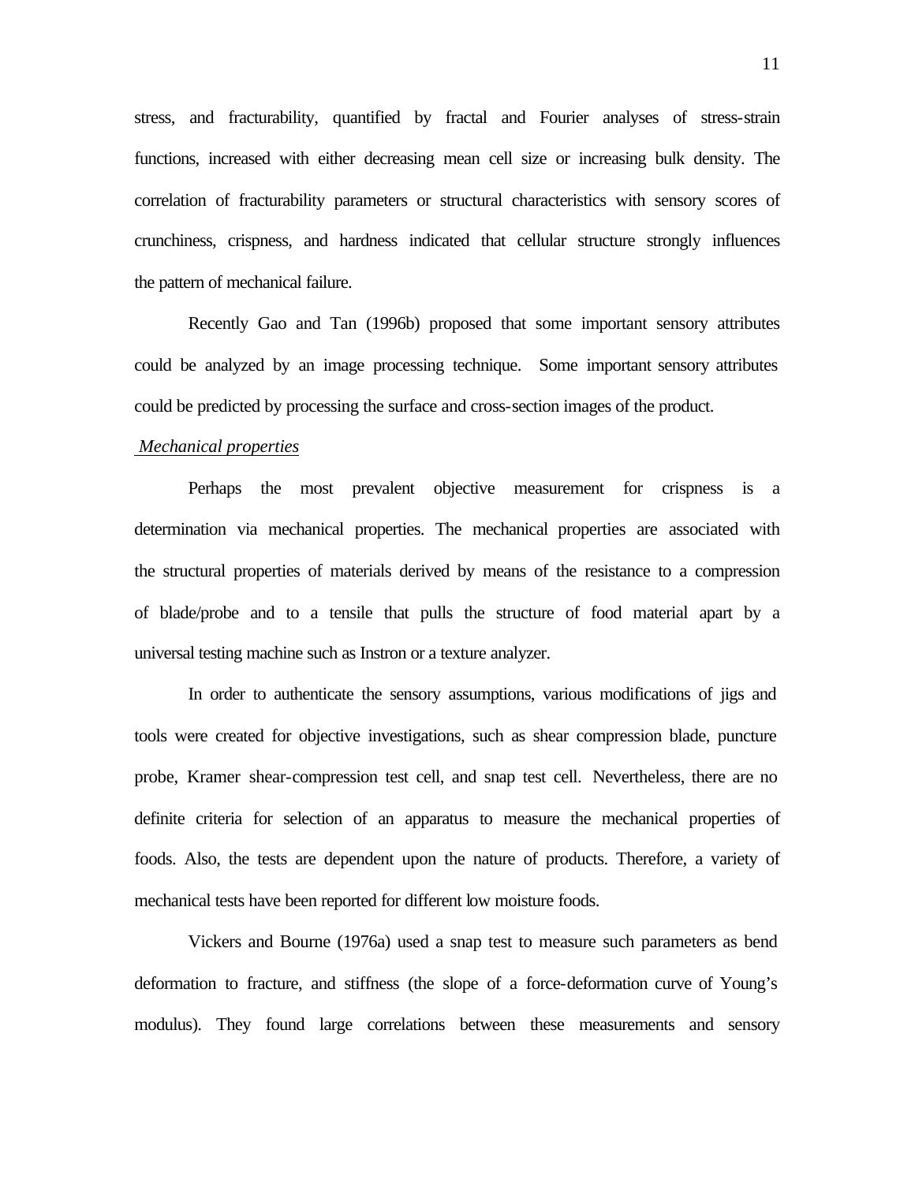stress, and fracturability, quantified by fractal and Fourier analyses of stress-strain functions, increased with either decreasing mean cell size or increasing bulk density. The correlation of fracturability parameters or structural characteristics with sensory scores of crunchiness, crispness, and hardness indicated that cellular structure strongly influences the pattern of mechanical failure.

Recently Gao and Tan (1996b) proposed that some important sensory attributes could be analyzed by an image processing technique. Some important sensory attributes could be predicted by processing the surface and cross-section images of the product.

*Mechanical properties*

Perhaps the most prevalent objective measurement for crispness is a determination via mechanical properties. The mechanical properties are associated with the structural properties of materials derived by means of the resistance to a compression of blade/probe and to a tensile that pulls the structure of food material apart by a universal testing machine such as Instron or a texture analyzer.

In order to authenticate the sensory assumptions, various modifications of jigs and tools were created for objective investigations, such as shear compression blade, puncture probe, Kramer shear-compression test cell, and snap test cell. Nevertheless, there are no definite criteria for selection of an apparatus to measure the mechanical properties of foods. Also, the tests are dependent upon the nature of products. Therefore, a variety of mechanical tests have been reported for different low moisture foods.

Vickers and Bourne (1976a) used a snap test to measure such parameters as bend deformation to fracture, and stiffness (the slope of a force-deformation curve of Young's modulus). They found large correlations between these measurements and sensory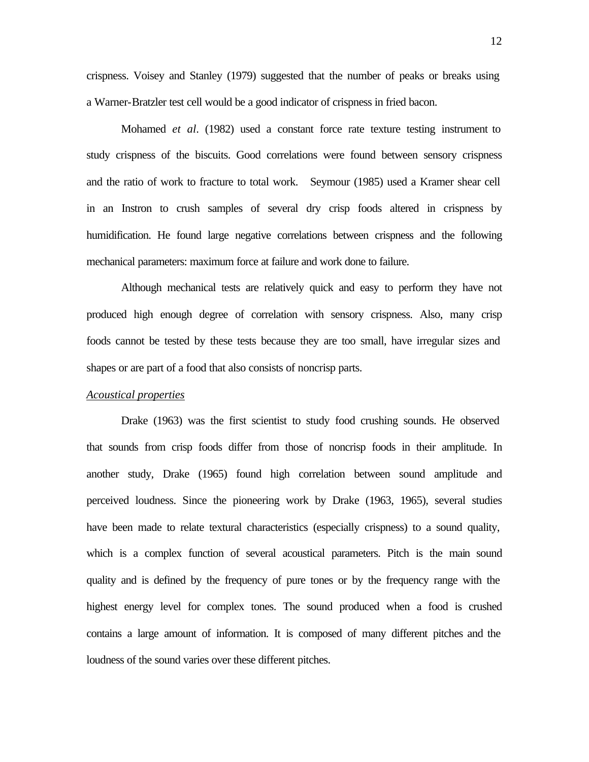crispness. Voisey and Stanley (1979) suggested that the number of peaks or breaks using a Warner-Bratzler test cell would be a good indicator of crispness in fried bacon.

Mohamed *et al*. (1982) used a constant force rate texture testing instrument to study crispness of the biscuits. Good correlations were found between sensory crispness and the ratio of work to fracture to total work. Seymour (1985) used a Kramer shear cell in an Instron to crush samples of several dry crisp foods altered in crispness by humidification. He found large negative correlations between crispness and the following mechanical parameters: maximum force at failure and work done to failure.

Although mechanical tests are relatively quick and easy to perform they have not produced high enough degree of correlation with sensory crispness. Also, many crisp foods cannot be tested by these tests because they are too small, have irregular sizes and shapes or are part of a food that also consists of noncrisp parts.

*Acoustical properties*

Drake (1963) was the first scientist to study food crushing sounds. He observed that sounds from crisp foods differ from those of noncrisp foods in their amplitude. In another study, Drake (1965) found high correlation between sound amplitude and perceived loudness. Since the pioneering work by Drake (1963, 1965), several studies have been made to relate textural characteristics (especially crispness) to a sound quality, which is a complex function of several acoustical parameters. Pitch is the main sound quality and is defined by the frequency of pure tones or by the frequency range with the highest energy level for complex tones. The sound produced when a food is crushed contains a large amount of information. It is composed of many different pitches and the loudness of the sound varies over these different pitches.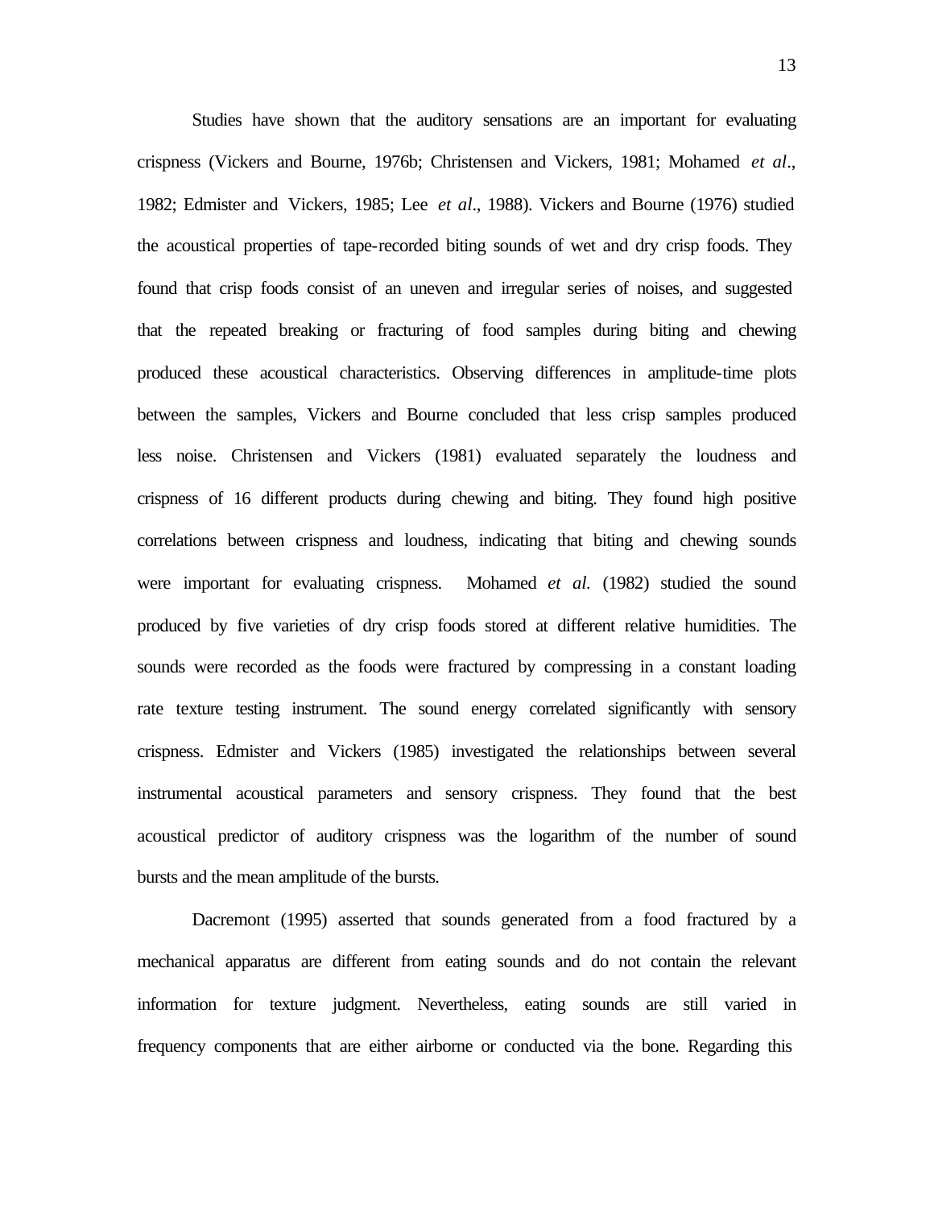Studies have shown that the auditory sensations are an important for evaluating crispness (Vickers and Bourne, 1976b; Christensen and Vickers, 1981; Mohamed *et al*., 1982; Edmister and Vickers, 1985; Lee *et al*., 1988). Vickers and Bourne (1976) studied the acoustical properties of tape-recorded biting sounds of wet and dry crisp foods. They found that crisp foods consist of an uneven and irregular series of noises, and suggested that the repeated breaking or fracturing of food samples during biting and chewing produced these acoustical characteristics. Observing differences in amplitude-time plots between the samples, Vickers and Bourne concluded that less crisp samples produced less noise. Christensen and Vickers (1981) evaluated separately the loudness and crispness of 16 different products during chewing and biting. They found high positive correlations between crispness and loudness, indicating that biting and chewing sounds were important for evaluating crispness. Mohamed *et al.* (1982) studied the sound produced by five varieties of dry crisp foods stored at different relative humidities. The sounds were recorded as the foods were fractured by compressing in a constant loading rate texture testing instrument. The sound energy correlated significantly with sensory crispness. Edmister and Vickers (1985) investigated the relationships between several instrumental acoustical parameters and sensory crispness. They found that the best acoustical predictor of auditory crispness was the logarithm of the number of sound bursts and the mean amplitude of the bursts.

Dacremont (1995) asserted that sounds generated from a food fractured by a mechanical apparatus are different from eating sounds and do not contain the relevant information for texture judgment. Nevertheless, eating sounds are still varied in frequency components that are either airborne or conducted via the bone. Regarding this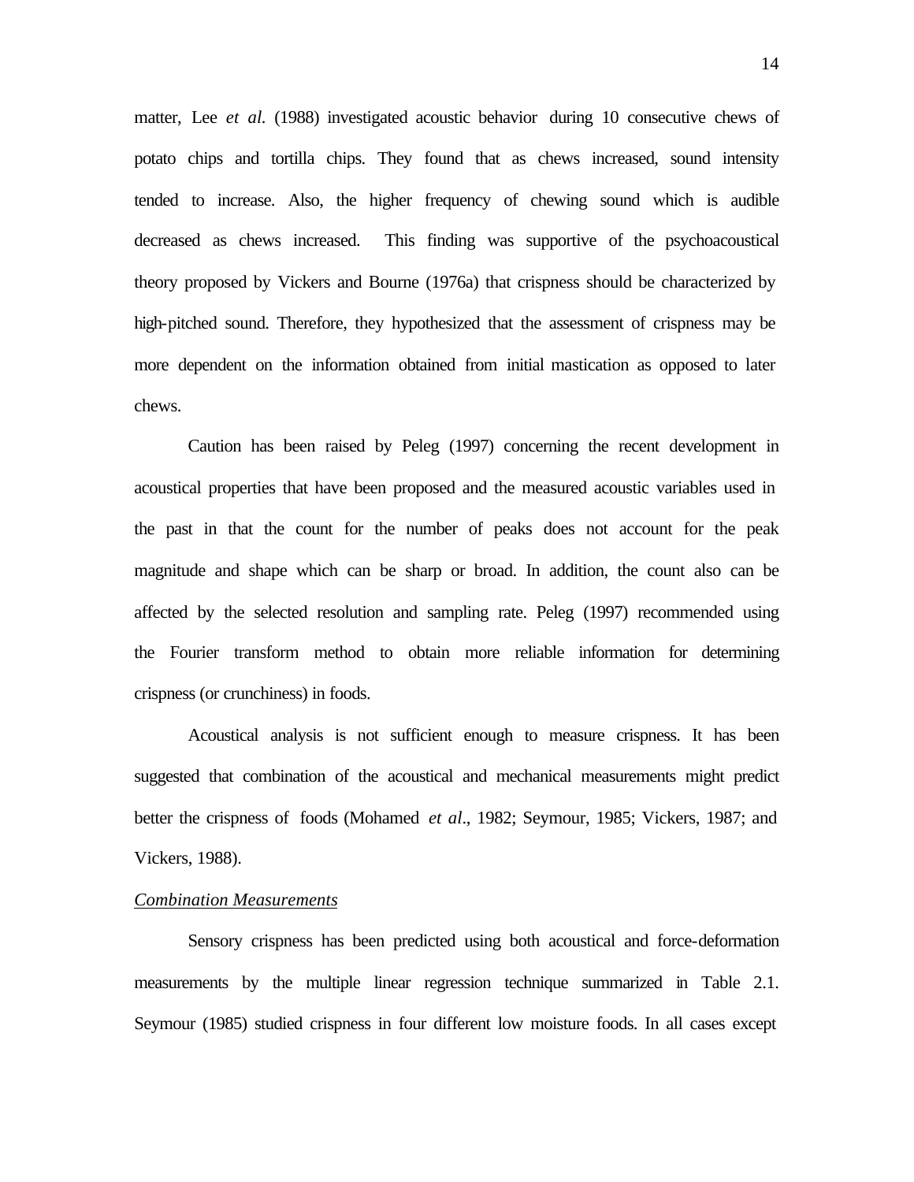matter, Lee *et al*. (1988) investigated acoustic behavior during 10 consecutive chews of potato chips and tortilla chips. They found that as chews increased, sound intensity tended to increase. Also, the higher frequency of chewing sound which is audible decreased as chews increased. This finding was supportive of the psychoacoustical theory proposed by Vickers and Bourne (1976a) that crispness should be characterized by high-pitched sound. Therefore, they hypothesized that the assessment of crispness may be more dependent on the information obtained from initial mastication as opposed to later chews.

Caution has been raised by Peleg (1997) concerning the recent development in acoustical properties that have been proposed and the measured acoustic variables used in the past in that the count for the number of peaks does not account for the peak magnitude and shape which can be sharp or broad. In addition, the count also can be affected by the selected resolution and sampling rate. Peleg (1997) recommended using the Fourier transform method to obtain more reliable information for determining crispness (or crunchiness) in foods.

Acoustical analysis is not sufficient enough to measure crispness. It has been suggested that combination of the acoustical and mechanical measurements might predict better the crispness of foods (Mohamed *et al*., 1982; Seymour, 1985; Vickers, 1987; and Vickers, 1988).

### *Combination Measurements*

Sensory crispness has been predicted using both acoustical and force-deformation measurements by the multiple linear regression technique summarized in Table 2.1. Seymour (1985) studied crispness in four different low moisture foods. In all cases except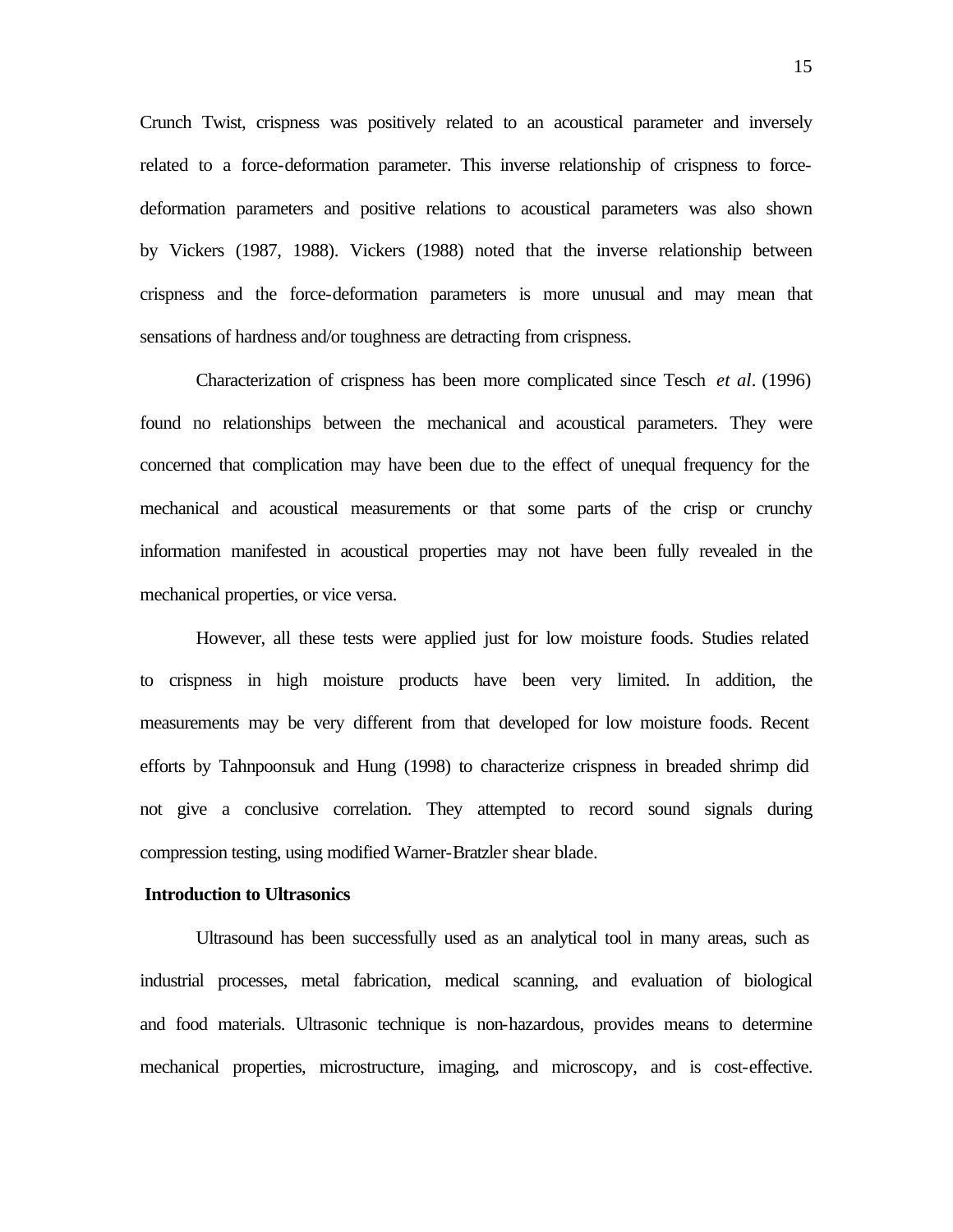Crunch Twist, crispness was positively related to an acoustical parameter and inversely related to a force-deformation parameter. This inverse relationship of crispness to force-deformation parameters and positive relations to acoustical parameters was also shown by Vickers (1987, 1988). Vickers (1988) noted that the inverse relationship between crispness and the force-deformation parameters is more unusual and may mean that sensations of hardness and/or toughness are detracting from crispness.

Characterization of crispness has been more complicated since Tesch *et al*. (1996) found no relationships between the mechanical and acoustical parameters. They were concerned that complication may have been due to the effect of unequal frequency for the mechanical and acoustical measurements or that some parts of the crisp or crunchy information manifested in acoustical properties may not have been fully revealed in the mechanical properties, or vice versa.

However, all these tests were applied just for low moisture foods. Studies related to crispness in high moisture products have been very limited. In addition, the measurements may be very different from that developed for low moisture foods. Recent efforts by Tahnpoonsuk and Hung (1998) to characterize crispness in breaded shrimp did not give a conclusive correlation. They attempted to record sound signals during compression testing, using modified Warner-Bratzler shear blade.

**Introduction to Ultrasonics**

Ultrasound has been successfully used as an analytical tool in many areas, such as industrial processes, metal fabrication, medical scanning, and evaluation of biological and food materials. Ultrasonic technique is non-hazardous, provides means to determine mechanical properties, microstructure, imaging, and microscopy, and is cost-effective.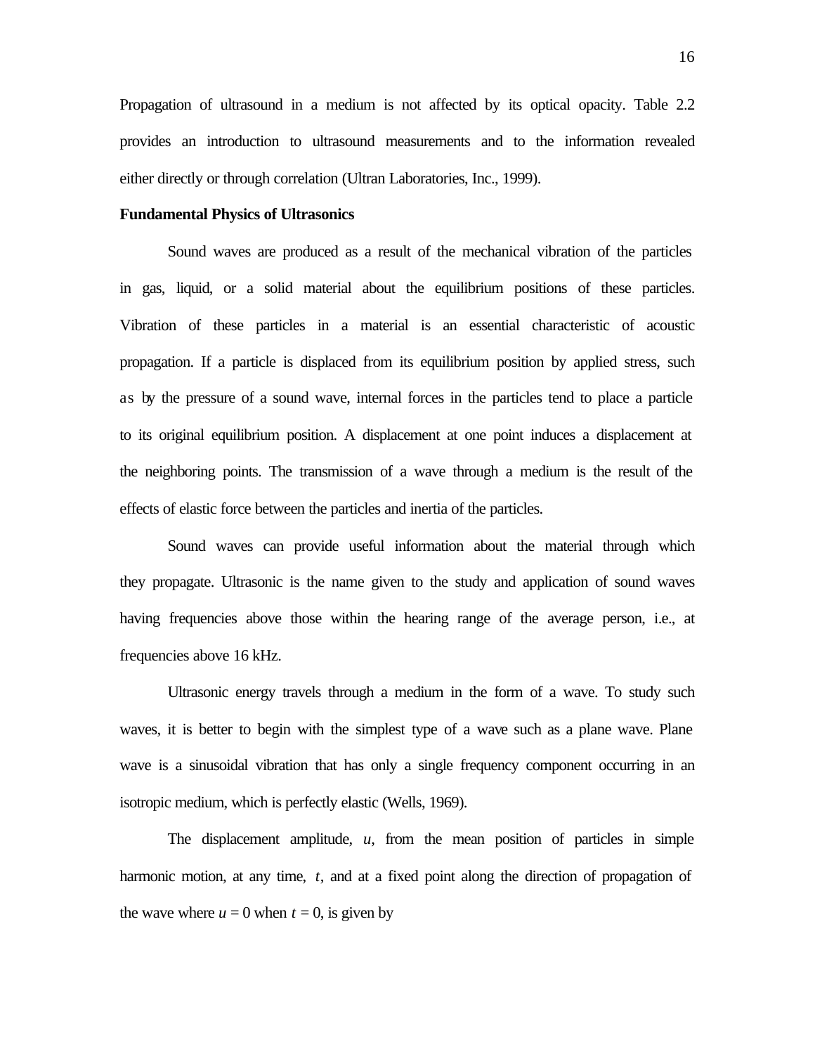Propagation of ultrasound in a medium is not affected by its optical opacity. Table 2.2 provides an introduction to ultrasound measurements and to the information revealed either directly or through correlation (Ultran Laboratories, Inc., 1999).

**Fundamental Physics of Ultrasonics**

Sound waves are produced as a result of the mechanical vibration of the particles in gas, liquid, or a solid material about the equilibrium positions of these particles. Vibration of these particles in a material is an essential characteristic of acoustic propagation. If a particle is displaced from its equilibrium position by applied stress, such as by the pressure of a sound wave, internal forces in the particles tend to place a particle to its original equilibrium position. A displacement at one point induces a displacement at the neighboring points. The transmission of a wave through a medium is the result of the effects of elastic force between the particles and inertia of the particles.

Sound waves can provide useful information about the material through which they propagate. Ultrasonic is the name given to the study and application of sound waves having frequencies above those within the hearing range of the average person, i.e., at frequencies above 16 kHz.

Ultrasonic energy travels through a medium in the form of a wave. To study such waves, it is better to begin with the simplest type of a wave such as a plane wave. Plane wave is a sinusoidal vibration that has only a single frequency component occurring in an isotropic medium, which is perfectly elastic (Wells, 1969).

The displacement amplitude, $u$, from the mean position of particles in simple harmonic motion, at any time, $t$, and at a fixed point along the direction of propagation of the wave where $u = 0$ when $t = 0$, is given by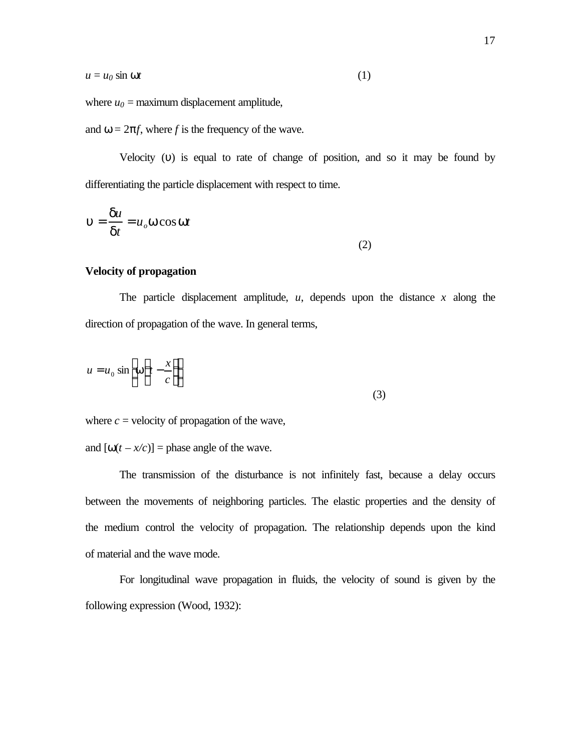$u = u_0 \sin \omega t$ (1)

where $u_0$ = maximum displacement amplitude,

and $\omega = 2\pi f$, where $f$ is the frequency of the wave.

Velocity ($\upsilon$) is equal to rate of change of position, and so it may be found by differentiating the particle displacement with respect to time.

$$\upsilon = \frac{\delta u}{\delta t} = u_o \omega \cos \omega t \tag{2}$$

**Velocity of propagation**

The particle displacement amplitude, $u$, depends upon the distance $x$ along the direction of propagation of the wave. In general terms,

$$u = u_0 \sin \left[ \omega \left( t - \frac{x}{c} \right) \right] \tag{3}$$

where $c$ = velocity of propagation of the wave,

and $[\omega(t - x/c)]$ = phase angle of the wave.

The transmission of the disturbance is not infinitely fast, because a delay occurs between the movements of neighboring particles. The elastic properties and the density of the medium control the velocity of propagation. The relationship depends upon the kind of material and the wave mode.

For longitudinal wave propagation in fluids, the velocity of sound is given by the following expression (Wood, 1932):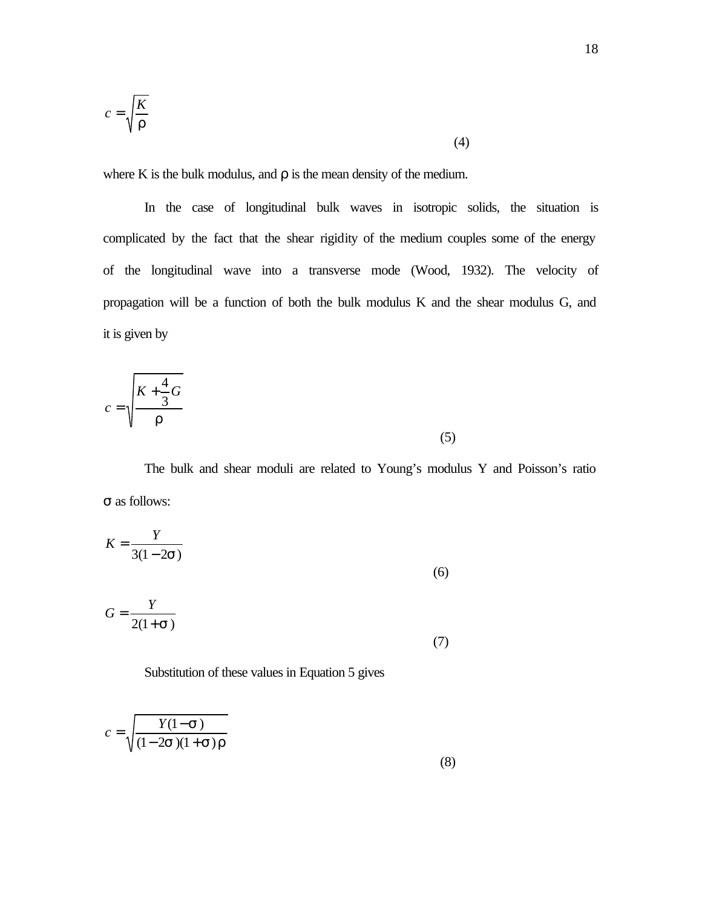$$c = \sqrt{\frac{K}{\rho}} \tag{4}$$

where K is the bulk modulus, and $\rho$ is the mean density of the medium.

In the case of longitudinal bulk waves in isotropic solids, the situation is complicated by the fact that the shear rigidity of the medium couples some of the energy of the longitudinal wave into a transverse mode (Wood, 1932). The velocity of propagation will be a function of both the bulk modulus K and the shear modulus G, and it is given by

$$c = \sqrt{\frac{K + \frac{4}{3}G}{\rho}} \tag{5}$$

The bulk and shear moduli are related to Young's modulus Y and Poisson's ratio $\sigma$ as follows:

$$K = \frac{Y}{3(1-2\sigma)} \tag{6}$$

$$G = \frac{Y}{2(1+\sigma)} \tag{7}$$

Substitution of these values in Equation 5 gives

$$c = \sqrt{\frac{Y(1-\sigma)}{(1-2\sigma)(1+\sigma)\rho}} \tag{8}$$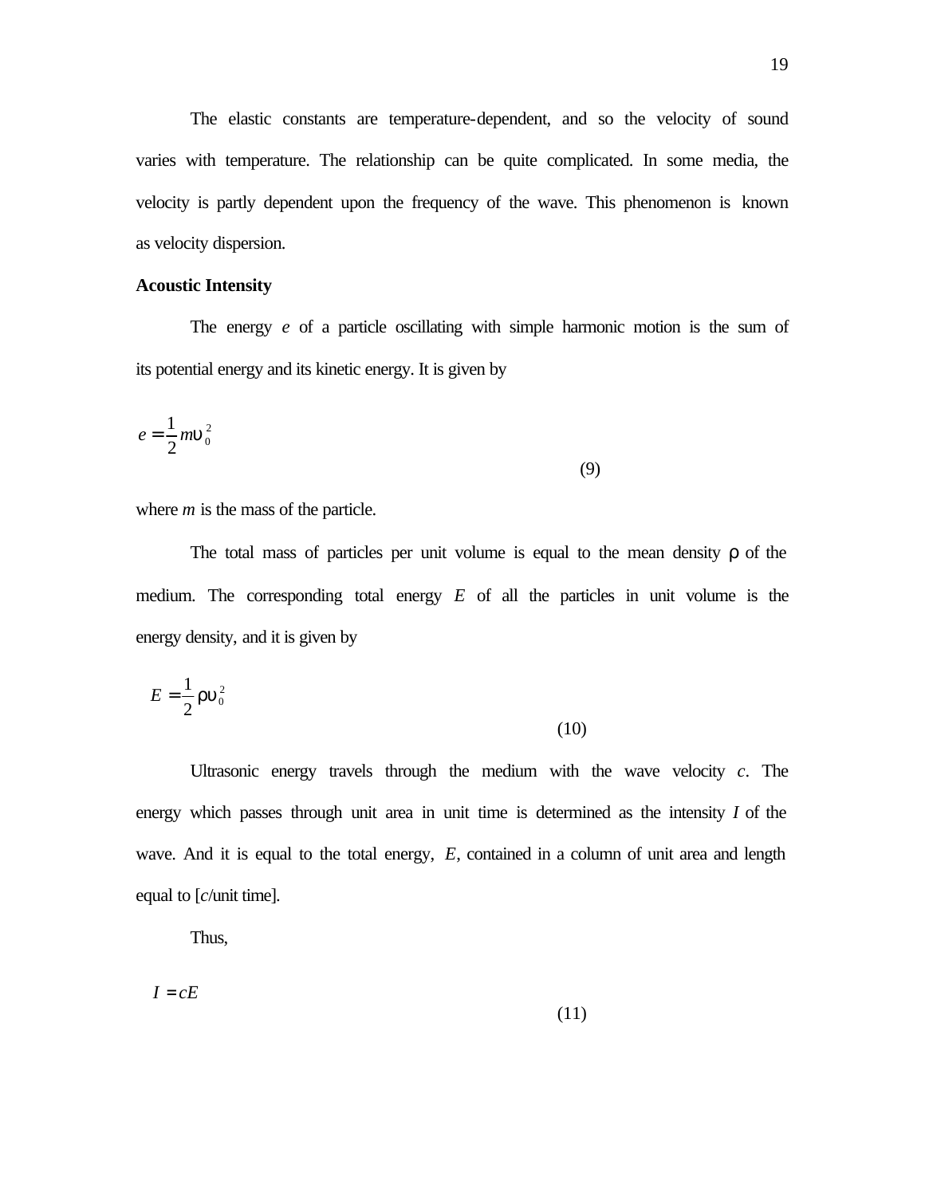The elastic constants are temperature-dependent, and so the velocity of sound varies with temperature. The relationship can be quite complicated. In some media, the velocity is partly dependent upon the frequency of the wave. This phenomenon is known as velocity dispersion.

**Acoustic Intensity**

The energy $e$ of a particle oscillating with simple harmonic motion is the sum of its potential energy and its kinetic energy. It is given by

$$e = \frac{1}{2} m \upsilon_0^2 \tag{9}$$

where $m$ is the mass of the particle.

The total mass of particles per unit volume is equal to the mean density $\rho$ of the medium. The corresponding total energy $E$ of all the particles in unit volume is the energy density, and it is given by

$$E = \frac{1}{2} \rho \upsilon_0^2 \tag{10}$$

Ultrasonic energy travels through the medium with the wave velocity $c$. The energy which passes through unit area in unit time is determined as the intensity $I$ of the wave. And it is equal to the total energy, $E$, contained in a column of unit area and length equal to [$c$/unit time].

Thus,

$$I = cE \tag{11}$$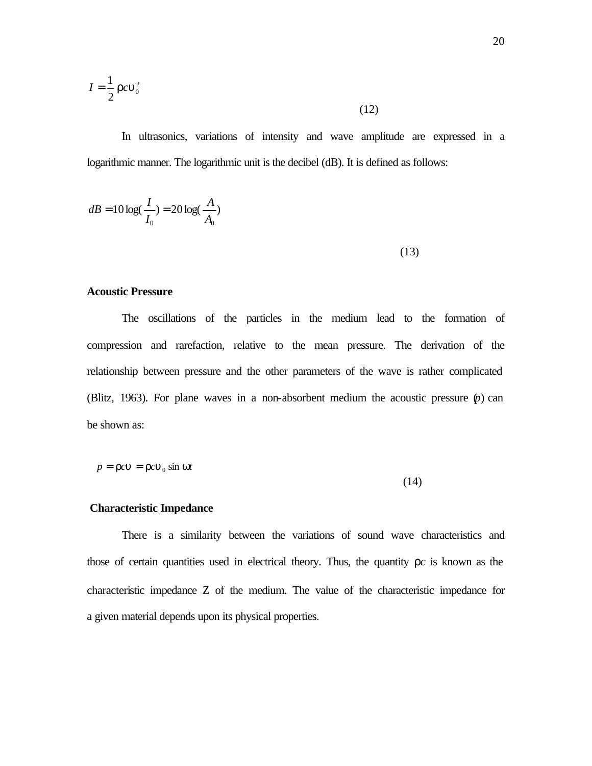$$I = \frac{1}{2}\rho c \upsilon_0^2 \tag{12}$$

In ultrasonics, variations of intensity and wave amplitude are expressed in a logarithmic manner. The logarithmic unit is the decibel (dB). It is defined as follows:

$$dB = 10\log(\frac{I}{I_0}) = 20\log(\frac{A}{A_0}) \tag{13}$$

**Acoustic Pressure**

The oscillations of the particles in the medium lead to the formation of compression and rarefaction, relative to the mean pressure. The derivation of the relationship between pressure and the other parameters of the wave is rather complicated (Blitz, 1963). For plane waves in a non-absorbent medium the acoustic pressure ($p$) can be shown as:

$$p = \rho c \upsilon = \rho c \upsilon_0 \sin \omega t \tag{14}$$

**Characteristic Impedance**

There is a similarity between the variations of sound wave characteristics and those of certain quantities used in electrical theory. Thus, the quantity $\rho c$ is known as the characteristic impedance Z of the medium. The value of the characteristic impedance for a given material depends upon its physical properties.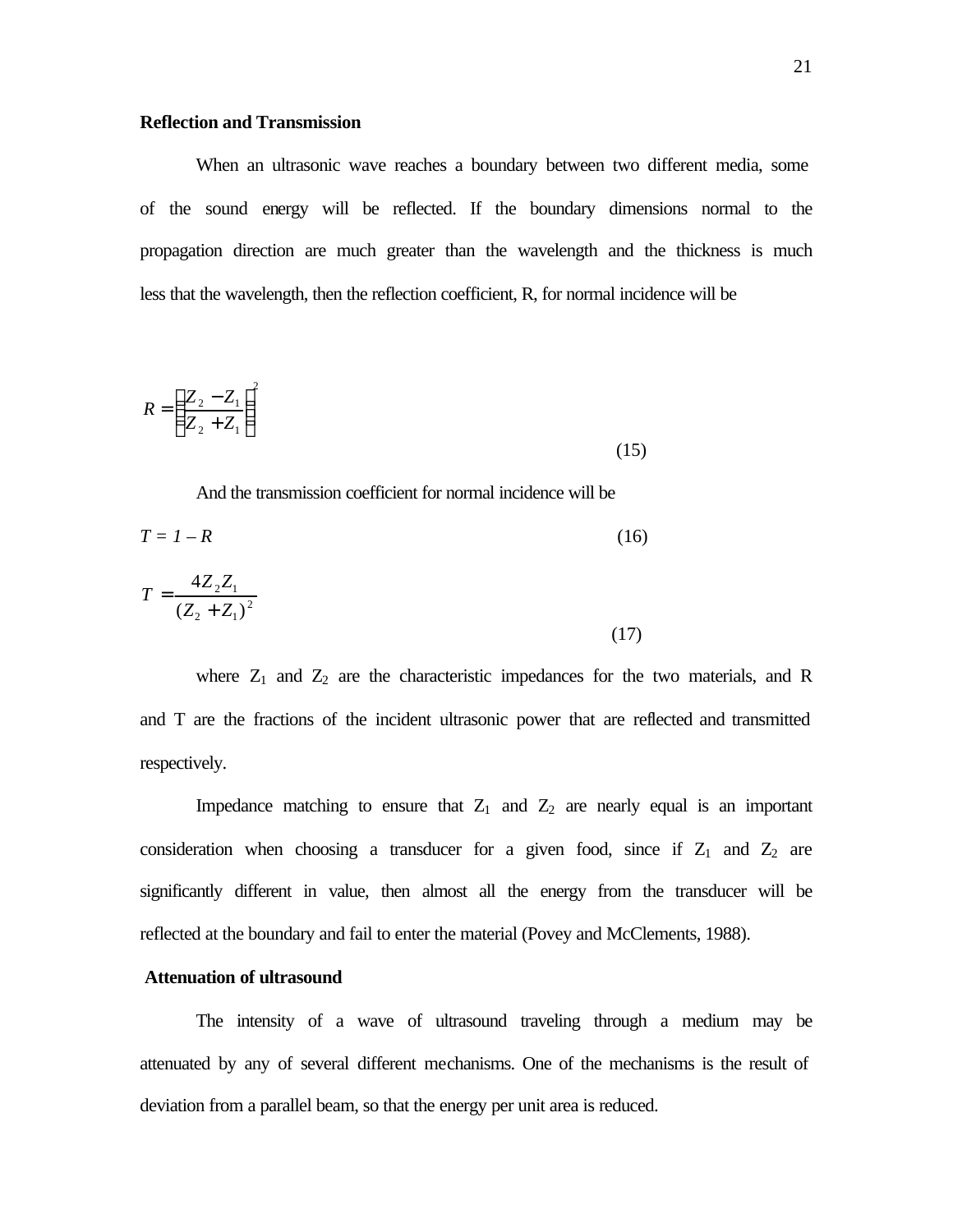**Reflection and Transmission**

When an ultrasonic wave reaches a boundary between two different media, some of the sound energy will be reflected. If the boundary dimensions normal to the propagation direction are much greater than the wavelength and the thickness is much less that the wavelength, then the reflection coefficient, R, for normal incidence will be

$$R = \left(\frac{Z_2 - Z_1}{Z_2 + Z_1}\right)^2 \tag{15}$$

And the transmission coefficient for normal incidence will be

$$T = 1 - R \tag{16}$$

$$T = \frac{4Z_2 Z_1}{(Z_2 + Z_1)^2} \tag{17}$$

where $Z_1$ and $Z_2$ are the characteristic impedances for the two materials, and R and T are the fractions of the incident ultrasonic power that are reflected and transmitted respectively.

Impedance matching to ensure that $Z_1$ and $Z_2$ are nearly equal is an important consideration when choosing a transducer for a given food, since if $Z_1$ and $Z_2$ are significantly different in value, then almost all the energy from the transducer will be reflected at the boundary and fail to enter the material (Povey and McClements, 1988).

**Attenuation of ultrasound**

The intensity of a wave of ultrasound traveling through a medium may be attenuated by any of several different mechanisms. One of the mechanisms is the result of deviation from a parallel beam, so that the energy per unit area is reduced.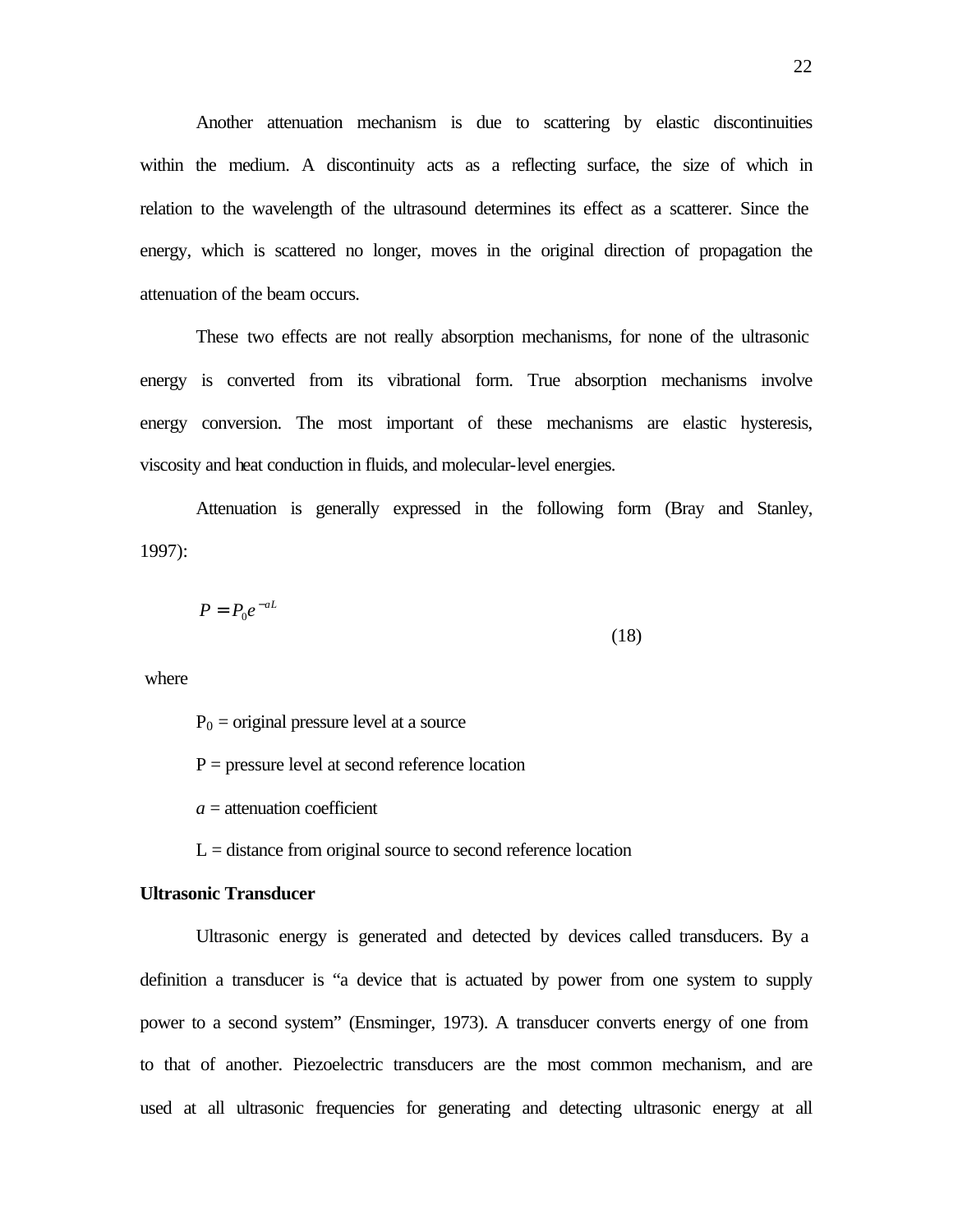Another attenuation mechanism is due to scattering by elastic discontinuities within the medium. A discontinuity acts as a reflecting surface, the size of which in relation to the wavelength of the ultrasound determines its effect as a scatterer. Since the energy, which is scattered no longer, moves in the original direction of propagation the attenuation of the beam occurs.

These two effects are not really absorption mechanisms, for none of the ultrasonic energy is converted from its vibrational form. True absorption mechanisms involve energy conversion. The most important of these mechanisms are elastic hysteresis, viscosity and heat conduction in fluids, and molecular-level energies.

Attenuation is generally expressed in the following form (Bray and Stanley, 1997):

$$P = P_0 e^{-aL} \tag{18}$$

where

$P_0$ = original pressure level at a source

P = pressure level at second reference location

*a* = attenuation coefficient

L = distance from original source to second reference location

**Ultrasonic Transducer**

Ultrasonic energy is generated and detected by devices called transducers. By a definition a transducer is "a device that is actuated by power from one system to supply power to a second system" (Ensminger, 1973). A transducer converts energy of one from to that of another. Piezoelectric transducers are the most common mechanism, and are used at all ultrasonic frequencies for generating and detecting ultrasonic energy at all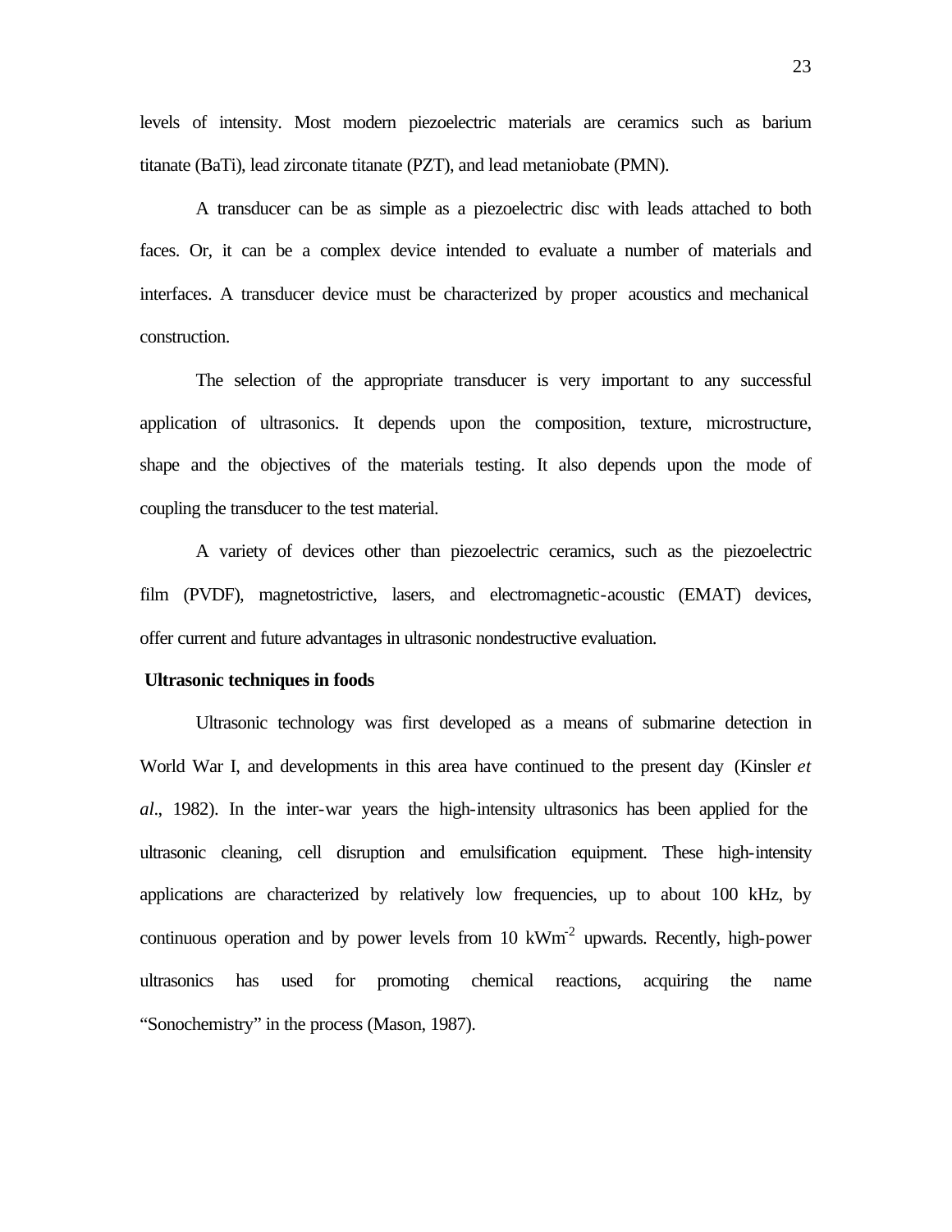levels of intensity. Most modern piezoelectric materials are ceramics such as barium titanate (BaTi), lead zirconate titanate (PZT), and lead metaniobate (PMN).

A transducer can be as simple as a piezoelectric disc with leads attached to both faces. Or, it can be a complex device intended to evaluate a number of materials and interfaces. A transducer device must be characterized by proper acoustics and mechanical construction.

The selection of the appropriate transducer is very important to any successful application of ultrasonics. It depends upon the composition, texture, microstructure, shape and the objectives of the materials testing. It also depends upon the mode of coupling the transducer to the test material.

A variety of devices other than piezoelectric ceramics, such as the piezoelectric film (PVDF), magnetostrictive, lasers, and electromagnetic-acoustic (EMAT) devices, offer current and future advantages in ultrasonic nondestructive evaluation.

**Ultrasonic techniques in foods**

Ultrasonic technology was first developed as a means of submarine detection in World War I, and developments in this area have continued to the present day (Kinsler *et al*., 1982). In the inter-war years the high-intensity ultrasonics has been applied for the ultrasonic cleaning, cell disruption and emulsification equipment. These high-intensity applications are characterized by relatively low frequencies, up to about 100 kHz, by continuous operation and by power levels from 10 $kWm^{-2}$ upwards. Recently, high-power ultrasonics has used for promoting chemical reactions, acquiring the name "Sonochemistry" in the process (Mason, 1987).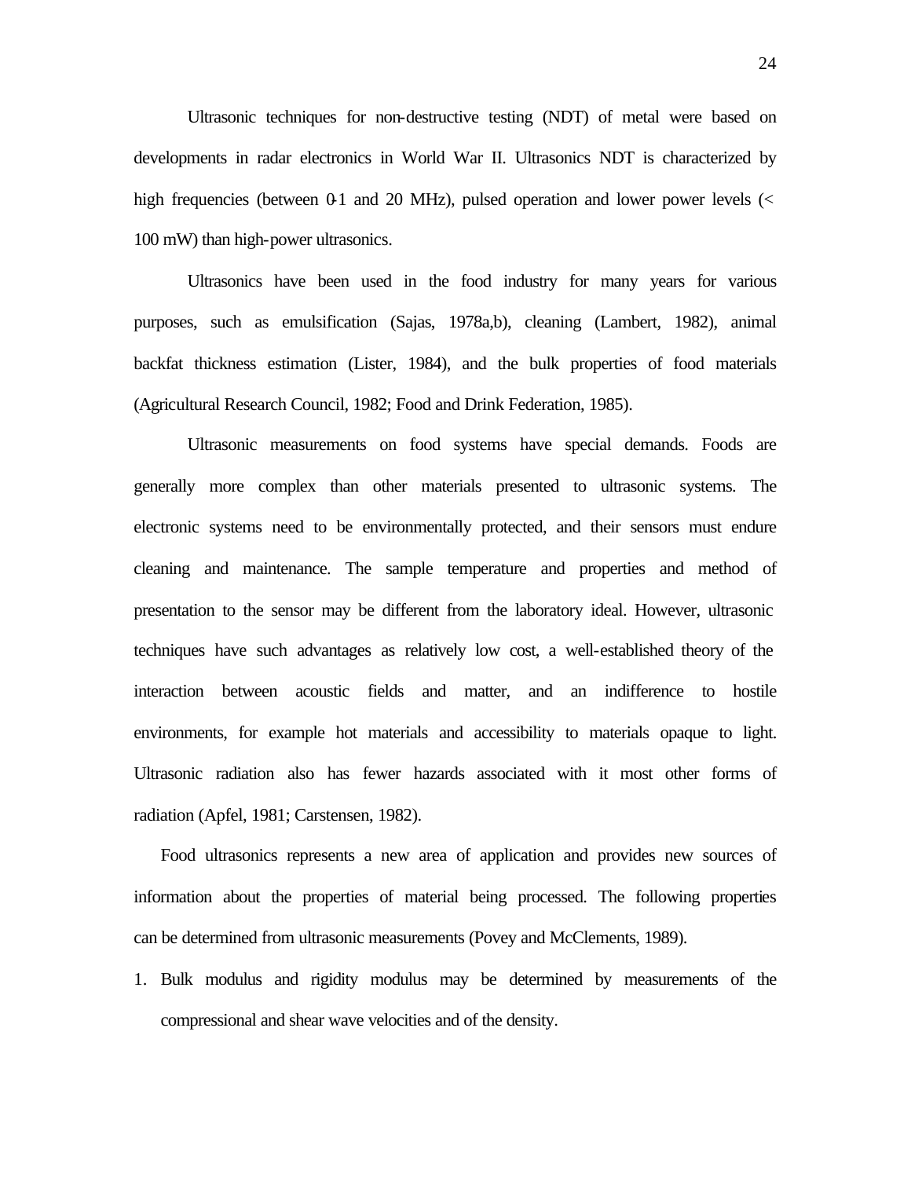Ultrasonic techniques for non-destructive testing (NDT) of metal were based on developments in radar electronics in World War II. Ultrasonics NDT is characterized by high frequencies (between 0.1 and 20 MHz), pulsed operation and lower power levels (< 100 mW) than high-power ultrasonics.

Ultrasonics have been used in the food industry for many years for various purposes, such as emulsification (Sajas, 1978a,b), cleaning (Lambert, 1982), animal backfat thickness estimation (Lister, 1984), and the bulk properties of food materials (Agricultural Research Council, 1982; Food and Drink Federation, 1985).

Ultrasonic measurements on food systems have special demands. Foods are generally more complex than other materials presented to ultrasonic systems. The electronic systems need to be environmentally protected, and their sensors must endure cleaning and maintenance. The sample temperature and properties and method of presentation to the sensor may be different from the laboratory ideal. However, ultrasonic techniques have such advantages as relatively low cost, a well-established theory of the interaction between acoustic fields and matter, and an indifference to hostile environments, for example hot materials and accessibility to materials opaque to light. Ultrasonic radiation also has fewer hazards associated with it most other forms of radiation (Apfel, 1981; Carstensen, 1982).

Food ultrasonics represents a new area of application and provides new sources of information about the properties of material being processed. The following properties can be determined from ultrasonic measurements (Povey and McClements, 1989).

1. Bulk modulus and rigidity modulus may be determined by measurements of the compressional and shear wave velocities and of the density.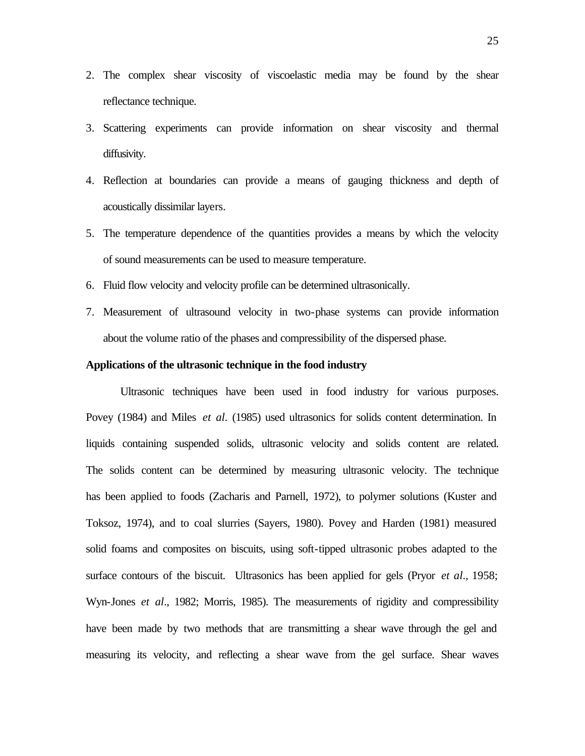2. The complex shear viscosity of viscoelastic media may be found by the shear reflectance technique.
3. Scattering experiments can provide information on shear viscosity and thermal diffusivity.
4. Reflection at boundaries can provide a means of gauging thickness and depth of acoustically dissimilar layers.
5. The temperature dependence of the quantities provides a means by which the velocity of sound measurements can be used to measure temperature.
6. Fluid flow velocity and velocity profile can be determined ultrasonically.
7. Measurement of ultrasound velocity in two-phase systems can provide information about the volume ratio of the phases and compressibility of the dispersed phase.

**Applications of the ultrasonic technique in the food industry**

Ultrasonic techniques have been used in food industry for various purposes. Povey (1984) and Miles *et al*. (1985) used ultrasonics for solids content determination. In liquids containing suspended solids, ultrasonic velocity and solids content are related. The solids content can be determined by measuring ultrasonic velocity. The technique has been applied to foods (Zacharis and Parnell, 1972), to polymer solutions (Kuster and Toksoz, 1974), and to coal slurries (Sayers, 1980). Povey and Harden (1981) measured solid foams and composites on biscuits, using soft-tipped ultrasonic probes adapted to the surface contours of the biscuit. Ultrasonics has been applied for gels (Pryor *et al*., 1958; Wyn-Jones *et al*., 1982; Morris, 1985). The measurements of rigidity and compressibility have been made by two methods that are transmitting a shear wave through the gel and measuring its velocity, and reflecting a shear wave from the gel surface. Shear waves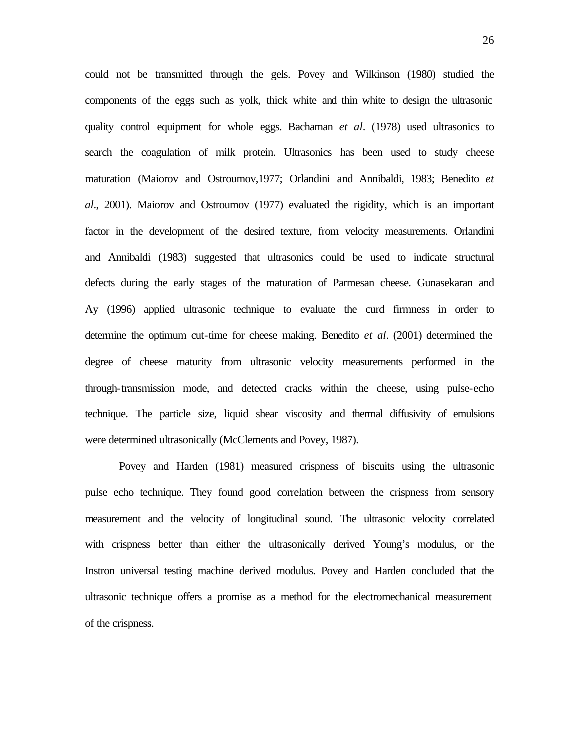could not be transmitted through the gels. Povey and Wilkinson (1980) studied the components of the eggs such as yolk, thick white and thin white to design the ultrasonic quality control equipment for whole eggs. Bachaman *et al*. (1978) used ultrasonics to search the coagulation of milk protein. Ultrasonics has been used to study cheese maturation (Maiorov and Ostroumov,1977; Orlandini and Annibaldi, 1983; Benedito *et al*., 2001). Maiorov and Ostroumov (1977) evaluated the rigidity, which is an important factor in the development of the desired texture, from velocity measurements. Orlandini and Annibaldi (1983) suggested that ultrasonics could be used to indicate structural defects during the early stages of the maturation of Parmesan cheese. Gunasekaran and Ay (1996) applied ultrasonic technique to evaluate the curd firmness in order to determine the optimum cut-time for cheese making. Benedito *et al*. (2001) determined the degree of cheese maturity from ultrasonic velocity measurements performed in the through-transmission mode, and detected cracks within the cheese, using pulse-echo technique. The particle size, liquid shear viscosity and thermal diffusivity of emulsions were determined ultrasonically (McClements and Povey, 1987).

Povey and Harden (1981) measured crispness of biscuits using the ultrasonic pulse echo technique. They found good correlation between the crispness from sensory measurement and the velocity of longitudinal sound. The ultrasonic velocity correlated with crispness better than either the ultrasonically derived Young's modulus, or the Instron universal testing machine derived modulus. Povey and Harden concluded that the ultrasonic technique offers a promise as a method for the electromechanical measurement of the crispness.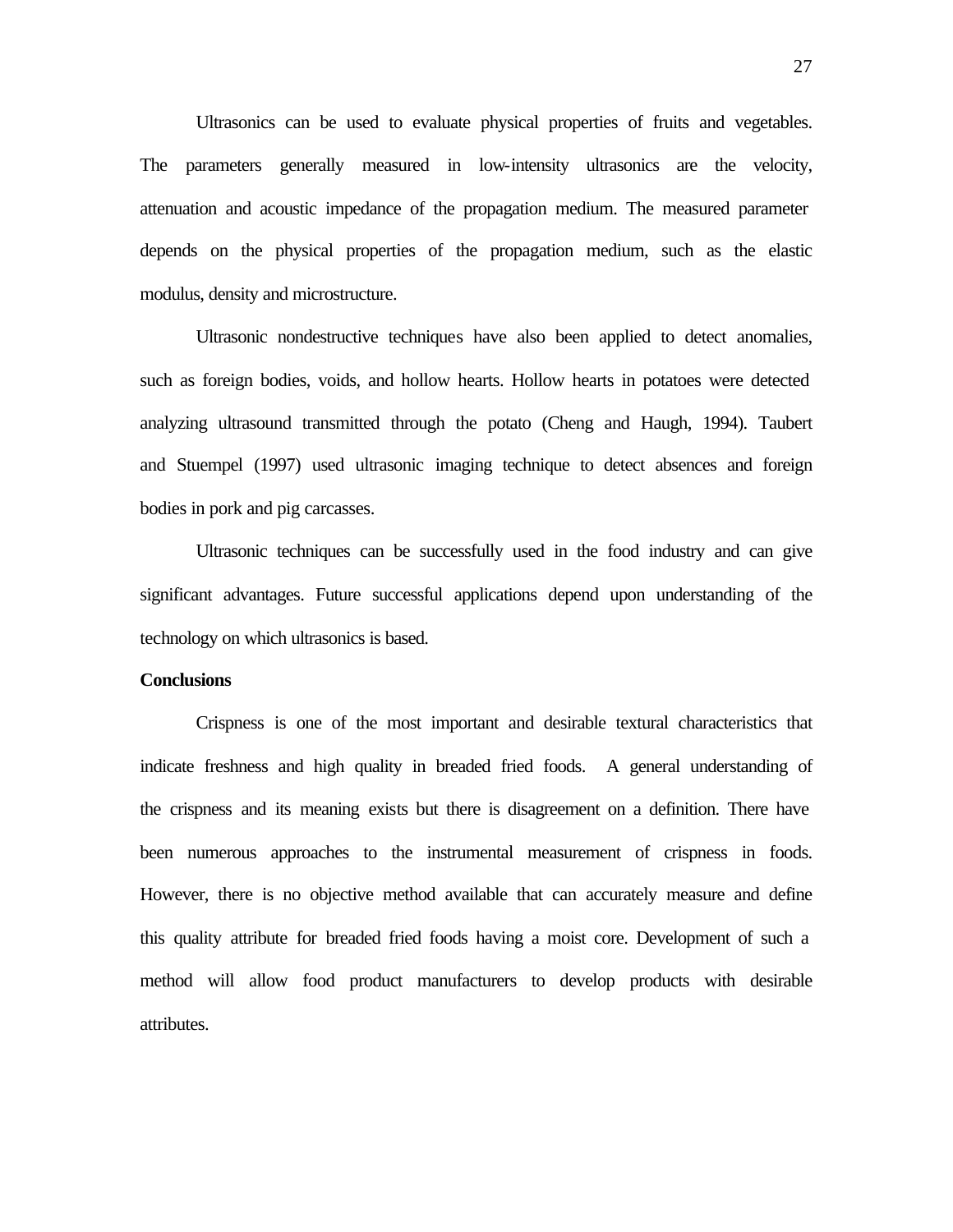Ultrasonics can be used to evaluate physical properties of fruits and vegetables. The parameters generally measured in low-intensity ultrasonics are the velocity, attenuation and acoustic impedance of the propagation medium. The measured parameter depends on the physical properties of the propagation medium, such as the elastic modulus, density and microstructure.

Ultrasonic nondestructive techniques have also been applied to detect anomalies, such as foreign bodies, voids, and hollow hearts. Hollow hearts in potatoes were detected analyzing ultrasound transmitted through the potato (Cheng and Haugh, 1994). Taubert and Stuempel (1997) used ultrasonic imaging technique to detect absences and foreign bodies in pork and pig carcasses.

Ultrasonic techniques can be successfully used in the food industry and can give significant advantages. Future successful applications depend upon understanding of the technology on which ultrasonics is based.

**Conclusions**

Crispness is one of the most important and desirable textural characteristics that indicate freshness and high quality in breaded fried foods. A general understanding of the crispness and its meaning exists but there is disagreement on a definition. There have been numerous approaches to the instrumental measurement of crispness in foods. However, there is no objective method available that can accurately measure and define this quality attribute for breaded fried foods having a moist core. Development of such a method will allow food product manufacturers to develop products with desirable attributes.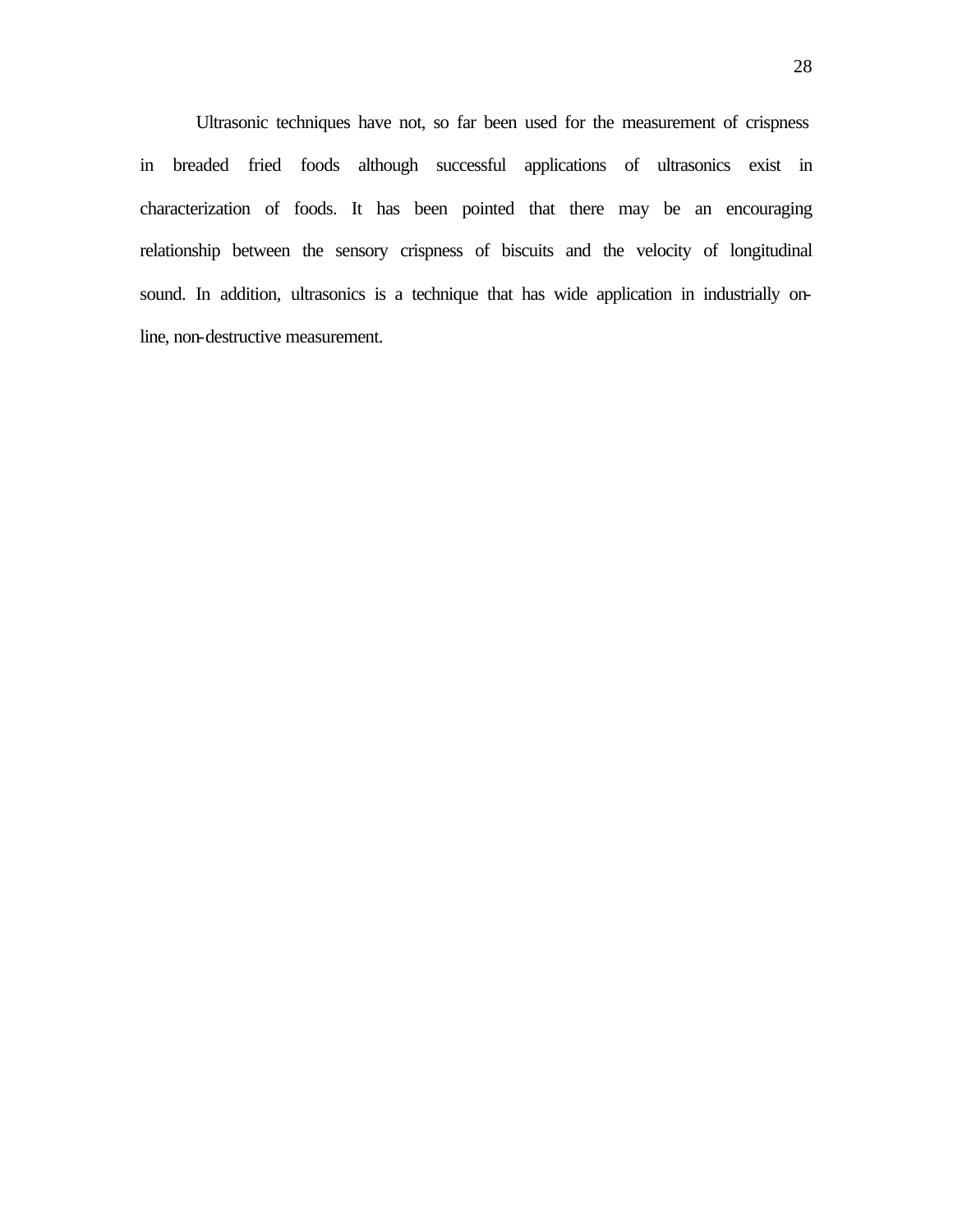Ultrasonic techniques have not, so far been used for the measurement of crispness in breaded fried foods although successful applications of ultrasonics exist in characterization of foods. It has been pointed that there may be an encouraging relationship between the sensory crispness of biscuits and the velocity of longitudinal sound. In addition, ultrasonics is a technique that has wide application in industrially on-line, non-destructive measurement.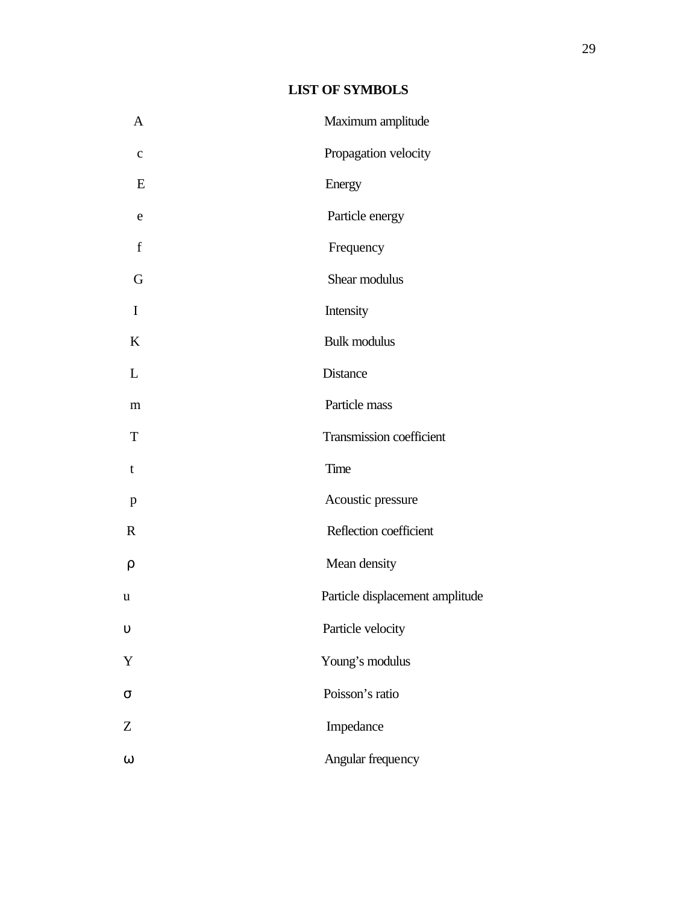## LIST OF SYMBOLS

| Symbol | Description |
|---|---|
| $A$ | Maximum amplitude |
| $c$ | Propagation velocity |
| $E$ | Energy |
| $e$ | Particle energy |
| $f$ | Frequency |
| $G$ | Shear modulus |
| $I$ | Intensity |
| $K$ | Bulk modulus |
| $L$ | Distance |
| $m$ | Particle mass |
| $T$ | Transmission coefficient |
| $t$ | Time |
| $p$ | Acoustic pressure |
| $R$ | Reflection coefficient |
| $\rho$ | Mean density |
| $u$ | Particle displacement amplitude |
| $\upsilon$ | Particle velocity |
| $Y$ | Young's modulus |
| $\sigma$ | Poisson's ratio |
| $Z$ | Impedance |
| $\omega$ | Angular frequency |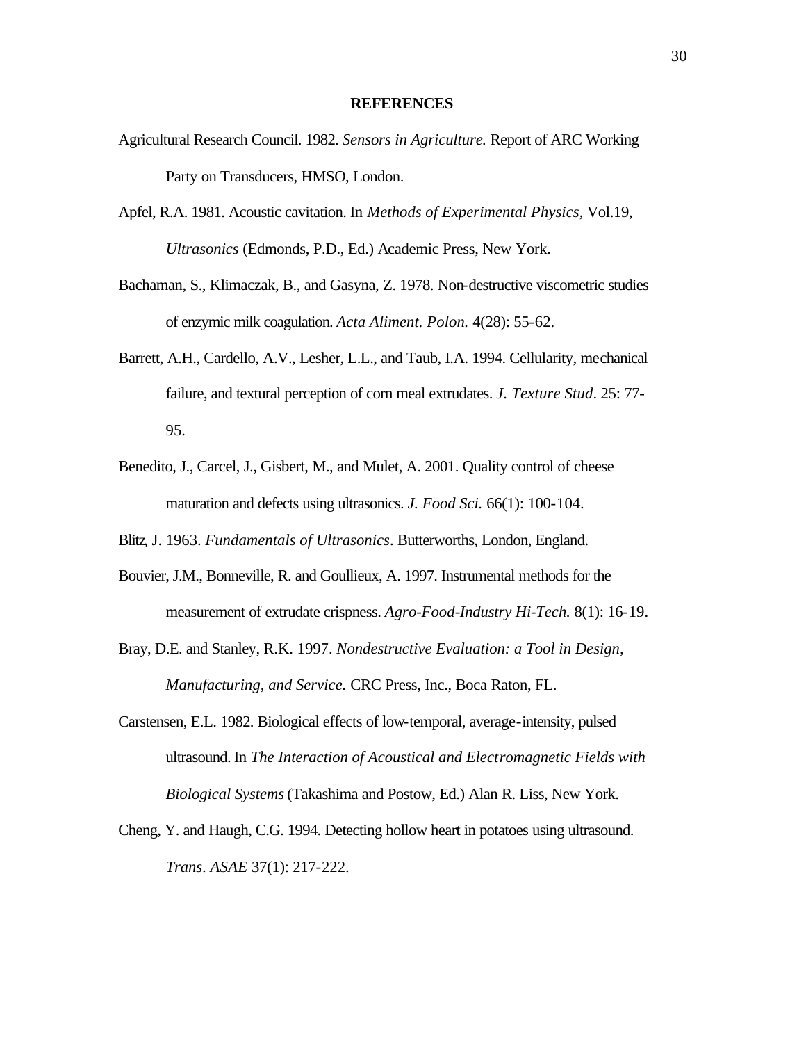## REFERENCES

Agricultural Research Council. 1982. *Sensors in Agriculture.* Report of ARC Working Party on Transducers, HMSO, London.

Apfel, R.A. 1981. Acoustic cavitation. In *Methods of Experimental Physics*, Vol.19, *Ultrasonics* (Edmonds, P.D., Ed.) Academic Press, New York.

Bachaman, S., Klimaczak, B., and Gasyna, Z. 1978. Non-destructive viscometric studies of enzymic milk coagulation. *Acta Aliment. Polon.* 4(28): 55-62.

Barrett, A.H., Cardello, A.V., Lesher, L.L., and Taub, I.A. 1994. Cellularity, mechanical failure, and textural perception of corn meal extrudates. *J. Texture Stud*. 25: 77-95.

Benedito, J., Carcel, J., Gisbert, M., and Mulet, A. 2001. Quality control of cheese maturation and defects using ultrasonics. *J. Food Sci.* 66(1): 100-104.

Blitz, J. 1963. *Fundamentals of Ultrasonics*. Butterworths, London, England.

Bouvier, J.M., Bonneville, R. and Goullieux, A. 1997. Instrumental methods for the measurement of extrudate crispness. *Agro-Food-Industry Hi-Tech.* 8(1): 16-19.

Bray, D.E. and Stanley, R.K. 1997. *Nondestructive Evaluation: a Tool in Design, Manufacturing, and Service.* CRC Press, Inc., Boca Raton, FL.

Carstensen, E.L. 1982. Biological effects of low-temporal, average-intensity, pulsed ultrasound. In *The Interaction of Acoustical and Electromagnetic Fields with Biological Systems* (Takashima and Postow, Ed.) Alan R. Liss, New York.

Cheng, Y. and Haugh, C.G. 1994. Detecting hollow heart in potatoes using ultrasound. *Trans. ASAE* 37(1): 217-222.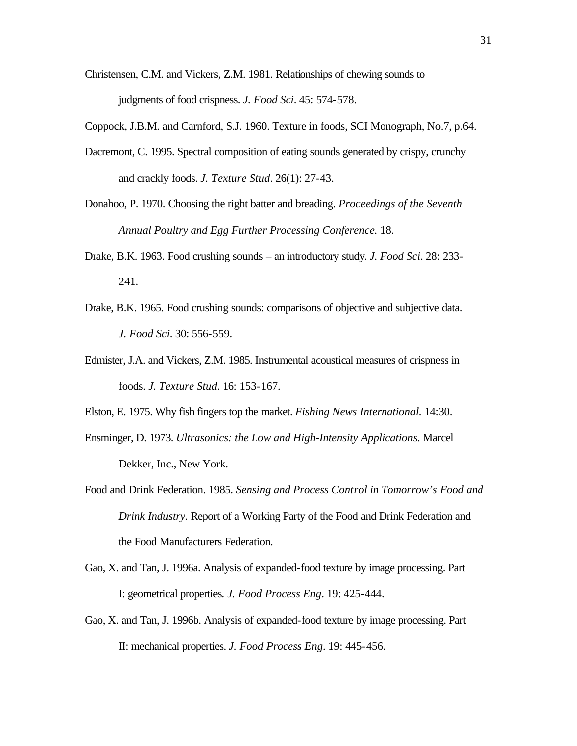Christensen, C.M. and Vickers, Z.M. 1981. Relationships of chewing sounds to judgments of food crispness. *J. Food Sci*. 45: 574-578.

Coppock, J.B.M. and Carnford, S.J. 1960. Texture in foods, SCI Monograph, No.7, p.64.

Dacremont, C. 1995. Spectral composition of eating sounds generated by crispy, crunchy and crackly foods. *J. Texture Stud*. 26(1): 27-43.

Donahoo, P. 1970. Choosing the right batter and breading. *Proceedings of the Seventh Annual Poultry and Egg Further Processing Conference.* 18.

Drake, B.K. 1963. Food crushing sounds – an introductory study. *J. Food Sci*. 28: 233-241.

Drake, B.K. 1965. Food crushing sounds: comparisons of objective and subjective data. *J. Food Sci*. 30: 556-559.

Edmister, J.A. and Vickers, Z.M. 1985. Instrumental acoustical measures of crispness in foods. *J. Texture Stud*. 16: 153-167.

Elston, E. 1975. Why fish fingers top the market. *Fishing News International.* 14:30.

Ensminger, D. 1973. *Ultrasonics: the Low and High-Intensity Applications*. Marcel Dekker, Inc., New York.

Food and Drink Federation. 1985. *Sensing and Process Control in Tomorrow's Food and Drink Industry.* Report of a Working Party of the Food and Drink Federation and the Food Manufacturers Federation.

Gao, X. and Tan, J. 1996a. Analysis of expanded-food texture by image processing. Part I: geometrical properties*. J. Food Process Eng*. 19: 425-444.

Gao, X. and Tan, J. 1996b. Analysis of expanded-food texture by image processing. Part II: mechanical properties. *J. Food Process Eng*. 19: 445-456.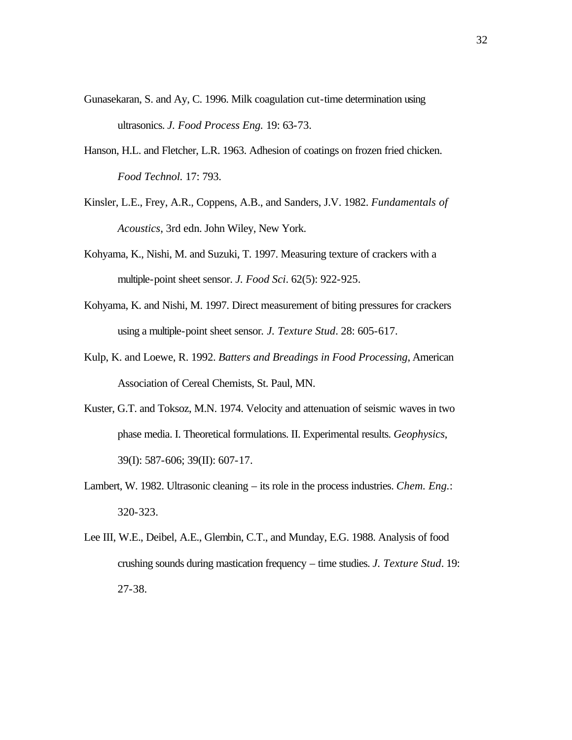Gunasekaran, S. and Ay, C. 1996. Milk coagulation cut-time determination using ultrasonics. *J. Food Process Eng.* 19: 63-73.

Hanson, H.L. and Fletcher, L.R. 1963. Adhesion of coatings on frozen fried chicken. *Food Technol.* 17: 793.

Kinsler, L.E., Frey, A.R., Coppens, A.B., and Sanders, J.V. 1982. *Fundamentals of Acoustics*, 3rd edn. John Wiley, New York.

Kohyama, K., Nishi, M. and Suzuki, T. 1997. Measuring texture of crackers with a multiple-point sheet sensor. *J. Food Sci*. 62(5): 922-925.

Kohyama, K. and Nishi, M. 1997. Direct measurement of biting pressures for crackers using a multiple-point sheet sensor. *J. Texture Stud*. 28: 605-617.

Kulp, K. and Loewe, R. 1992. *Batters and Breadings in Food Processing*, American Association of Cereal Chemists, St. Paul, MN.

Kuster, G.T. and Toksoz, M.N. 1974. Velocity and attenuation of seismic waves in two phase media. I. Theoretical formulations. II. Experimental results. *Geophysics*, 39(I): 587-606; 39(II): 607-17.

Lambert, W. 1982. Ultrasonic cleaning – its role in the process industries. *Chem. Eng.*: 320-323.

Lee III, W.E., Deibel, A.E., Glembin, C.T., and Munday, E.G. 1988. Analysis of food crushing sounds during mastication frequency – time studies. *J. Texture Stud*. 19: 27-38.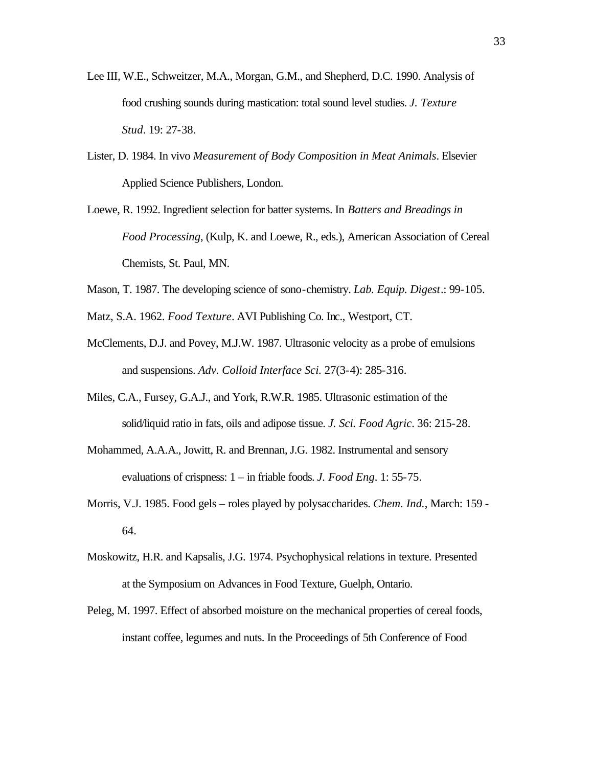Lee III, W.E., Schweitzer, M.A., Morgan, G.M., and Shepherd, D.C. 1990. Analysis of food crushing sounds during mastication: total sound level studies. *J. Texture Stud*. 19: 27-38.

Lister, D. 1984. In vivo *Measurement of Body Composition in Meat Animals*. Elsevier Applied Science Publishers, London.

Loewe, R. 1992. Ingredient selection for batter systems. In *Batters and Breadings in Food Processing*, (Kulp, K. and Loewe, R., eds.), American Association of Cereal Chemists, St. Paul, MN.

Mason, T. 1987. The developing science of sono-chemistry. *Lab. Equip. Digest*.: 99-105.

Matz, S.A. 1962. *Food Texture*. AVI Publishing Co. Inc., Westport, CT.

McClements, D.J. and Povey, M.J.W. 1987. Ultrasonic velocity as a probe of emulsions and suspensions. *Adv. Colloid Interface Sci.* 27(3-4): 285-316.

Miles, C.A., Fursey, G.A.J., and York, R.W.R. 1985. Ultrasonic estimation of the solid/liquid ratio in fats, oils and adipose tissue. *J. Sci. Food Agric*. 36: 215-28.

Mohammed, A.A.A., Jowitt, R. and Brennan, J.G. 1982. Instrumental and sensory evaluations of crispness: 1 – in friable foods. *J. Food Eng*. 1: 55-75.

Morris, V.J. 1985. Food gels – roles played by polysaccharides. *Chem. Ind.*, March: 159 - 64.

Moskowitz, H.R. and Kapsalis, J.G. 1974. Psychophysical relations in texture. Presented at the Symposium on Advances in Food Texture, Guelph, Ontario.

Peleg, M. 1997. Effect of absorbed moisture on the mechanical properties of cereal foods, instant coffee, legumes and nuts. In the Proceedings of 5th Conference of Food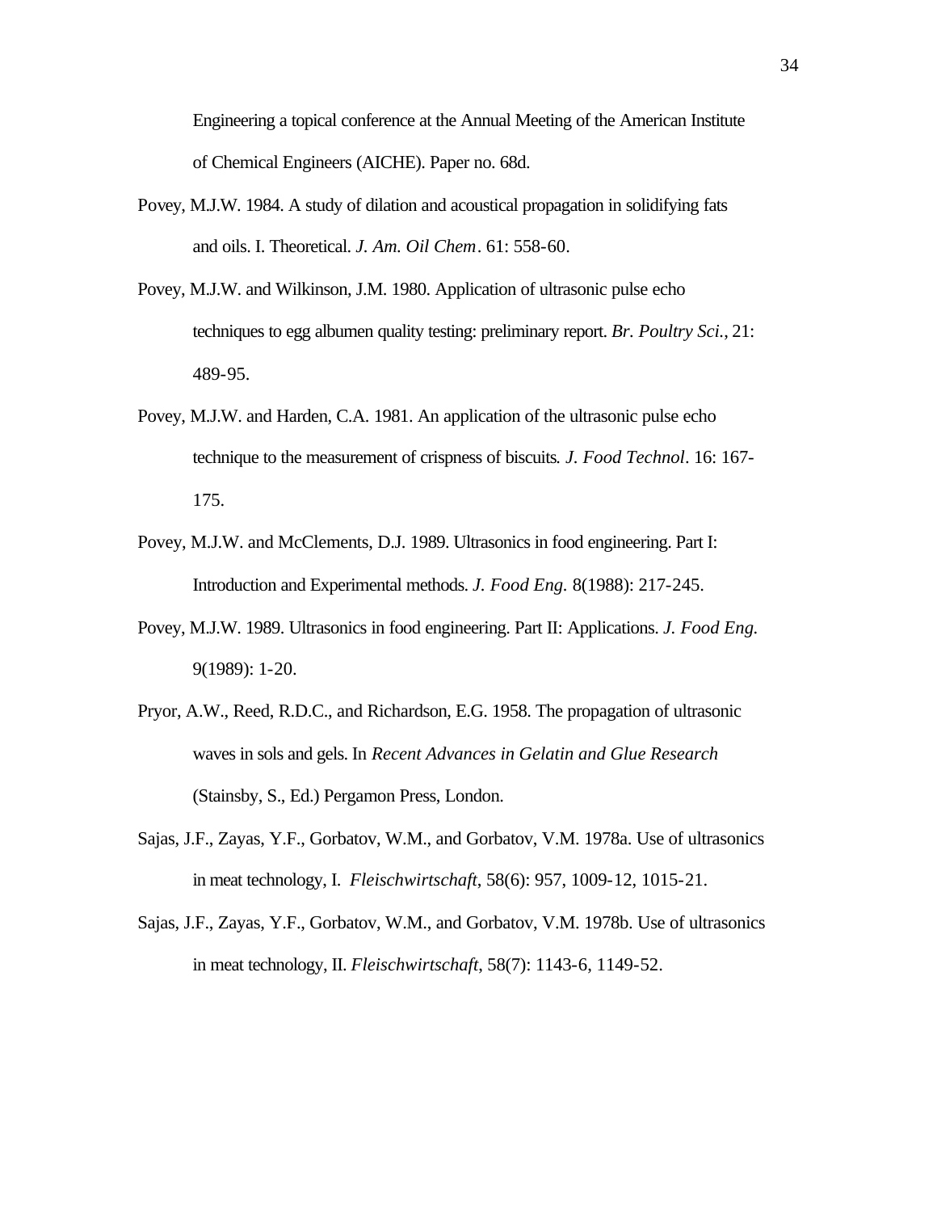Engineering a topical conference at the Annual Meeting of the American Institute of Chemical Engineers (AICHE). Paper no. 68d.

Povey, M.J.W. 1984. A study of dilation and acoustical propagation in solidifying fats and oils. I. Theoretical. *J. Am. Oil Chem*. 61: 558-60.

Povey, M.J.W. and Wilkinson, J.M. 1980. Application of ultrasonic pulse echo techniques to egg albumen quality testing: preliminary report. *Br. Poultry Sci.*, 21: 489-95.

Povey, M.J.W. and Harden, C.A. 1981. An application of the ultrasonic pulse echo technique to the measurement of crispness of biscuits. *J. Food Technol*. 16: 167-175.

Povey, M.J.W. and McClements, D.J. 1989. Ultrasonics in food engineering. Part I: Introduction and Experimental methods. *J. Food Eng.* 8(1988): 217-245.

Povey, M.J.W. 1989. Ultrasonics in food engineering. Part II: Applications. *J. Food Eng.* 9(1989): 1-20.

Pryor, A.W., Reed, R.D.C., and Richardson, E.G. 1958. The propagation of ultrasonic waves in sols and gels. In *Recent Advances in Gelatin and Glue Research* (Stainsby, S., Ed.) Pergamon Press, London.

Sajas, J.F., Zayas, Y.F., Gorbatov, W.M., and Gorbatov, V.M. 1978a. Use of ultrasonics in meat technology, I. *Fleischwirtschaft*, 58(6): 957, 1009-12, 1015-21.

Sajas, J.F., Zayas, Y.F., Gorbatov, W.M., and Gorbatov, V.M. 1978b. Use of ultrasonics in meat technology, II. *Fleischwirtschaft*, 58(7): 1143-6, 1149-52.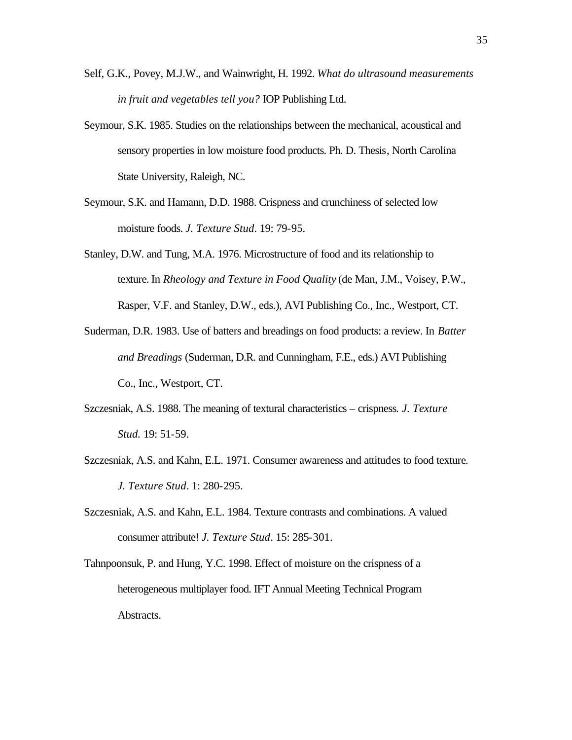Self, G.K., Povey, M.J.W., and Wainwright, H. 1992. *What do ultrasound measurements in fruit and vegetables tell you?* IOP Publishing Ltd.

Seymour, S.K. 1985. Studies on the relationships between the mechanical, acoustical and sensory properties in low moisture food products. Ph. D. Thesis, North Carolina State University, Raleigh, NC.

Seymour, S.K. and Hamann, D.D. 1988. Crispness and crunchiness of selected low moisture foods. *J. Texture Stud*. 19: 79-95.

Stanley, D.W. and Tung, M.A. 1976. Microstructure of food and its relationship to texture. In *Rheology and Texture in Food Quality* (de Man, J.M., Voisey, P.W., Rasper, V.F. and Stanley, D.W., eds.), AVI Publishing Co., Inc., Westport, CT.

Suderman, D.R. 1983. Use of batters and breadings on food products: a review. In *Batter and Breadings* (Suderman, D.R. and Cunningham, F.E., eds.) AVI Publishing Co., Inc., Westport, CT.

Szczesniak, A.S. 1988. The meaning of textural characteristics – crispness. *J. Texture Stud.* 19: 51-59.

Szczesniak, A.S. and Kahn, E.L. 1971. Consumer awareness and attitudes to food texture. *J. Texture Stud*. 1: 280-295.

Szczesniak, A.S. and Kahn, E.L. 1984. Texture contrasts and combinations. A valued consumer attribute! *J. Texture Stud*. 15: 285-301.

Tahnpoonsuk, P. and Hung, Y.C. 1998. Effect of moisture on the crispness of a heterogeneous multiplayer food. IFT Annual Meeting Technical Program Abstracts.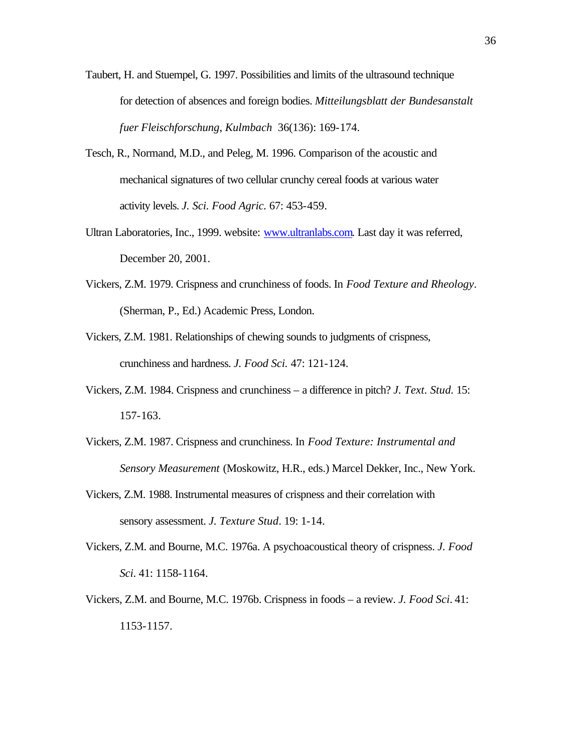Taubert, H. and Stuempel, G. 1997. Possibilities and limits of the ultrasound technique for detection of absences and foreign bodies. *Mitteilungsblatt der Bundesanstalt fuer Fleischforschung, Kulmbach* 36(136): 169-174.

Tesch, R., Normand, M.D., and Peleg, M. 1996. Comparison of the acoustic and mechanical signatures of two cellular crunchy cereal foods at various water activity levels. *J. Sci. Food Agric.* 67: 453-459.

Ultran Laboratories, Inc., 1999. website: [www.ultranlabs.com](www.ultranlabs.com). Last day it was referred, December 20, 2001.

Vickers, Z.M. 1979. Crispness and crunchiness of foods. In *Food Texture and Rheology*. (Sherman, P., Ed.) Academic Press, London.

Vickers, Z.M. 1981. Relationships of chewing sounds to judgments of crispness, crunchiness and hardness. *J. Food Sci.* 47: 121-124.

Vickers, Z.M. 1984. Crispness and crunchiness – a difference in pitch? *J. Text. Stud.* 15: 157-163.

Vickers, Z.M. 1987. Crispness and crunchiness. In *Food Texture: Instrumental and Sensory Measurement* (Moskowitz, H.R., eds.) Marcel Dekker, Inc., New York.

Vickers, Z.M. 1988. Instrumental measures of crispness and their correlation with sensory assessment. *J. Texture Stud*. 19: 1-14.

Vickers, Z.M. and Bourne, M.C. 1976a. A psychoacoustical theory of crispness. *J. Food Sci.* 41: 1158-1164.

Vickers, Z.M. and Bourne, M.C. 1976b. Crispness in foods – a review. *J. Food Sci*. 41: 1153-1157.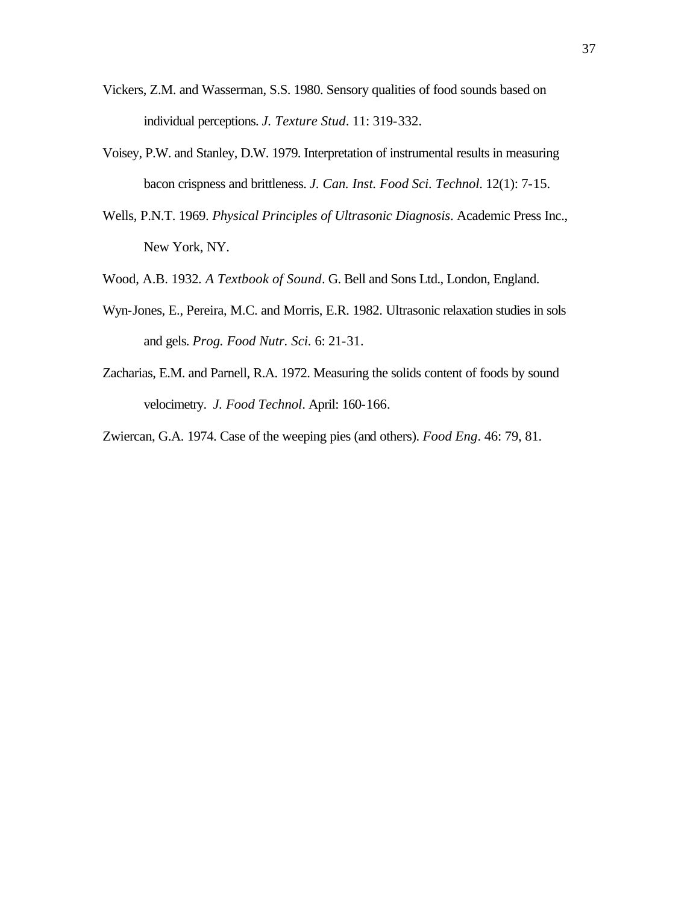Vickers, Z.M. and Wasserman, S.S. 1980. Sensory qualities of food sounds based on individual perceptions. *J. Texture Stud*. 11: 319-332.

Voisey, P.W. and Stanley, D.W. 1979. Interpretation of instrumental results in measuring bacon crispness and brittleness. *J. Can. Inst. Food Sci. Technol*. 12(1): 7-15.

Wells, P.N.T. 1969. *Physical Principles of Ultrasonic Diagnosis*. Academic Press Inc., New York, NY.

Wood, A.B. 1932. *A Textbook of Sound*. G. Bell and Sons Ltd., London, England.

Wyn-Jones, E., Pereira, M.C. and Morris, E.R. 1982. Ultrasonic relaxation studies in sols and gels. *Prog. Food Nutr. Sci*. 6: 21-31.

Zacharias, E.M. and Parnell, R.A. 1972. Measuring the solids content of foods by sound velocimetry. *J. Food Technol*. April: 160-166.

Zwiercan, G.A. 1974. Case of the weeping pies (and others). *Food Eng*. 46: 79, 81.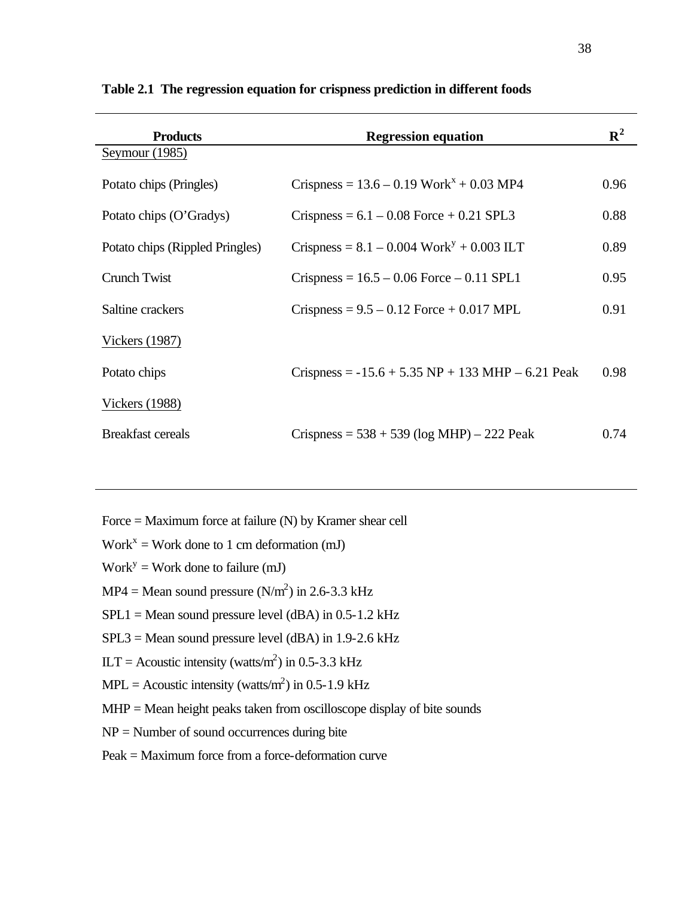**Table 2.1 The regression equation for crispness prediction in different foods**

| Products | Regression equation | $R^2$ |
|---|---|---|
| Seymour (1985) | | |
| Potato chips (Pringles) | Crispness = 13.6 – 0.19 $Work^x$ + 0.03 MP4 | 0.96 |
| Potato chips (O'Gradys) | Crispness = 6.1 – 0.08 Force + 0.21 SPL3 | 0.88 |
| Potato chips (Rippled Pringles) | Crispness = 8.1 – 0.004 $Work^y$ + 0.003 ILT | 0.89 |
| Crunch Twist | Crispness = 16.5 – 0.06 Force – 0.11 SPL1 | 0.95 |
| Saltine crackers | Crispness = 9.5 – 0.12 Force + 0.017 MPL | 0.91 |
| Vickers (1987) | | |
| Potato chips | Crispness = -15.6 + 5.35 NP + 133 MHP – 6.21 Peak | 0.98 |
| Vickers (1988) | | |
| Breakfast cereals | Crispness = 538 + 539 (log MHP) – 222 Peak | 0.74 |

Force = Maximum force at failure (N) by Kramer shear cell

$Work^x$ = Work done to 1 cm deformation (mJ)

$Work^y$ = Work done to failure (mJ)

MP4 = Mean sound pressure ($N/m^2$) in 2.6-3.3 kHz

SPL1 = Mean sound pressure level (dBA) in 0.5-1.2 kHz

SPL3 = Mean sound pressure level (dBA) in 1.9-2.6 kHz

ILT = Acoustic intensity ($watts/m^2$) in 0.5-3.3 kHz

MPL = Acoustic intensity ($watts/m^2$) in 0.5-1.9 kHz

MHP = Mean height peaks taken from oscilloscope display of bite sounds

NP = Number of sound occurrences during bite

Peak = Maximum force from a force-deformation curve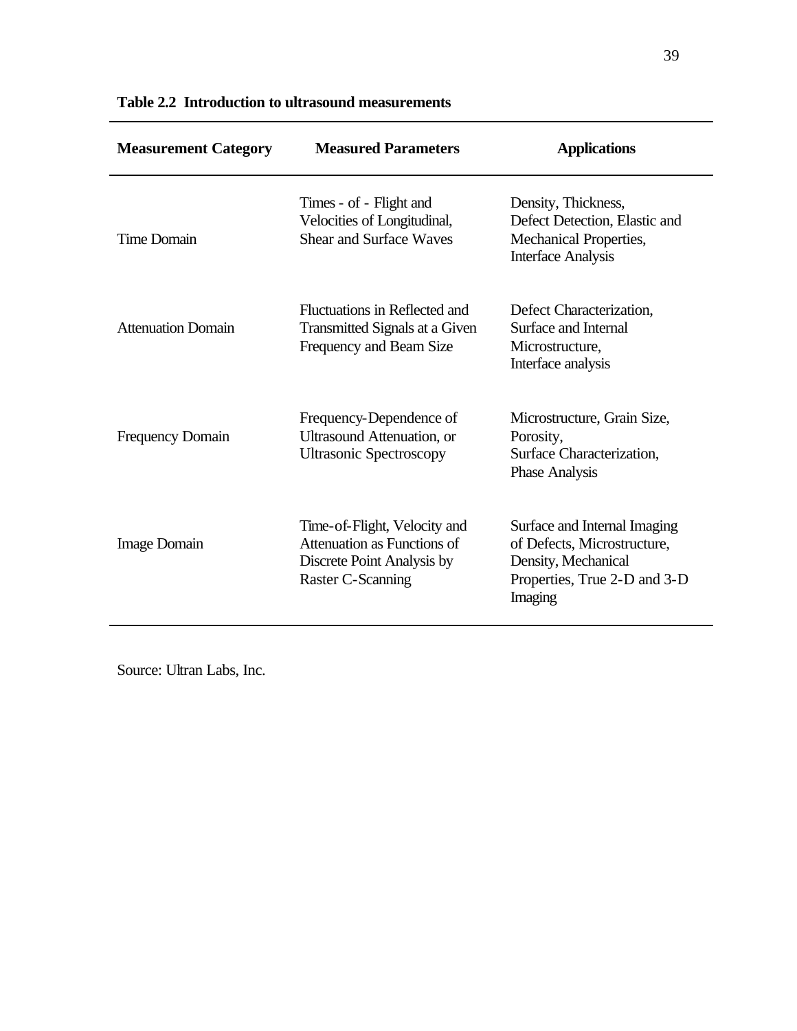**Table 2.2 Introduction to ultrasound measurements**

| Measurement Category | Measured Parameters | Applications |
| --- | --- | --- |
| Time Domain | Times - of - Flight and Velocities of Longitudinal, Shear and Surface Waves | Density, Thickness, Defect Detection, Elastic and Mechanical Properties, Interface Analysis |
| Attenuation Domain | Fluctuations in Reflected and Transmitted Signals at a Given Frequency and Beam Size | Defect Characterization, Surface and Internal Microstructure, Interface analysis |
| Frequency Domain | Frequency-Dependence of Ultrasound Attenuation, or Ultrasonic Spectroscopy | Microstructure, Grain Size, Porosity, Surface Characterization, Phase Analysis |
| Image Domain | Time-of-Flight, Velocity and Attenuation as Functions of Discrete Point Analysis by Raster C-Scanning | Surface and Internal Imaging of Defects, Microstructure, Density, Mechanical Properties, True 2-D and 3-D Imaging |

Source: Ultran Labs, Inc.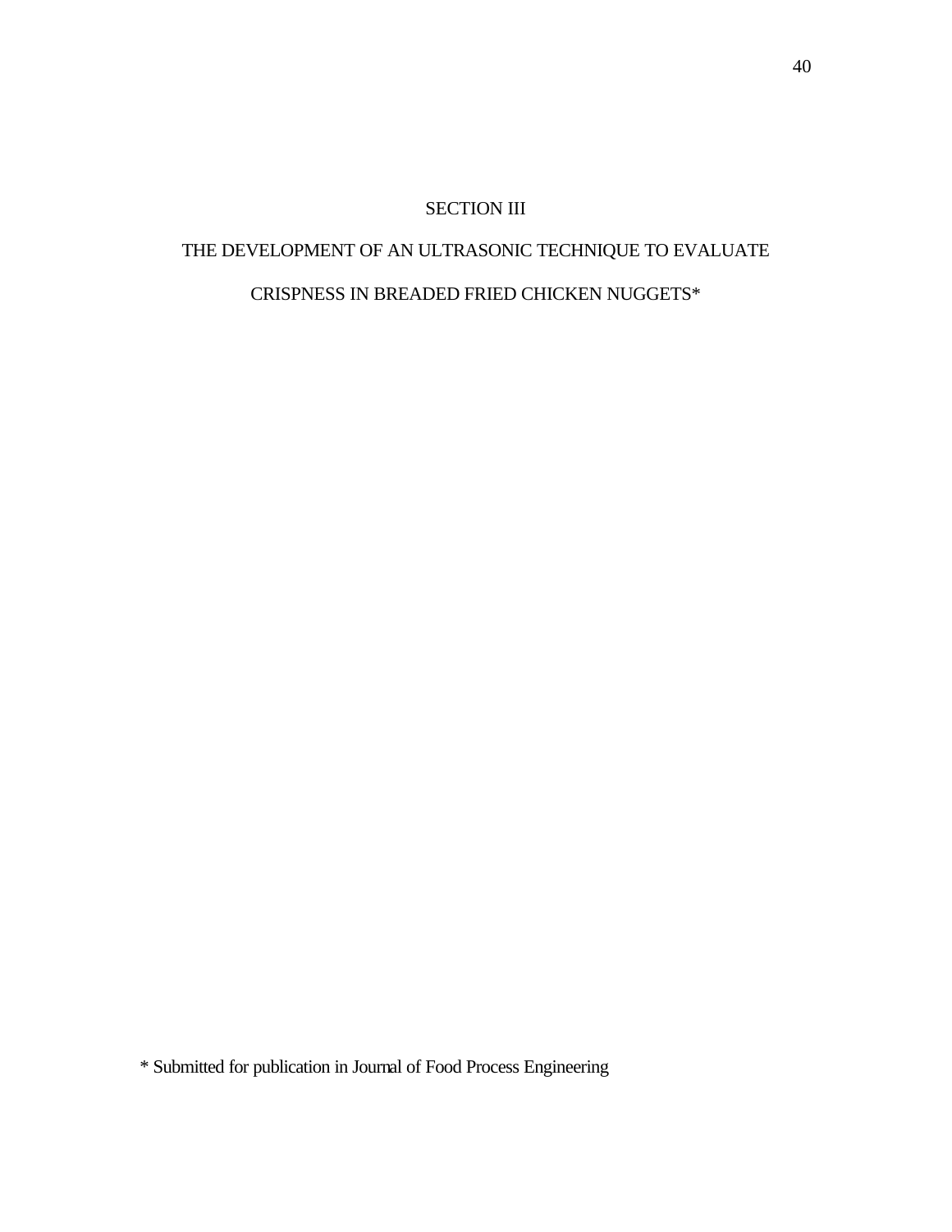# SECTION III

# THE DEVELOPMENT OF AN ULTRASONIC TECHNIQUE TO EVALUATE CRISPNESS IN BREADED FRIED CHICKEN NUGGETS*

\* Submitted for publication in Journal of Food Process Engineering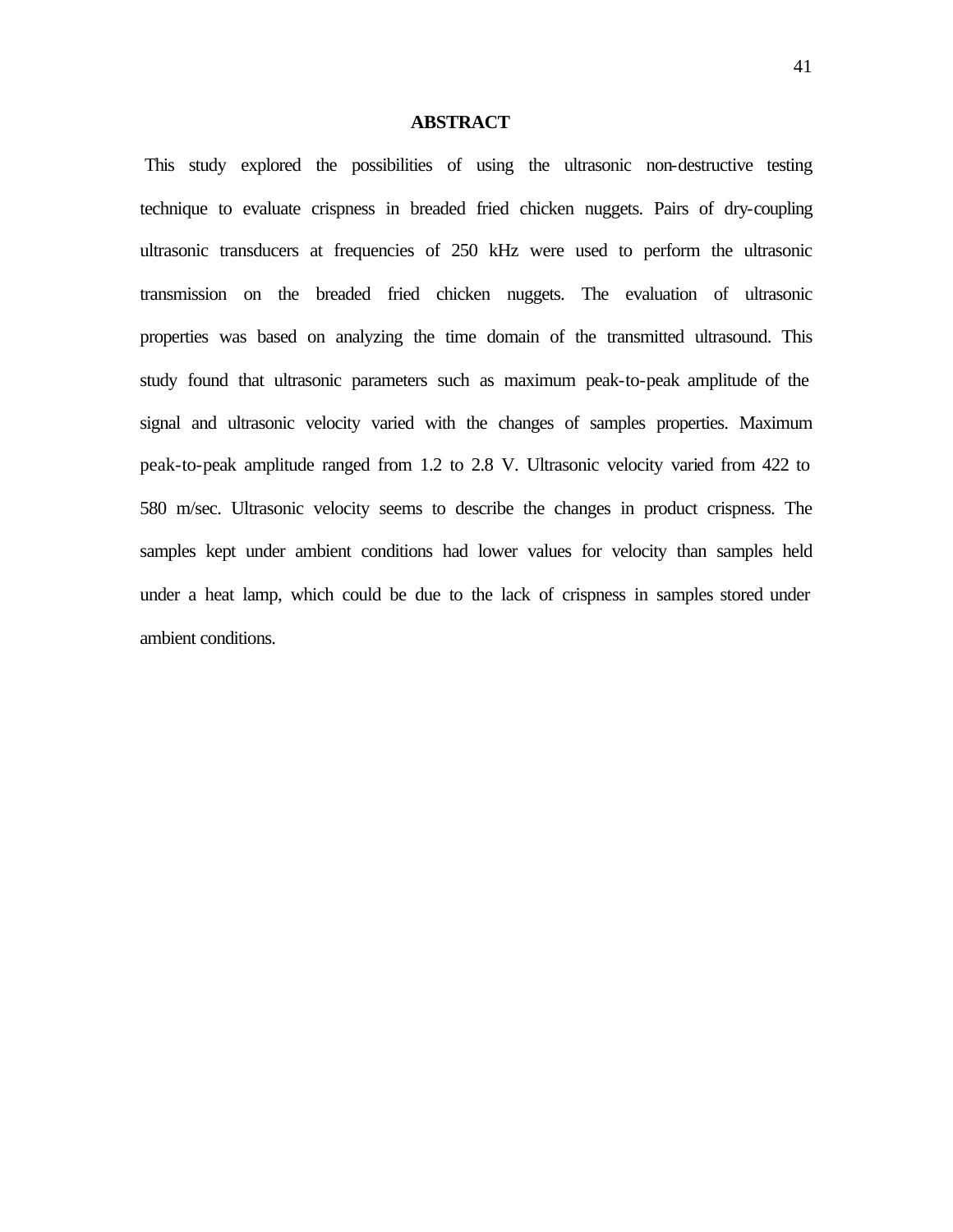## ABSTRACT

This study explored the possibilities of using the ultrasonic non-destructive testing technique to evaluate crispness in breaded fried chicken nuggets. Pairs of dry-coupling ultrasonic transducers at frequencies of 250 kHz were used to perform the ultrasonic transmission on the breaded fried chicken nuggets. The evaluation of ultrasonic properties was based on analyzing the time domain of the transmitted ultrasound. This study found that ultrasonic parameters such as maximum peak-to-peak amplitude of the signal and ultrasonic velocity varied with the changes of samples properties. Maximum peak-to-peak amplitude ranged from 1.2 to 2.8 V. Ultrasonic velocity varied from 422 to 580 m/sec. Ultrasonic velocity seems to describe the changes in product crispness. The samples kept under ambient conditions had lower values for velocity than samples held under a heat lamp, which could be due to the lack of crispness in samples stored under ambient conditions.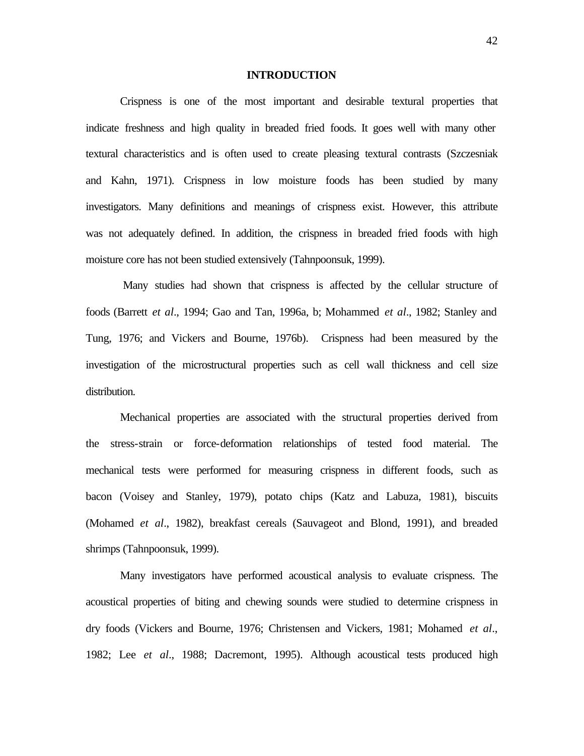## INTRODUCTION

Crispness is one of the most important and desirable textural properties that indicate freshness and high quality in breaded fried foods. It goes well with many other textural characteristics and is often used to create pleasing textural contrasts (Szczesniak and Kahn, 1971). Crispness in low moisture foods has been studied by many investigators. Many definitions and meanings of crispness exist. However, this attribute was not adequately defined. In addition, the crispness in breaded fried foods with high moisture core has not been studied extensively (Tahnpoonsuk, 1999).

Many studies had shown that crispness is affected by the cellular structure of foods (Barrett *et al*., 1994; Gao and Tan, 1996a, b; Mohammed *et al*., 1982; Stanley and Tung, 1976; and Vickers and Bourne, 1976b). Crispness had been measured by the investigation of the microstructural properties such as cell wall thickness and cell size distribution.

Mechanical properties are associated with the structural properties derived from the stress-strain or force-deformation relationships of tested food material. The mechanical tests were performed for measuring crispness in different foods, such as bacon (Voisey and Stanley, 1979), potato chips (Katz and Labuza, 1981), biscuits (Mohamed *et al*., 1982), breakfast cereals (Sauvageot and Blond, 1991), and breaded shrimps (Tahnpoonsuk, 1999).

Many investigators have performed acoustical analysis to evaluate crispness. The acoustical properties of biting and chewing sounds were studied to determine crispness in dry foods (Vickers and Bourne, 1976; Christensen and Vickers, 1981; Mohamed *et al*., 1982; Lee *et al*., 1988; Dacremont, 1995). Although acoustical tests produced high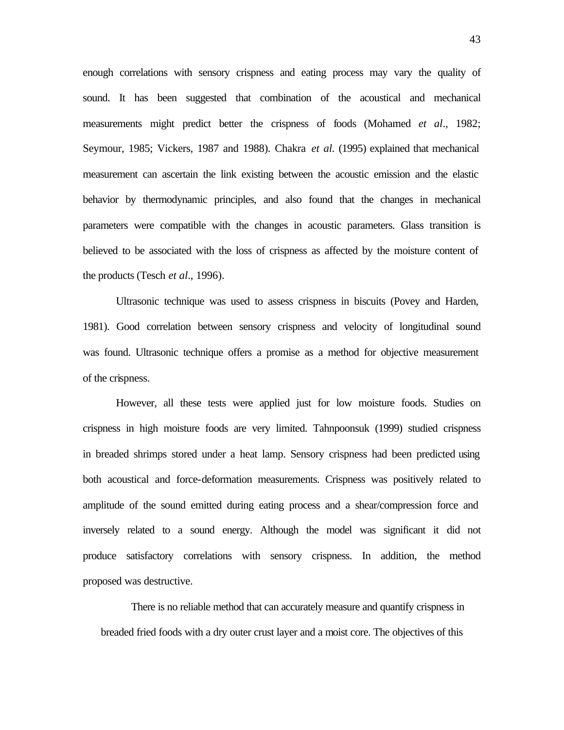enough correlations with sensory crispness and eating process may vary the quality of sound. It has been suggested that combination of the acoustical and mechanical measurements might predict better the crispness of foods (Mohamed *et al*., 1982; Seymour, 1985; Vickers, 1987 and 1988). Chakra *et al*. (1995) explained that mechanical measurement can ascertain the link existing between the acoustic emission and the elastic behavior by thermodynamic principles, and also found that the changes in mechanical parameters were compatible with the changes in acoustic parameters. Glass transition is believed to be associated with the loss of crispness as affected by the moisture content of the products (Tesch *et al*., 1996).

Ultrasonic technique was used to assess crispness in biscuits (Povey and Harden, 1981). Good correlation between sensory crispness and velocity of longitudinal sound was found. Ultrasonic technique offers a promise as a method for objective measurement of the crispness.

However, all these tests were applied just for low moisture foods. Studies on crispness in high moisture foods are very limited. Tahnpoonsuk (1999) studied crispness in breaded shrimps stored under a heat lamp. Sensory crispness had been predicted using both acoustical and force-deformation measurements. Crispness was positively related to amplitude of the sound emitted during eating process and a shear/compression force and inversely related to a sound energy. Although the model was significant it did not produce satisfactory correlations with sensory crispness. In addition, the method proposed was destructive.

There is no reliable method that can accurately measure and quantify crispness in breaded fried foods with a dry outer crust layer and a moist core. The objectives of this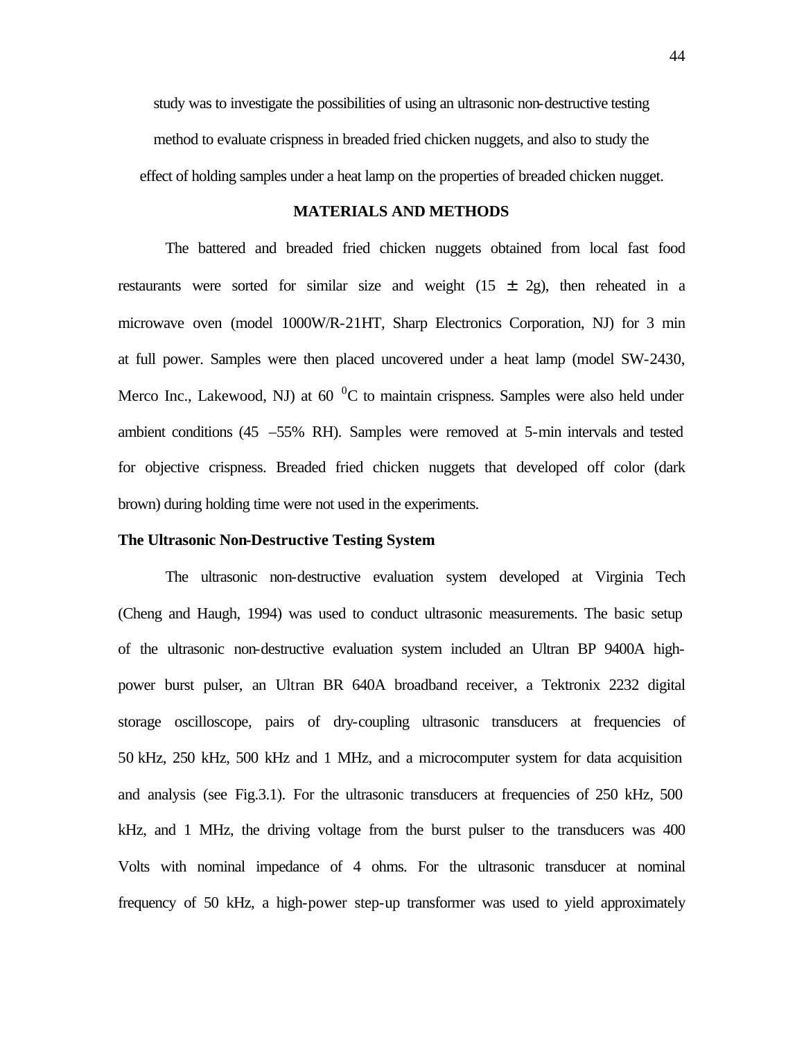study was to investigate the possibilities of using an ultrasonic non-destructive testing method to evaluate crispness in breaded fried chicken nuggets, and also to study the effect of holding samples under a heat lamp on the properties of breaded chicken nugget.

## MATERIALS AND METHODS

The battered and breaded fried chicken nuggets obtained from local fast food restaurants were sorted for similar size and weight (15 $\pm$ 2g), then reheated in a microwave oven (model 1000W/R-21HT, Sharp Electronics Corporation, NJ) for 3 min at full power. Samples were then placed uncovered under a heat lamp (model SW-2430, Merco Inc., Lakewood, NJ) at 60 $^0$C to maintain crispness. Samples were also held under ambient conditions (45 –55% RH). Samples were removed at 5-min intervals and tested for objective crispness. Breaded fried chicken nuggets that developed off color (dark brown) during holding time were not used in the experiments.

### The Ultrasonic Non-Destructive Testing System

The ultrasonic non-destructive evaluation system developed at Virginia Tech (Cheng and Haugh, 1994) was used to conduct ultrasonic measurements. The basic setup of the ultrasonic non-destructive evaluation system included an Ultran BP 9400A high-power burst pulser, an Ultran BR 640A broadband receiver, a Tektronix 2232 digital storage oscilloscope, pairs of dry-coupling ultrasonic transducers at frequencies of 50 kHz, 250 kHz, 500 kHz and 1 MHz, and a microcomputer system for data acquisition and analysis (see Fig.3.1). For the ultrasonic transducers at frequencies of 250 kHz, 500 kHz, and 1 MHz, the driving voltage from the burst pulser to the transducers was 400 Volts with nominal impedance of 4 ohms. For the ultrasonic transducer at nominal frequency of 50 kHz, a high-power step-up transformer was used to yield approximately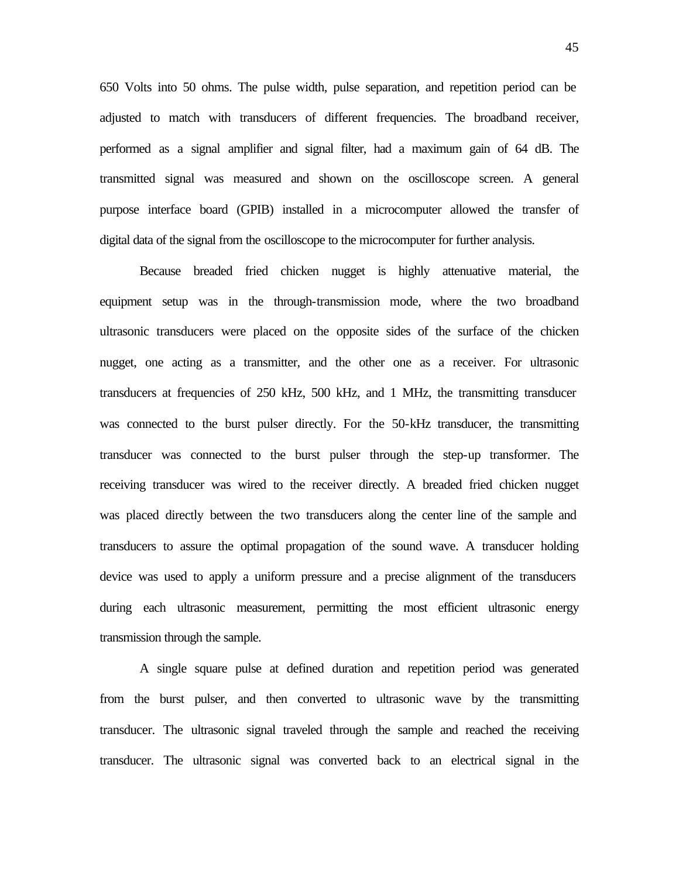650 Volts into 50 ohms. The pulse width, pulse separation, and repetition period can be adjusted to match with transducers of different frequencies. The broadband receiver, performed as a signal amplifier and signal filter, had a maximum gain of 64 dB. The transmitted signal was measured and shown on the oscilloscope screen. A general purpose interface board (GPIB) installed in a microcomputer allowed the transfer of digital data of the signal from the oscilloscope to the microcomputer for further analysis.

Because breaded fried chicken nugget is highly attenuative material, the equipment setup was in the through-transmission mode, where the two broadband ultrasonic transducers were placed on the opposite sides of the surface of the chicken nugget, one acting as a transmitter, and the other one as a receiver. For ultrasonic transducers at frequencies of 250 kHz, 500 kHz, and 1 MHz, the transmitting transducer was connected to the burst pulser directly. For the 50-kHz transducer, the transmitting transducer was connected to the burst pulser through the step-up transformer. The receiving transducer was wired to the receiver directly. A breaded fried chicken nugget was placed directly between the two transducers along the center line of the sample and transducers to assure the optimal propagation of the sound wave. A transducer holding device was used to apply a uniform pressure and a precise alignment of the transducers during each ultrasonic measurement, permitting the most efficient ultrasonic energy transmission through the sample.

A single square pulse at defined duration and repetition period was generated from the burst pulser, and then converted to ultrasonic wave by the transmitting transducer. The ultrasonic signal traveled through the sample and reached the receiving transducer. The ultrasonic signal was converted back to an electrical signal in the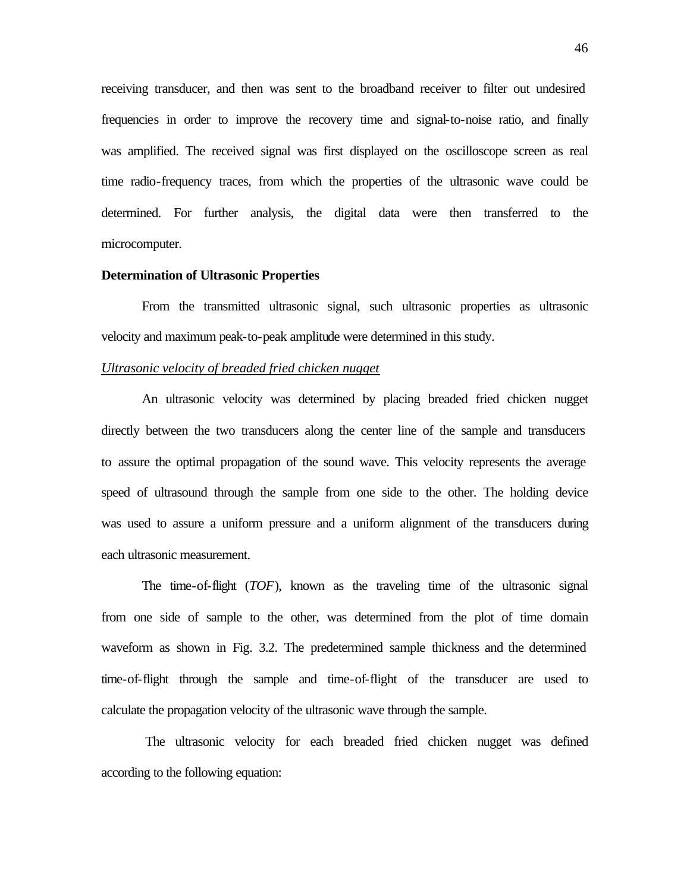receiving transducer, and then was sent to the broadband receiver to filter out undesired frequencies in order to improve the recovery time and signal-to-noise ratio, and finally was amplified. The received signal was first displayed on the oscilloscope screen as real time radio-frequency traces, from which the properties of the ultrasonic wave could be determined. For further analysis, the digital data were then transferred to the microcomputer.

**Determination of Ultrasonic Properties**

From the transmitted ultrasonic signal, such ultrasonic properties as ultrasonic velocity and maximum peak-to-peak amplitude were determined in this study.

<u>*Ultrasonic velocity of breaded fried chicken nugget*</u>

An ultrasonic velocity was determined by placing breaded fried chicken nugget directly between the two transducers along the center line of the sample and transducers to assure the optimal propagation of the sound wave. This velocity represents the average speed of ultrasound through the sample from one side to the other. The holding device was used to assure a uniform pressure and a uniform alignment of the transducers during each ultrasonic measurement.

The time-of-flight (*TOF*), known as the traveling time of the ultrasonic signal from one side of sample to the other, was determined from the plot of time domain waveform as shown in Fig. 3.2. The predetermined sample thickness and the determined time-of-flight through the sample and time-of-flight of the transducer are used to calculate the propagation velocity of the ultrasonic wave through the sample.

The ultrasonic velocity for each breaded fried chicken nugget was defined according to the following equation: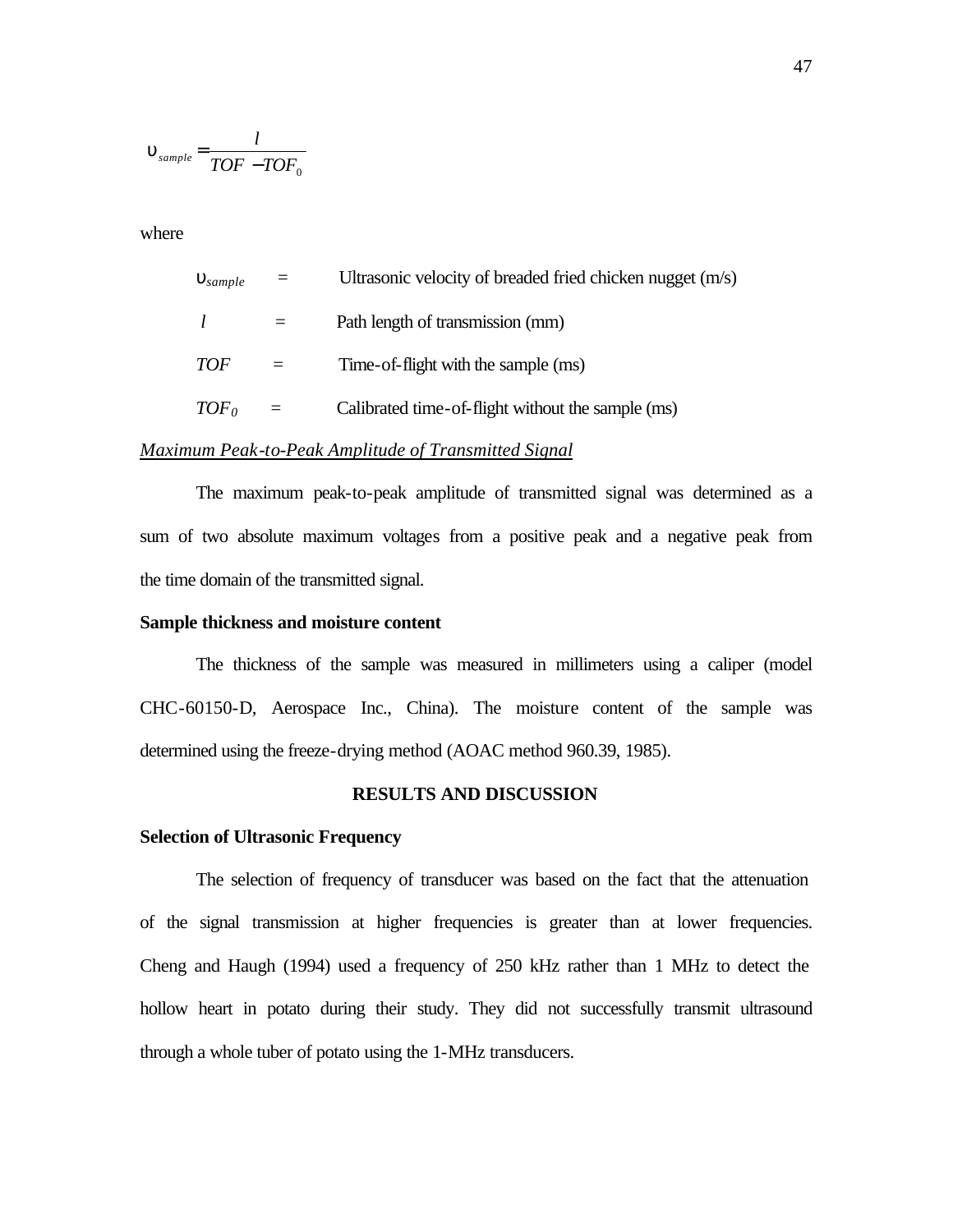$$\upsilon_{sample} = \frac{l}{TOF - TOF_0}$$

where

$\upsilon_{sample}$ = Ultrasonic velocity of breaded fried chicken nugget (m/s)

$l$ = Path length of transmission (mm)

$TOF$ = Time-of-flight with the sample (ms)

$TOF_0$ = Calibrated time-of-flight without the sample (ms)

*Maximum Peak-to-Peak Amplitude of Transmitted Signal*

The maximum peak-to-peak amplitude of transmitted signal was determined as a sum of two absolute maximum voltages from a positive peak and a negative peak from the time domain of the transmitted signal.

**Sample thickness and moisture content**

The thickness of the sample was measured in millimeters using a caliper (model CHC-60150-D, Aerospace Inc., China). The moisture content of the sample was determined using the freeze-drying method (AOAC method 960.39, 1985).

## RESULTS AND DISCUSSION

**Selection of Ultrasonic Frequency**

The selection of frequency of transducer was based on the fact that the attenuation of the signal transmission at higher frequencies is greater than at lower frequencies. Cheng and Haugh (1994) used a frequency of 250 kHz rather than 1 MHz to detect the hollow heart in potato during their study. They did not successfully transmit ultrasound through a whole tuber of potato using the 1-MHz transducers.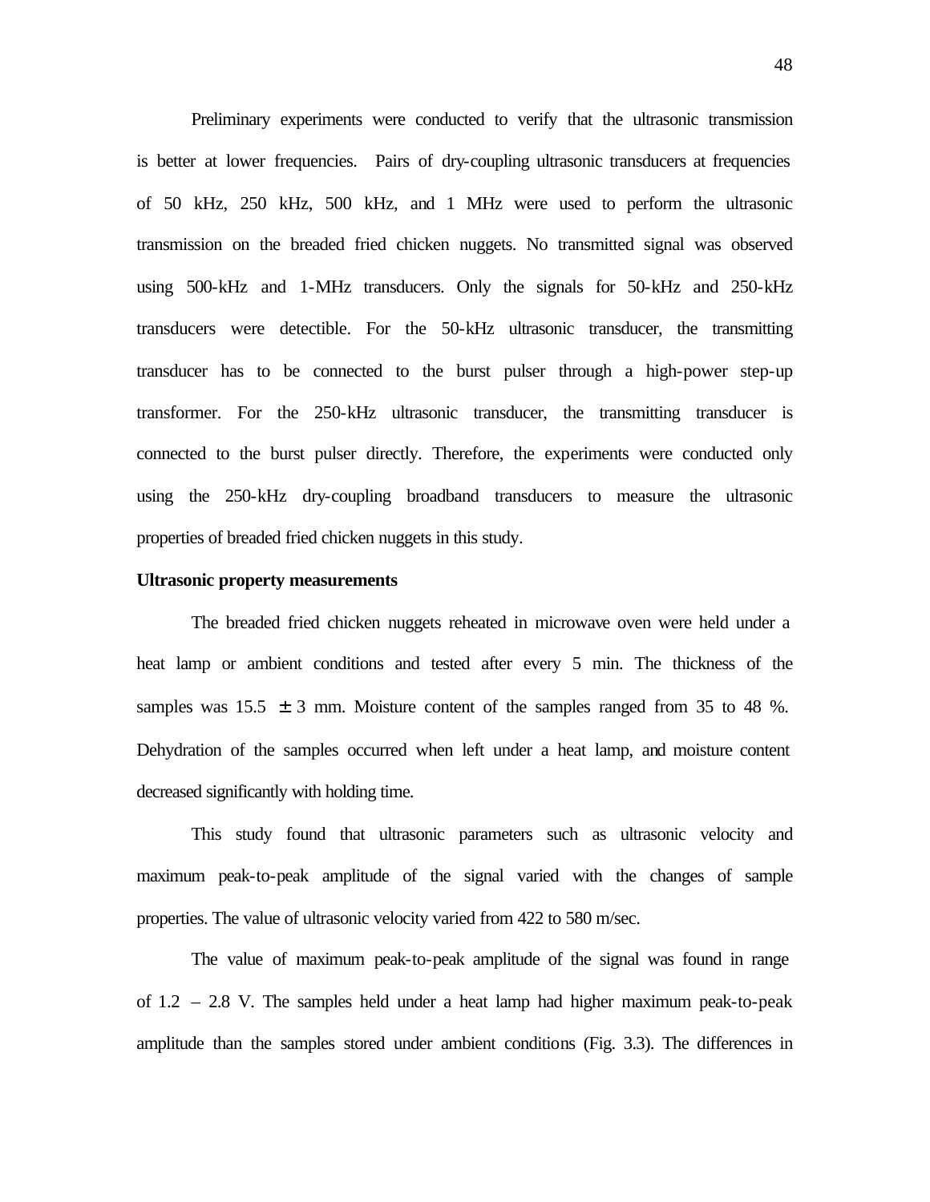Preliminary experiments were conducted to verify that the ultrasonic transmission is better at lower frequencies. Pairs of dry-coupling ultrasonic transducers at frequencies of 50 kHz, 250 kHz, 500 kHz, and 1 MHz were used to perform the ultrasonic transmission on the breaded fried chicken nuggets. No transmitted signal was observed using 500-kHz and 1-MHz transducers. Only the signals for 50-kHz and 250-kHz transducers were detectible. For the 50-kHz ultrasonic transducer, the transmitting transducer has to be connected to the burst pulser through a high-power step-up transformer. For the 250-kHz ultrasonic transducer, the transmitting transducer is connected to the burst pulser directly. Therefore, the experiments were conducted only using the 250-kHz dry-coupling broadband transducers to measure the ultrasonic properties of breaded fried chicken nuggets in this study.

**Ultrasonic property measurements**

The breaded fried chicken nuggets reheated in microwave oven were held under a heat lamp or ambient conditions and tested after every 5 min. The thickness of the samples was $15.5 \pm 3$ mm. Moisture content of the samples ranged from 35 to 48 %. Dehydration of the samples occurred when left under a heat lamp, and moisture content decreased significantly with holding time.

This study found that ultrasonic parameters such as ultrasonic velocity and maximum peak-to-peak amplitude of the signal varied with the changes of sample properties. The value of ultrasonic velocity varied from 422 to 580 m/sec.

The value of maximum peak-to-peak amplitude of the signal was found in range of 1.2 – 2.8 V. The samples held under a heat lamp had higher maximum peak-to-peak amplitude than the samples stored under ambient conditions (Fig. 3.3). The differences in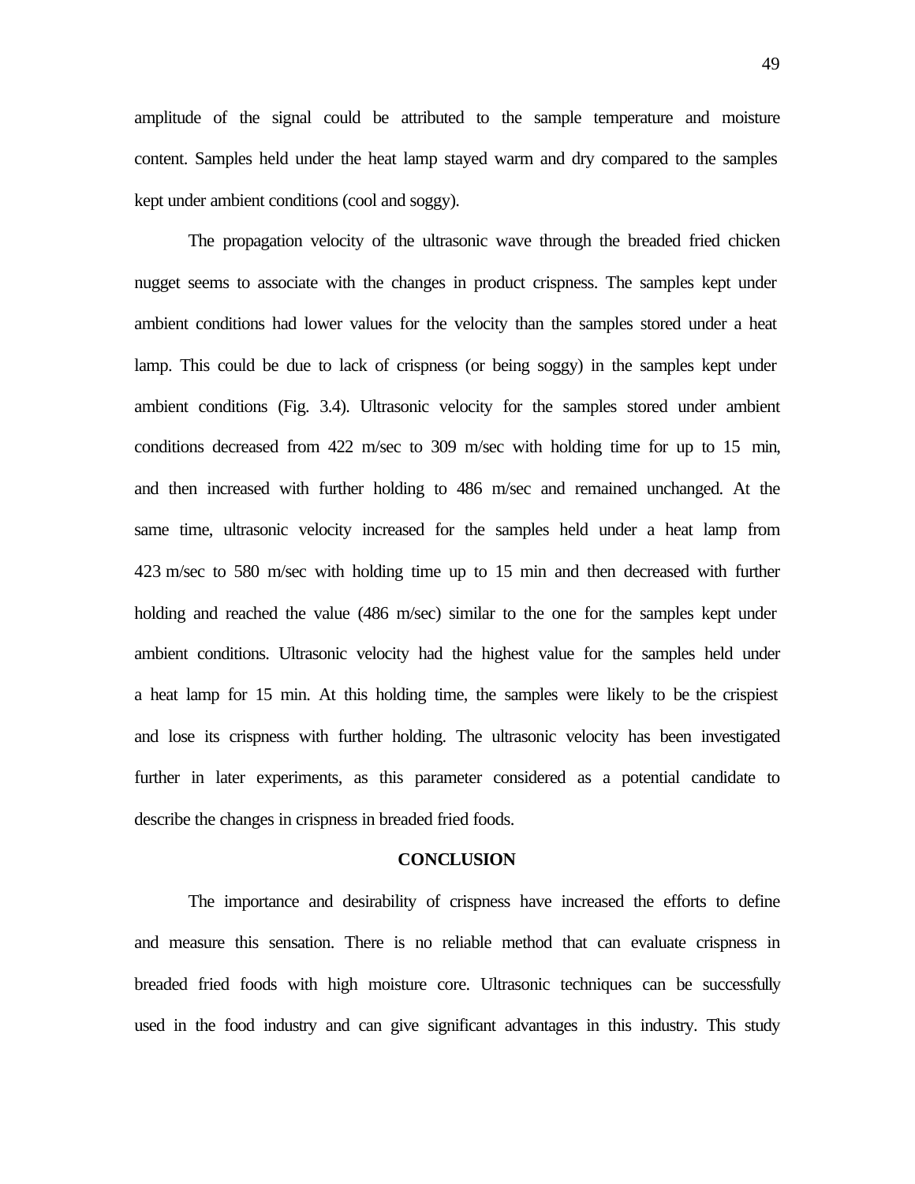amplitude of the signal could be attributed to the sample temperature and moisture content. Samples held under the heat lamp stayed warm and dry compared to the samples kept under ambient conditions (cool and soggy).

The propagation velocity of the ultrasonic wave through the breaded fried chicken nugget seems to associate with the changes in product crispness. The samples kept under ambient conditions had lower values for the velocity than the samples stored under a heat lamp. This could be due to lack of crispness (or being soggy) in the samples kept under ambient conditions (Fig. 3.4). Ultrasonic velocity for the samples stored under ambient conditions decreased from 422 m/sec to 309 m/sec with holding time for up to 15 min, and then increased with further holding to 486 m/sec and remained unchanged. At the same time, ultrasonic velocity increased for the samples held under a heat lamp from 423 m/sec to 580 m/sec with holding time up to 15 min and then decreased with further holding and reached the value (486 m/sec) similar to the one for the samples kept under ambient conditions. Ultrasonic velocity had the highest value for the samples held under a heat lamp for 15 min. At this holding time, the samples were likely to be the crispiest and lose its crispness with further holding. The ultrasonic velocity has been investigated further in later experiments, as this parameter considered as a potential candidate to describe the changes in crispness in breaded fried foods.

## CONCLUSION

The importance and desirability of crispness have increased the efforts to define and measure this sensation. There is no reliable method that can evaluate crispness in breaded fried foods with high moisture core. Ultrasonic techniques can be successfully used in the food industry and can give significant advantages in this industry. This study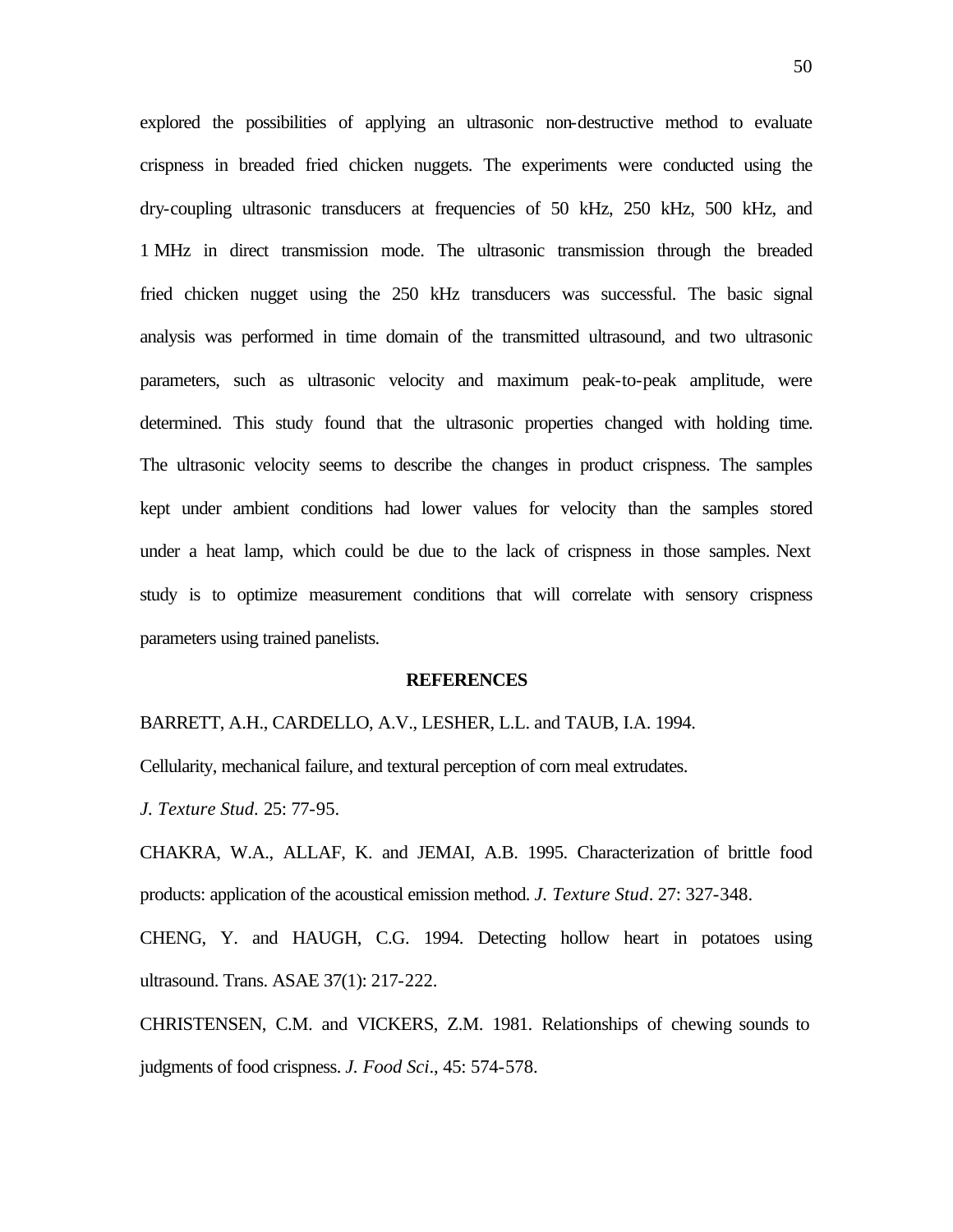explored the possibilities of applying an ultrasonic non-destructive method to evaluate crispness in breaded fried chicken nuggets. The experiments were conducted using the dry-coupling ultrasonic transducers at frequencies of 50 kHz, 250 kHz, 500 kHz, and 1 MHz in direct transmission mode. The ultrasonic transmission through the breaded fried chicken nugget using the 250 kHz transducers was successful. The basic signal analysis was performed in time domain of the transmitted ultrasound, and two ultrasonic parameters, such as ultrasonic velocity and maximum peak-to-peak amplitude, were determined. This study found that the ultrasonic properties changed with holding time. The ultrasonic velocity seems to describe the changes in product crispness. The samples kept under ambient conditions had lower values for velocity than the samples stored under a heat lamp, which could be due to the lack of crispness in those samples. Next study is to optimize measurement conditions that will correlate with sensory crispness parameters using trained panelists.

## REFERENCES

BARRETT, A.H., CARDELLO, A.V., LESHER, L.L. and TAUB, I.A. 1994. Cellularity, mechanical failure, and textural perception of corn meal extrudates. *J. Texture Stud.* 25: 77-95.

CHAKRA, W.A., ALLAF, K. and JEMAI, A.B. 1995. Characterization of brittle food products: application of the acoustical emission method. *J. Texture Stud*. 27: 327-348.

CHENG, Y. and HAUGH, C.G. 1994. Detecting hollow heart in potatoes using ultrasound. Trans. ASAE 37(1): 217-222.

CHRISTENSEN, C.M. and VICKERS, Z.M. 1981. Relationships of chewing sounds to judgments of food crispness. *J. Food Sci*., 45: 574-578.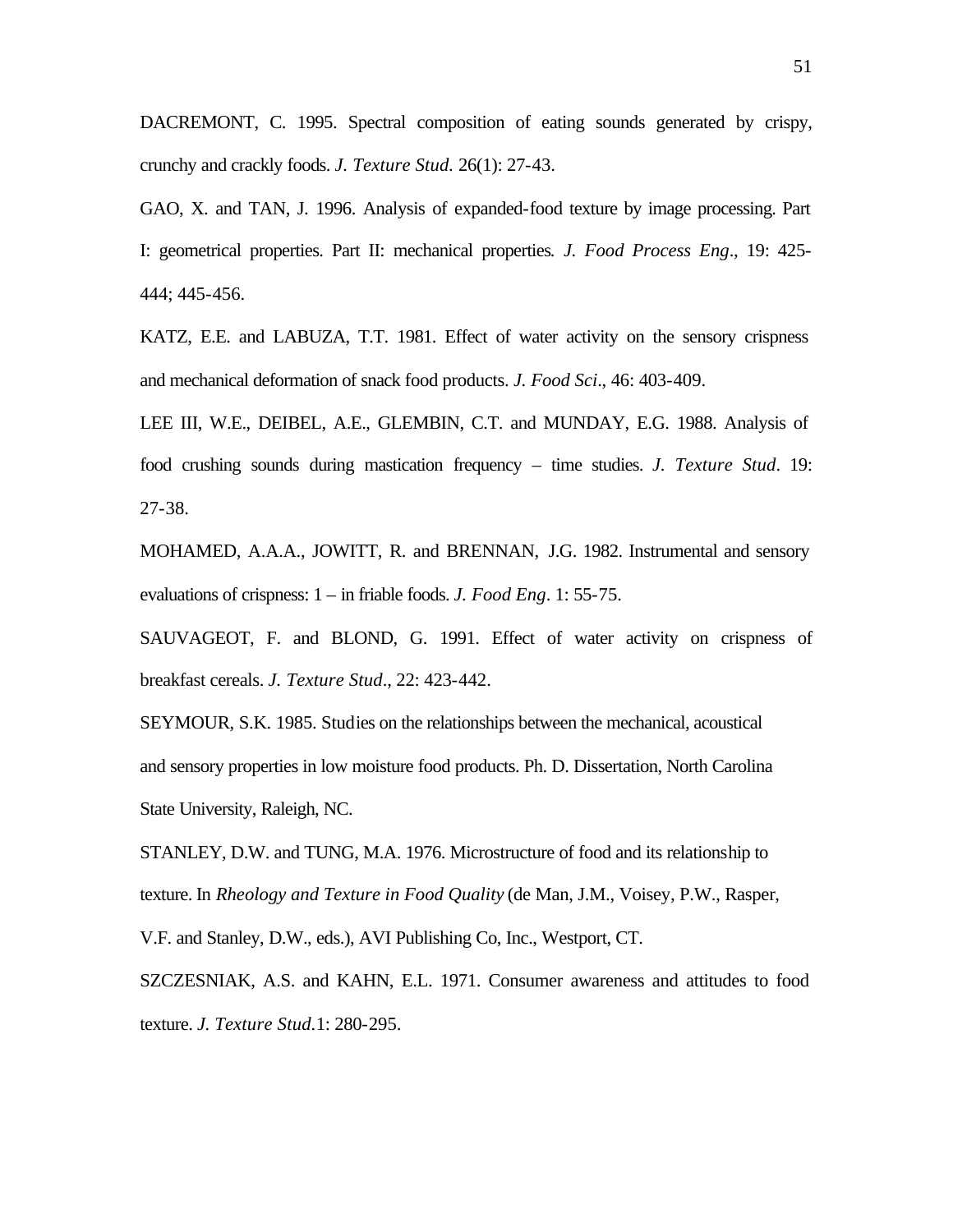DACREMONT, C. 1995. Spectral composition of eating sounds generated by crispy, crunchy and crackly foods. *J. Texture Stud.* 26(1): 27-43.

GAO, X. and TAN, J. 1996. Analysis of expanded-food texture by image processing. Part I: geometrical properties. Part II: mechanical properties. *J. Food Process Eng*., 19: 425-444; 445-456.

KATZ, E.E. and LABUZA, T.T. 1981. Effect of water activity on the sensory crispness and mechanical deformation of snack food products. *J. Food Sci*., 46: 403-409.

LEE III, W.E., DEIBEL, A.E., GLEMBIN, C.T. and MUNDAY, E.G. 1988. Analysis of food crushing sounds during mastication frequency – time studies. *J. Texture Stud*. 19: 27-38.

MOHAMED, A.A.A., JOWITT, R. and BRENNAN, J.G. 1982. Instrumental and sensory evaluations of crispness: 1 – in friable foods. *J. Food Eng*. 1: 55-75.

SAUVAGEOT, F. and BLOND, G. 1991. Effect of water activity on crispness of breakfast cereals. *J. Texture Stud*., 22: 423-442.

SEYMOUR, S.K. 1985. Studies on the relationships between the mechanical, acoustical and sensory properties in low moisture food products. Ph. D. Dissertation, North Carolina State University, Raleigh, NC.

STANLEY, D.W. and TUNG, M.A. 1976. Microstructure of food and its relationship to texture. In *Rheology and Texture in Food Quality* (de Man, J.M., Voisey, P.W., Rasper, V.F. and Stanley, D.W., eds.), AVI Publishing Co, Inc., Westport, CT.

SZCZESNIAK, A.S. and KAHN, E.L. 1971. Consumer awareness and attitudes to food texture. *J. Texture Stud*.1: 280-295.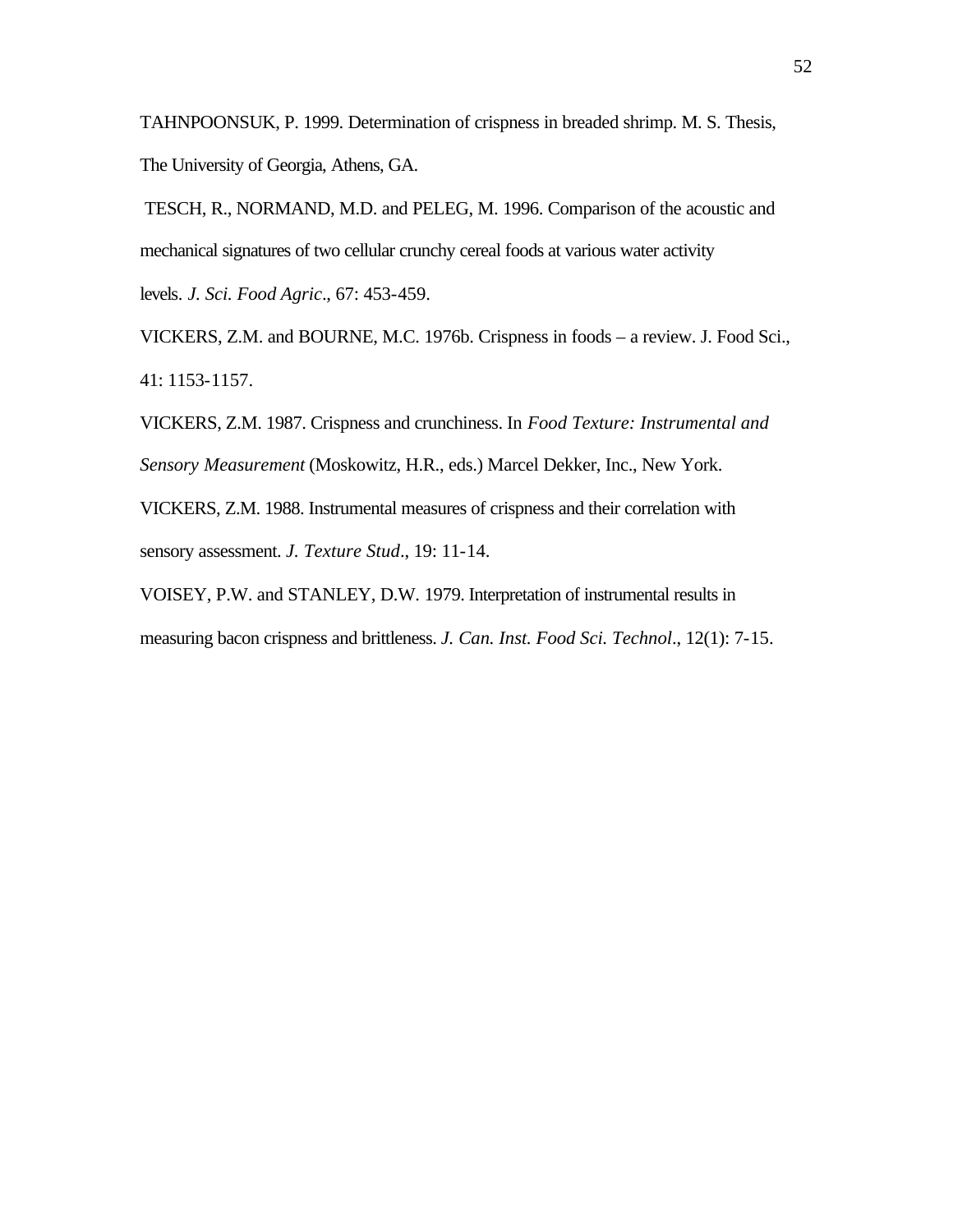TAHNPOONSUK, P. 1999. Determination of crispness in breaded shrimp. M. S. Thesis, The University of Georgia, Athens, GA.

TESCH, R., NORMAND, M.D. and PELEG, M. 1996. Comparison of the acoustic and mechanical signatures of two cellular crunchy cereal foods at various water activity levels. *J. Sci. Food Agric*., 67: 453-459.

VICKERS, Z.M. and BOURNE, M.C. 1976b. Crispness in foods – a review. J. Food Sci., 41: 1153-1157.

VICKERS, Z.M. 1987. Crispness and crunchiness. In *Food Texture: Instrumental and Sensory Measurement* (Moskowitz, H.R., eds.) Marcel Dekker, Inc., New York.

VICKERS, Z.M. 1988. Instrumental measures of crispness and their correlation with sensory assessment. *J. Texture Stud*., 19: 11-14.

VOISEY, P.W. and STANLEY, D.W. 1979. Interpretation of instrumental results in measuring bacon crispness and brittleness. *J. Can. Inst. Food Sci. Technol*., 12(1): 7-15.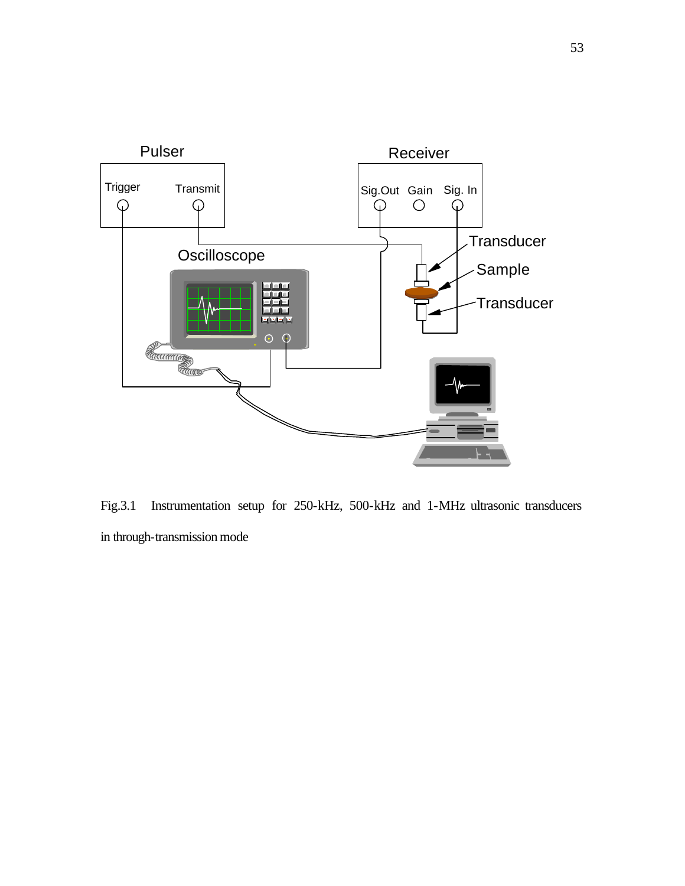Fig.3.1 Instrumentation setup for 250-kHz, 500-kHz and 1-MHz ultrasonic transducers in through-transmission mode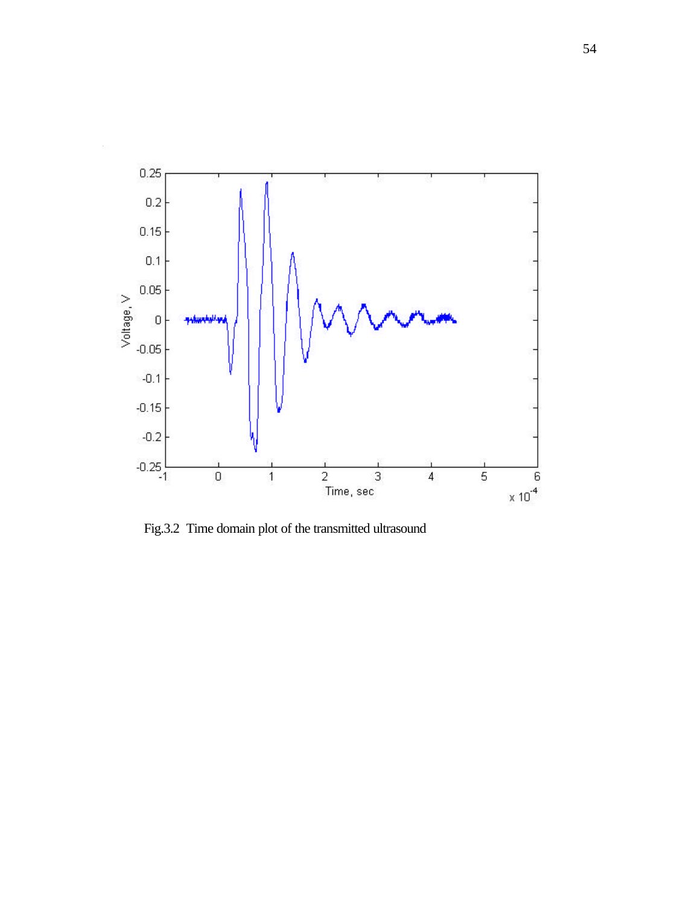Fig.3.2 Time domain plot of the transmitted ultrasound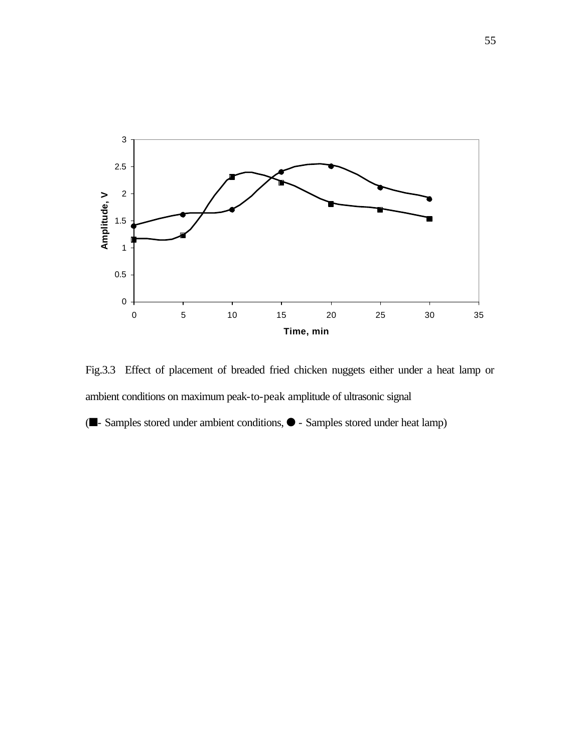Fig.3.3 Effect of placement of breaded fried chicken nuggets either under a heat lamp or ambient conditions on maximum peak-to-peak amplitude of ultrasonic signal

(■- Samples stored under ambient conditions, ● - Samples stored under heat lamp)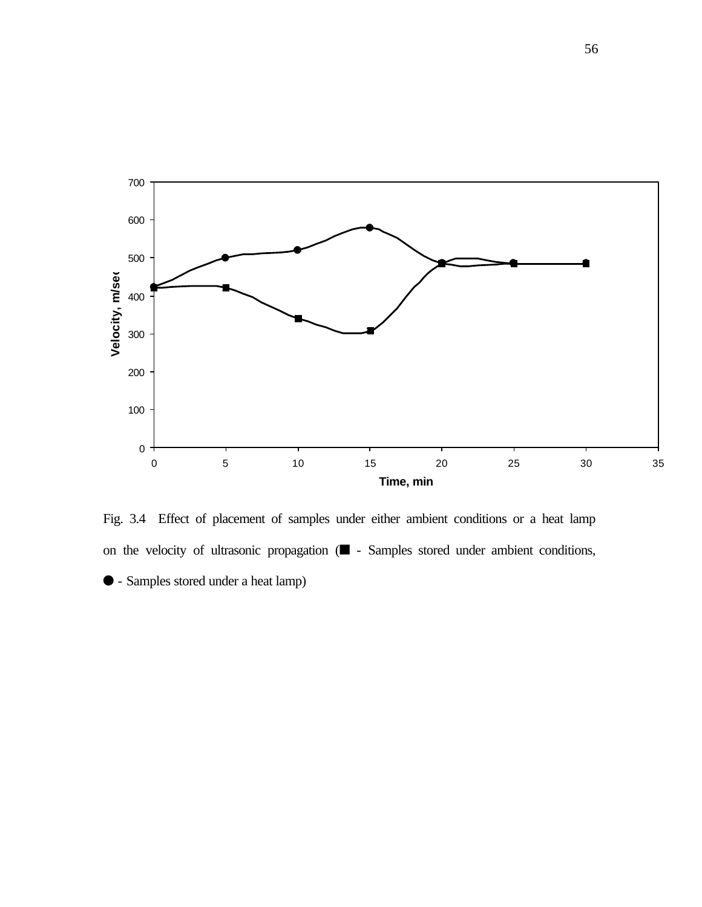Fig. 3.4 Effect of placement of samples under either ambient conditions or a heat lamp on the velocity of ultrasonic propagation (■ - Samples stored under ambient conditions, ● - Samples stored under a heat lamp)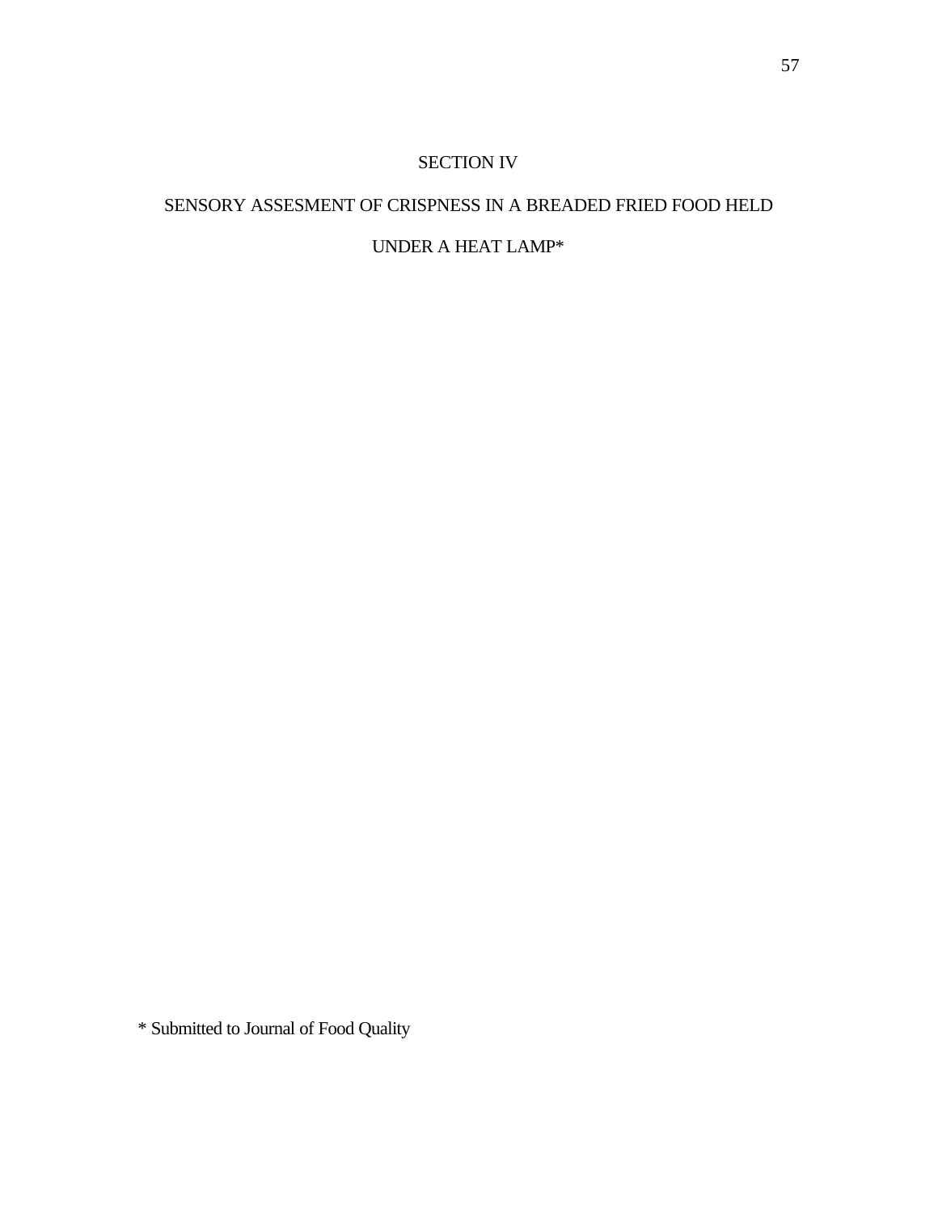# SECTION IV

# SENSORY ASSESMENT OF CRISPNESS IN A BREADED FRIED FOOD HELD UNDER A HEAT LAMP*

\* Submitted to Journal of Food Quality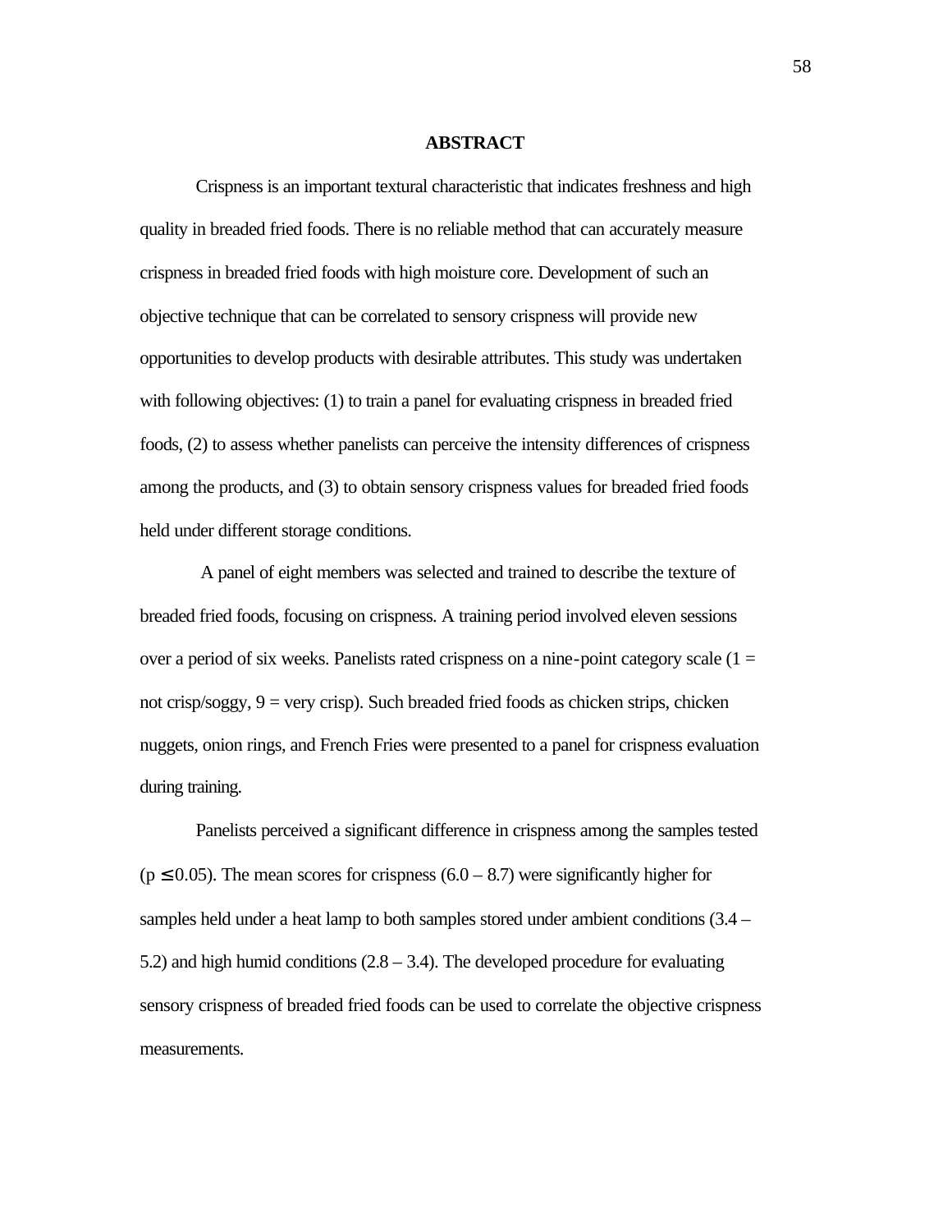## ABSTRACT

Crispness is an important textural characteristic that indicates freshness and high quality in breaded fried foods. There is no reliable method that can accurately measure crispness in breaded fried foods with high moisture core. Development of such an objective technique that can be correlated to sensory crispness will provide new opportunities to develop products with desirable attributes. This study was undertaken with following objectives: (1) to train a panel for evaluating crispness in breaded fried foods, (2) to assess whether panelists can perceive the intensity differences of crispness among the products, and (3) to obtain sensory crispness values for breaded fried foods held under different storage conditions.

A panel of eight members was selected and trained to describe the texture of breaded fried foods, focusing on crispness. A training period involved eleven sessions over a period of six weeks. Panelists rated crispness on a nine-point category scale (1 = not crisp/soggy, 9 = very crisp). Such breaded fried foods as chicken strips, chicken nuggets, onion rings, and French Fries were presented to a panel for crispness evaluation during training.

Panelists perceived a significant difference in crispness among the samples tested ($p \leq 0.05$). The mean scores for crispness (6.0 – 8.7) were significantly higher for samples held under a heat lamp to both samples stored under ambient conditions (3.4 – 5.2) and high humid conditions (2.8 – 3.4). The developed procedure for evaluating sensory crispness of breaded fried foods can be used to correlate the objective crispness measurements.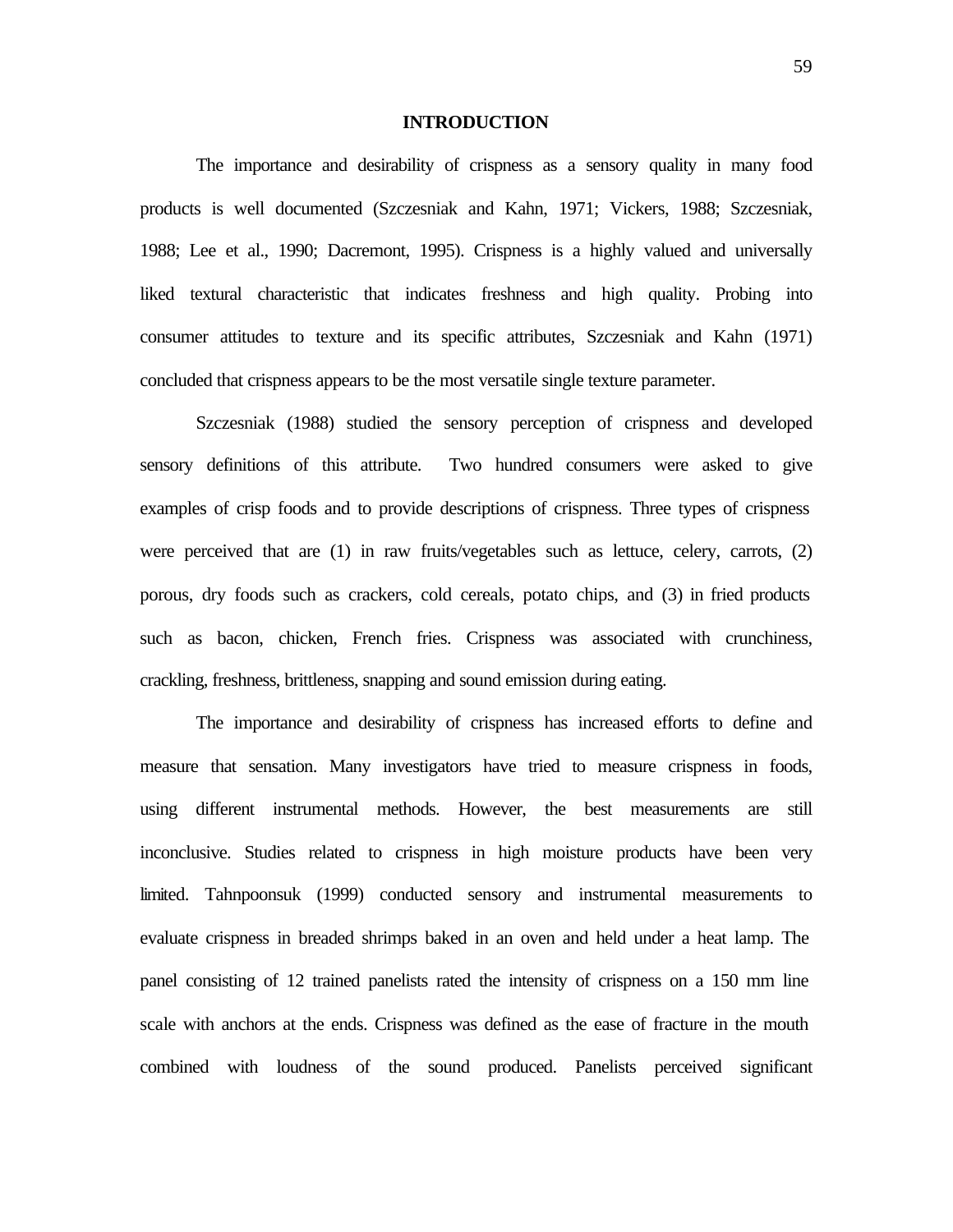## INTRODUCTION

The importance and desirability of crispness as a sensory quality in many food products is well documented (Szczesniak and Kahn, 1971; Vickers, 1988; Szczesniak, 1988; Lee et al., 1990; Dacremont, 1995). Crispness is a highly valued and universally liked textural characteristic that indicates freshness and high quality. Probing into consumer attitudes to texture and its specific attributes, Szczesniak and Kahn (1971) concluded that crispness appears to be the most versatile single texture parameter.

Szczesniak (1988) studied the sensory perception of crispness and developed sensory definitions of this attribute. Two hundred consumers were asked to give examples of crisp foods and to provide descriptions of crispness. Three types of crispness were perceived that are (1) in raw fruits/vegetables such as lettuce, celery, carrots, (2) porous, dry foods such as crackers, cold cereals, potato chips, and (3) in fried products such as bacon, chicken, French fries. Crispness was associated with crunchiness, crackling, freshness, brittleness, snapping and sound emission during eating.

The importance and desirability of crispness has increased efforts to define and measure that sensation. Many investigators have tried to measure crispness in foods, using different instrumental methods. However, the best measurements are still inconclusive. Studies related to crispness in high moisture products have been very limited. Tahnpoonsuk (1999) conducted sensory and instrumental measurements to evaluate crispness in breaded shrimps baked in an oven and held under a heat lamp. The panel consisting of 12 trained panelists rated the intensity of crispness on a 150 mm line scale with anchors at the ends. Crispness was defined as the ease of fracture in the mouth combined with loudness of the sound produced. Panelists perceived significant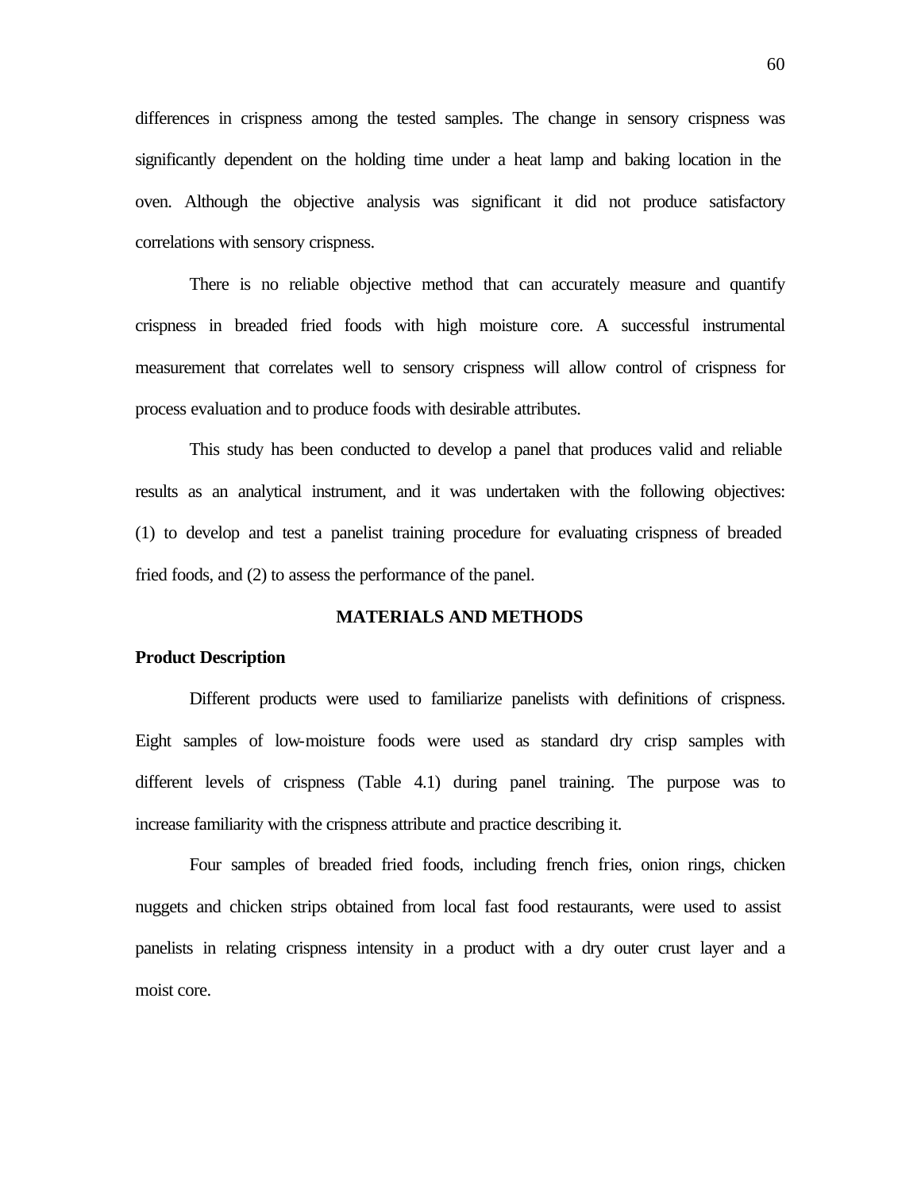differences in crispness among the tested samples. The change in sensory crispness was significantly dependent on the holding time under a heat lamp and baking location in the oven. Although the objective analysis was significant it did not produce satisfactory correlations with sensory crispness.

There is no reliable objective method that can accurately measure and quantify crispness in breaded fried foods with high moisture core. A successful instrumental measurement that correlates well to sensory crispness will allow control of crispness for process evaluation and to produce foods with desirable attributes.

This study has been conducted to develop a panel that produces valid and reliable results as an analytical instrument, and it was undertaken with the following objectives: (1) to develop and test a panelist training procedure for evaluating crispness of breaded fried foods, and (2) to assess the performance of the panel.

## MATERIALS AND METHODS

### Product Description

Different products were used to familiarize panelists with definitions of crispness. Eight samples of low-moisture foods were used as standard dry crisp samples with different levels of crispness (Table 4.1) during panel training. The purpose was to increase familiarity with the crispness attribute and practice describing it.

Four samples of breaded fried foods, including french fries, onion rings, chicken nuggets and chicken strips obtained from local fast food restaurants, were used to assist panelists in relating crispness intensity in a product with a dry outer crust layer and a moist core.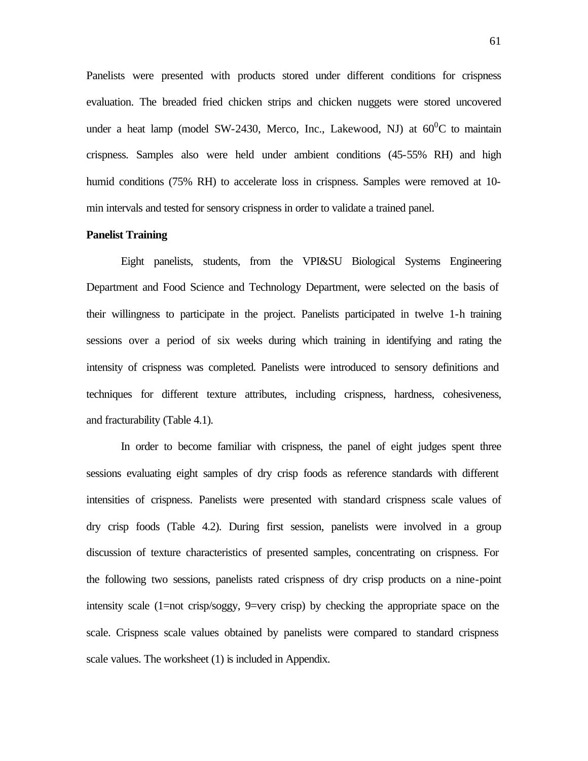Panelists were presented with products stored under different conditions for crispness evaluation. The breaded fried chicken strips and chicken nuggets were stored uncovered under a heat lamp (model SW-2430, Merco, Inc., Lakewood, NJ) at $60^0$C to maintain crispness. Samples also were held under ambient conditions (45-55% RH) and high humid conditions (75% RH) to accelerate loss in crispness. Samples were removed at 10-min intervals and tested for sensory crispness in order to validate a trained panel.

**Panelist Training**

Eight panelists, students, from the VPI&SU Biological Systems Engineering Department and Food Science and Technology Department, were selected on the basis of their willingness to participate in the project. Panelists participated in twelve 1-h training sessions over a period of six weeks during which training in identifying and rating the intensity of crispness was completed. Panelists were introduced to sensory definitions and techniques for different texture attributes, including crispness, hardness, cohesiveness, and fracturability (Table 4.1).

In order to become familiar with crispness, the panel of eight judges spent three sessions evaluating eight samples of dry crisp foods as reference standards with different intensities of crispness. Panelists were presented with standard crispness scale values of dry crisp foods (Table 4.2). During first session, panelists were involved in a group discussion of texture characteristics of presented samples, concentrating on crispness. For the following two sessions, panelists rated crispness of dry crisp products on a nine-point intensity scale (1=not crisp/soggy, 9=very crisp) by checking the appropriate space on the scale. Crispness scale values obtained by panelists were compared to standard crispness scale values. The worksheet (1) is included in Appendix.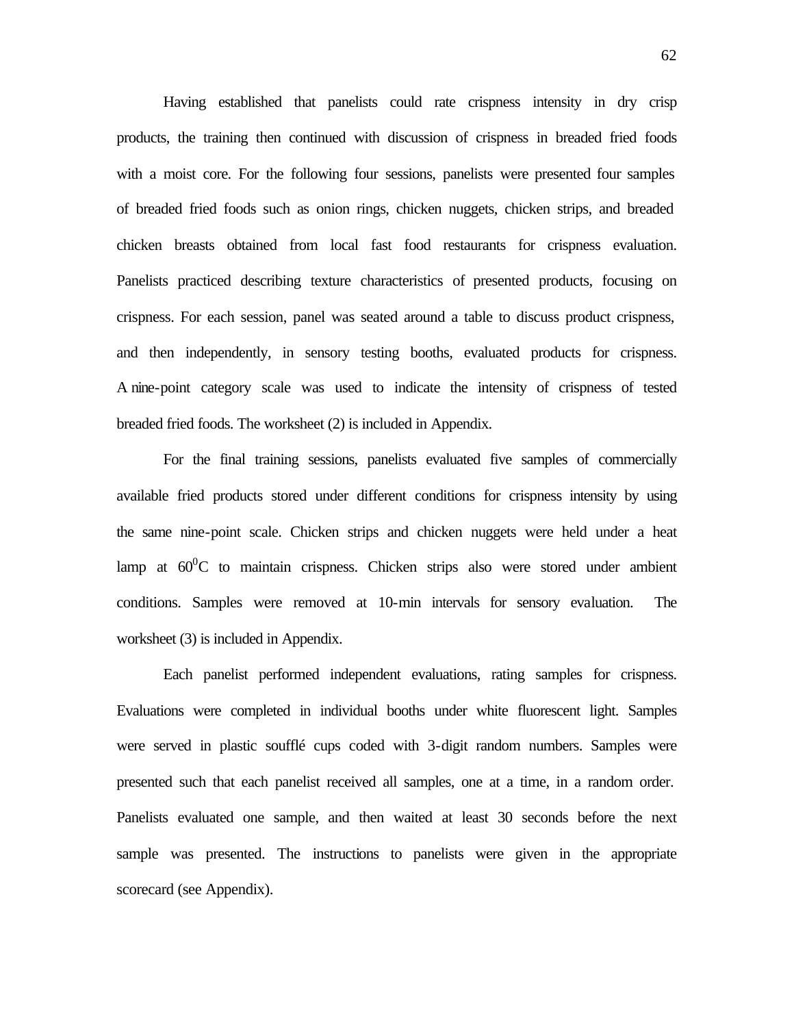Having established that panelists could rate crispness intensity in dry crisp products, the training then continued with discussion of crispness in breaded fried foods with a moist core. For the following four sessions, panelists were presented four samples of breaded fried foods such as onion rings, chicken nuggets, chicken strips, and breaded chicken breasts obtained from local fast food restaurants for crispness evaluation. Panelists practiced describing texture characteristics of presented products, focusing on crispness. For each session, panel was seated around a table to discuss product crispness, and then independently, in sensory testing booths, evaluated products for crispness. A nine-point category scale was used to indicate the intensity of crispness of tested breaded fried foods. The worksheet (2) is included in Appendix.

For the final training sessions, panelists evaluated five samples of commercially available fried products stored under different conditions for crispness intensity by using the same nine-point scale. Chicken strips and chicken nuggets were held under a heat lamp at $60^0$C to maintain crispness. Chicken strips also were stored under ambient conditions. Samples were removed at 10-min intervals for sensory evaluation. The worksheet (3) is included in Appendix.

Each panelist performed independent evaluations, rating samples for crispness. Evaluations were completed in individual booths under white fluorescent light. Samples were served in plastic soufflé cups coded with 3-digit random numbers. Samples were presented such that each panelist received all samples, one at a time, in a random order. Panelists evaluated one sample, and then waited at least 30 seconds before the next sample was presented. The instructions to panelists were given in the appropriate scorecard (see Appendix).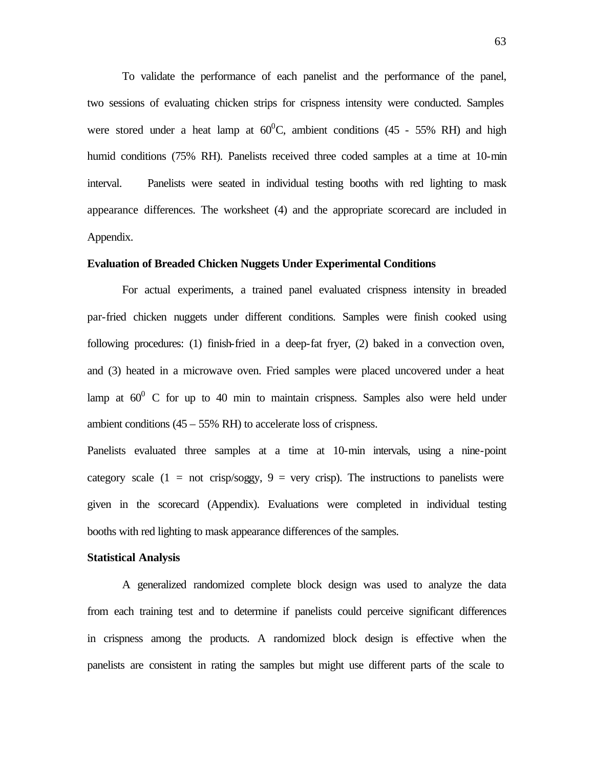To validate the performance of each panelist and the performance of the panel, two sessions of evaluating chicken strips for crispness intensity were conducted. Samples were stored under a heat lamp at $60^0$C, ambient conditions (45 - 55% RH) and high humid conditions (75% RH). Panelists received three coded samples at a time at 10-min interval. Panelists were seated in individual testing booths with red lighting to mask appearance differences. The worksheet (4) and the appropriate scorecard are included in Appendix.

**Evaluation of Breaded Chicken Nuggets Under Experimental Conditions**

For actual experiments, a trained panel evaluated crispness intensity in breaded par-fried chicken nuggets under different conditions. Samples were finish cooked using following procedures: (1) finish-fried in a deep-fat fryer, (2) baked in a convection oven, and (3) heated in a microwave oven. Fried samples were placed uncovered under a heat lamp at $60^0$ C for up to 40 min to maintain crispness. Samples also were held under ambient conditions (45 – 55% RH) to accelerate loss of crispness.

Panelists evaluated three samples at a time at 10-min intervals, using a nine-point category scale (1 = not crisp/soggy, 9 = very crisp). The instructions to panelists were given in the scorecard (Appendix). Evaluations were completed in individual testing booths with red lighting to mask appearance differences of the samples.

**Statistical Analysis**

A generalized randomized complete block design was used to analyze the data from each training test and to determine if panelists could perceive significant differences in crispness among the products. A randomized block design is effective when the panelists are consistent in rating the samples but might use different parts of the scale to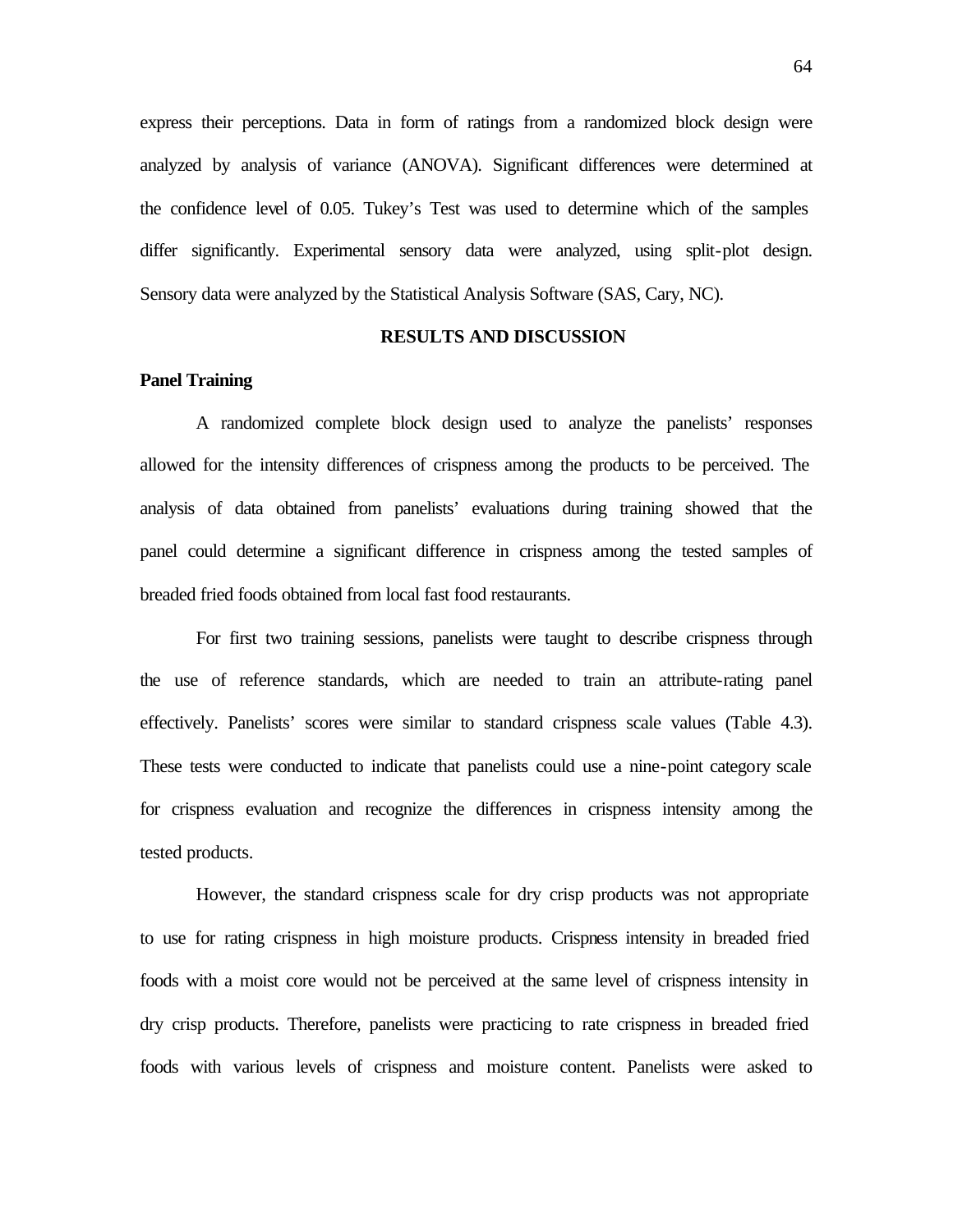express their perceptions. Data in form of ratings from a randomized block design were analyzed by analysis of variance (ANOVA). Significant differences were determined at the confidence level of 0.05. Tukey's Test was used to determine which of the samples differ significantly. Experimental sensory data were analyzed, using split-plot design. Sensory data were analyzed by the Statistical Analysis Software (SAS, Cary, NC).

## RESULTS AND DISCUSSION

### Panel Training

A randomized complete block design used to analyze the panelists' responses allowed for the intensity differences of crispness among the products to be perceived. The analysis of data obtained from panelists' evaluations during training showed that the panel could determine a significant difference in crispness among the tested samples of breaded fried foods obtained from local fast food restaurants.

For first two training sessions, panelists were taught to describe crispness through the use of reference standards, which are needed to train an attribute-rating panel effectively. Panelists' scores were similar to standard crispness scale values (Table 4.3). These tests were conducted to indicate that panelists could use a nine-point category scale for crispness evaluation and recognize the differences in crispness intensity among the tested products.

However, the standard crispness scale for dry crisp products was not appropriate to use for rating crispness in high moisture products. Crispness intensity in breaded fried foods with a moist core would not be perceived at the same level of crispness intensity in dry crisp products. Therefore, panelists were practicing to rate crispness in breaded fried foods with various levels of crispness and moisture content. Panelists were asked to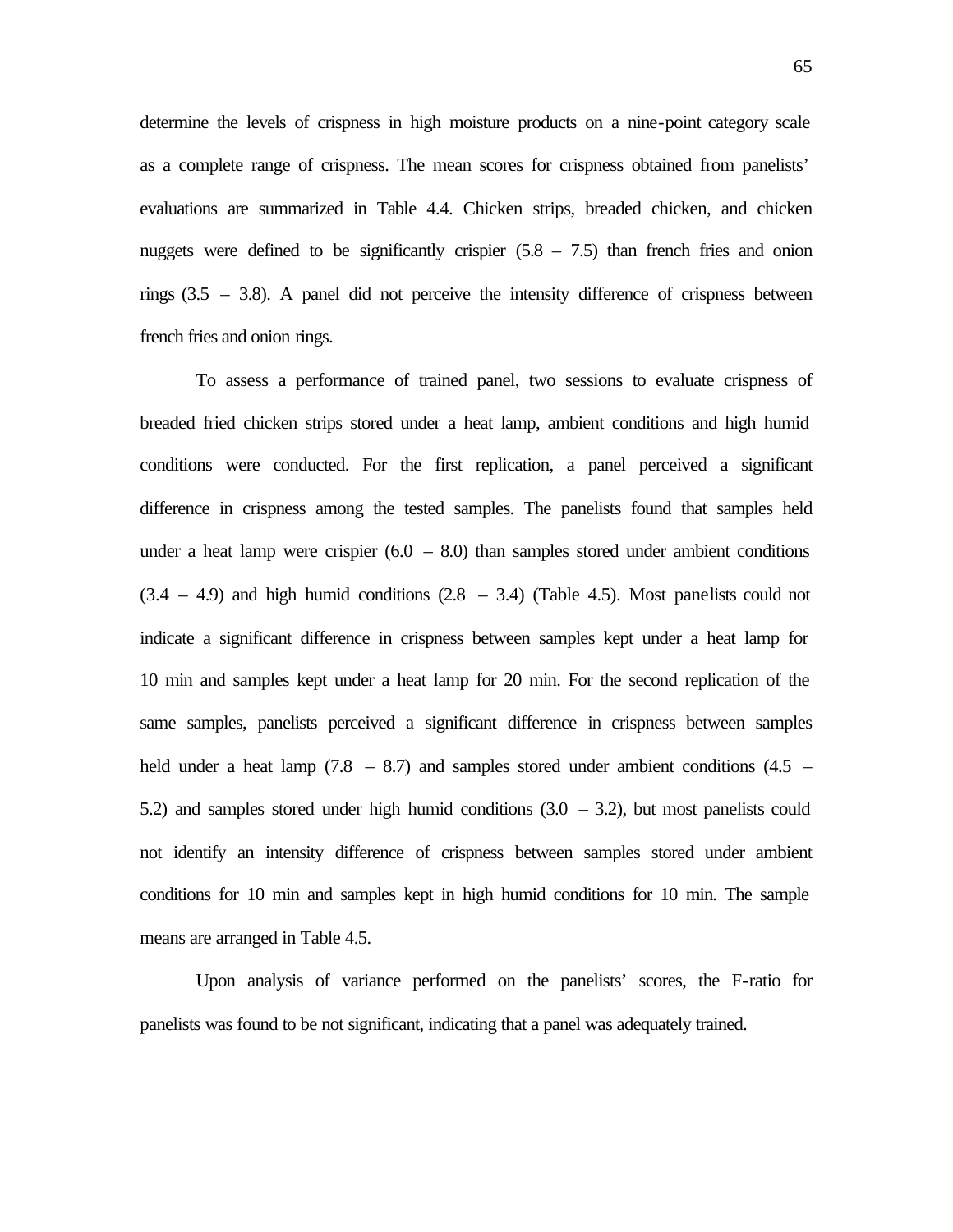determine the levels of crispness in high moisture products on a nine-point category scale as a complete range of crispness. The mean scores for crispness obtained from panelists' evaluations are summarized in Table 4.4. Chicken strips, breaded chicken, and chicken nuggets were defined to be significantly crispier (5.8 – 7.5) than french fries and onion rings (3.5 – 3.8). A panel did not perceive the intensity difference of crispness between french fries and onion rings.

To assess a performance of trained panel, two sessions to evaluate crispness of breaded fried chicken strips stored under a heat lamp, ambient conditions and high humid conditions were conducted. For the first replication, a panel perceived a significant difference in crispness among the tested samples. The panelists found that samples held under a heat lamp were crispier (6.0 – 8.0) than samples stored under ambient conditions (3.4 – 4.9) and high humid conditions (2.8 – 3.4) (Table 4.5). Most panelists could not indicate a significant difference in crispness between samples kept under a heat lamp for 10 min and samples kept under a heat lamp for 20 min. For the second replication of the same samples, panelists perceived a significant difference in crispness between samples held under a heat lamp (7.8 – 8.7) and samples stored under ambient conditions (4.5 – 5.2) and samples stored under high humid conditions (3.0 – 3.2), but most panelists could not identify an intensity difference of crispness between samples stored under ambient conditions for 10 min and samples kept in high humid conditions for 10 min. The sample means are arranged in Table 4.5.

Upon analysis of variance performed on the panelists' scores, the F-ratio for panelists was found to be not significant, indicating that a panel was adequately trained.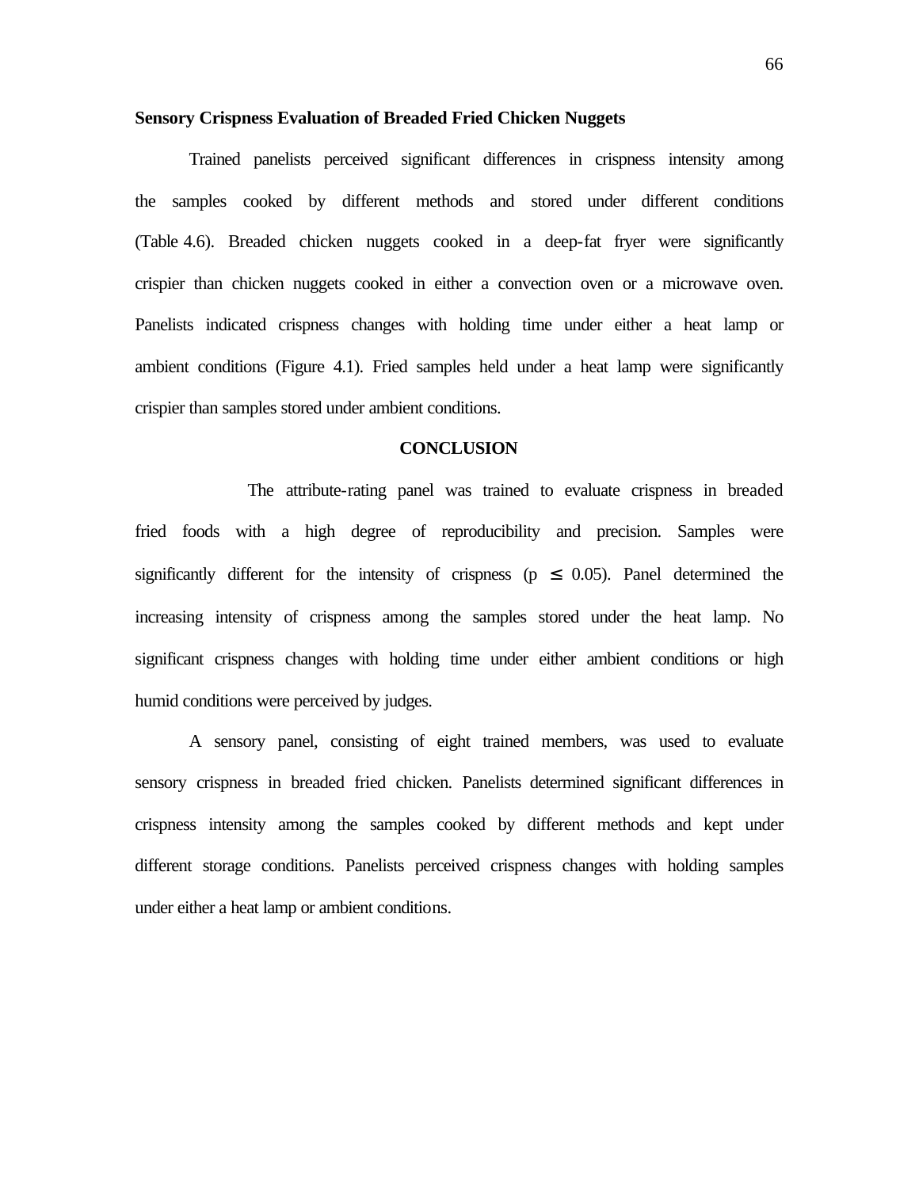**Sensory Crispness Evaluation of Breaded Fried Chicken Nuggets**

Trained panelists perceived significant differences in crispness intensity among the samples cooked by different methods and stored under different conditions (Table 4.6). Breaded chicken nuggets cooked in a deep-fat fryer were significantly crispier than chicken nuggets cooked in either a convection oven or a microwave oven. Panelists indicated crispness changes with holding time under either a heat lamp or ambient conditions (Figure 4.1). Fried samples held under a heat lamp were significantly crispier than samples stored under ambient conditions.

## CONCLUSION

The attribute-rating panel was trained to evaluate crispness in breaded fried foods with a high degree of reproducibility and precision. Samples were significantly different for the intensity of crispness ($p \leq 0.05$). Panel determined the increasing intensity of crispness among the samples stored under the heat lamp. No significant crispness changes with holding time under either ambient conditions or high humid conditions were perceived by judges.

A sensory panel, consisting of eight trained members, was used to evaluate sensory crispness in breaded fried chicken. Panelists determined significant differences in crispness intensity among the samples cooked by different methods and kept under different storage conditions. Panelists perceived crispness changes with holding samples under either a heat lamp or ambient conditions.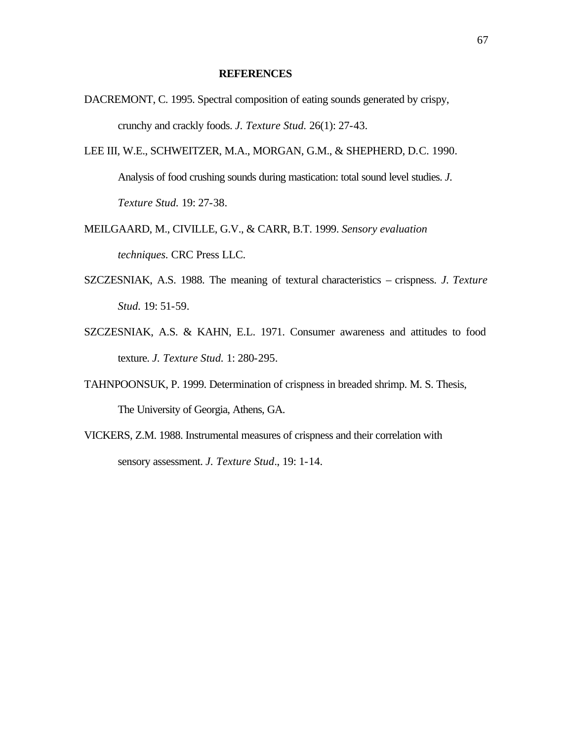## REFERENCES

DACREMONT, C. 1995. Spectral composition of eating sounds generated by crispy, crunchy and crackly foods. *J. Texture Stud.* 26(1): 27-43.

LEE III, W.E., SCHWEITZER, M.A., MORGAN, G.M., & SHEPHERD, D.C. 1990. Analysis of food crushing sounds during mastication: total sound level studies. *J. Texture Stud.* 19: 27-38.

MEILGAARD, M., CIVILLE, G.V., & CARR, B.T. 1999. *Sensory evaluation techniques*. CRC Press LLC.

SZCZESNIAK, A.S. 1988. The meaning of textural characteristics – crispness. *J. Texture Stud.* 19: 51-59.

SZCZESNIAK, A.S. & KAHN, E.L. 1971. Consumer awareness and attitudes to food texture. *J. Texture Stud.* 1: 280-295.

TAHNPOONSUK, P. 1999. Determination of crispness in breaded shrimp. M. S. Thesis, The University of Georgia, Athens, GA.

VICKERS, Z.M. 1988. Instrumental measures of crispness and their correlation with sensory assessment. *J. Texture Stud*., 19: 1-14.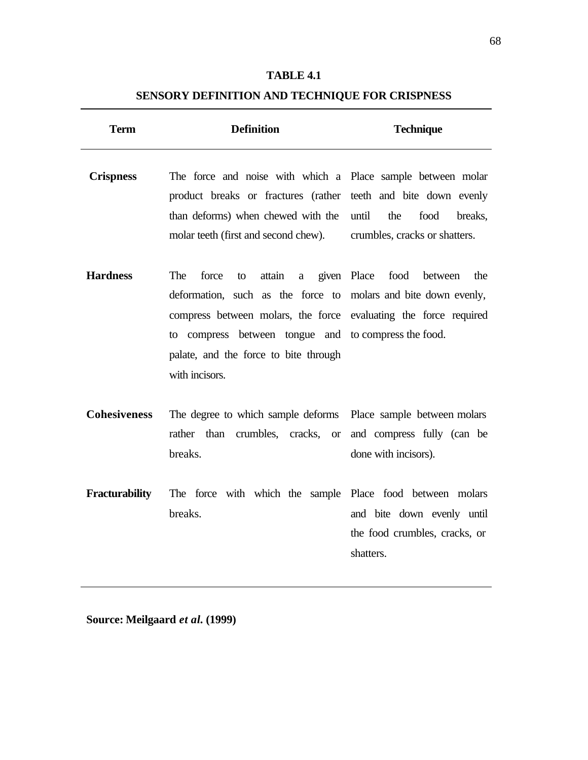**TABLE 4.1**

**SENSORY DEFINITION AND TECHNIQUE FOR CRISPNESS**

| Term | Definition | Technique |
|---|---|---|
| **Crispness** | The force and noise with which a product breaks or fractures (rather than deforms) when chewed with the molar teeth (first and second chew). | Place sample between molar teeth and bite down evenly until the food breaks, crumbles, cracks or shatters. |
| **Hardness** | The force to attain a given deformation, such as the force to compress between molars, the force to compress between tongue and palate, and the force to bite through with incisors. | Place food between the molars and bite down evenly, evaluating the force required to compress the food. |
| **Cohesiveness** | The degree to which sample deforms rather than crumbles, cracks, or breaks. | Place sample between molars and compress fully (can be done with incisors). |
| **Fracturability** | The force with which the sample breaks. | Place food between molars and bite down evenly until the food crumbles, cracks, or shatters. |

**Source: Meilgaard *et al.* (1999)**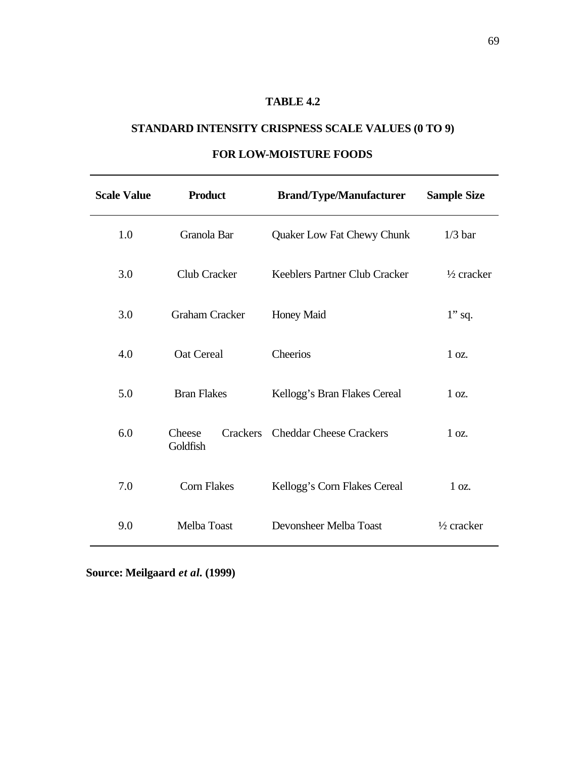**TABLE 4.2**

**STANDARD INTENSITY CRISPNESS SCALE VALUES (0 TO 9)**

**FOR LOW-MOISTURE FOODS**

| Scale Value | Product | Brand/Type/Manufacturer | Sample Size |
|---|---|---|---|
| 1.0 | Granola Bar | Quaker Low Fat Chewy Chunk | 1/3 bar |
| 3.0 | Club Cracker | Keeblers Partner Club Cracker | ½ cracker |
| 3.0 | Graham Cracker | Honey Maid | 1" sq. |
| 4.0 | Oat Cereal | Cheerios | 1 oz. |
| 5.0 | Bran Flakes | Kellogg's Bran Flakes Cereal | 1 oz. |
| 6.0 | Cheese Crackers Goldfish | Cheddar Cheese Crackers | 1 oz. |
| 7.0 | Corn Flakes | Kellogg's Corn Flakes Cereal | 1 oz. |
| 9.0 | Melba Toast | Devonsheer Melba Toast | ½ cracker |

**Source: Meilgaard *et al.* (1999)**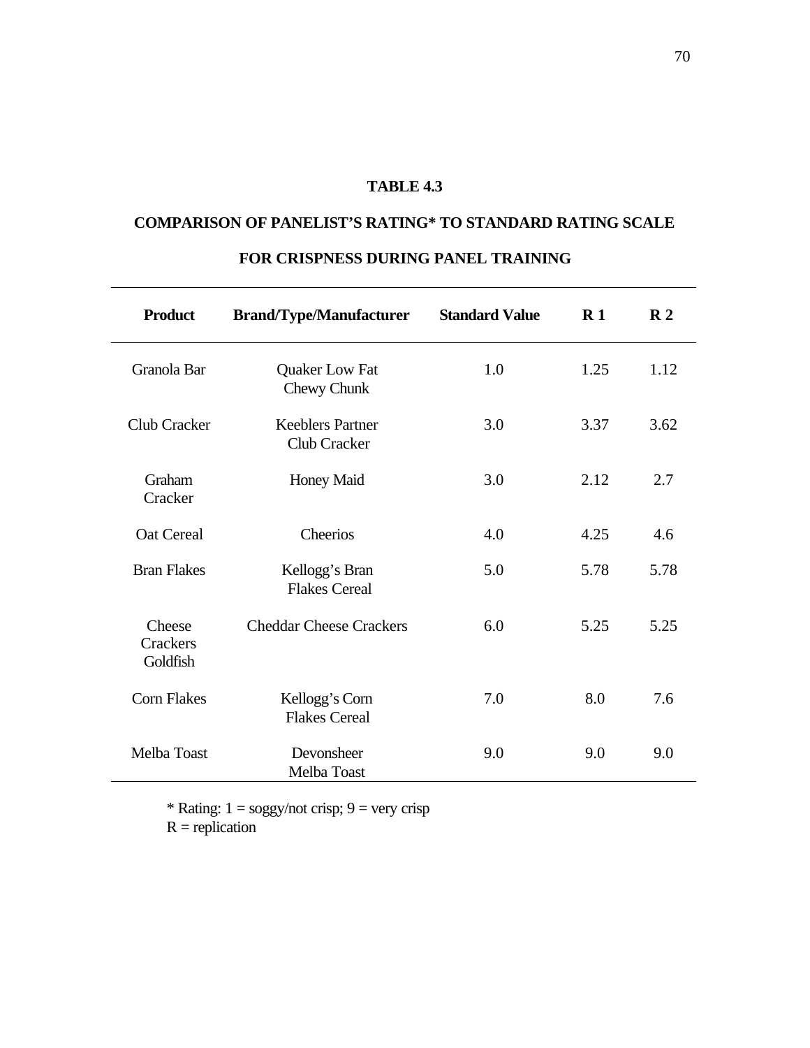**TABLE 4.3**

**COMPARISON OF PANELIST'S RATING* TO STANDARD RATING SCALE FOR CRISPNESS DURING PANEL TRAINING**

| Product | Brand/Type/Manufacturer | Standard Value | R 1 | R 2 |
|---|---|---|---|---|
| Granola Bar | Quaker Low Fat Chewy Chunk | 1.0 | 1.25 | 1.12 |
| Club Cracker | Keeblers Partner Club Cracker | 3.0 | 3.37 | 3.62 |
| Graham Cracker | Honey Maid | 3.0 | 2.12 | 2.7 |
| Oat Cereal | Cheerios | 4.0 | 4.25 | 4.6 |
| Bran Flakes | Kellogg's Bran Flakes Cereal | 5.0 | 5.78 | 5.78 |
| Cheese Crackers Goldfish | Cheddar Cheese Crackers | 6.0 | 5.25 | 5.25 |
| Corn Flakes | Kellogg's Corn Flakes Cereal | 7.0 | 8.0 | 7.6 |
| Melba Toast | Devonsheer Melba Toast | 9.0 | 9.0 | 9.0 |

\* Rating: 1 = soggy/not crisp; 9 = very crisp
R = replication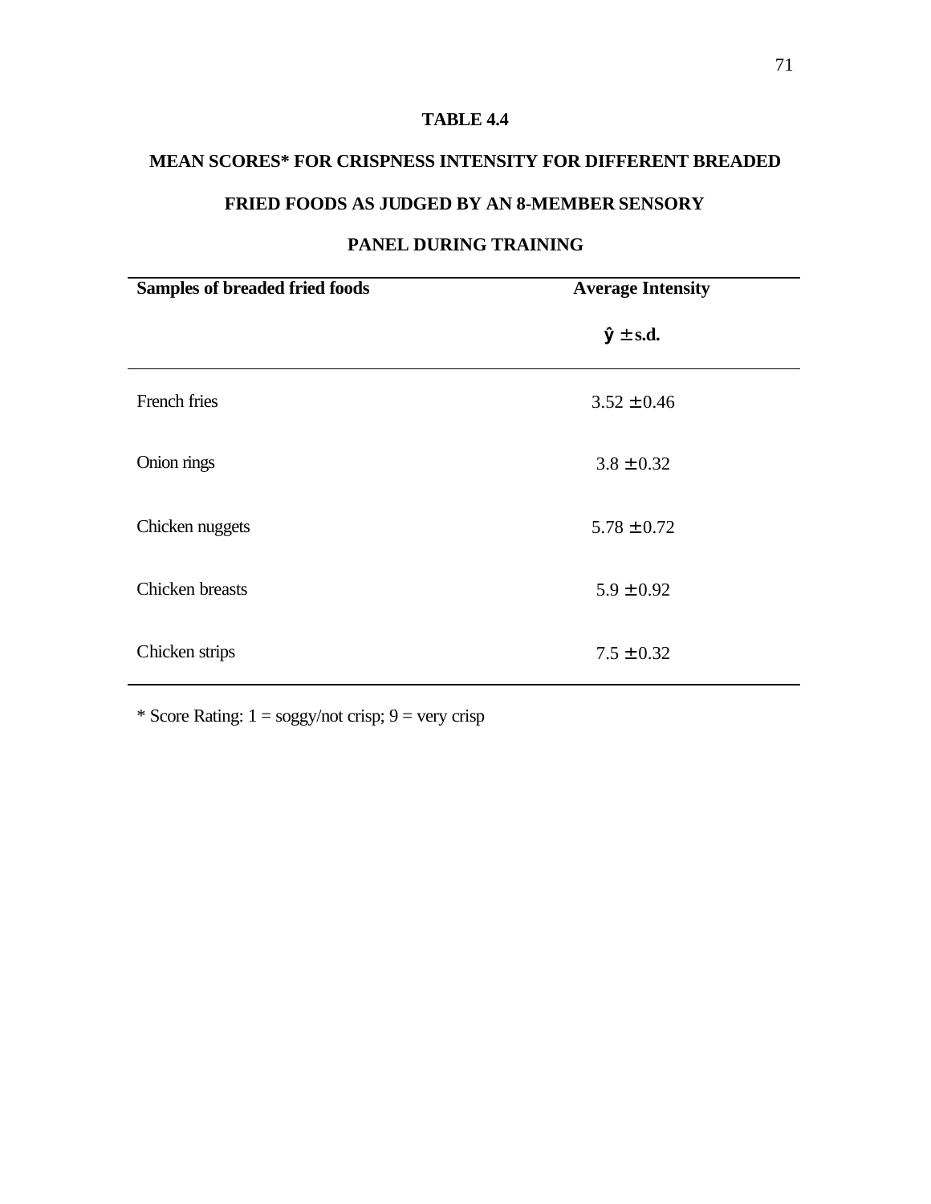**TABLE 4.4**

**MEAN SCORES* FOR CRISPNESS INTENSITY FOR DIFFERENT BREADED FRIED FOODS AS JUDGED BY AN 8-MEMBER SENSORY PANEL DURING TRAINING**

| Samples of breaded fried foods | Average Intensity $\hat{y} \pm$ s.d. |
|---|---|
| French fries | $3.52 \pm 0.46$ |
| Onion rings | $3.8 \pm 0.32$ |
| Chicken nuggets | $5.78 \pm 0.72$ |
| Chicken breasts | $5.9 \pm 0.92$ |
| Chicken strips | $7.5 \pm 0.32$ |

* Score Rating: 1 = soggy/not crisp; 9 = very crisp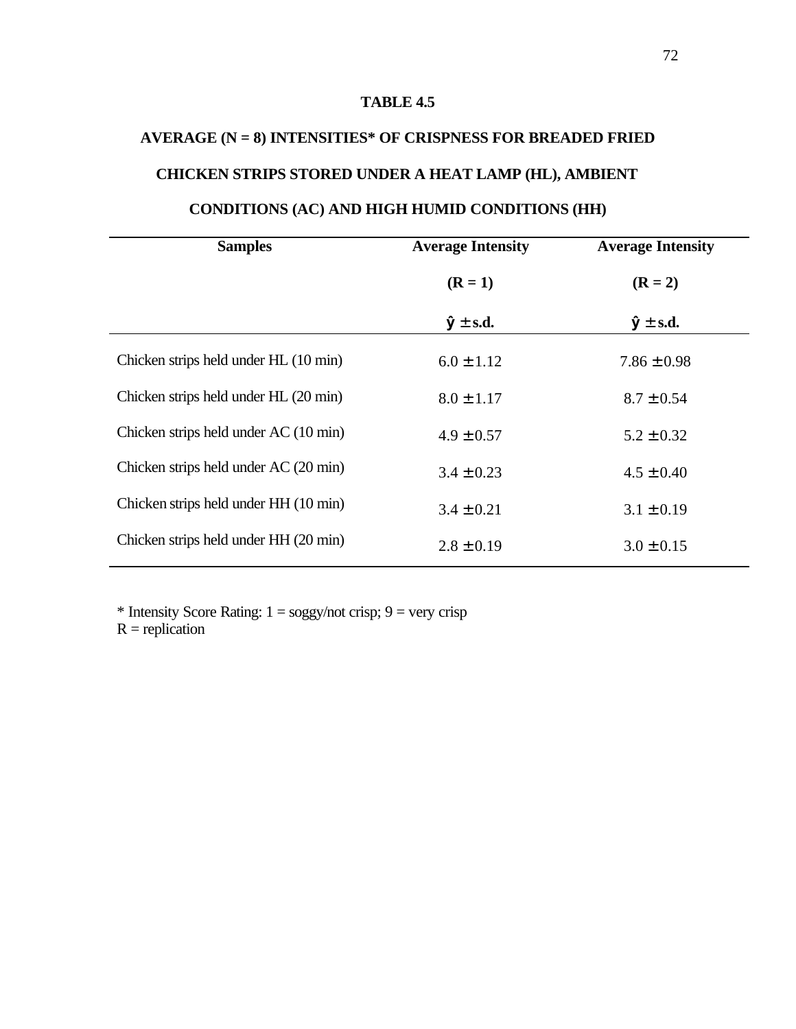**TABLE 4.5**

**AVERAGE (N = 8) INTENSITIES* OF CRISPNESS FOR BREADED FRIED CHICKEN STRIPS STORED UNDER A HEAT LAMP (HL), AMBIENT CONDITIONS (AC) AND HIGH HUMID CONDITIONS (HH)**

| Samples | Average Intensity (R = 1) $\hat{y} \pm$ s.d. | Average Intensity (R = 2) $\hat{y} \pm$ s.d. |
|---|---|---|
| Chicken strips held under HL (10 min) | $6.0 \pm 1.12$ | $7.86 \pm 0.98$ |
| Chicken strips held under HL (20 min) | $8.0 \pm 1.17$ | $8.7 \pm 0.54$ |
| Chicken strips held under AC (10 min) | $4.9 \pm 0.57$ | $5.2 \pm 0.32$ |
| Chicken strips held under AC (20 min) | $3.4 \pm 0.23$ | $4.5 \pm 0.40$ |
| Chicken strips held under HH (10 min) | $3.4 \pm 0.21$ | $3.1 \pm 0.19$ |
| Chicken strips held under HH (20 min) | $2.8 \pm 0.19$ | $3.0 \pm 0.15$ |

* Intensity Score Rating: 1 = soggy/not crisp; 9 = very crisp
R = replication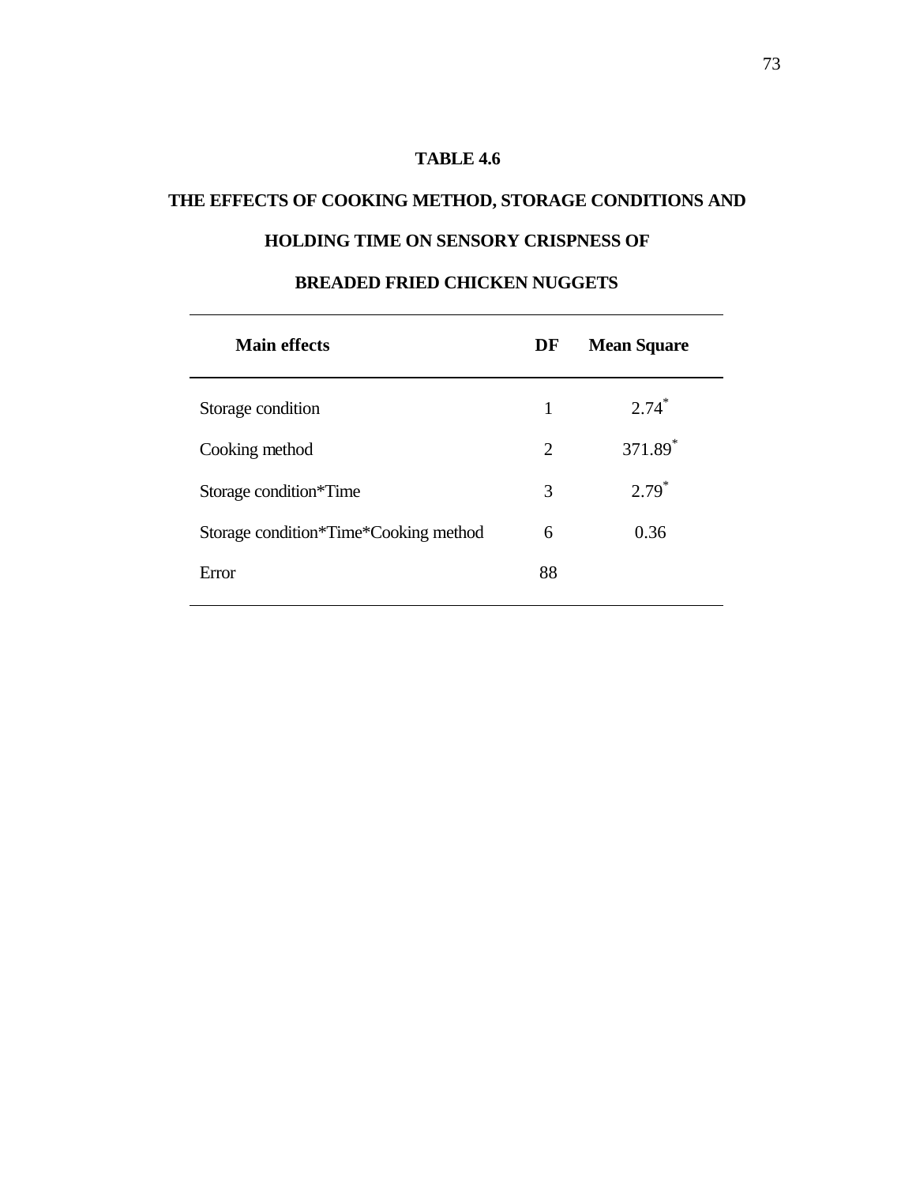**TABLE 4.6**

**THE EFFECTS OF COOKING METHOD, STORAGE CONDITIONS AND HOLDING TIME ON SENSORY CRISPNESS OF BREADED FRIED CHICKEN NUGGETS**

| Main effects | DF | Mean Square |
|---|---|---|
| Storage condition | 1 | $2.74^{*}$ |
| Cooking method | 2 | $371.89^{*}$ |
| Storage condition*Time | 3 | $2.79^{*}$ |
| Storage condition*Time*Cooking method | 6 | 0.36 |
| Error | 88 | |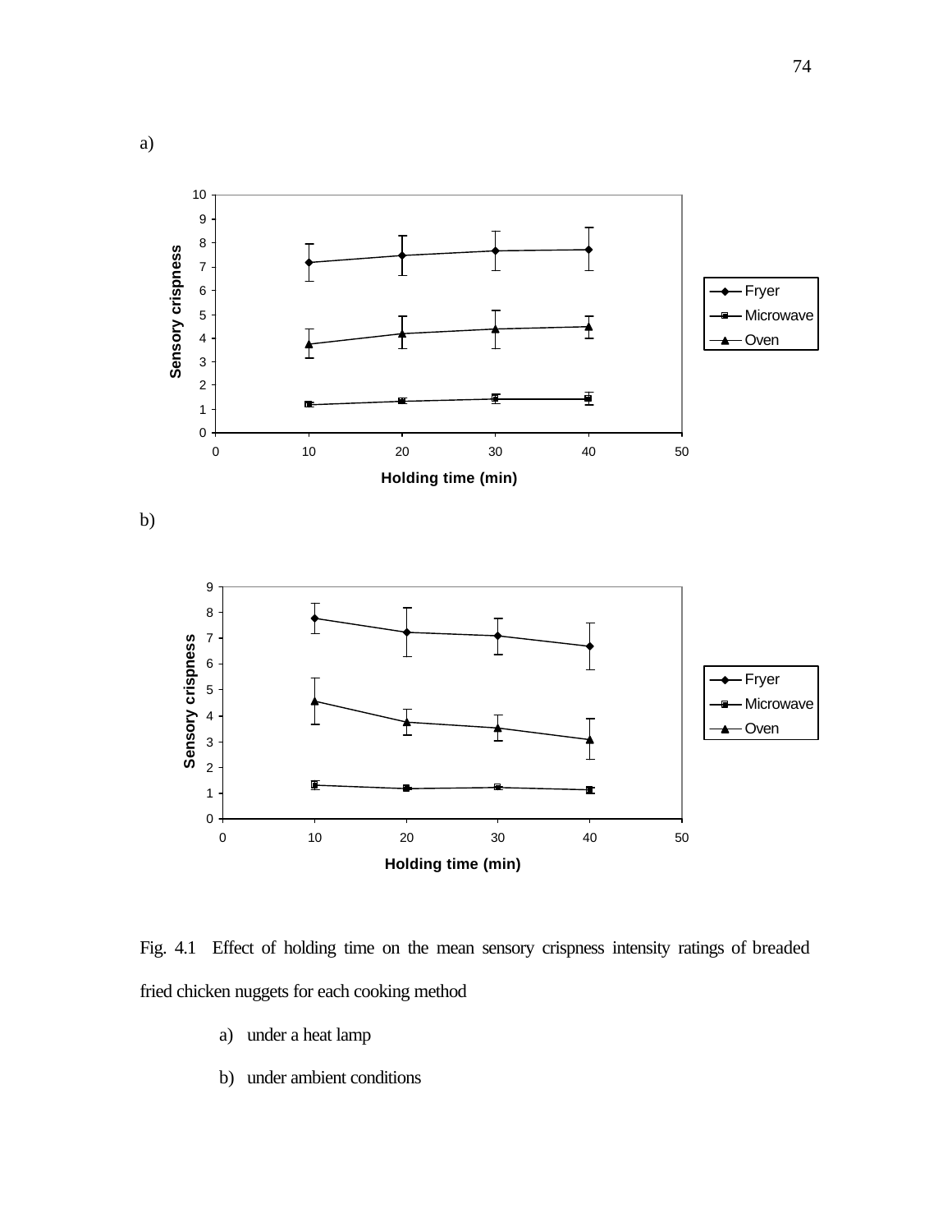a)

b)

Fig. 4.1 Effect of holding time on the mean sensory crispness intensity ratings of breaded fried chicken nuggets for each cooking method

a) under a heat lamp

b) under ambient conditions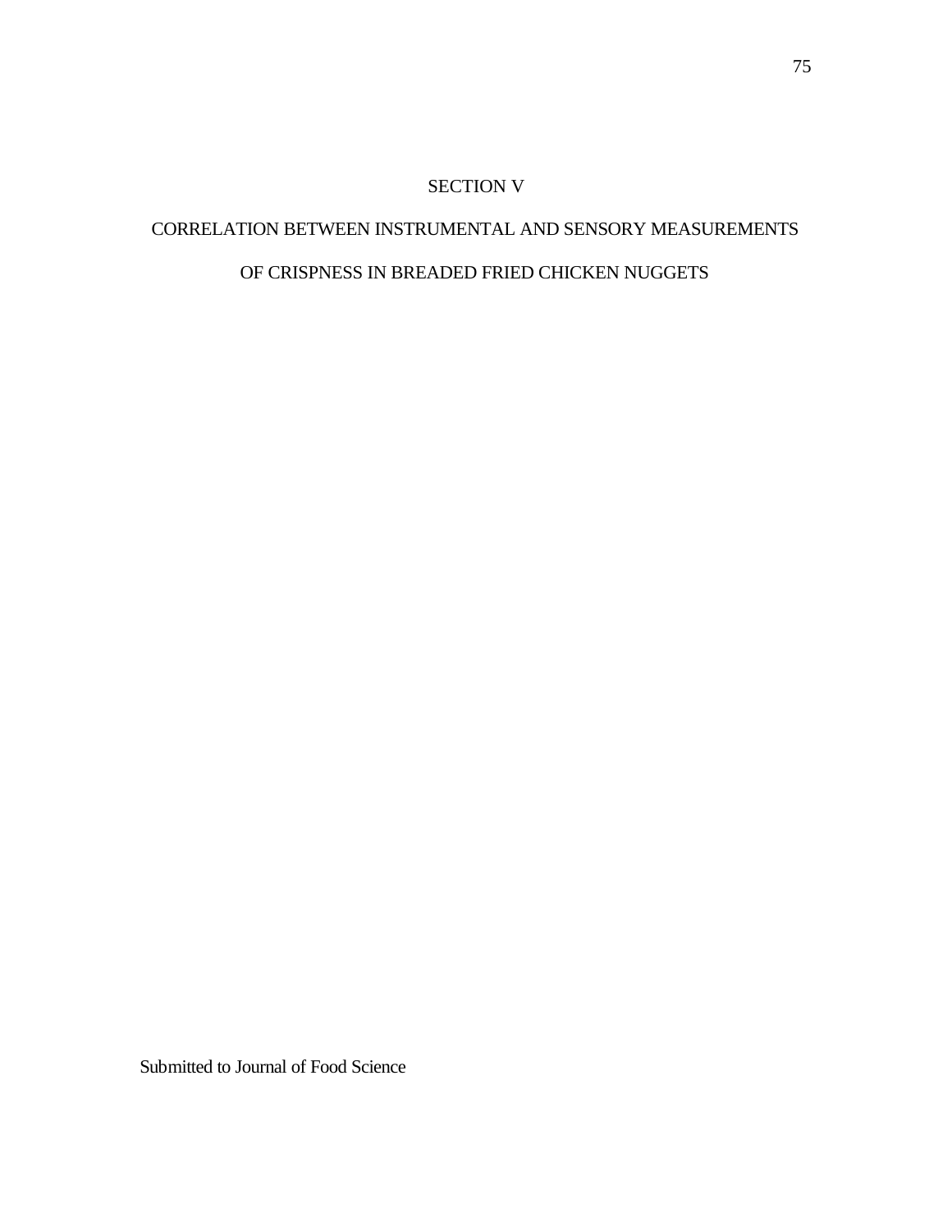# SECTION V

## CORRELATION BETWEEN INSTRUMENTAL AND SENSORY MEASUREMENTS OF CRISPNESS IN BREADED FRIED CHICKEN NUGGETS

Submitted to Journal of Food Science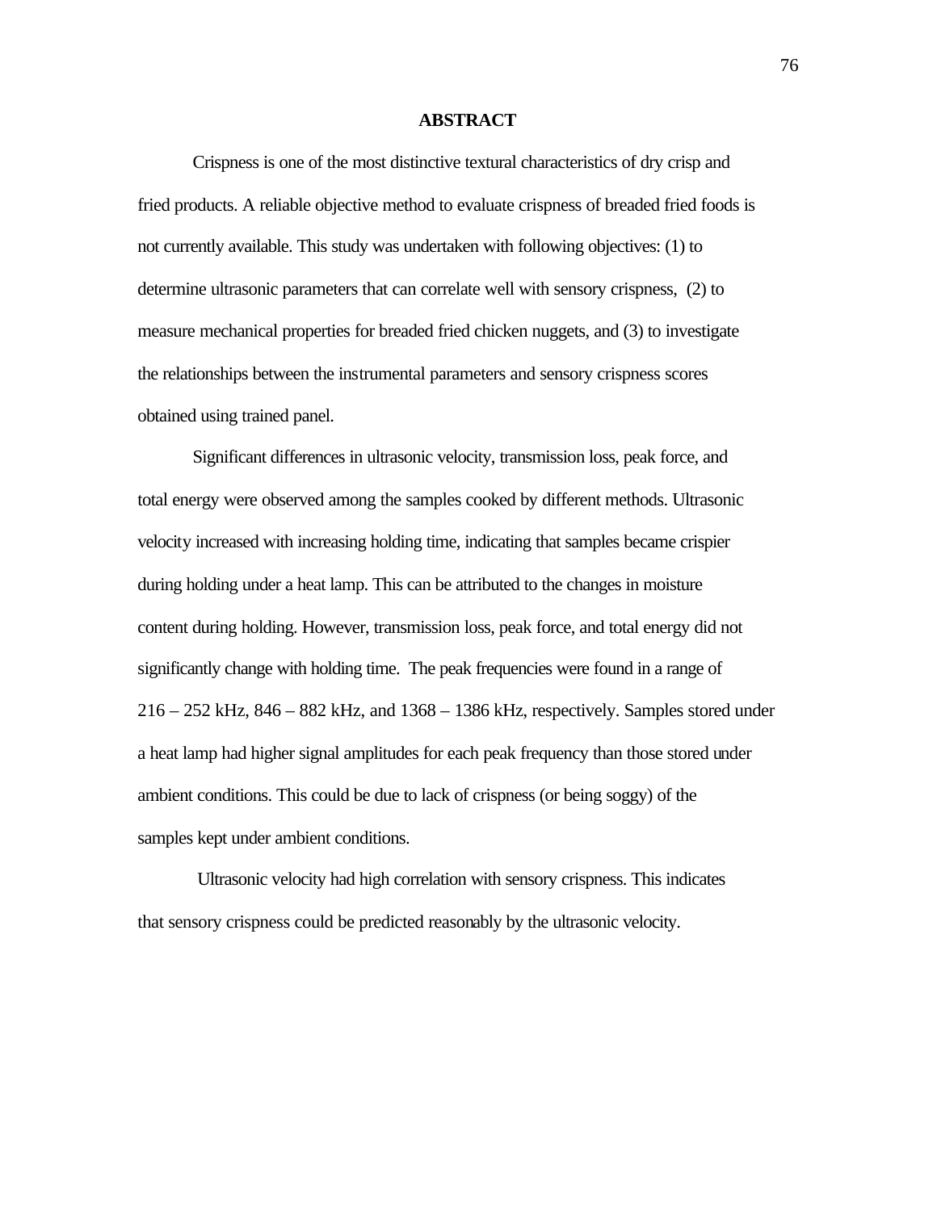## ABSTRACT

Crispness is one of the most distinctive textural characteristics of dry crisp and fried products. A reliable objective method to evaluate crispness of breaded fried foods is not currently available. This study was undertaken with following objectives: (1) to determine ultrasonic parameters that can correlate well with sensory crispness, (2) to measure mechanical properties for breaded fried chicken nuggets, and (3) to investigate the relationships between the instrumental parameters and sensory crispness scores obtained using trained panel.

Significant differences in ultrasonic velocity, transmission loss, peak force, and total energy were observed among the samples cooked by different methods. Ultrasonic velocity increased with increasing holding time, indicating that samples became crispier during holding under a heat lamp. This can be attributed to the changes in moisture content during holding. However, transmission loss, peak force, and total energy did not significantly change with holding time. The peak frequencies were found in a range of 216 – 252 kHz, 846 – 882 kHz, and 1368 – 1386 kHz, respectively. Samples stored under a heat lamp had higher signal amplitudes for each peak frequency than those stored under ambient conditions. This could be due to lack of crispness (or being soggy) of the samples kept under ambient conditions.

Ultrasonic velocity had high correlation with sensory crispness. This indicates that sensory crispness could be predicted reasonably by the ultrasonic velocity.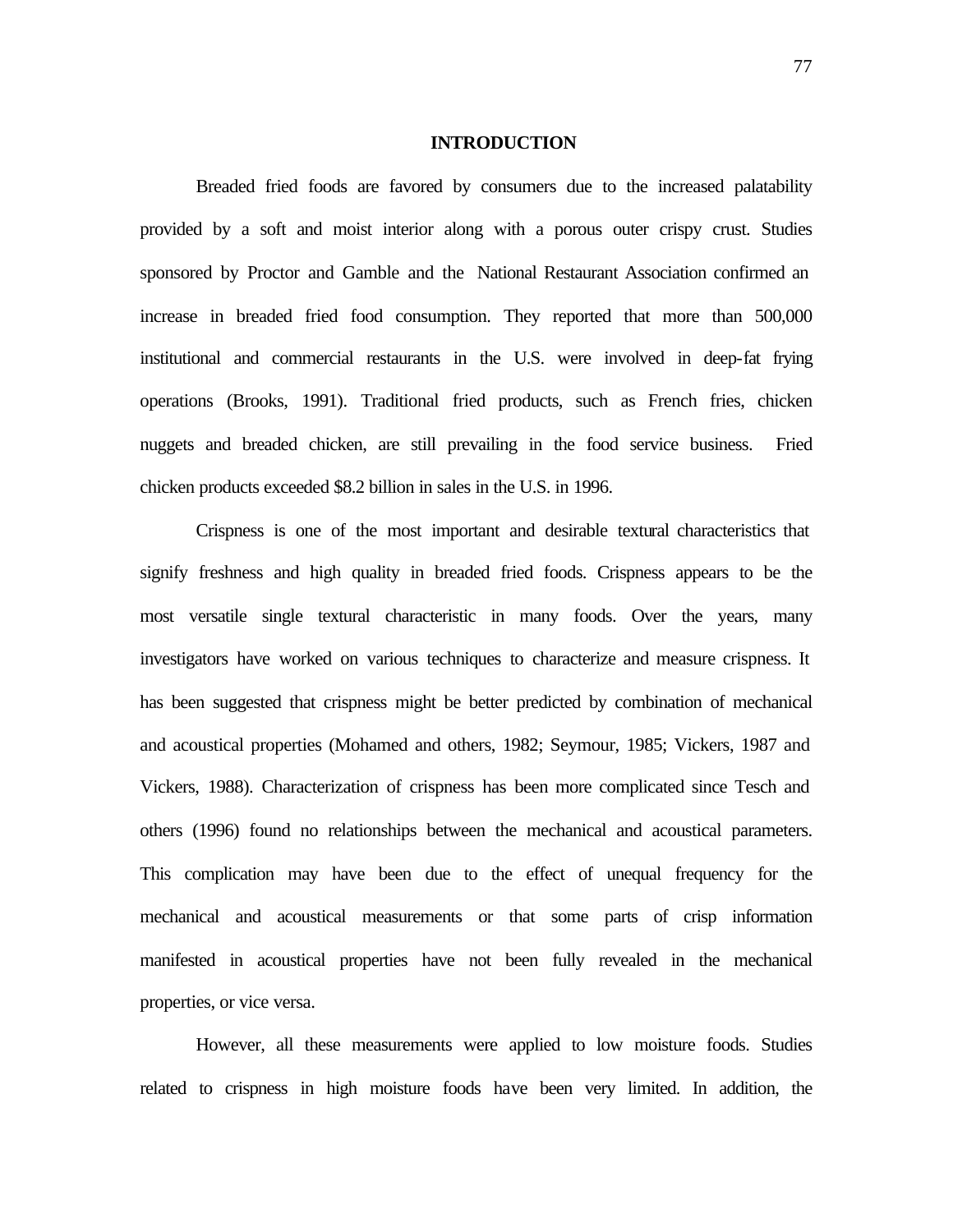# INTRODUCTION

Breaded fried foods are favored by consumers due to the increased palatability provided by a soft and moist interior along with a porous outer crispy crust. Studies sponsored by Proctor and Gamble and the National Restaurant Association confirmed an increase in breaded fried food consumption. They reported that more than 500,000 institutional and commercial restaurants in the U.S. were involved in deep-fat frying operations (Brooks, 1991). Traditional fried products, such as French fries, chicken nuggets and breaded chicken, are still prevailing in the food service business. Fried chicken products exceeded $8.2 billion in sales in the U.S. in 1996.

Crispness is one of the most important and desirable textural characteristics that signify freshness and high quality in breaded fried foods. Crispness appears to be the most versatile single textural characteristic in many foods. Over the years, many investigators have worked on various techniques to characterize and measure crispness. It has been suggested that crispness might be better predicted by combination of mechanical and acoustical properties (Mohamed and others, 1982; Seymour, 1985; Vickers, 1987 and Vickers, 1988). Characterization of crispness has been more complicated since Tesch and others (1996) found no relationships between the mechanical and acoustical parameters. This complication may have been due to the effect of unequal frequency for the mechanical and acoustical measurements or that some parts of crisp information manifested in acoustical properties have not been fully revealed in the mechanical properties, or vice versa.

However, all these measurements were applied to low moisture foods. Studies related to crispness in high moisture foods have been very limited. In addition, the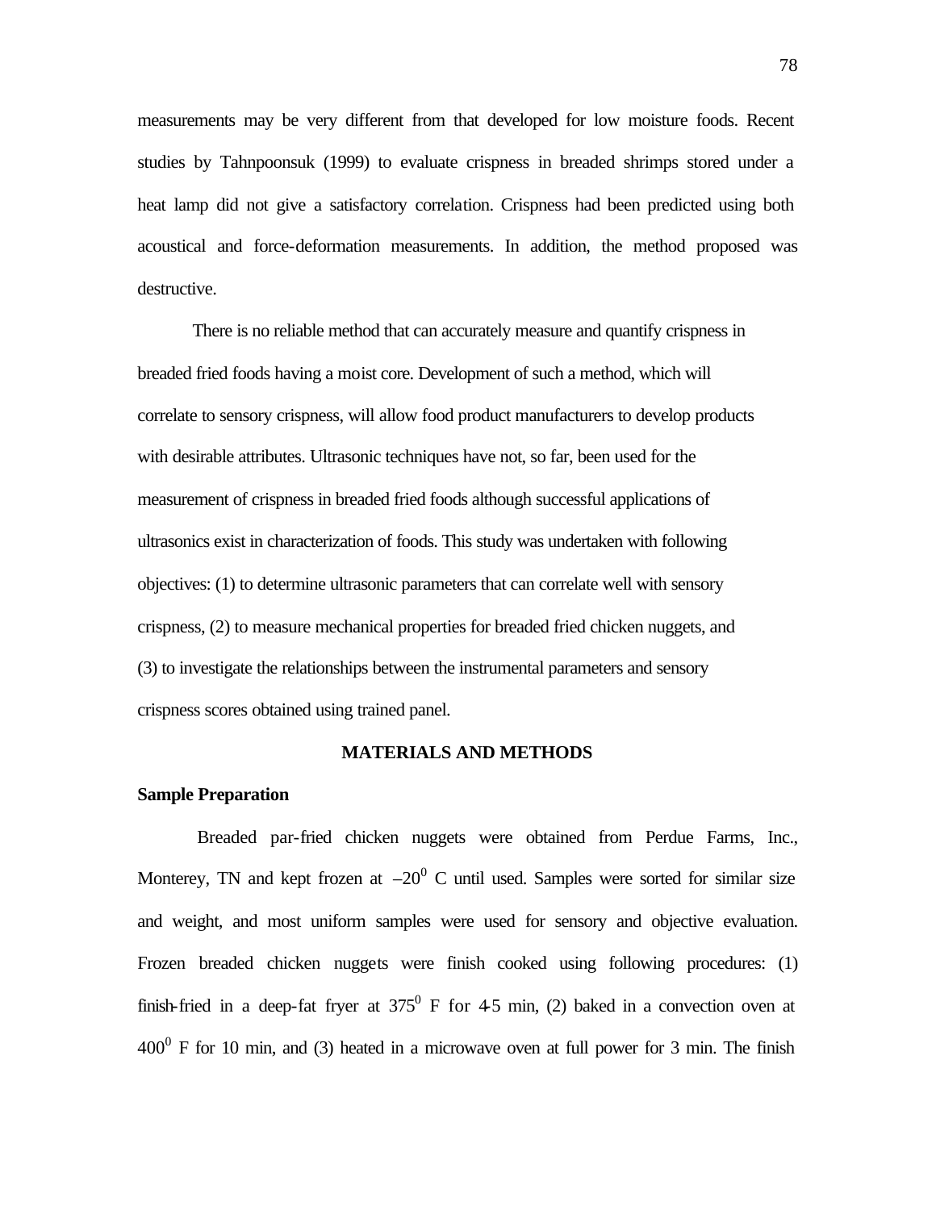measurements may be very different from that developed for low moisture foods. Recent studies by Tahnpoonsuk (1999) to evaluate crispness in breaded shrimps stored under a heat lamp did not give a satisfactory correlation. Crispness had been predicted using both acoustical and force-deformation measurements. In addition, the method proposed was destructive.

There is no reliable method that can accurately measure and quantify crispness in breaded fried foods having a moist core. Development of such a method, which will correlate to sensory crispness, will allow food product manufacturers to develop products with desirable attributes. Ultrasonic techniques have not, so far, been used for the measurement of crispness in breaded fried foods although successful applications of ultrasonics exist in characterization of foods. This study was undertaken with following objectives: (1) to determine ultrasonic parameters that can correlate well with sensory crispness, (2) to measure mechanical properties for breaded fried chicken nuggets, and (3) to investigate the relationships between the instrumental parameters and sensory crispness scores obtained using trained panel.

## MATERIALS AND METHODS

### Sample Preparation

Breaded par-fried chicken nuggets were obtained from Perdue Farms, Inc., Monterey, TN and kept frozen at $-20^0$ C until used. Samples were sorted for similar size and weight, and most uniform samples were used for sensory and objective evaluation. Frozen breaded chicken nuggets were finish cooked using following procedures: (1) finish-fried in a deep-fat fryer at $375^0$ F for 4-5 min, (2) baked in a convection oven at $400^0$ F for 10 min, and (3) heated in a microwave oven at full power for 3 min. The finish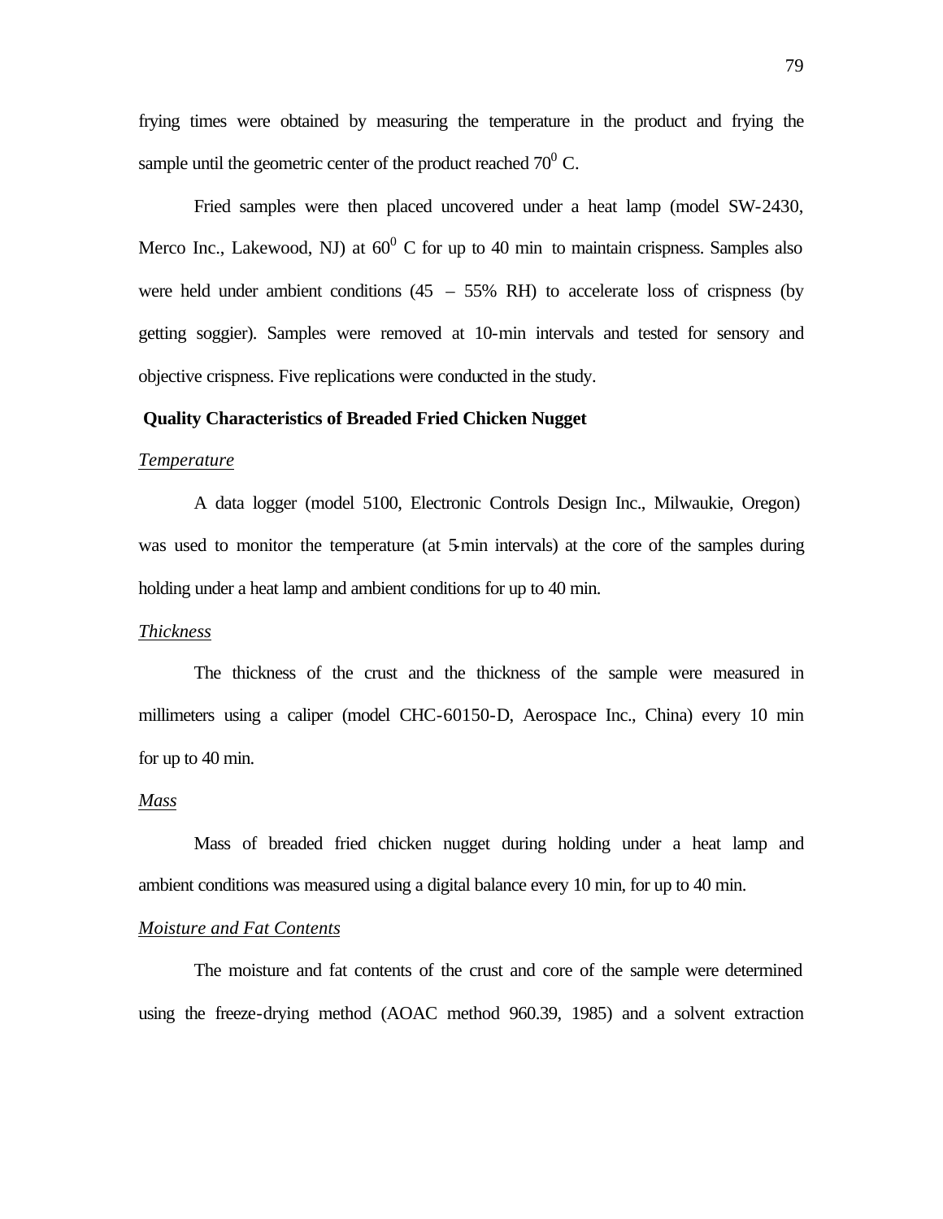frying times were obtained by measuring the temperature in the product and frying the sample until the geometric center of the product reached $70^0$ C.

Fried samples were then placed uncovered under a heat lamp (model SW-2430, Merco Inc., Lakewood, NJ) at $60^0$ C for up to 40 min to maintain crispness. Samples also were held under ambient conditions (45 – 55% RH) to accelerate loss of crispness (by getting soggier). Samples were removed at 10-min intervals and tested for sensory and objective crispness. Five replications were conducted in the study.

**Quality Characteristics of Breaded Fried Chicken Nugget**

*Temperature*

A data logger (model 5100, Electronic Controls Design Inc., Milwaukie, Oregon) was used to monitor the temperature (at 5-min intervals) at the core of the samples during holding under a heat lamp and ambient conditions for up to 40 min.

*Thickness*

The thickness of the crust and the thickness of the sample were measured in millimeters using a caliper (model CHC-60150-D, Aerospace Inc., China) every 10 min for up to 40 min.

*Mass*

Mass of breaded fried chicken nugget during holding under a heat lamp and ambient conditions was measured using a digital balance every 10 min, for up to 40 min.

*Moisture and Fat Contents*

The moisture and fat contents of the crust and core of the sample were determined using the freeze-drying method (AOAC method 960.39, 1985) and a solvent extraction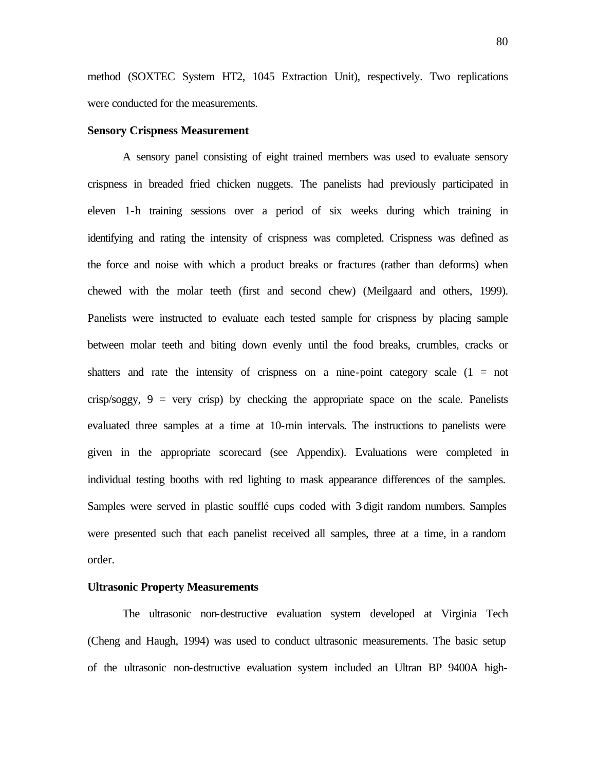method (SOXTEC System HT2, 1045 Extraction Unit), respectively. Two replications were conducted for the measurements.

**Sensory Crispness Measurement**

A sensory panel consisting of eight trained members was used to evaluate sensory crispness in breaded fried chicken nuggets. The panelists had previously participated in eleven 1-h training sessions over a period of six weeks during which training in identifying and rating the intensity of crispness was completed. Crispness was defined as the force and noise with which a product breaks or fractures (rather than deforms) when chewed with the molar teeth (first and second chew) (Meilgaard and others, 1999). Panelists were instructed to evaluate each tested sample for crispness by placing sample between molar teeth and biting down evenly until the food breaks, crumbles, cracks or shatters and rate the intensity of crispness on a nine-point category scale (1 = not crisp/soggy, 9 = very crisp) by checking the appropriate space on the scale. Panelists evaluated three samples at a time at 10-min intervals. The instructions to panelists were given in the appropriate scorecard (see Appendix). Evaluations were completed in individual testing booths with red lighting to mask appearance differences of the samples. Samples were served in plastic soufflé cups coded with 3-digit random numbers. Samples were presented such that each panelist received all samples, three at a time, in a random order.

**Ultrasonic Property Measurements**

The ultrasonic non-destructive evaluation system developed at Virginia Tech (Cheng and Haugh, 1994) was used to conduct ultrasonic measurements. The basic setup of the ultrasonic non-destructive evaluation system included an Ultran BP 9400A high-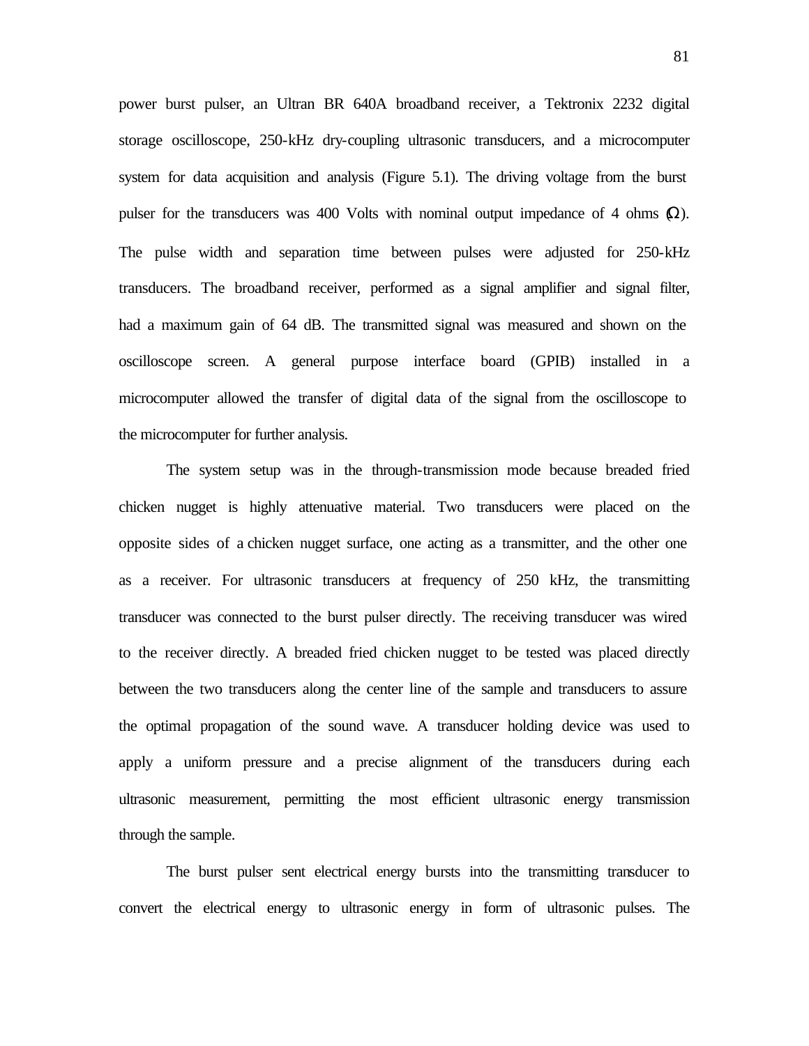power burst pulser, an Ultran BR 640A broadband receiver, a Tektronix 2232 digital storage oscilloscope, 250-kHz dry-coupling ultrasonic transducers, and a microcomputer system for data acquisition and analysis (Figure 5.1). The driving voltage from the burst pulser for the transducers was 400 Volts with nominal output impedance of 4 ohms ($\Omega$). The pulse width and separation time between pulses were adjusted for 250-kHz transducers. The broadband receiver, performed as a signal amplifier and signal filter, had a maximum gain of 64 dB. The transmitted signal was measured and shown on the oscilloscope screen. A general purpose interface board (GPIB) installed in a microcomputer allowed the transfer of digital data of the signal from the oscilloscope to the microcomputer for further analysis.

The system setup was in the through-transmission mode because breaded fried chicken nugget is highly attenuative material. Two transducers were placed on the opposite sides of a chicken nugget surface, one acting as a transmitter, and the other one as a receiver. For ultrasonic transducers at frequency of 250 kHz, the transmitting transducer was connected to the burst pulser directly. The receiving transducer was wired to the receiver directly. A breaded fried chicken nugget to be tested was placed directly between the two transducers along the center line of the sample and transducers to assure the optimal propagation of the sound wave. A transducer holding device was used to apply a uniform pressure and a precise alignment of the transducers during each ultrasonic measurement, permitting the most efficient ultrasonic energy transmission through the sample.

The burst pulser sent electrical energy bursts into the transmitting transducer to convert the electrical energy to ultrasonic energy in form of ultrasonic pulses. The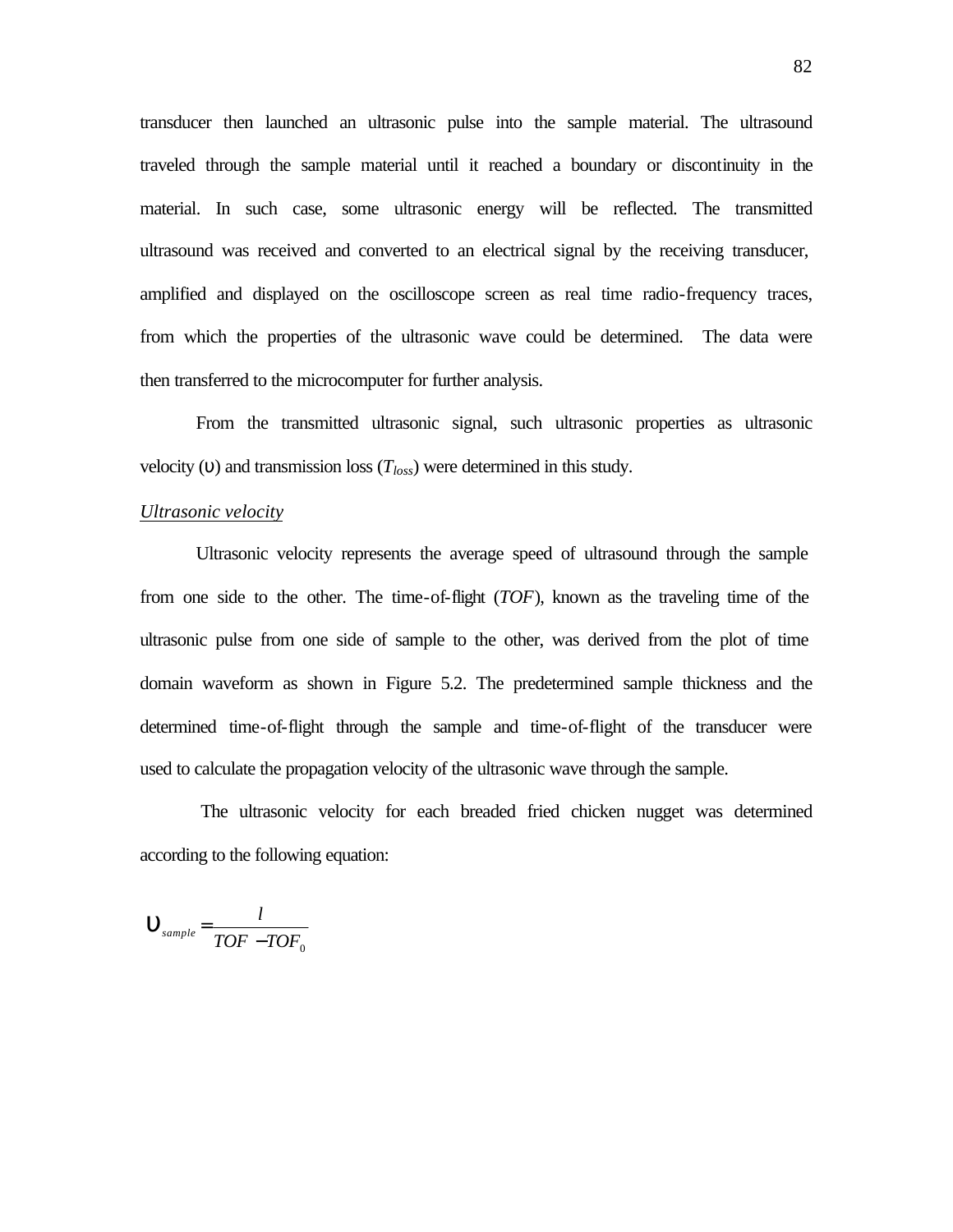transducer then launched an ultrasonic pulse into the sample material. The ultrasound traveled through the sample material until it reached a boundary or discontinuity in the material. In such case, some ultrasonic energy will be reflected. The transmitted ultrasound was received and converted to an electrical signal by the receiving transducer, amplified and displayed on the oscilloscope screen as real time radio-frequency traces, from which the properties of the ultrasonic wave could be determined. The data were then transferred to the microcomputer for further analysis.

From the transmitted ultrasonic signal, such ultrasonic properties as ultrasonic velocity ($\upsilon$) and transmission loss ($T_{loss}$) were determined in this study.

*Ultrasonic velocity*

Ultrasonic velocity represents the average speed of ultrasound through the sample from one side to the other. The time-of-flight (*TOF*), known as the traveling time of the ultrasonic pulse from one side of sample to the other, was derived from the plot of time domain waveform as shown in Figure 5.2. The predetermined sample thickness and the determined time-of-flight through the sample and time-of-flight of the transducer were used to calculate the propagation velocity of the ultrasonic wave through the sample.

The ultrasonic velocity for each breaded fried chicken nugget was determined according to the following equation:

$$\upsilon_{sample} = \frac{l}{TOF - TOF_0}$$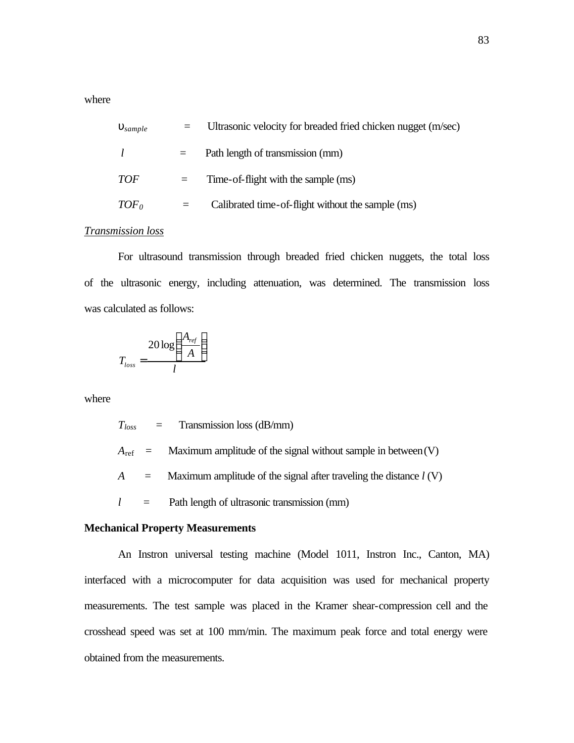where

$\upsilon_{sample}$ = Ultrasonic velocity for breaded fried chicken nugget (m/sec)

$l$ = Path length of transmission (mm)

$TOF$ = Time-of-flight with the sample (ms)

$TOF_0$ = Calibrated time-of-flight without the sample (ms)

*Transmission loss*

For ultrasound transmission through breaded fried chicken nuggets, the total loss of the ultrasonic energy, including attenuation, was determined. The transmission loss was calculated as follows:

$$T_{loss} = \frac{20\log\left(\frac{A_{ref}}{A}\right)}{l}$$

where

$T_{loss}$ = Transmission loss (dB/mm)

$A_{ref}$ = Maximum amplitude of the signal without sample in between (V)

$A$ = Maximum amplitude of the signal after traveling the distance $l$ (V)

$l$ = Path length of ultrasonic transmission (mm)

**Mechanical Property Measurements**

An Instron universal testing machine (Model 1011, Instron Inc., Canton, MA) interfaced with a microcomputer for data acquisition was used for mechanical property measurements. The test sample was placed in the Kramer shear-compression cell and the crosshead speed was set at 100 mm/min. The maximum peak force and total energy were obtained from the measurements.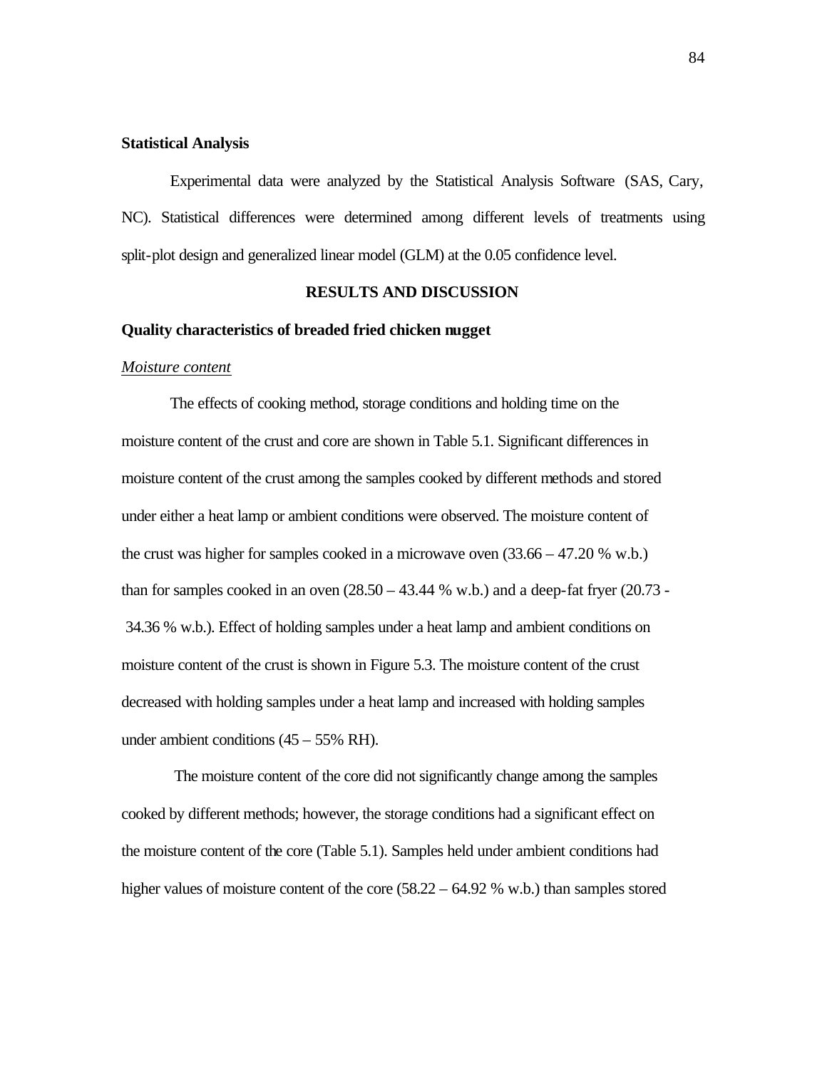### Statistical Analysis

Experimental data were analyzed by the Statistical Analysis Software (SAS, Cary, NC). Statistical differences were determined among different levels of treatments using split-plot design and generalized linear model (GLM) at the 0.05 confidence level.

## RESULTS AND DISCUSSION

### Quality characteristics of breaded fried chicken nugget

*Moisture content*

The effects of cooking method, storage conditions and holding time on the moisture content of the crust and core are shown in Table 5.1. Significant differences in moisture content of the crust among the samples cooked by different methods and stored under either a heat lamp or ambient conditions were observed. The moisture content of the crust was higher for samples cooked in a microwave oven (33.66 – 47.20 % w.b.) than for samples cooked in an oven (28.50 – 43.44 % w.b.) and a deep-fat fryer (20.73 - 34.36 % w.b.). Effect of holding samples under a heat lamp and ambient conditions on moisture content of the crust is shown in Figure 5.3. The moisture content of the crust decreased with holding samples under a heat lamp and increased with holding samples under ambient conditions (45 – 55% RH).

The moisture content of the core did not significantly change among the samples cooked by different methods; however, the storage conditions had a significant effect on the moisture content of the core (Table 5.1). Samples held under ambient conditions had higher values of moisture content of the core (58.22 – 64.92 % w.b.) than samples stored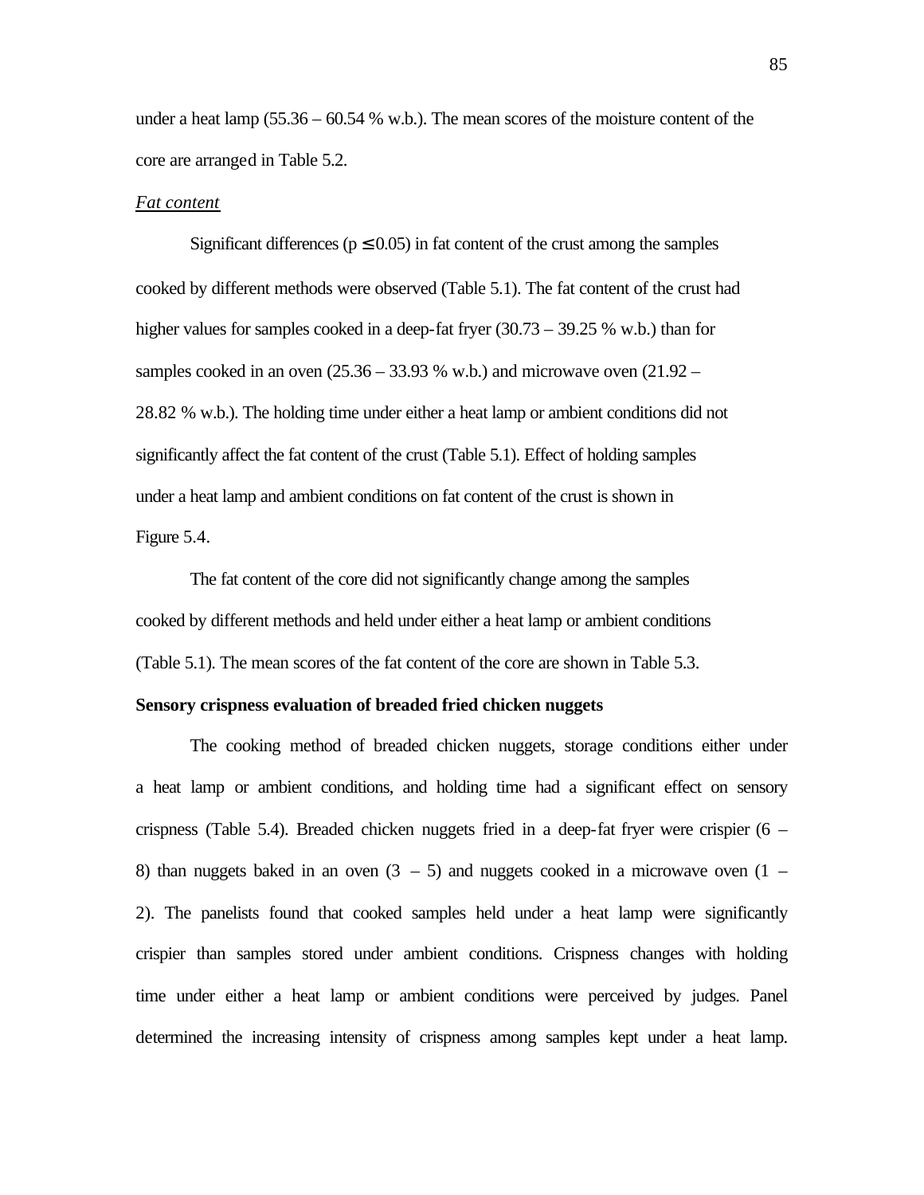under a heat lamp (55.36 – 60.54 % w.b.). The mean scores of the moisture content of the core are arranged in Table 5.2.

*Fat content*

Significant differences ($p \leq 0.05$) in fat content of the crust among the samples cooked by different methods were observed (Table 5.1). The fat content of the crust had higher values for samples cooked in a deep-fat fryer (30.73 – 39.25 % w.b.) than for samples cooked in an oven (25.36 – 33.93 % w.b.) and microwave oven (21.92 – 28.82 % w.b.). The holding time under either a heat lamp or ambient conditions did not significantly affect the fat content of the crust (Table 5.1). Effect of holding samples under a heat lamp and ambient conditions on fat content of the crust is shown in Figure 5.4.

The fat content of the core did not significantly change among the samples cooked by different methods and held under either a heat lamp or ambient conditions (Table 5.1). The mean scores of the fat content of the core are shown in Table 5.3.

**Sensory crispness evaluation of breaded fried chicken nuggets**

The cooking method of breaded chicken nuggets, storage conditions either under a heat lamp or ambient conditions, and holding time had a significant effect on sensory crispness (Table 5.4). Breaded chicken nuggets fried in a deep-fat fryer were crispier (6 – 8) than nuggets baked in an oven (3 – 5) and nuggets cooked in a microwave oven (1 – 2). The panelists found that cooked samples held under a heat lamp were significantly crispier than samples stored under ambient conditions. Crispness changes with holding time under either a heat lamp or ambient conditions were perceived by judges. Panel determined the increasing intensity of crispness among samples kept under a heat lamp.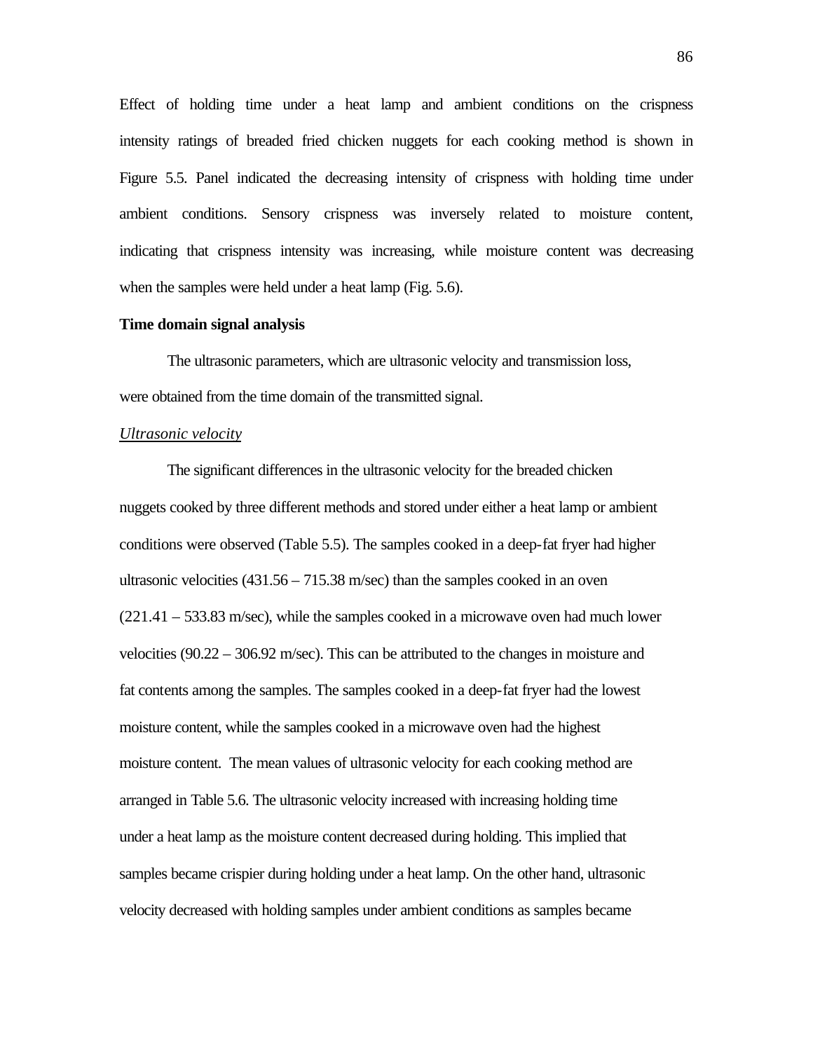Effect of holding time under a heat lamp and ambient conditions on the crispness intensity ratings of breaded fried chicken nuggets for each cooking method is shown in Figure 5.5. Panel indicated the decreasing intensity of crispness with holding time under ambient conditions. Sensory crispness was inversely related to moisture content, indicating that crispness intensity was increasing, while moisture content was decreasing when the samples were held under a heat lamp (Fig. 5.6).

**Time domain signal analysis**

The ultrasonic parameters, which are ultrasonic velocity and transmission loss, were obtained from the time domain of the transmitted signal.

*Ultrasonic velocity*

The significant differences in the ultrasonic velocity for the breaded chicken nuggets cooked by three different methods and stored under either a heat lamp or ambient conditions were observed (Table 5.5). The samples cooked in a deep-fat fryer had higher ultrasonic velocities (431.56 – 715.38 m/sec) than the samples cooked in an oven (221.41 – 533.83 m/sec), while the samples cooked in a microwave oven had much lower velocities (90.22 – 306.92 m/sec). This can be attributed to the changes in moisture and fat contents among the samples. The samples cooked in a deep-fat fryer had the lowest moisture content, while the samples cooked in a microwave oven had the highest moisture content. The mean values of ultrasonic velocity for each cooking method are arranged in Table 5.6. The ultrasonic velocity increased with increasing holding time under a heat lamp as the moisture content decreased during holding. This implied that samples became crispier during holding under a heat lamp. On the other hand, ultrasonic velocity decreased with holding samples under ambient conditions as samples became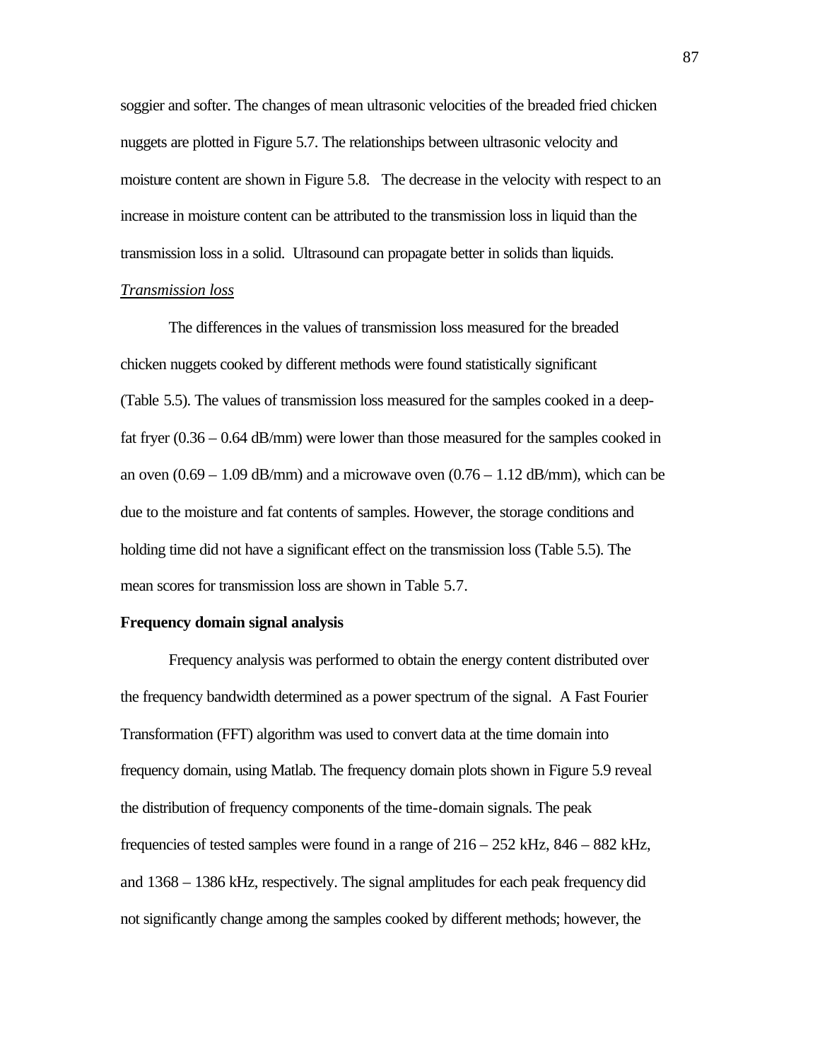soggier and softer. The changes of mean ultrasonic velocities of the breaded fried chicken nuggets are plotted in Figure 5.7. The relationships between ultrasonic velocity and moisture content are shown in Figure 5.8. The decrease in the velocity with respect to an increase in moisture content can be attributed to the transmission loss in liquid than the transmission loss in a solid. Ultrasound can propagate better in solids than liquids.

*Transmission loss*

The differences in the values of transmission loss measured for the breaded chicken nuggets cooked by different methods were found statistically significant (Table 5.5). The values of transmission loss measured for the samples cooked in a deep-fat fryer (0.36 – 0.64 dB/mm) were lower than those measured for the samples cooked in an oven (0.69 – 1.09 dB/mm) and a microwave oven (0.76 – 1.12 dB/mm), which can be due to the moisture and fat contents of samples. However, the storage conditions and holding time did not have a significant effect on the transmission loss (Table 5.5). The mean scores for transmission loss are shown in Table 5.7.

**Frequency domain signal analysis**

Frequency analysis was performed to obtain the energy content distributed over the frequency bandwidth determined as a power spectrum of the signal. A Fast Fourier Transformation (FFT) algorithm was used to convert data at the time domain into frequency domain, using Matlab. The frequency domain plots shown in Figure 5.9 reveal the distribution of frequency components of the time-domain signals. The peak frequencies of tested samples were found in a range of 216 – 252 kHz, 846 – 882 kHz, and 1368 – 1386 kHz, respectively. The signal amplitudes for each peak frequency did not significantly change among the samples cooked by different methods; however, the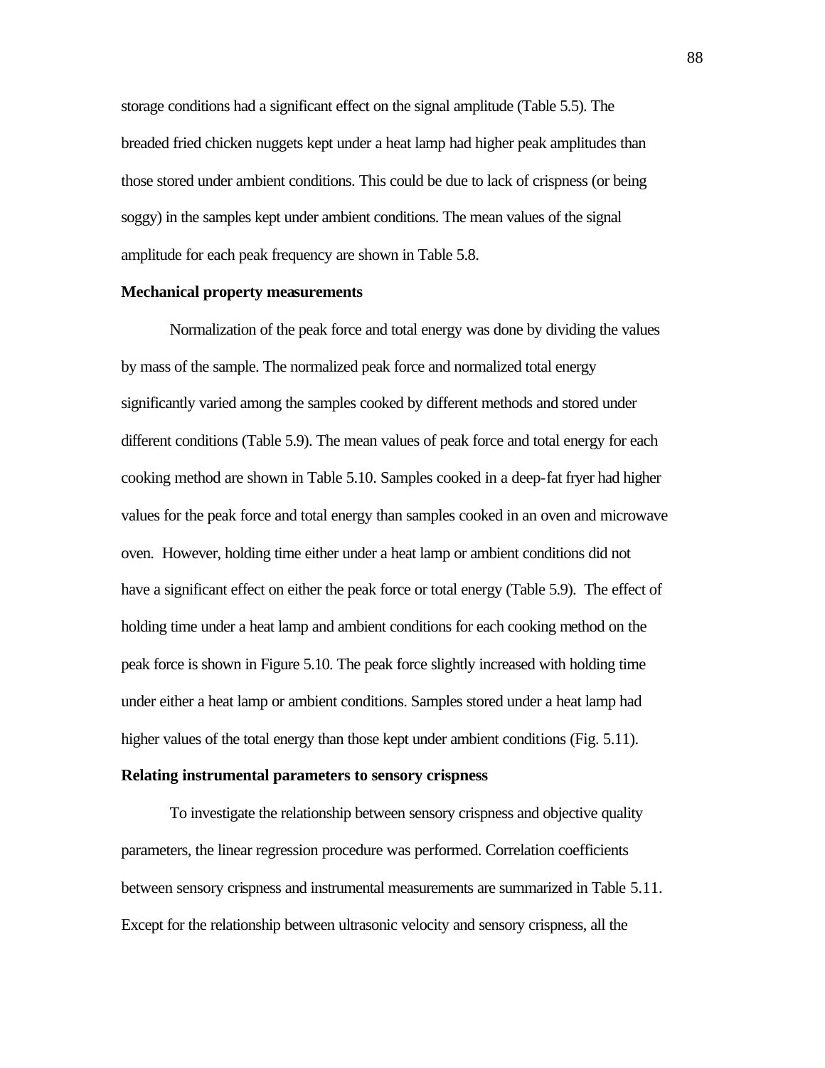storage conditions had a significant effect on the signal amplitude (Table 5.5). The breaded fried chicken nuggets kept under a heat lamp had higher peak amplitudes than those stored under ambient conditions. This could be due to lack of crispness (or being soggy) in the samples kept under ambient conditions. The mean values of the signal amplitude for each peak frequency are shown in Table 5.8.

**Mechanical property measurements**

Normalization of the peak force and total energy was done by dividing the values by mass of the sample. The normalized peak force and normalized total energy significantly varied among the samples cooked by different methods and stored under different conditions (Table 5.9). The mean values of peak force and total energy for each cooking method are shown in Table 5.10. Samples cooked in a deep-fat fryer had higher values for the peak force and total energy than samples cooked in an oven and microwave oven. However, holding time either under a heat lamp or ambient conditions did not have a significant effect on either the peak force or total energy (Table 5.9). The effect of holding time under a heat lamp and ambient conditions for each cooking method on the peak force is shown in Figure 5.10. The peak force slightly increased with holding time under either a heat lamp or ambient conditions. Samples stored under a heat lamp had higher values of the total energy than those kept under ambient conditions (Fig. 5.11).

**Relating instrumental parameters to sensory crispness**

To investigate the relationship between sensory crispness and objective quality parameters, the linear regression procedure was performed. Correlation coefficients between sensory crispness and instrumental measurements are summarized in Table 5.11. Except for the relationship between ultrasonic velocity and sensory crispness, all the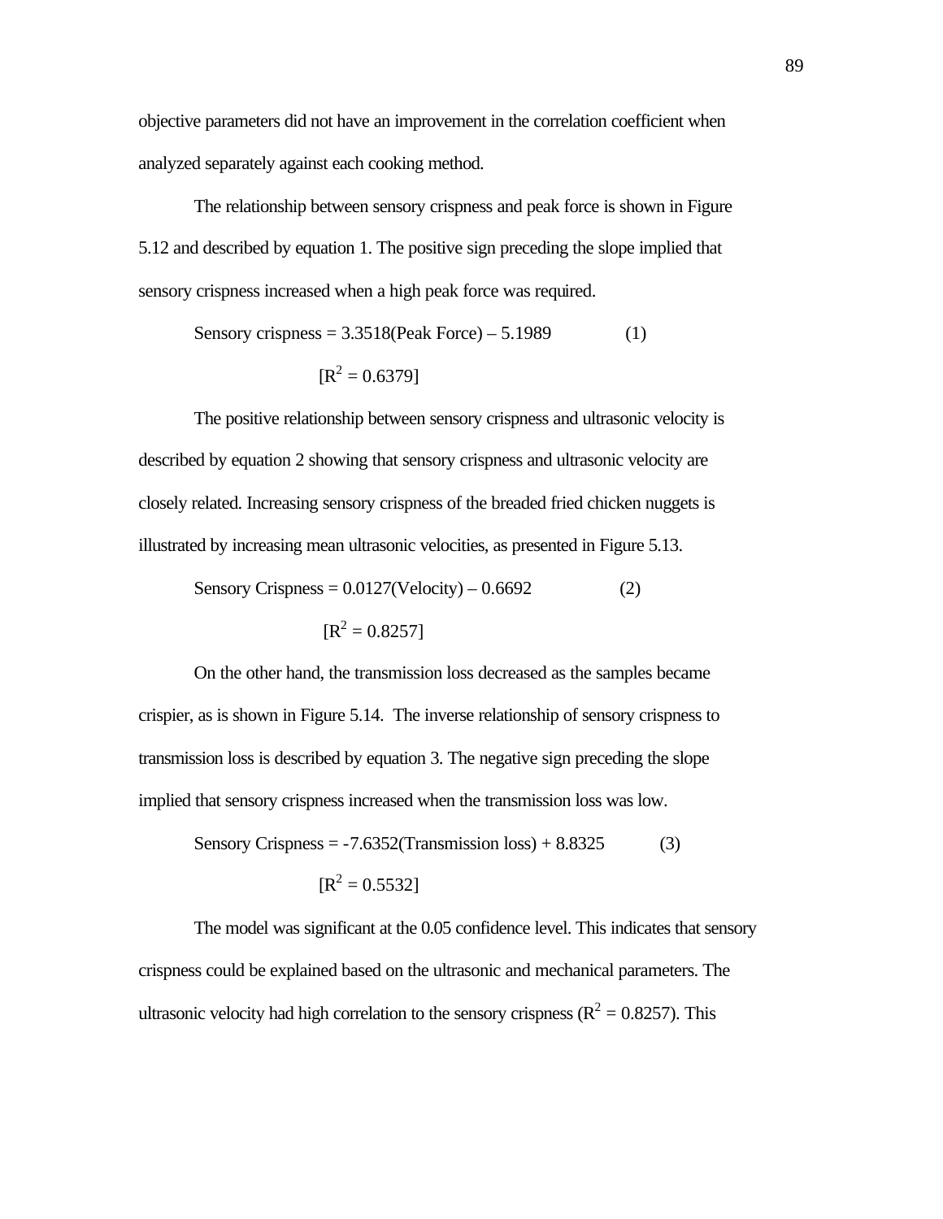objective parameters did not have an improvement in the correlation coefficient when analyzed separately against each cooking method.

The relationship between sensory crispness and peak force is shown in Figure 5.12 and described by equation 1. The positive sign preceding the slope implied that sensory crispness increased when a high peak force was required.

$$\text{Sensory crispness} = 3.3518(\text{Peak Force}) - 5.1989 \qquad (1)$$

$$[R^2 = 0.6379]$$

The positive relationship between sensory crispness and ultrasonic velocity is described by equation 2 showing that sensory crispness and ultrasonic velocity are closely related. Increasing sensory crispness of the breaded fried chicken nuggets is illustrated by increasing mean ultrasonic velocities, as presented in Figure 5.13.

$$\text{Sensory Crispness} = 0.0127(\text{Velocity}) - 0.6692 \qquad (2)$$

$$[R^2 = 0.8257]$$

On the other hand, the transmission loss decreased as the samples became crispier, as is shown in Figure 5.14. The inverse relationship of sensory crispness to transmission loss is described by equation 3. The negative sign preceding the slope implied that sensory crispness increased when the transmission loss was low.

$$\text{Sensory Crispness} = -7.6352(\text{Transmission loss}) + 8.8325 \qquad (3)$$

$$[R^2 = 0.5532]$$

The model was significant at the 0.05 confidence level. This indicates that sensory crispness could be explained based on the ultrasonic and mechanical parameters. The ultrasonic velocity had high correlation to the sensory crispness ($R^2 = 0.8257$). This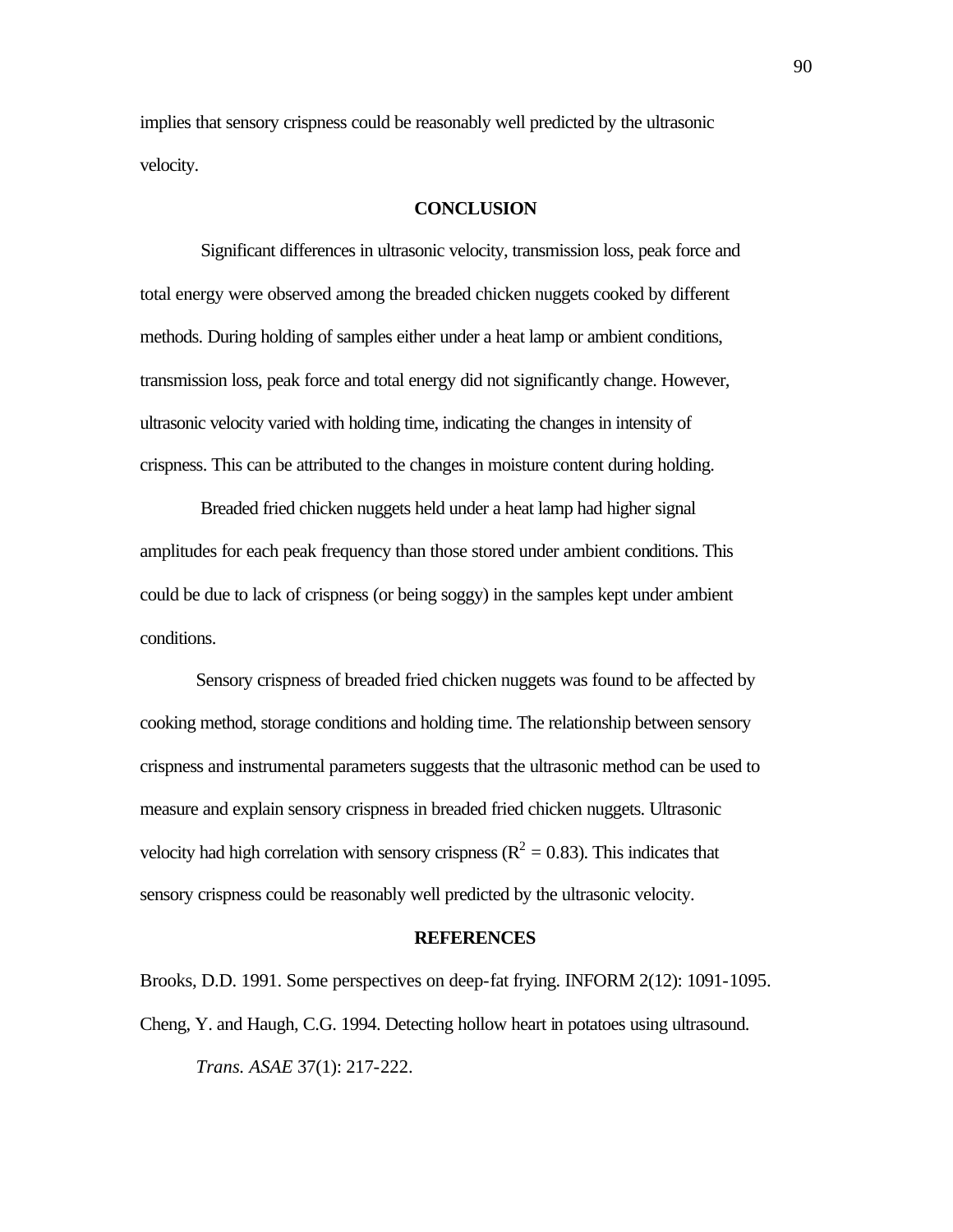implies that sensory crispness could be reasonably well predicted by the ultrasonic velocity.

## CONCLUSION

Significant differences in ultrasonic velocity, transmission loss, peak force and total energy were observed among the breaded chicken nuggets cooked by different methods. During holding of samples either under a heat lamp or ambient conditions, transmission loss, peak force and total energy did not significantly change. However, ultrasonic velocity varied with holding time, indicating the changes in intensity of crispness. This can be attributed to the changes in moisture content during holding.

Breaded fried chicken nuggets held under a heat lamp had higher signal amplitudes for each peak frequency than those stored under ambient conditions. This could be due to lack of crispness (or being soggy) in the samples kept under ambient conditions.

Sensory crispness of breaded fried chicken nuggets was found to be affected by cooking method, storage conditions and holding time. The relationship between sensory crispness and instrumental parameters suggests that the ultrasonic method can be used to measure and explain sensory crispness in breaded fried chicken nuggets. Ultrasonic velocity had high correlation with sensory crispness ($R^2 = 0.83$). This indicates that sensory crispness could be reasonably well predicted by the ultrasonic velocity.

## REFERENCES

Brooks, D.D. 1991. Some perspectives on deep-fat frying. INFORM 2(12): 1091-1095.

Cheng, Y. and Haugh, C.G. 1994. Detecting hollow heart in potatoes using ultrasound. *Trans. ASAE* 37(1): 217-222.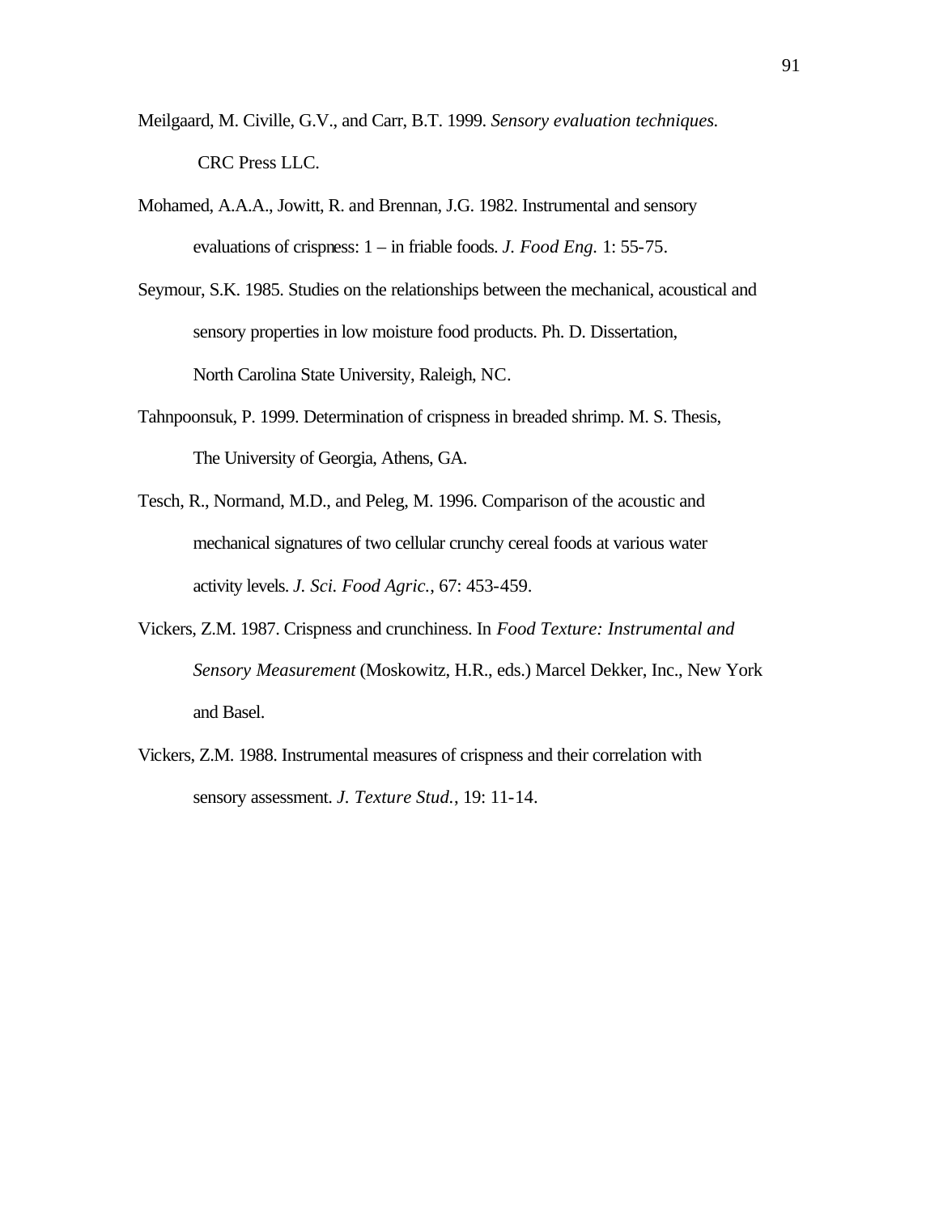Meilgaard, M. Civille, G.V., and Carr, B.T. 1999. *Sensory evaluation techniques*. CRC Press LLC.

Mohamed, A.A.A., Jowitt, R. and Brennan, J.G. 1982. Instrumental and sensory evaluations of crispness: 1 – in friable foods. *J. Food Eng.* 1: 55-75.

Seymour, S.K. 1985. Studies on the relationships between the mechanical, acoustical and sensory properties in low moisture food products. Ph. D. Dissertation, North Carolina State University, Raleigh, NC.

Tahnpoonsuk, P. 1999. Determination of crispness in breaded shrimp. M. S. Thesis, The University of Georgia, Athens, GA.

Tesch, R., Normand, M.D., and Peleg, M. 1996. Comparison of the acoustic and mechanical signatures of two cellular crunchy cereal foods at various water activity levels. *J. Sci. Food Agric.*, 67: 453-459.

Vickers, Z.M. 1987. Crispness and crunchiness. In *Food Texture: Instrumental and Sensory Measurement* (Moskowitz, H.R., eds.) Marcel Dekker, Inc., New York and Basel.

Vickers, Z.M. 1988. Instrumental measures of crispness and their correlation with sensory assessment. *J. Texture Stud.*, 19: 11-14.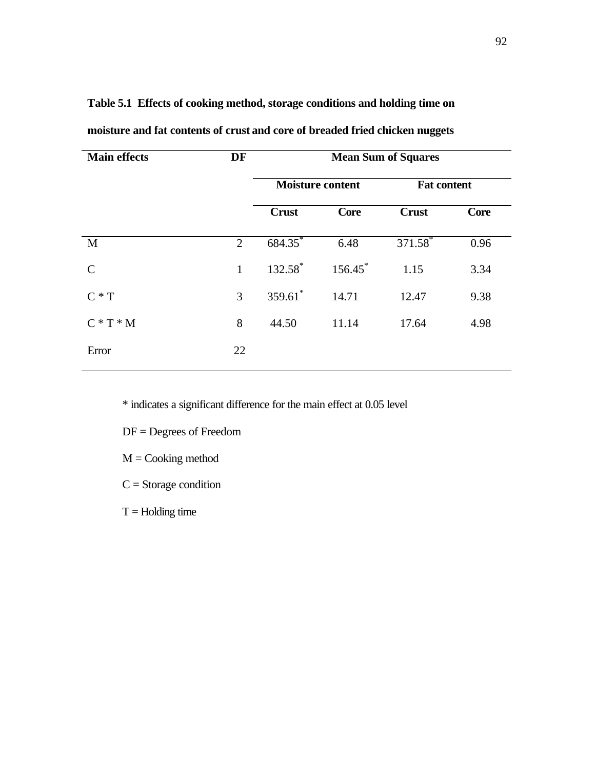**Table 5.1 Effects of cooking method, storage conditions and holding time on moisture and fat contents of crust and core of breaded fried chicken nuggets**

| Main effects | DF | Mean Sum of Squares | | | |
|---|---|---|---|---|---|
| | | Moisture content | | Fat content | |
| | | Crust | Core | Crust | Core |
| M | 2 | 684.35* | 6.48 | 371.58* | 0.96 |
| C | 1 | 132.58* | 156.45* | 1.15 | 3.34 |
| C * T | 3 | 359.61* | 14.71 | 12.47 | 9.38 |
| C * T * M | 8 | 44.50 | 11.14 | 17.64 | 4.98 |
| Error | 22 | | | | |

* indicates a significant difference for the main effect at 0.05 level

DF = Degrees of Freedom

M = Cooking method

C = Storage condition

T = Holding time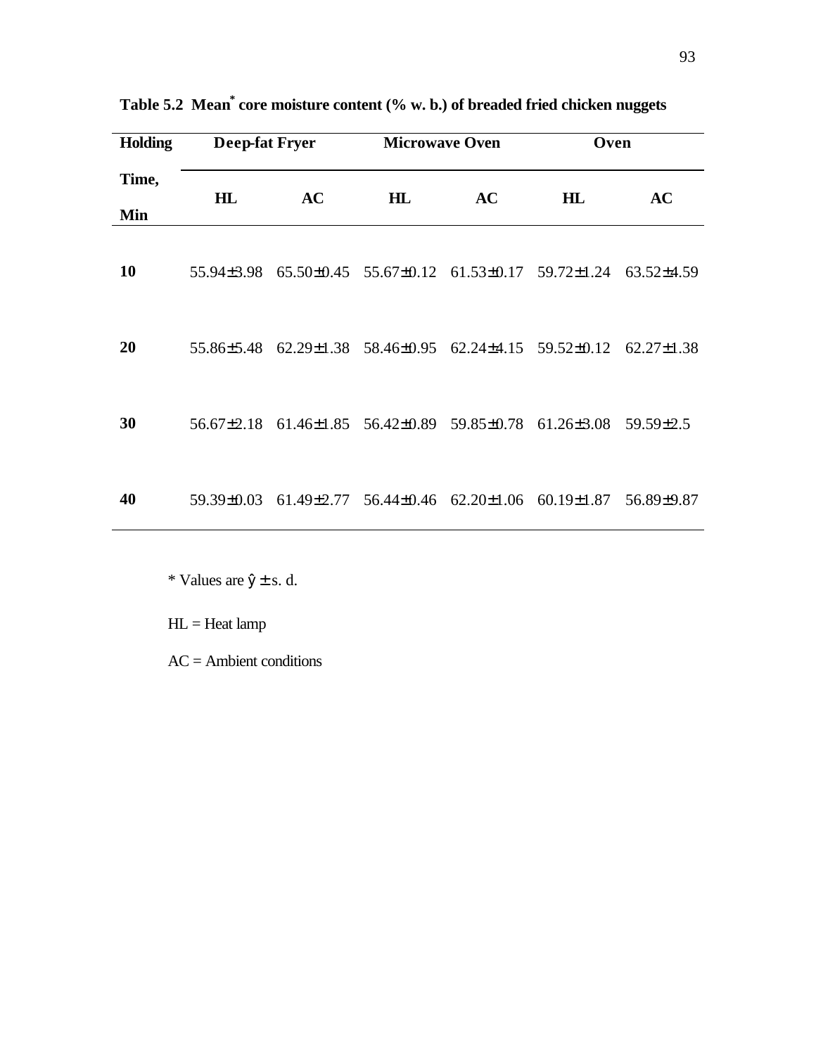**Table 5.2 Mean[*] core moisture content (% w. b.) of breaded fried chicken nuggets**

| Holding Time, Min | Deep-fat Fryer | | Microwave Oven | | Oven | |
|---|---|---|---|---|---|---|
| | HL | AC | HL | AC | HL | AC |
| **10** | 55.94±3.98 | 65.50±0.45 | 55.67±0.12 | 61.53±0.17 | 59.72±1.24 | 63.52±4.59 |
| **20** | 55.86±5.48 | 62.29±1.38 | 58.46±0.95 | 62.24±4.15 | 59.52±0.12 | 62.27±1.38 |
| **30** | 56.67±2.18 | 61.46±1.85 | 56.42±0.89 | 59.85±0.78 | 61.26±3.08 | 59.59±2.5 |
| **40** | 59.39±0.03 | 61.49±2.77 | 56.44±0.46 | 62.20±1.06 | 60.19±1.87 | 56.89±9.87 |

* Values are $\hat{y} \pm$ s. d.

HL = Heat lamp

AC = Ambient conditions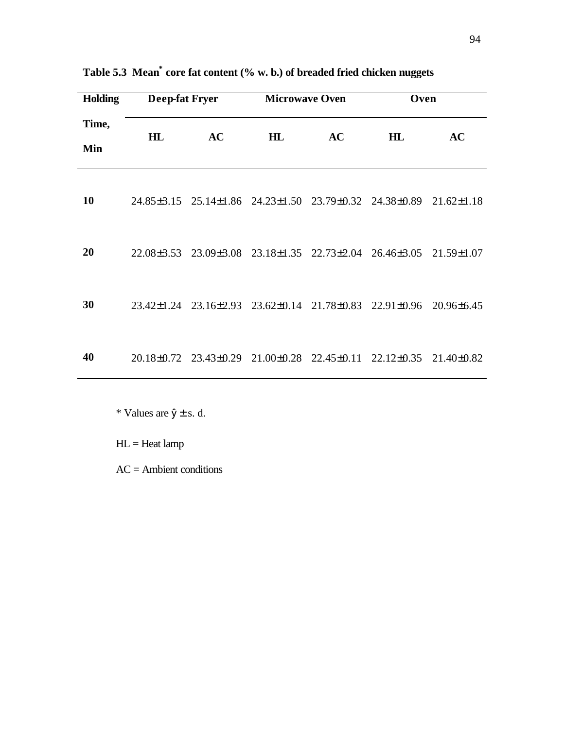**Table 5.3 Mean[*] core fat content (% w. b.) of breaded fried chicken nuggets**

| Holding Time, Min | Deep-fat Fryer | | Microwave Oven | | Oven | |
|---|---|---|---|---|---|---|
| | HL | AC | HL | AC | HL | AC |
| **10** | 24.85±3.15 | 25.14±1.86 | 24.23±1.50 | 23.79±0.32 | 24.38±0.89 | 21.62±1.18 |
| **20** | 22.08±3.53 | 23.09±3.08 | 23.18±1.35 | 22.73±2.04 | 26.46±3.05 | 21.59±1.07 |
| **30** | 23.42±1.24 | 23.16±2.93 | 23.62±0.14 | 21.78±0.83 | 22.91±0.96 | 20.96±6.45 |
| **40** | 20.18±0.72 | 23.43±0.29 | 21.00±0.28 | 22.45±0.11 | 22.12±0.35 | 21.40±0.82 |

\* Values are $\hat{y} \pm$ s. d.

HL = Heat lamp

AC = Ambient conditions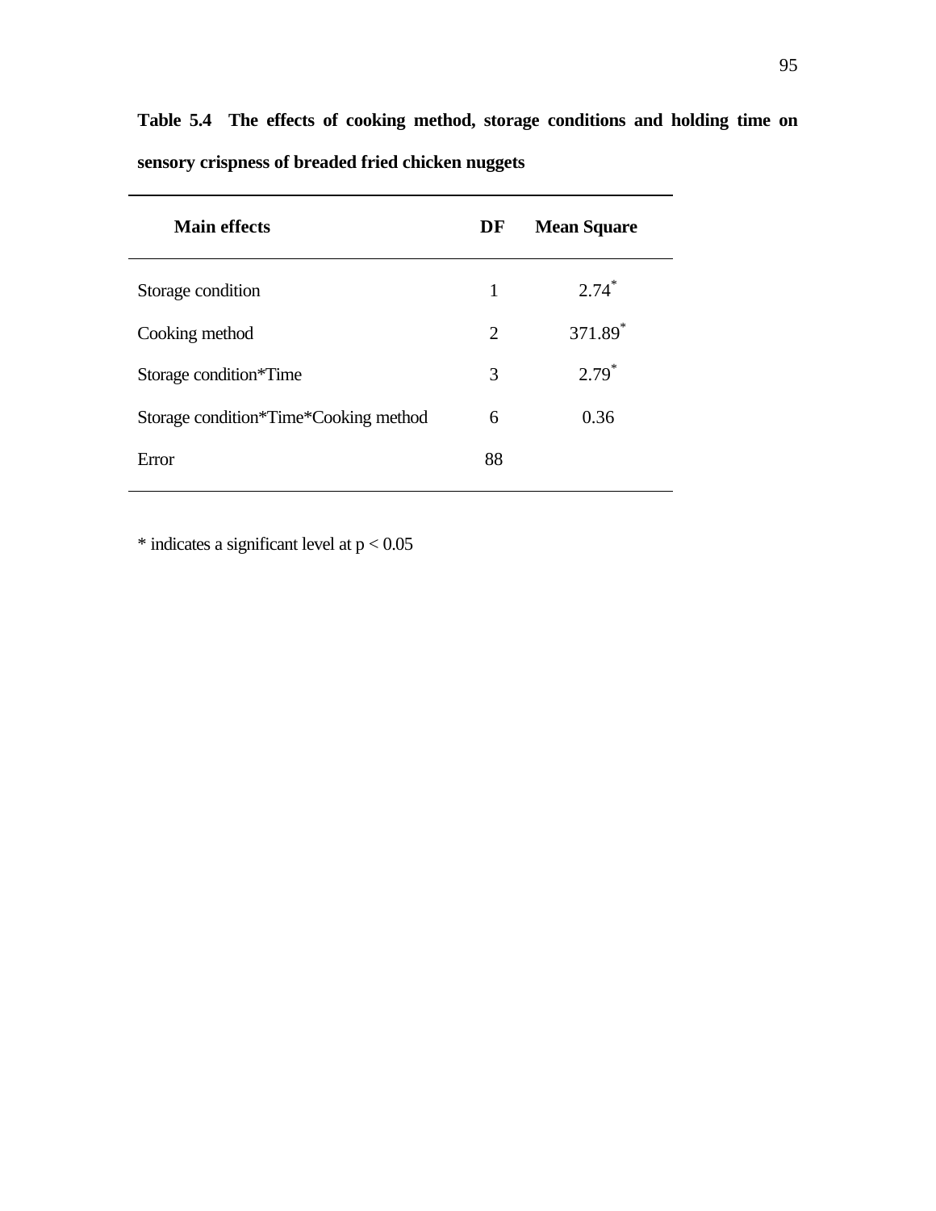**Table 5.4 The effects of cooking method, storage conditions and holding time on sensory crispness of breaded fried chicken nuggets**

| Main effects | DF | Mean Square |
|---|---|---|
| Storage condition | 1 | 2.74* |
| Cooking method | 2 | 371.89* |
| Storage condition*Time | 3 | 2.79* |
| Storage condition*Time*Cooking method | 6 | 0.36 |
| Error | 88 | |

* indicates a significant level at $p < 0.05$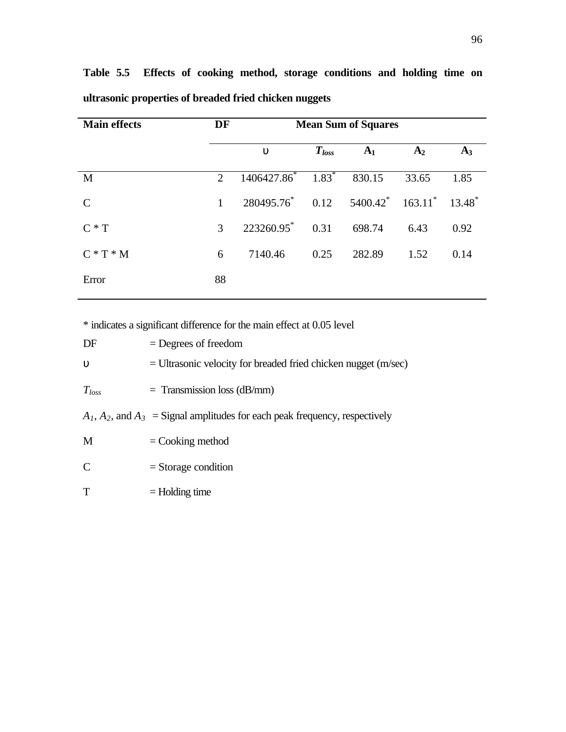**Table 5.5 Effects of cooking method, storage conditions and holding time on ultrasonic properties of breaded fried chicken nuggets**

| Main effects | DF | Mean Sum of Squares | | | | |
|---|---|---|---|---|---|---|
| | | $\upsilon$ | $T_{loss}$ | $A_1$ | $A_2$ | $A_3$ |
| M | 2 | 1406427.86* | 1.83* | 830.15 | 33.65 | 1.85 |
| C | 1 | 280495.76* | 0.12 | 5400.42* | 163.11* | 13.48* |
| C * T | 3 | 223260.95* | 0.31 | 698.74 | 6.43 | 0.92 |
| C * T * M | 6 | 7140.46 | 0.25 | 282.89 | 1.52 | 0.14 |
| Error | 88 | | | | | |

* indicates a significant difference for the main effect at 0.05 level

DF = Degrees of freedom

$\upsilon$ = Ultrasonic velocity for breaded fried chicken nugget (m/sec)

$T_{loss}$ = Transmission loss (dB/mm)

$A_1$, $A_2$, and $A_3$ = Signal amplitudes for each peak frequency, respectively

M = Cooking method

C = Storage condition

T = Holding time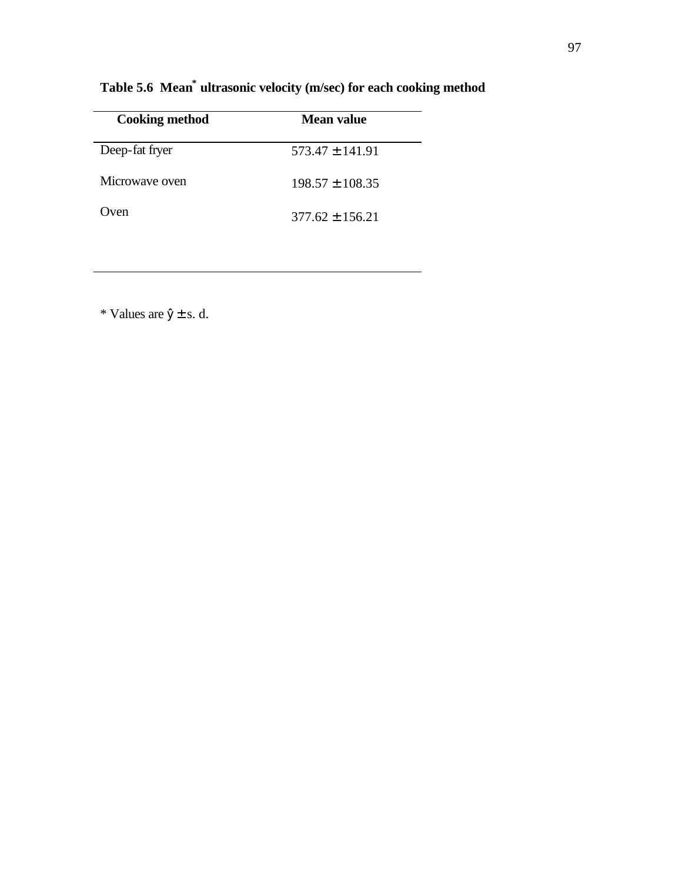**Table 5.6 Mean[*] ultrasonic velocity (m/sec) for each cooking method**

| Cooking method | Mean value |
|---|---|
| Deep-fat fryer | $573.47 \pm 141.91$ |
| Microwave oven | $198.57 \pm 108.35$ |
| Oven | $377.62 \pm 156.21$ |

* Values are $\hat{y} \pm$ s. d.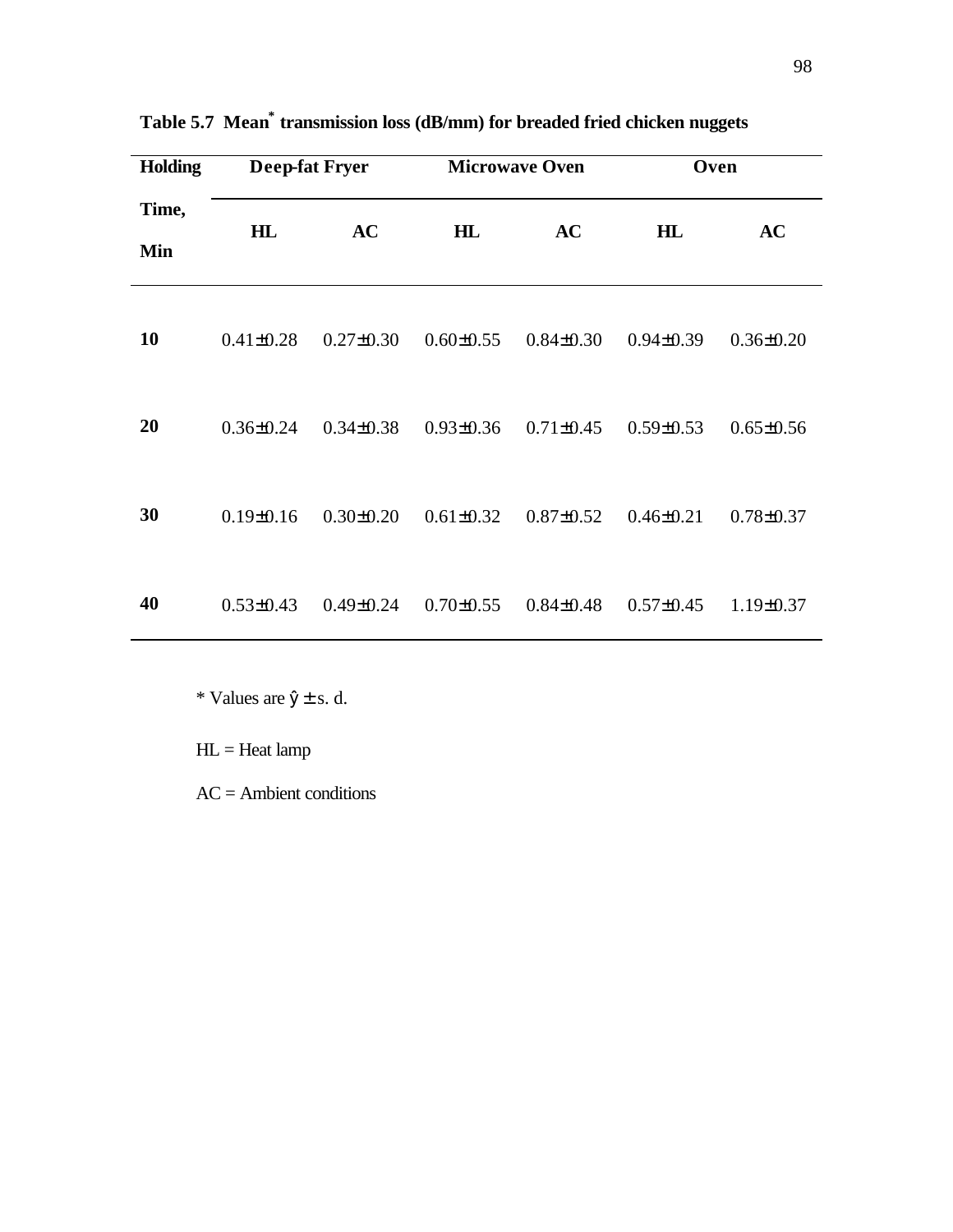**Table 5.7 Mean[*] transmission loss (dB/mm) for breaded fried chicken nuggets**

| Holding Time, Min | Deep-fat Fryer | | Microwave Oven | | Oven | |
|---|---|---|---|---|---|---|
| | HL | AC | HL | AC | HL | AC |
| 10 | 0.41±0.28 | 0.27±0.30 | 0.60±0.55 | 0.84±0.30 | 0.94±0.39 | 0.36±0.20 |
| 20 | 0.36±0.24 | 0.34±0.38 | 0.93±0.36 | 0.71±0.45 | 0.59±0.53 | 0.65±0.56 |
| 30 | 0.19±0.16 | 0.30±0.20 | 0.61±0.32 | 0.87±0.52 | 0.46±0.21 | 0.78±0.37 |
| 40 | 0.53±0.43 | 0.49±0.24 | 0.70±0.55 | 0.84±0.48 | 0.57±0.45 | 1.19±0.37 |

* Values are $\hat{y} \pm$ s. d.

HL = Heat lamp

AC = Ambient conditions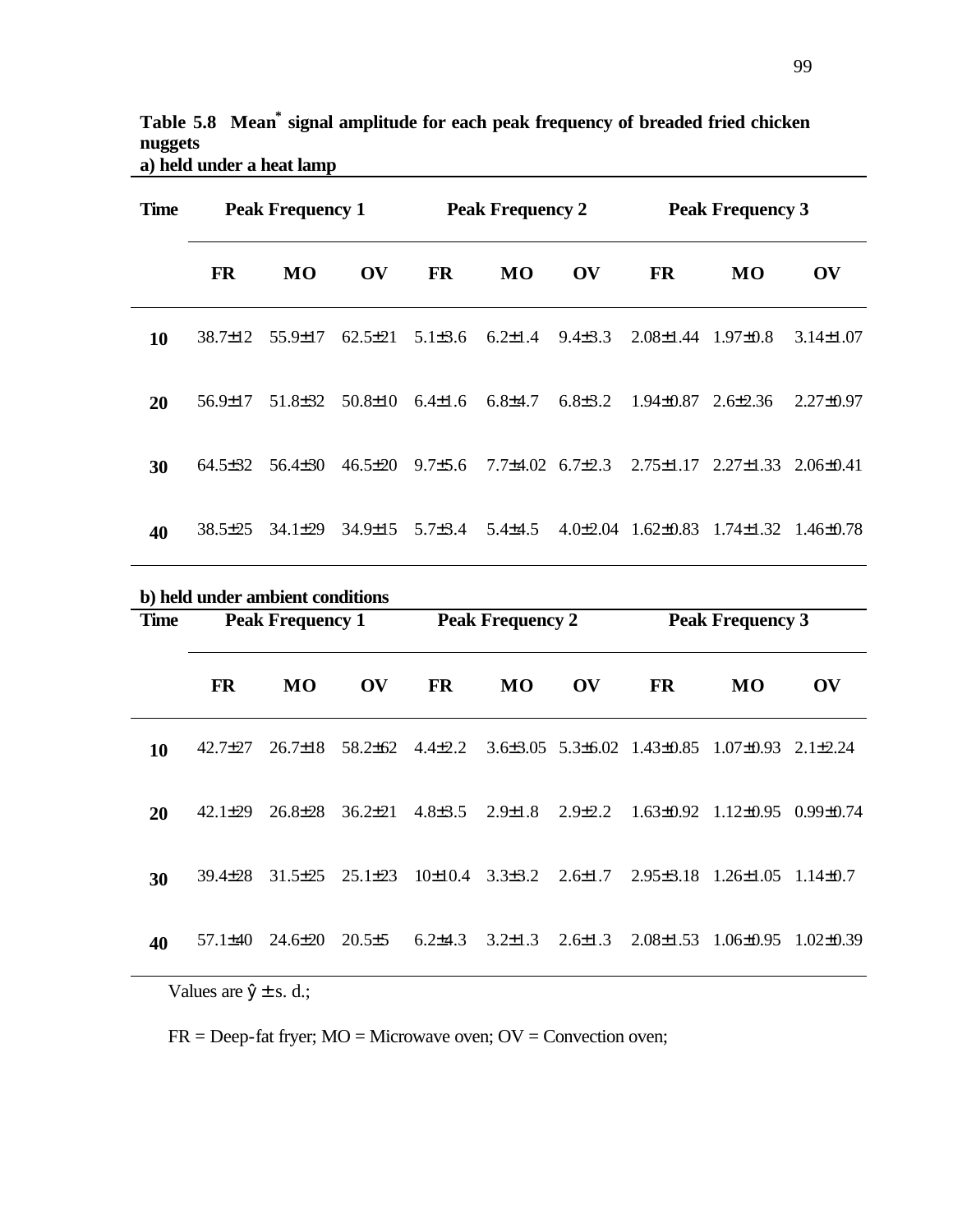**Table 5.8 Mean[*] signal amplitude for each peak frequency of breaded fried chicken nuggets**

**a) held under a heat lamp**

| Time | Peak Frequency 1 | | | Peak Frequency 2 | | | Peak Frequency 3 | | |
|---|---|---|---|---|---|---|---|---|---|
| | **FR** | **MO** | **OV** | **FR** | **MO** | **OV** | **FR** | **MO** | **OV** |
| **10** | 38.7±12 | 55.9±17 | 62.5±21 | 5.1±3.6 | 6.2±1.4 | 9.4±3.3 | 2.08±1.44 | 1.97±0.8 | 3.14±1.07 |
| **20** | 56.9±17 | 51.8±32 | 50.8±10 | 6.4±1.6 | 6.8±4.7 | 6.8±3.2 | 1.94±0.87 | 2.6±2.36 | 2.27±0.97 |
| **30** | 64.5±32 | 56.4±30 | 46.5±20 | 9.7±5.6 | 7.7±4.02 | 6.7±2.3 | 2.75±1.17 | 2.27±1.33 | 2.06±0.41 |
| **40** | 38.5±25 | 34.1±29 | 34.9±15 | 5.7±3.4 | 5.4±4.5 | 4.0±2.04 | 1.62±0.83 | 1.74±1.32 | 1.46±0.78 |

**b) held under ambient conditions**

| Time | Peak Frequency 1 | | | Peak Frequency 2 | | | Peak Frequency 3 | | |
|---|---|---|---|---|---|---|---|---|---|
| | **FR** | **MO** | **OV** | **FR** | **MO** | **OV** | **FR** | **MO** | **OV** |
| **10** | 42.7±27 | 26.7±18 | 58.2±62 | 4.4±2.2 | 3.6±3.05 | 5.3±6.02 | 1.43±0.85 | 1.07±0.93 | 2.1±2.24 |
| **20** | 42.1±29 | 26.8±28 | 36.2±21 | 4.8±3.5 | 2.9±1.8 | 2.9±2.2 | 1.63±0.92 | 1.12±0.95 | 0.99±0.74 |
| **30** | 39.4±28 | 31.5±25 | 25.1±23 | 10±10.4 | 3.3±3.2 | 2.6±1.7 | 2.95±3.18 | 1.26±1.05 | 1.14±0.7 |
| **40** | 57.1±40 | 24.6±20 | 20.5±5 | 6.2±4.3 | 3.2±1.3 | 2.6±1.3 | 2.08±1.53 | 1.06±0.95 | 1.02±0.39 |

Values are $\hat{y} \pm$ s. d.;

FR = Deep-fat fryer; MO = Microwave oven; OV = Convection oven;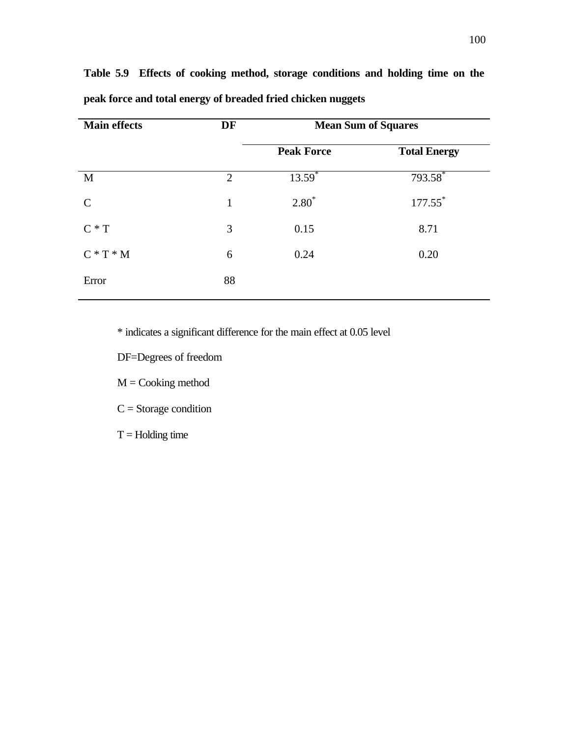**Table 5.9 Effects of cooking method, storage conditions and holding time on the peak force and total energy of breaded fried chicken nuggets**

| Main effects | DF | Mean Sum of Squares | |
|---|---|---|---|
| | | Peak Force | Total Energy |
| M | 2 | 13.59* | 793.58* |
| C | 1 | 2.80* | 177.55* |
| C * T | 3 | 0.15 | 8.71 |
| C * T * M | 6 | 0.24 | 0.20 |
| Error | 88 | | |

* indicates a significant difference for the main effect at 0.05 level

DF=Degrees of freedom

M = Cooking method

C = Storage condition

T = Holding time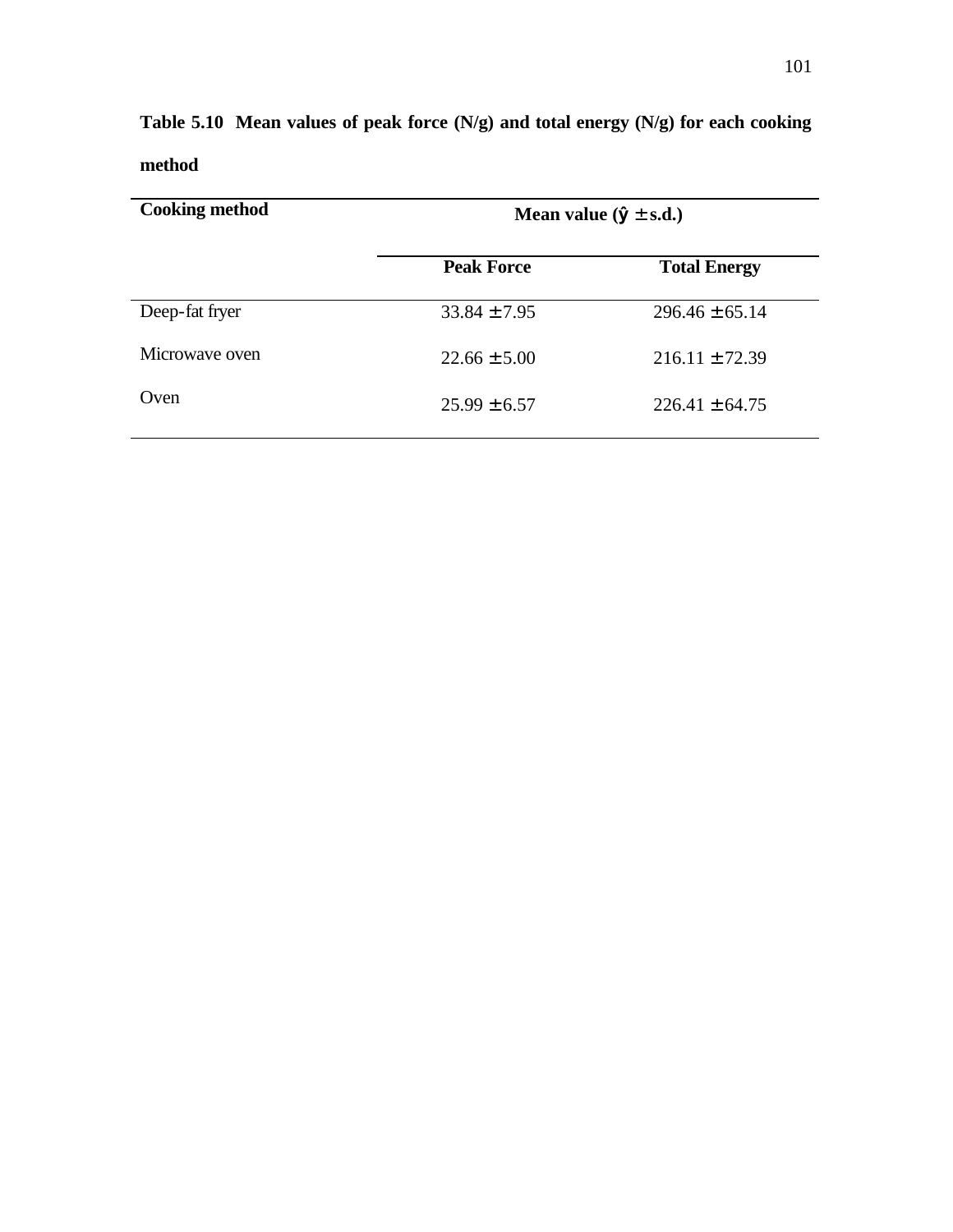**Table 5.10 Mean values of peak force (N/g) and total energy (N/g) for each cooking method**

| Cooking method | Mean value ($\hat{y} \pm$ s.d.) | |
|---|---|---|
| | **Peak Force** | **Total Energy** |
| Deep-fat fryer | 33.84 ± 7.95 | 296.46 ± 65.14 |
| Microwave oven | 22.66 ± 5.00 | 216.11 ± 72.39 |
| Oven | 25.99 ± 6.57 | 226.41 ± 64.75 |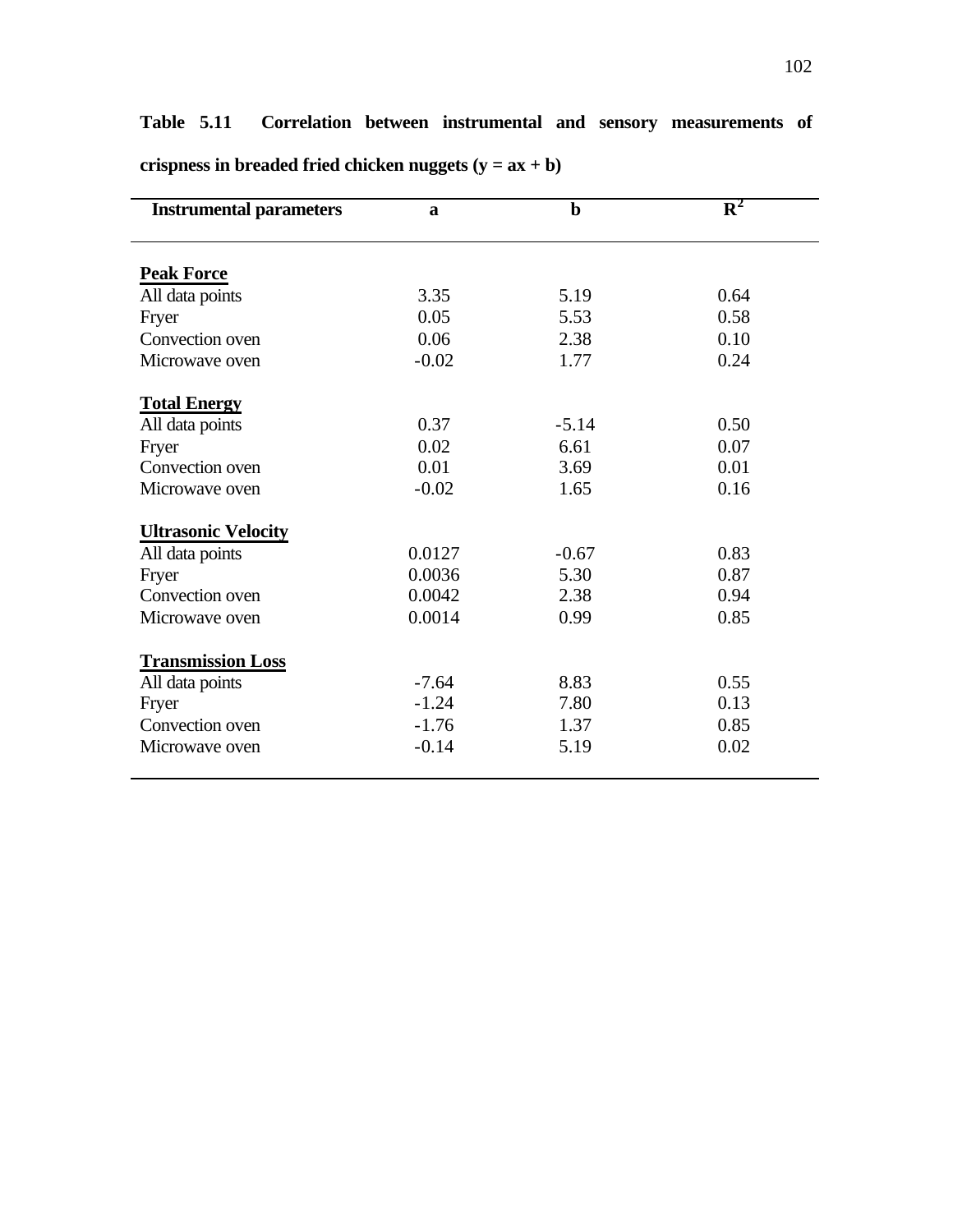**Table 5.11 Correlation between instrumental and sensory measurements of crispness in breaded fried chicken nuggets (y = ax + b)**

| Instrumental parameters | a | b | $R^2$ |
|---|---|---|---|
| **Peak Force** | | | |
| All data points | 3.35 | 5.19 | 0.64 |
| Fryer | 0.05 | 5.53 | 0.58 |
| Convection oven | 0.06 | 2.38 | 0.10 |
| Microwave oven | -0.02 | 1.77 | 0.24 |
| **Total Energy** | | | |
| All data points | 0.37 | -5.14 | 0.50 |
| Fryer | 0.02 | 6.61 | 0.07 |
| Convection oven | 0.01 | 3.69 | 0.01 |
| Microwave oven | -0.02 | 1.65 | 0.16 |
| **Ultrasonic Velocity** | | | |
| All data points | 0.0127 | -0.67 | 0.83 |
| Fryer | 0.0036 | 5.30 | 0.87 |
| Convection oven | 0.0042 | 2.38 | 0.94 |
| Microwave oven | 0.0014 | 0.99 | 0.85 |
| **Transmission Loss** | | | |
| All data points | -7.64 | 8.83 | 0.55 |
| Fryer | -1.24 | 7.80 | 0.13 |
| Convection oven | -1.76 | 1.37 | 0.85 |
| Microwave oven | -0.14 | 5.19 | 0.02 |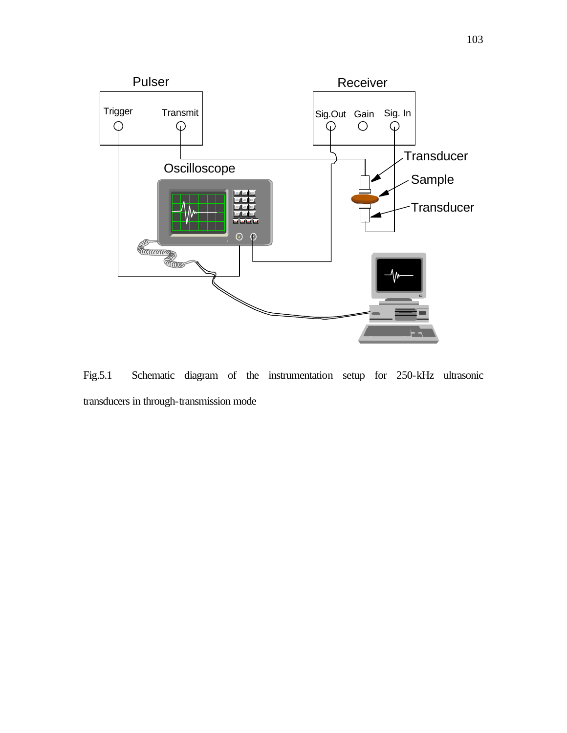Fig.5.1 Schematic diagram of the instrumentation setup for 250-kHz ultrasonic transducers in through-transmission mode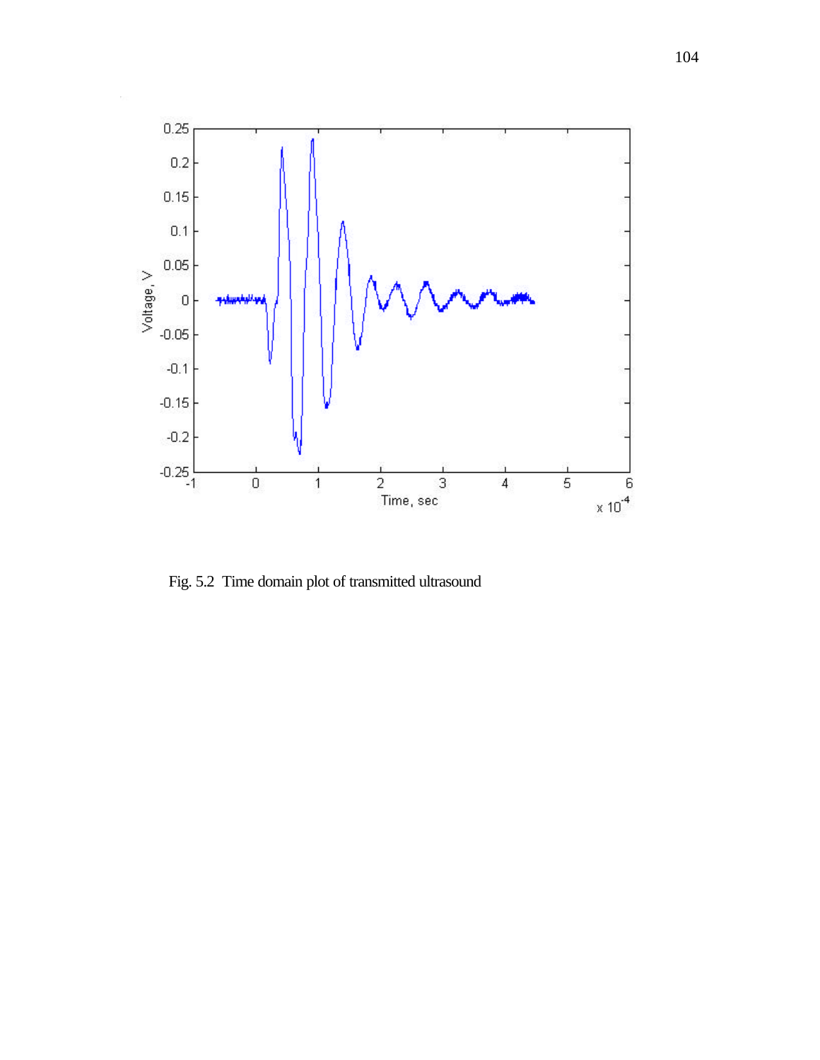Fig. 5.2 Time domain plot of transmitted ultrasound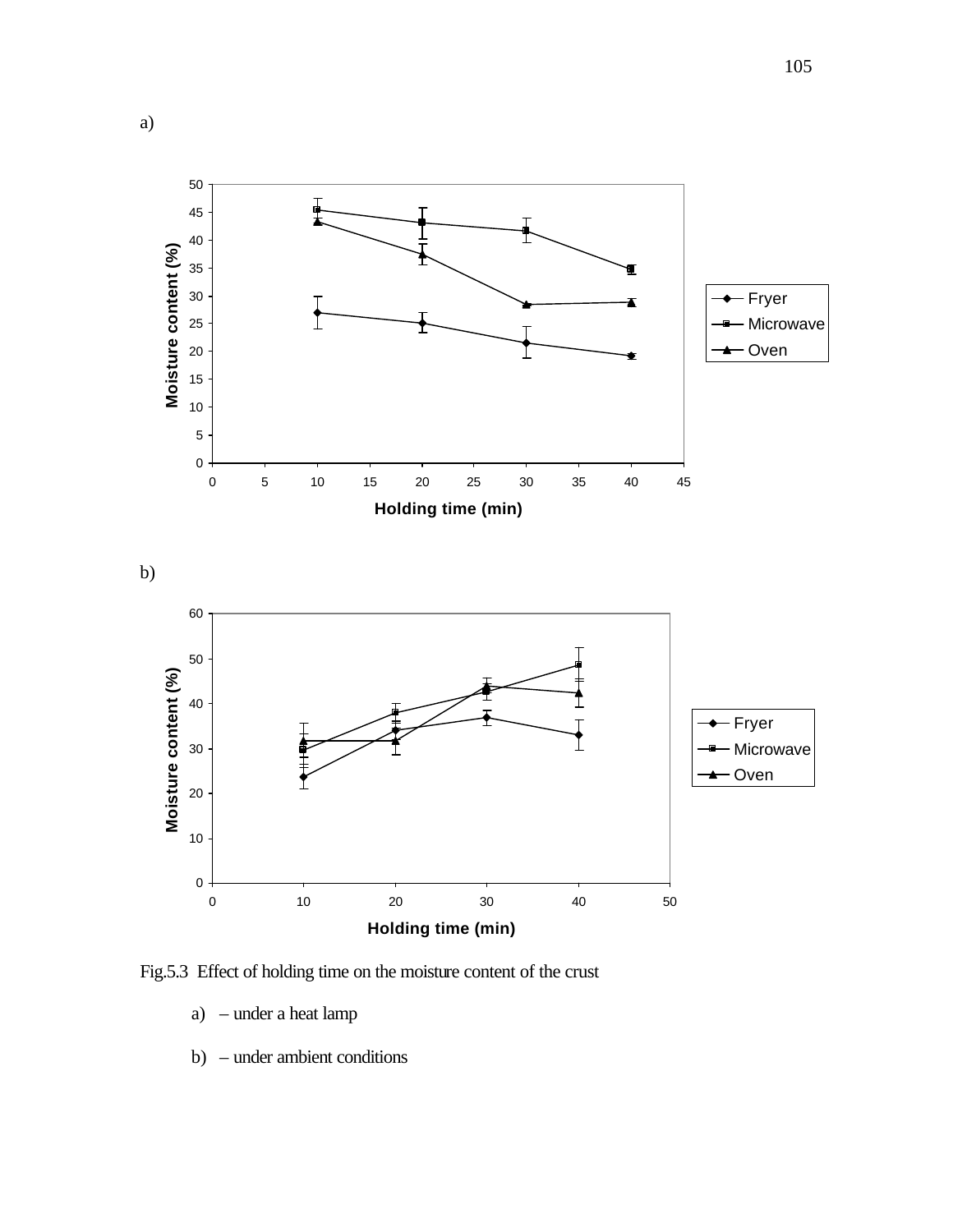a)

b)

Fig.5.3 Effect of holding time on the moisture content of the crust

a) – under a heat lamp

b) – under ambient conditions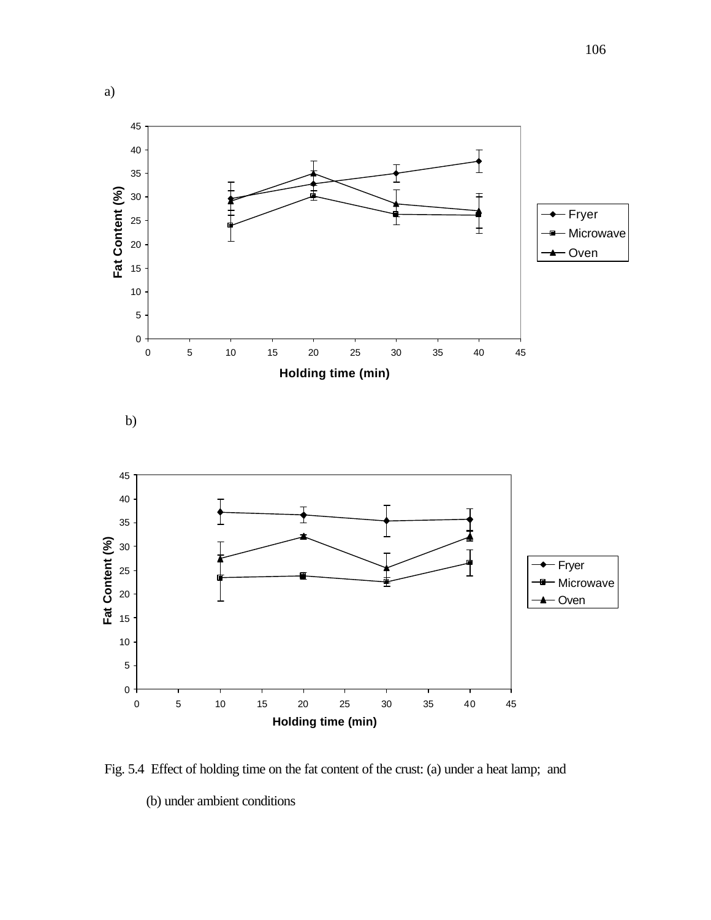a)

b)

Fig. 5.4 Effect of holding time on the fat content of the crust: (a) under a heat lamp; and (b) under ambient conditions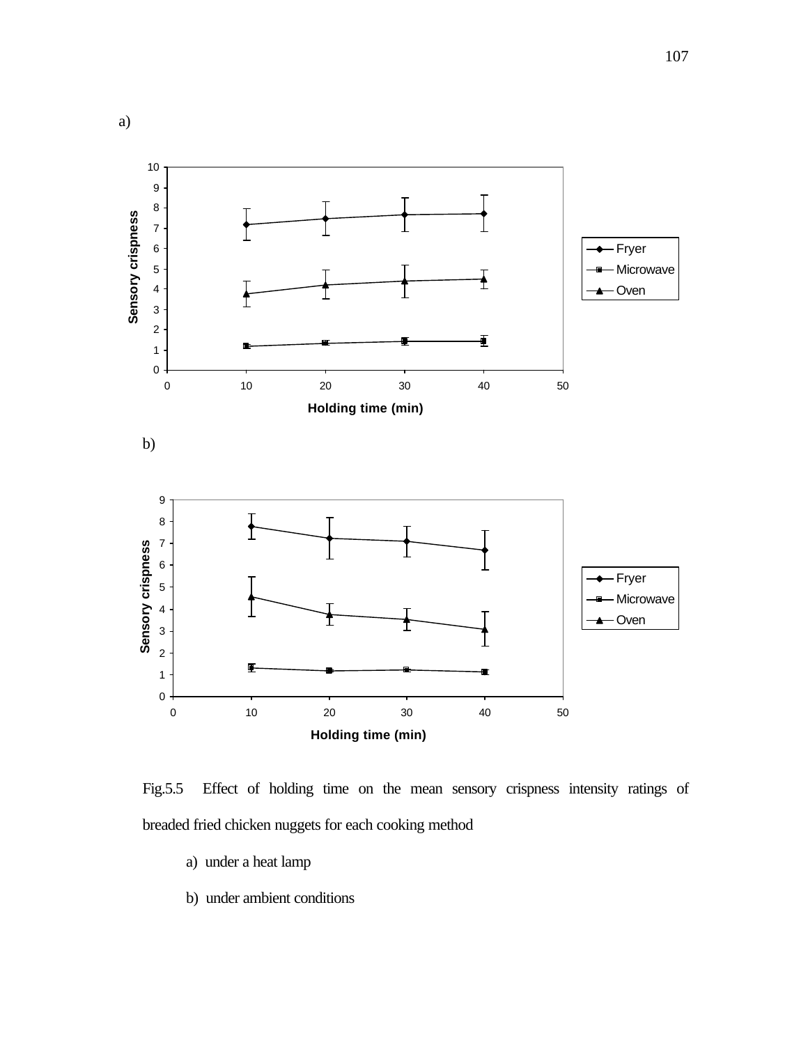a)

b)

Fig.5.5 Effect of holding time on the mean sensory crispness intensity ratings of breaded fried chicken nuggets for each cooking method

a) under a heat lamp

b) under ambient conditions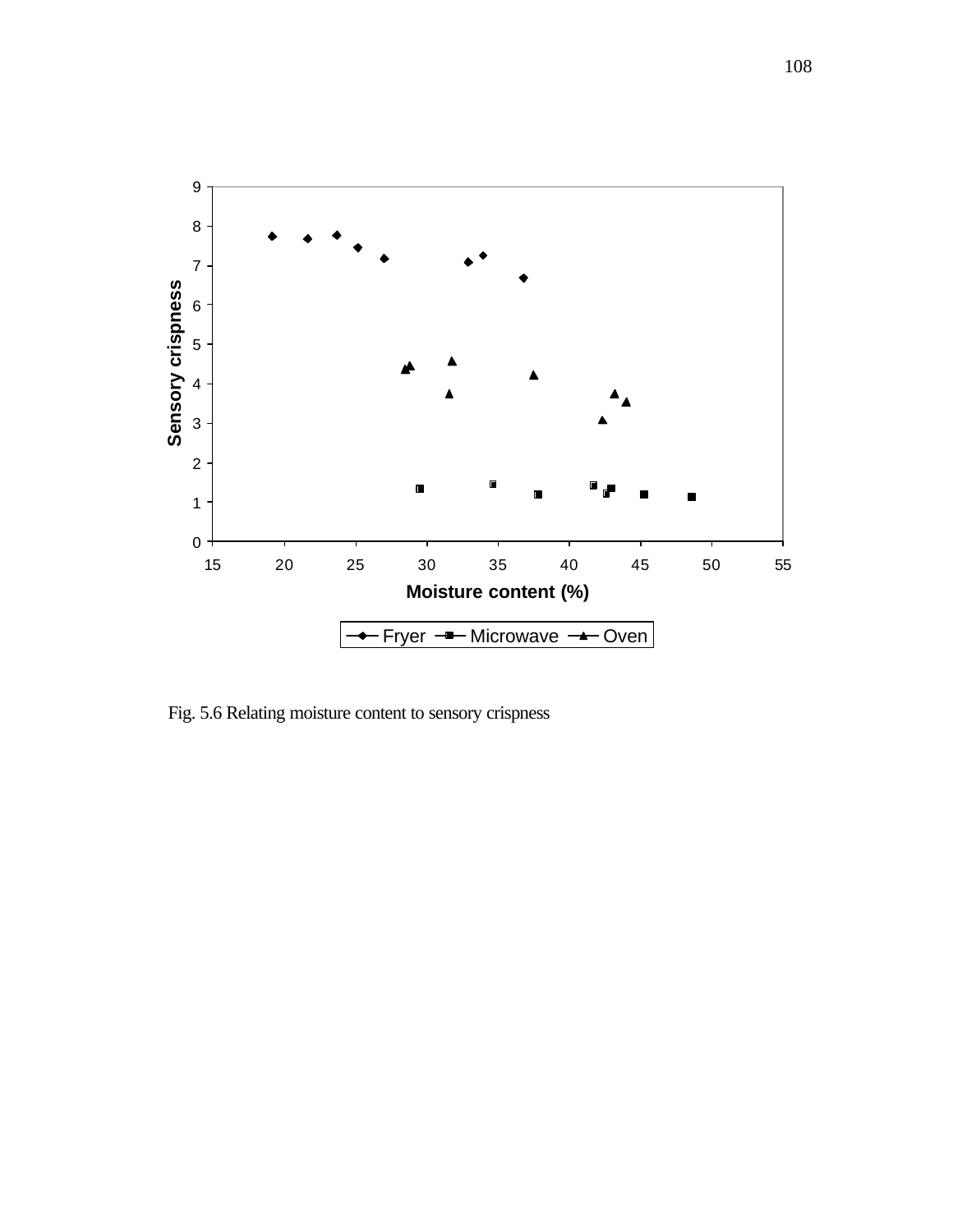Fig. 5.6 Relating moisture content to sensory crispness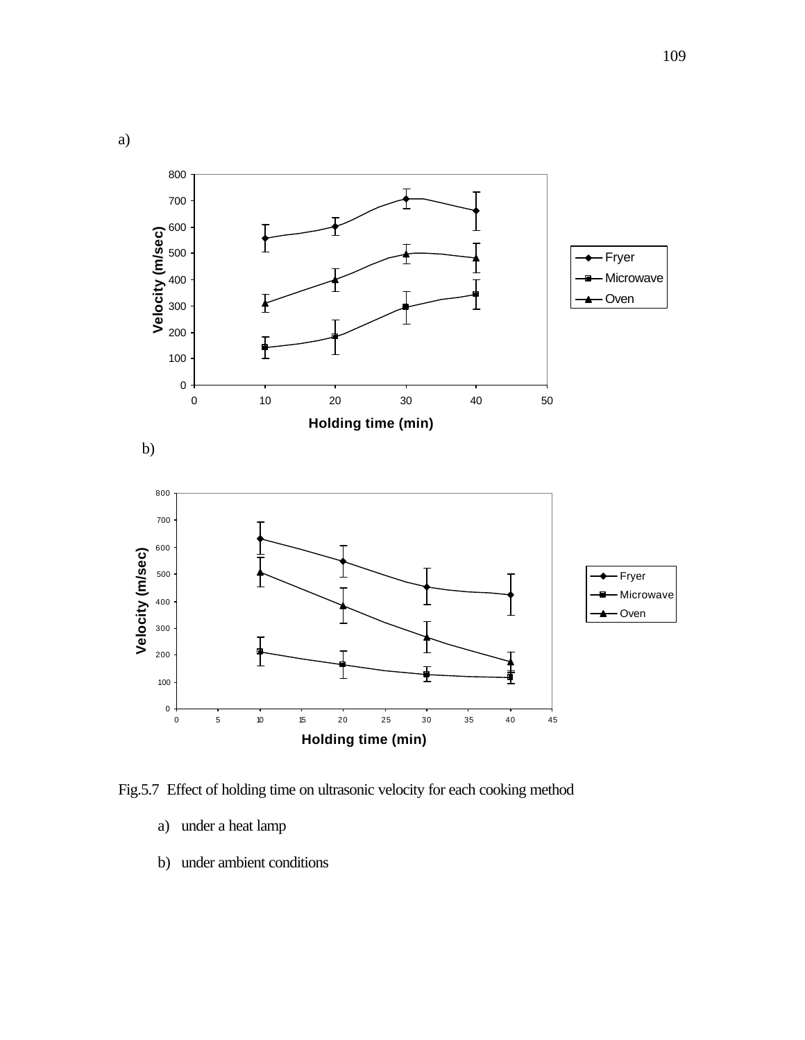a)

b)

Fig.5.7 Effect of holding time on ultrasonic velocity for each cooking method

a) under a heat lamp

b) under ambient conditions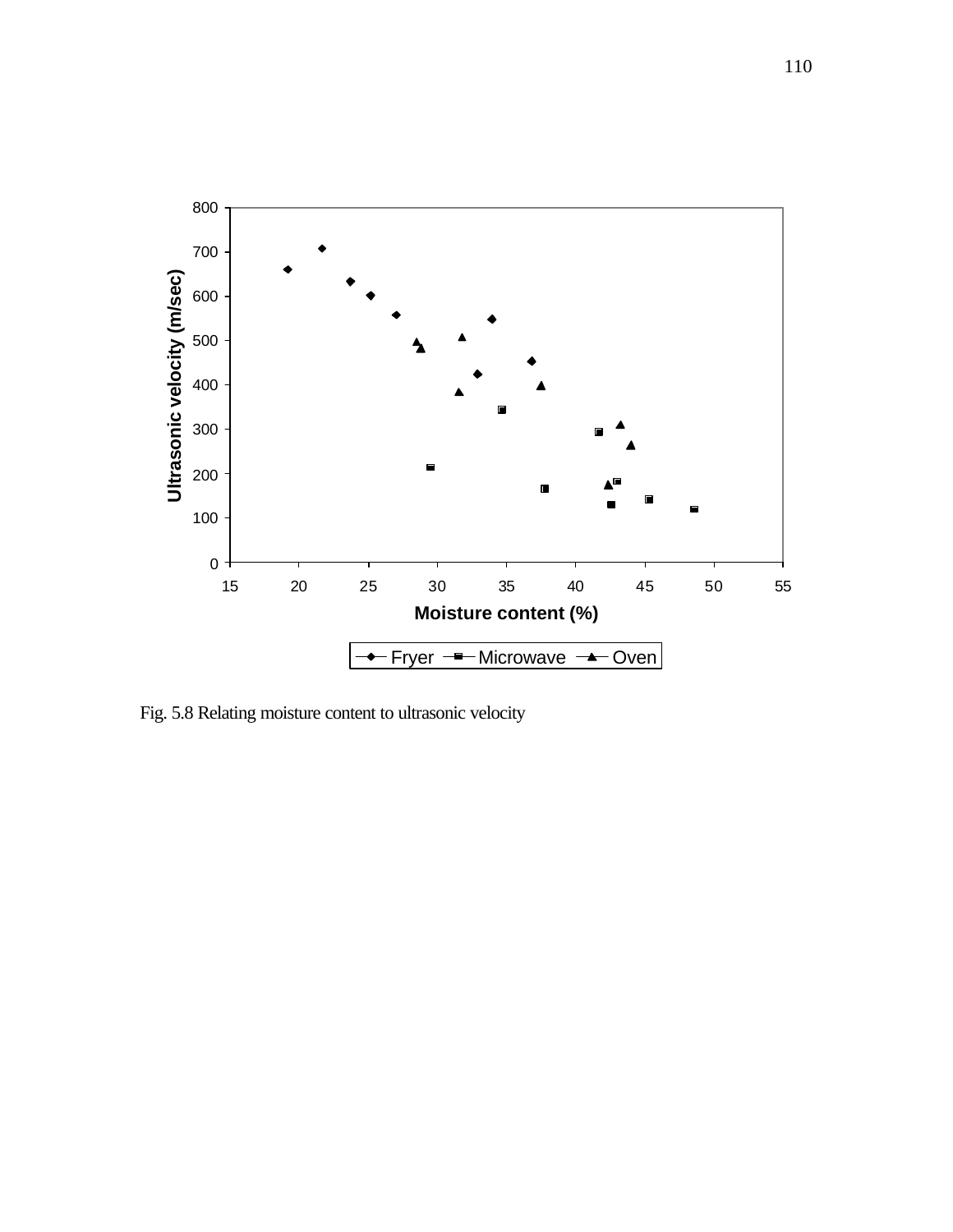Fig. 5.8 Relating moisture content to ultrasonic velocity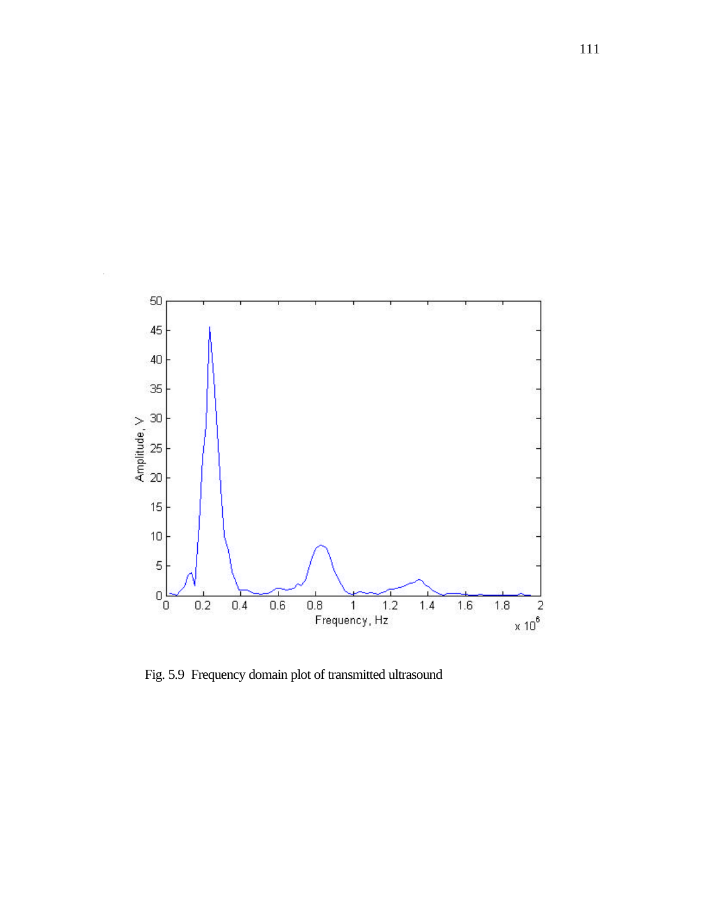Fig. 5.9 Frequency domain plot of transmitted ultrasound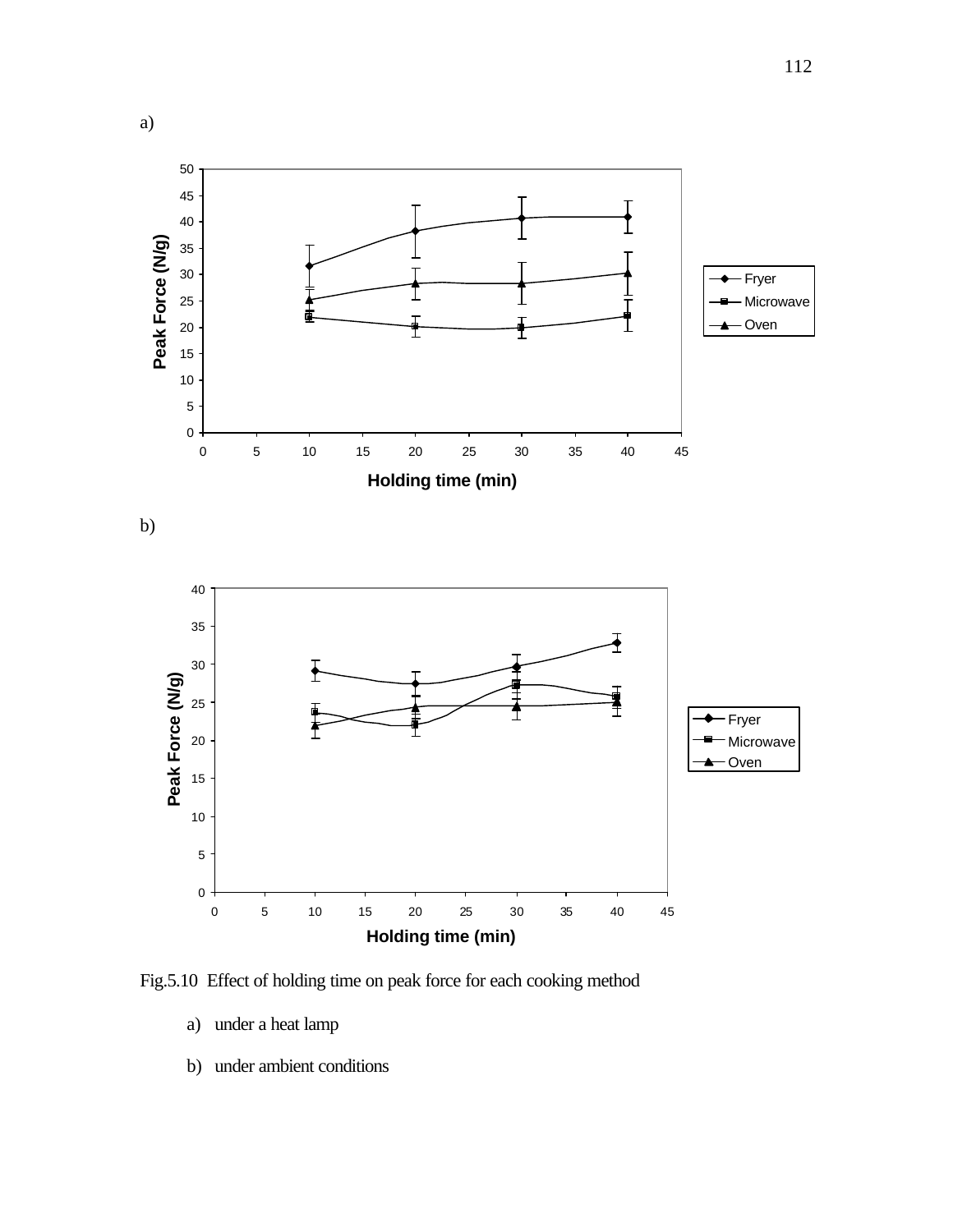a)

b)

Fig.5.10 Effect of holding time on peak force for each cooking method

a) under a heat lamp

b) under ambient conditions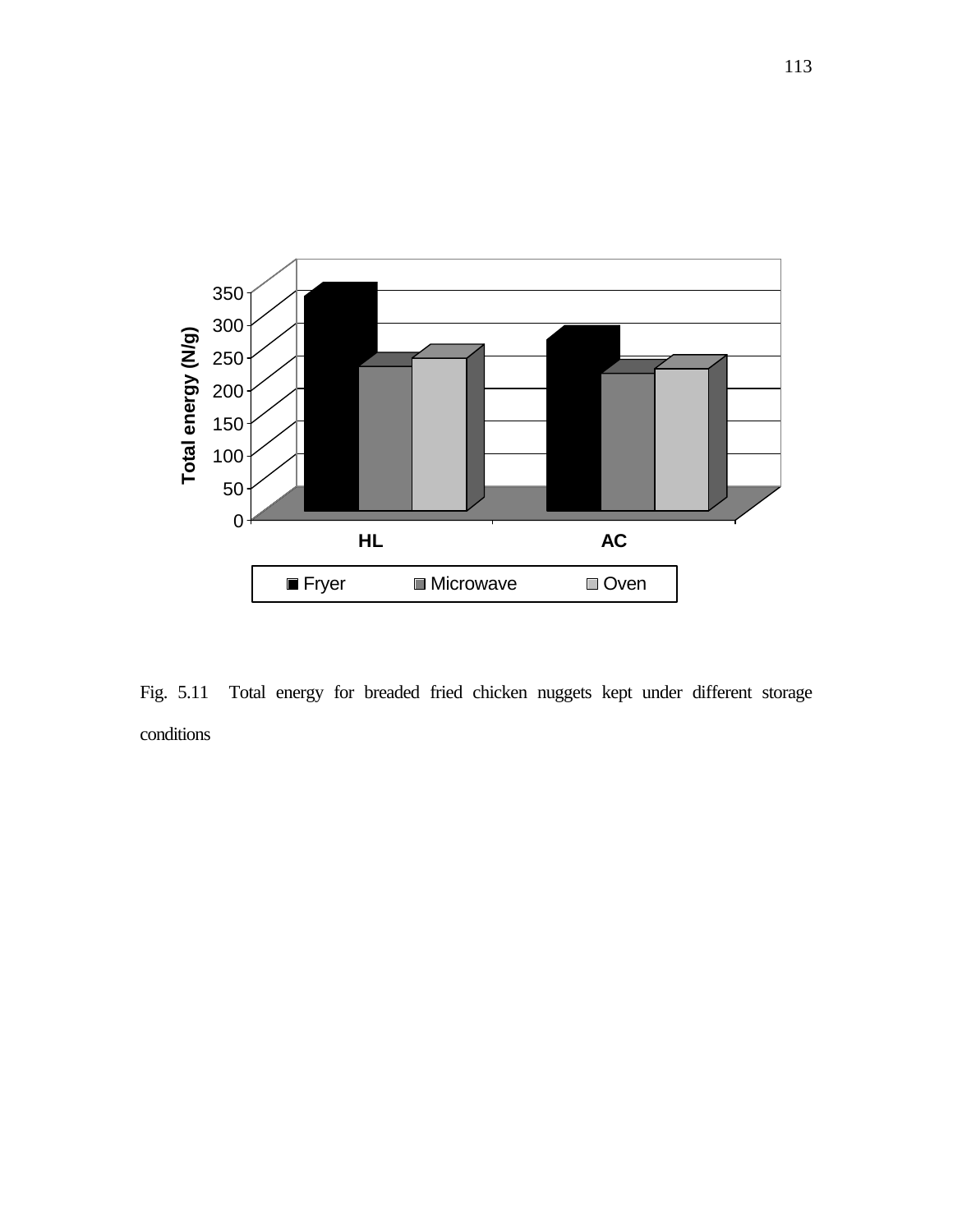Fig. 5.11 Total energy for breaded fried chicken nuggets kept under different storage conditions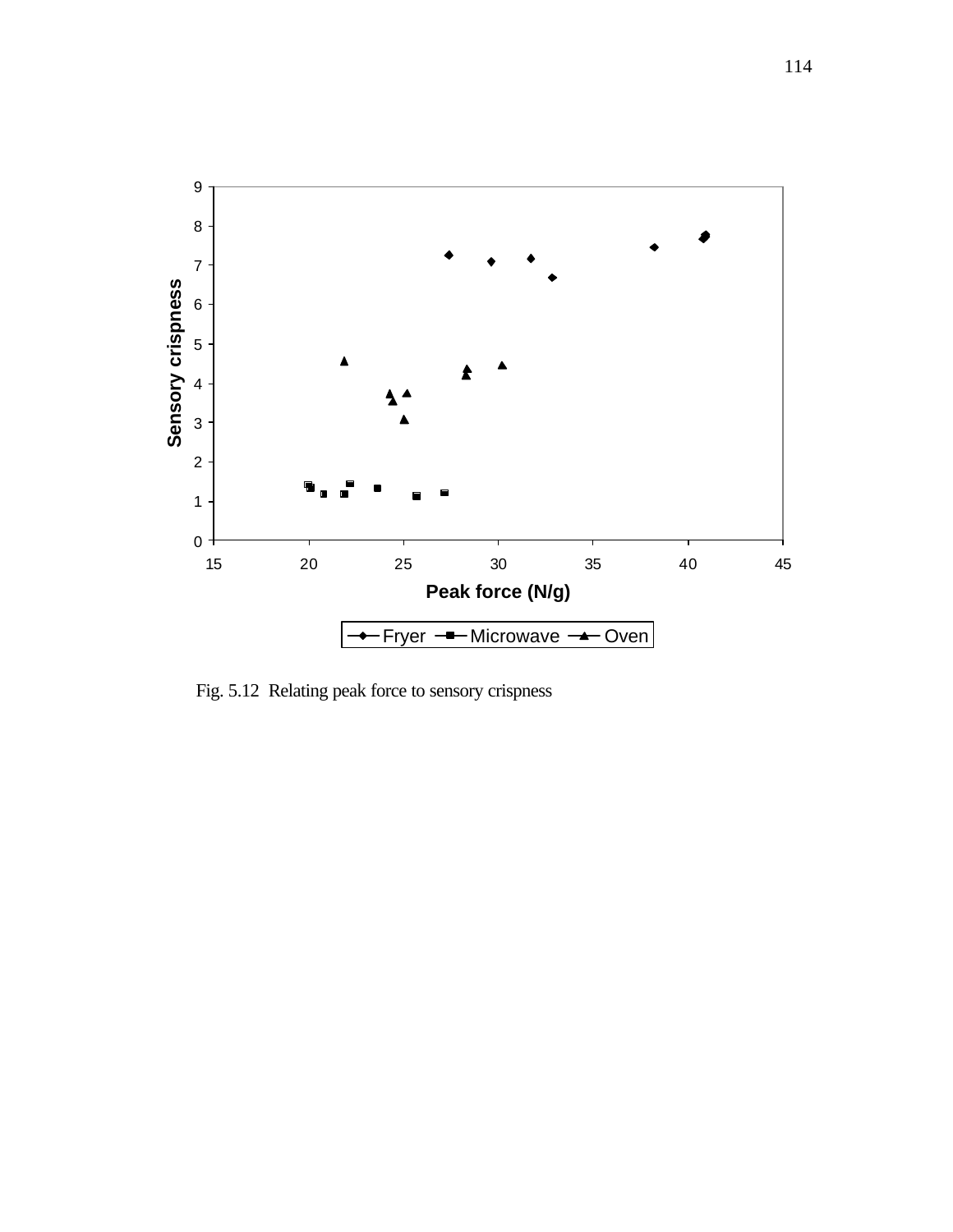Fig. 5.12 Relating peak force to sensory crispness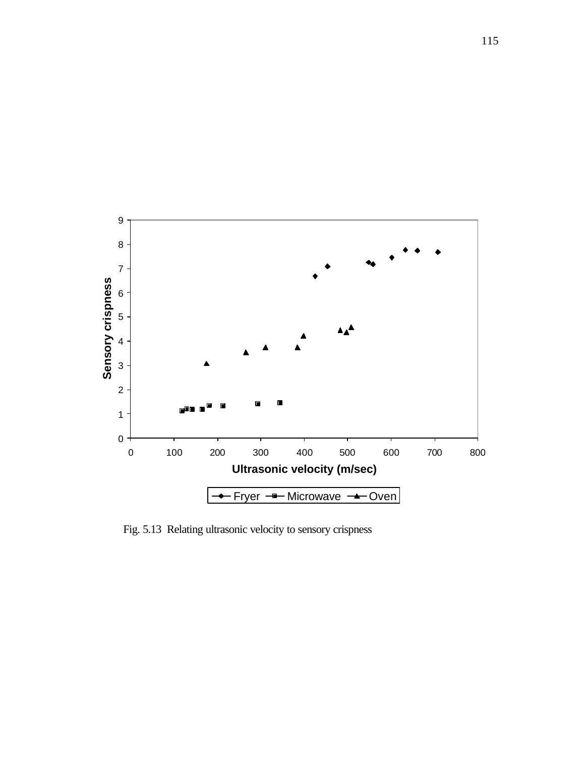Fig. 5.13 Relating ultrasonic velocity to sensory crispness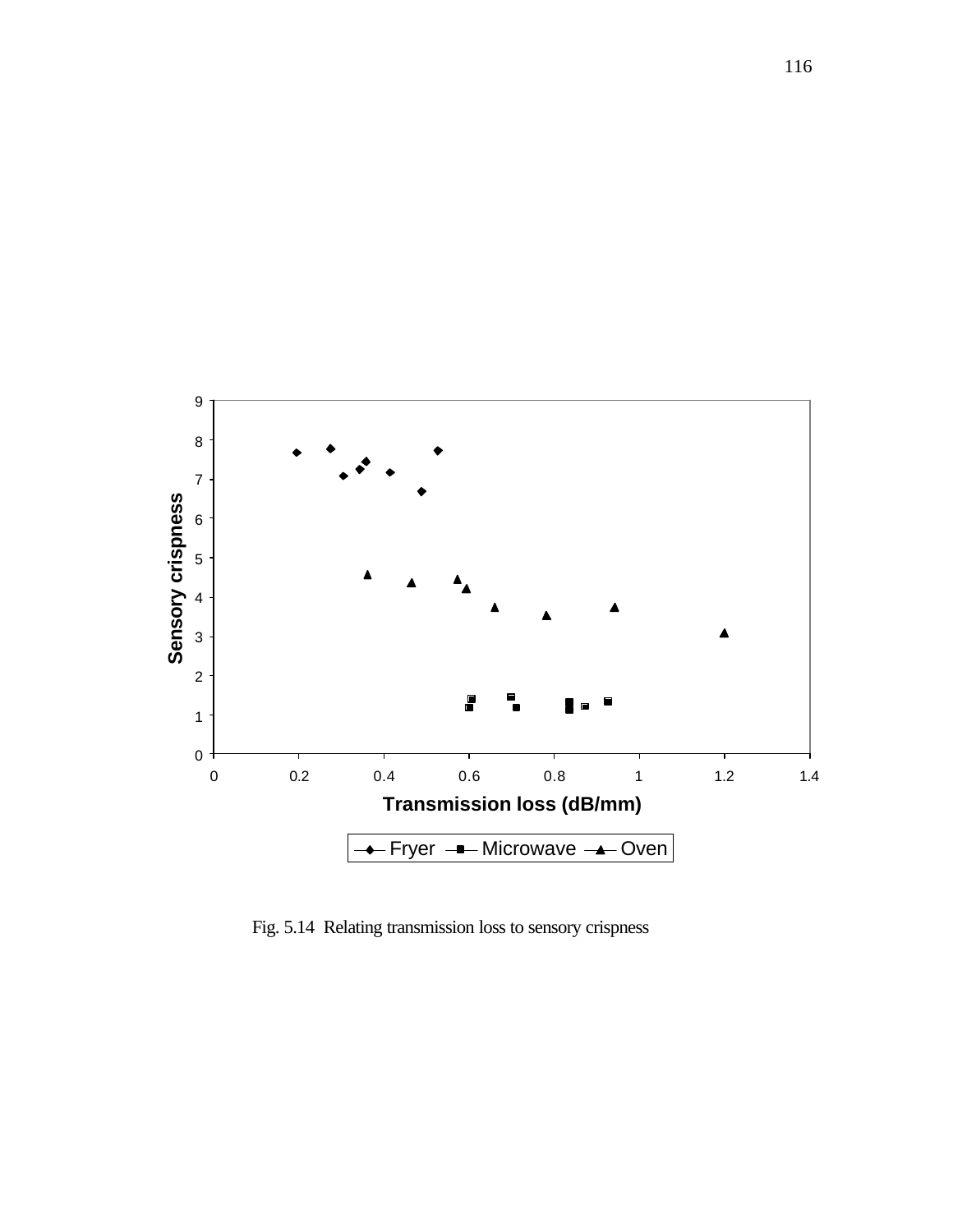Fig. 5.14 Relating transmission loss to sensory crispness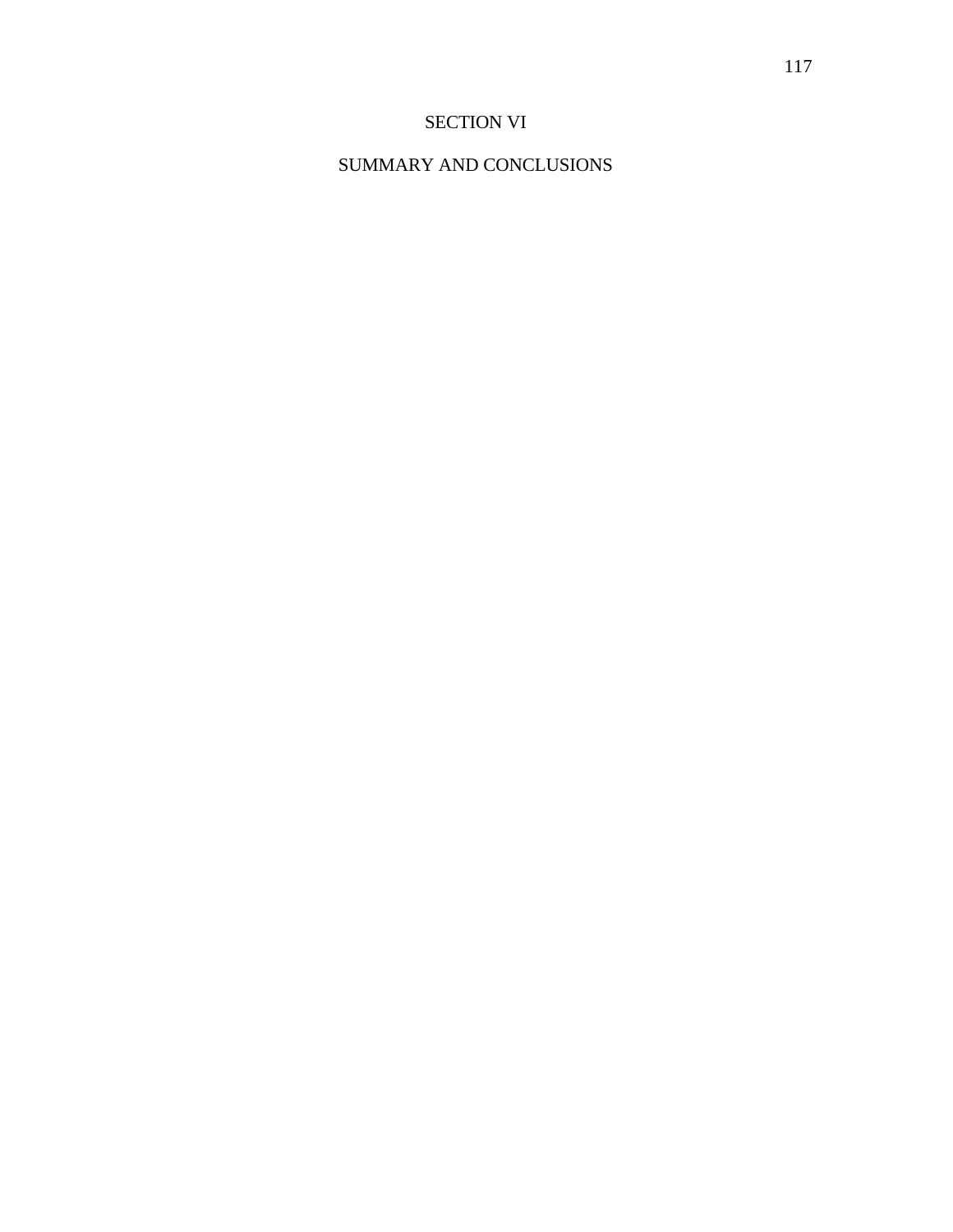# SECTION VI

# SUMMARY AND CONCLUSIONS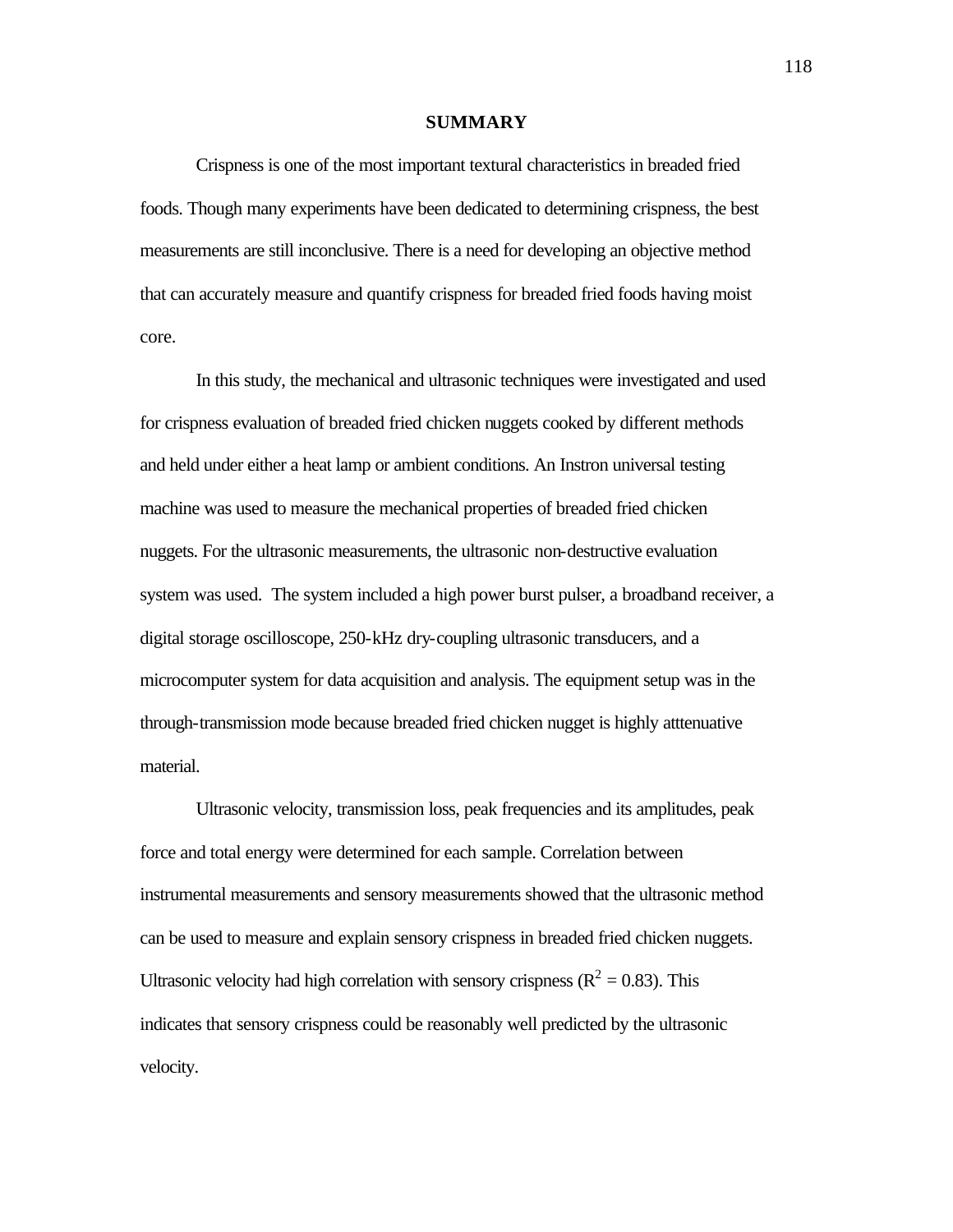## SUMMARY

Crispness is one of the most important textural characteristics in breaded fried foods. Though many experiments have been dedicated to determining crispness, the best measurements are still inconclusive. There is a need for developing an objective method that can accurately measure and quantify crispness for breaded fried foods having moist core.

In this study, the mechanical and ultrasonic techniques were investigated and used for crispness evaluation of breaded fried chicken nuggets cooked by different methods and held under either a heat lamp or ambient conditions. An Instron universal testing machine was used to measure the mechanical properties of breaded fried chicken nuggets. For the ultrasonic measurements, the ultrasonic non-destructive evaluation system was used. The system included a high power burst pulser, a broadband receiver, a digital storage oscilloscope, 250-kHz dry-coupling ultrasonic transducers, and a microcomputer system for data acquisition and analysis. The equipment setup was in the through-transmission mode because breaded fried chicken nugget is highly atttenuative material.

Ultrasonic velocity, transmission loss, peak frequencies and its amplitudes, peak force and total energy were determined for each sample. Correlation between instrumental measurements and sensory measurements showed that the ultrasonic method can be used to measure and explain sensory crispness in breaded fried chicken nuggets. Ultrasonic velocity had high correlation with sensory crispness ($R^2$ = 0.83). This indicates that sensory crispness could be reasonably well predicted by the ultrasonic velocity.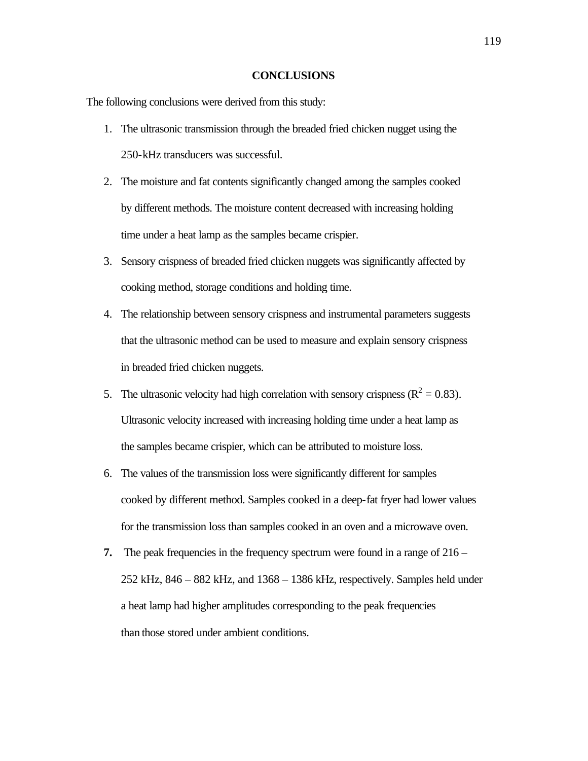## CONCLUSIONS

The following conclusions were derived from this study:

1. The ultrasonic transmission through the breaded fried chicken nugget using the 250-kHz transducers was successful.
2. The moisture and fat contents significantly changed among the samples cooked by different methods. The moisture content decreased with increasing holding time under a heat lamp as the samples became crispier.
3. Sensory crispness of breaded fried chicken nuggets was significantly affected by cooking method, storage conditions and holding time.
4. The relationship between sensory crispness and instrumental parameters suggests that the ultrasonic method can be used to measure and explain sensory crispness in breaded fried chicken nuggets.
5. The ultrasonic velocity had high correlation with sensory crispness ($R^2 = 0.83$). Ultrasonic velocity increased with increasing holding time under a heat lamp as the samples became crispier, which can be attributed to moisture loss.
6. The values of the transmission loss were significantly different for samples cooked by different method. Samples cooked in a deep-fat fryer had lower values for the transmission loss than samples cooked in an oven and a microwave oven.
7. The peak frequencies in the frequency spectrum were found in a range of 216 – 252 kHz, 846 – 882 kHz, and 1368 – 1386 kHz, respectively. Samples held under a heat lamp had higher amplitudes corresponding to the peak frequencies than those stored under ambient conditions.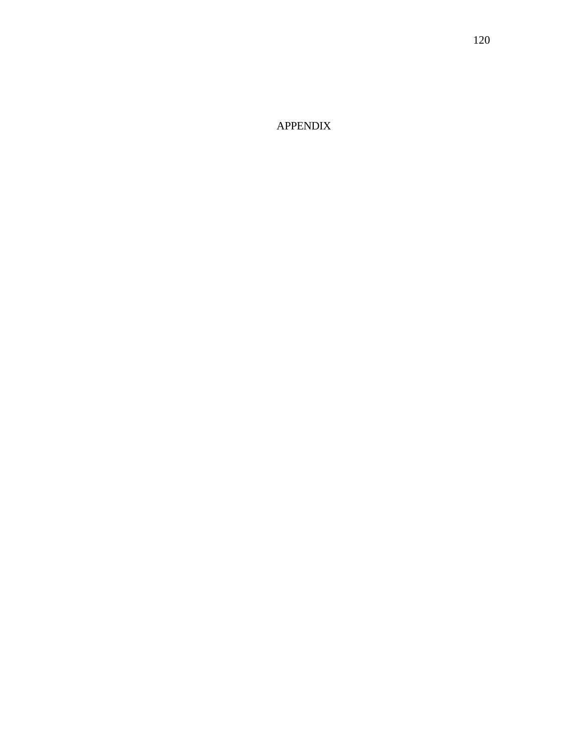# APPENDIX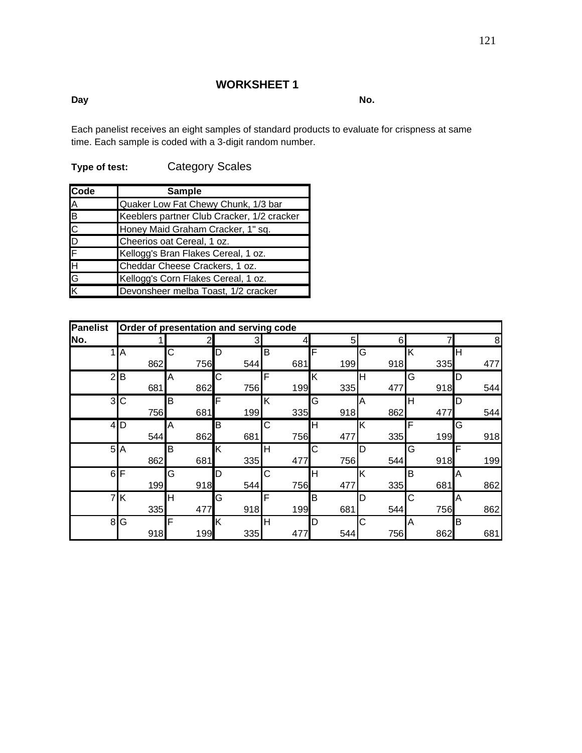## WORKSHEET 1

**Day** **No.**

Each panelist receives an eight samples of standard products to evaluate for crispness at same time. Each sample is coded with a 3-digit random number.

**Type of test:** Category Scales

| Code | Sample |
|---|---|
| A | Quaker Low Fat Chewy Chunk, 1/3 bar |
| B | Keeblers partner Club Cracker, 1/2 cracker |
| C | Honey Maid Graham Cracker, 1" sq. |
| D | Cheerios oat Cereal, 1 oz. |
| F | Kellogg's Bran Flakes Cereal, 1 oz. |
| H | Cheddar Cheese Crackers, 1 oz. |
| G | Kellogg's Corn Flakes Cereal, 1 oz. |
| K | Devonsheer melba Toast, 1/2 cracker |

| Panelist No. | Order of presentation and serving code | | | | | | | |
|---|---|---|---|---|---|---|---|---|
| | 1 | 2 | 3 | 4 | 5 | 6 | 7 | 8 |
| 1 | A 862 | C 756 | D 544 | B 681 | F 199 | G 918 | K 335 | H 477 |
| 2 | B 681 | A 862 | C 756 | F 199 | K 335 | H 477 | G 918 | D 544 |
| 3 | C 756 | B 681 | F 199 | K 335 | G 918 | A 862 | H 477 | D 544 |
| 4 | D 544 | A 862 | B 681 | C 756 | H 477 | K 335 | F 199 | G 918 |
| 5 | A 862 | B 681 | K 335 | H 477 | C 756 | D 544 | G 918 | F 199 |
| 6 | F 199 | G 918 | D 544 | C 756 | H 477 | K 335 | B 681 | A 862 |
| 7 | K 335 | H 477 | G 918 | F 199 | B 681 | D 544 | C 756 | A 862 |
| 8 | G 918 | F 199 | K 335 | H 477 | D 544 | C 756 | A 862 | B 681 |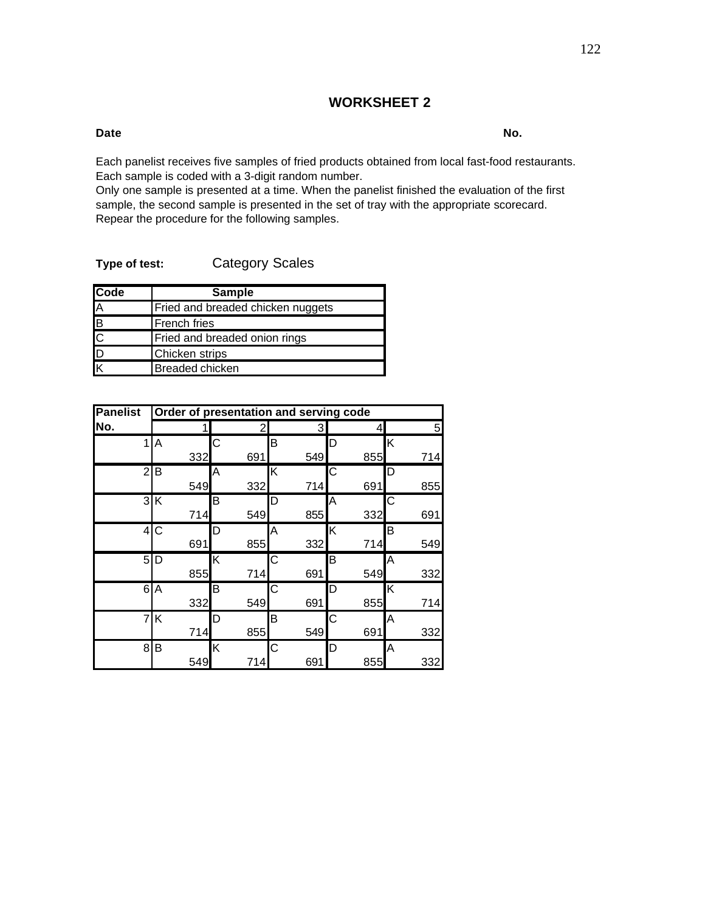# WORKSHEET 2

**Date** **No.**

Each panelist receives five samples of fried products obtained from local fast-food restaurants.
Each sample is coded with a 3-digit random number.
Only one sample is presented at a time. When the panelist finished the evaluation of the first sample, the second sample is presented in the set of tray with the appropriate scorecard.
Repear the procedure for the following samples.

**Type of test:** Category Scales

| Code | Sample |
|---|---|
| A | Fried and breaded chicken nuggets |
| B | French fries |
| C | Fried and breaded onion rings |
| D | Chicken strips |
| K | Breaded chicken |

| Panelist No. | Order of presentation and serving code | | | | |
|---|---|---|---|---|---|
| | 1 | 2 | 3 | 4 | 5 |
| 1 | A 332 | C 691 | B 549 | D 855 | K 714 |
| 2 | B 549 | A 332 | K 714 | C 691 | D 855 |
| 3 | K 714 | B 549 | D 855 | A 332 | C 691 |
| 4 | C 691 | D 855 | A 332 | K 714 | B 549 |
| 5 | D 855 | K 714 | C 691 | B 549 | A 332 |
| 6 | A 332 | B 549 | C 691 | D 855 | K 714 |
| 7 | K 714 | D 855 | B 549 | C 691 | A 332 |
| 8 | B 549 | K 714 | C 691 | D 855 | A 332 |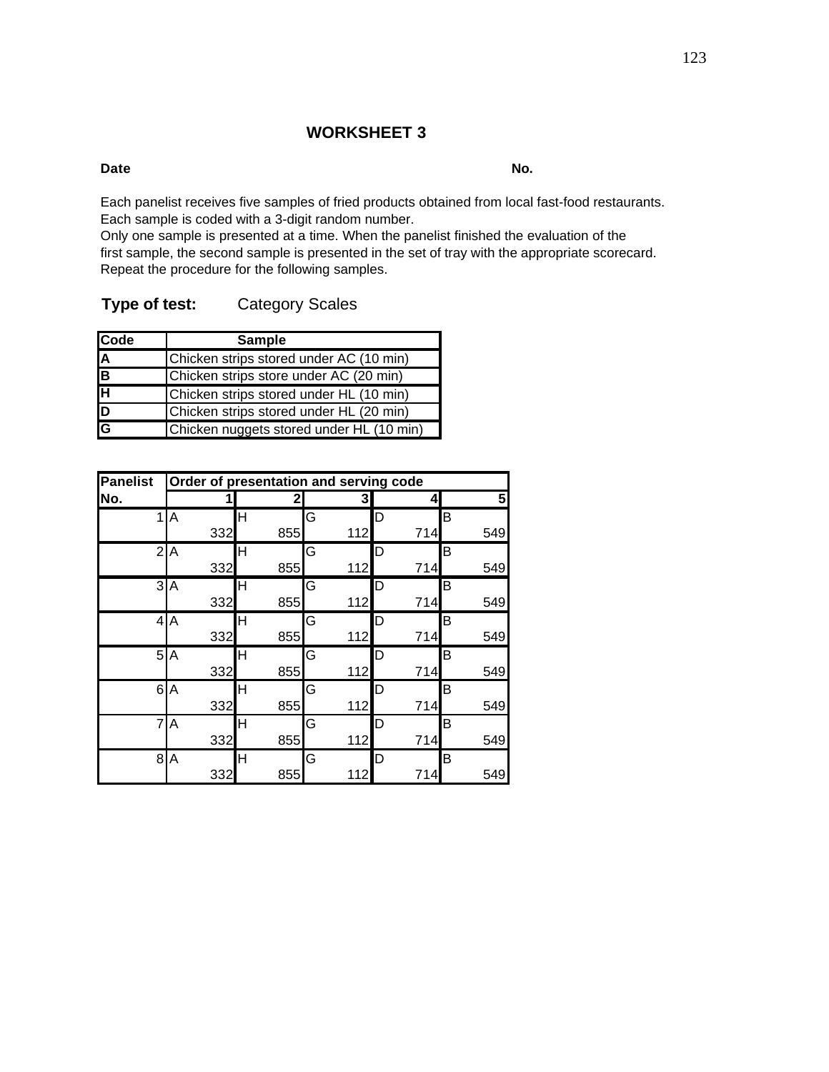## WORKSHEET 3

**Date** **No.**

Each panelist receives five samples of fried products obtained from local fast-food restaurants.
Each sample is coded with a 3-digit random number.
Only one sample is presented at a time. When the panelist finished the evaluation of the first sample, the second sample is presented in the set of tray with the appropriate scorecard.
Repeat the procedure for the following samples.

**Type of test:** Category Scales

| Code | Sample |
|---|---|
| A | Chicken strips stored under AC (10 min) |
| B | Chicken strips store under AC (20 min) |
| H | Chicken strips stored under HL (10 min) |
| D | Chicken strips stored under HL (20 min) |
| G | Chicken nuggets stored under HL (10 min) |

| Panelist | Order of presentation and serving code | | | | |
|---|---|---|---|---|---|
| No. | 1 | 2 | 3 | 4 | 5 |
| 1 | A 332 | H 855 | G 112 | D 714 | B 549 |
| 2 | A 332 | H 855 | G 112 | D 714 | B 549 |
| 3 | A 332 | H 855 | G 112 | D 714 | B 549 |
| 4 | A 332 | H 855 | G 112 | D 714 | B 549 |
| 5 | A 332 | H 855 | G 112 | D 714 | B 549 |
| 6 | A 332 | H 855 | G 112 | D 714 | B 549 |
| 7 | A 332 | H 855 | G 112 | D 714 | B 549 |
| 8 | A 332 | H 855 | G 112 | D 714 | B 549 |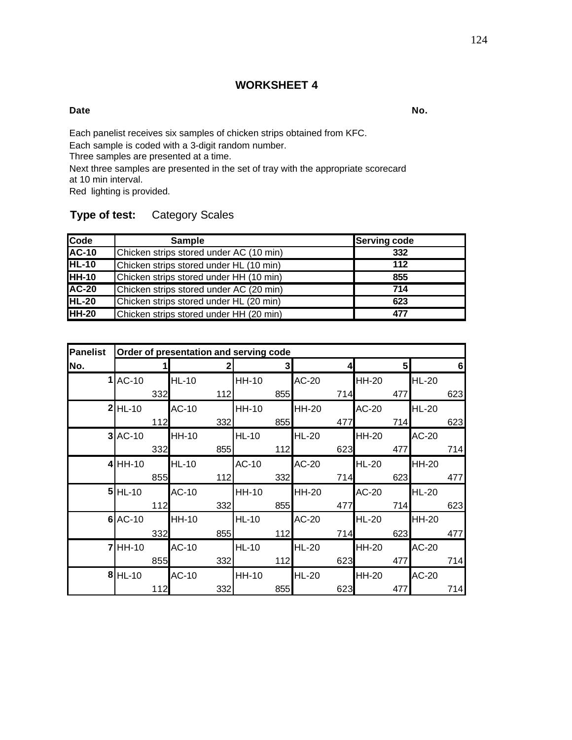## WORKSHEET 4

**Date** **No.**

Each panelist receives six samples of chicken strips obtained from KFC.
Each sample is coded with a 3-digit random number.
Three samples are presented at a time.
Next three samples are presented in the set of tray with the appropriate scorecard at 10 min interval.
Red lighting is provided.

**Type of test:** Category Scales

| Code | Sample | Serving code |
|---|---|---|
| **AC-10** | Chicken strips stored under AC (10 min) | **332** |
| **HL-10** | Chicken strips stored under HL (10 min) | **112** |
| **HH-10** | Chicken strips stored under HH (10 min) | **855** |
| **AC-20** | Chicken strips stored under AC (20 min) | **714** |
| **HL-20** | Chicken strips stored under HL (20 min) | **623** |
| **HH-20** | Chicken strips stored under HH (20 min) | **477** |

| Panelist | Order of presentation and serving code | | | | | |
|---|---|---|---|---|---|---|
| No. | 1 | 2 | 3 | 4 | 5 | 6 |
| 1 | AC-10 332 | HL-10 112 | HH-10 855 | AC-20 714 | HH-20 477 | HL-20 623 |
| 2 | HL-10 112 | AC-10 332 | HH-10 855 | HH-20 477 | AC-20 714 | HL-20 623 |
| 3 | AC-10 332 | HH-10 855 | HL-10 112 | HL-20 623 | HH-20 477 | AC-20 714 |
| 4 | HH-10 855 | HL-10 112 | AC-10 332 | AC-20 714 | HL-20 623 | HH-20 477 |
| 5 | HL-10 112 | AC-10 332 | HH-10 855 | HH-20 477 | AC-20 714 | HL-20 623 |
| 6 | AC-10 332 | HH-10 855 | HL-10 112 | AC-20 714 | HL-20 623 | HH-20 477 |
| 7 | HH-10 855 | AC-10 332 | HL-10 112 | HL-20 623 | HH-20 477 | AC-20 714 |
| 8 | HL-10 112 | AC-10 332 | HH-10 855 | HL-20 623 | HH-20 477 | AC-20 714 |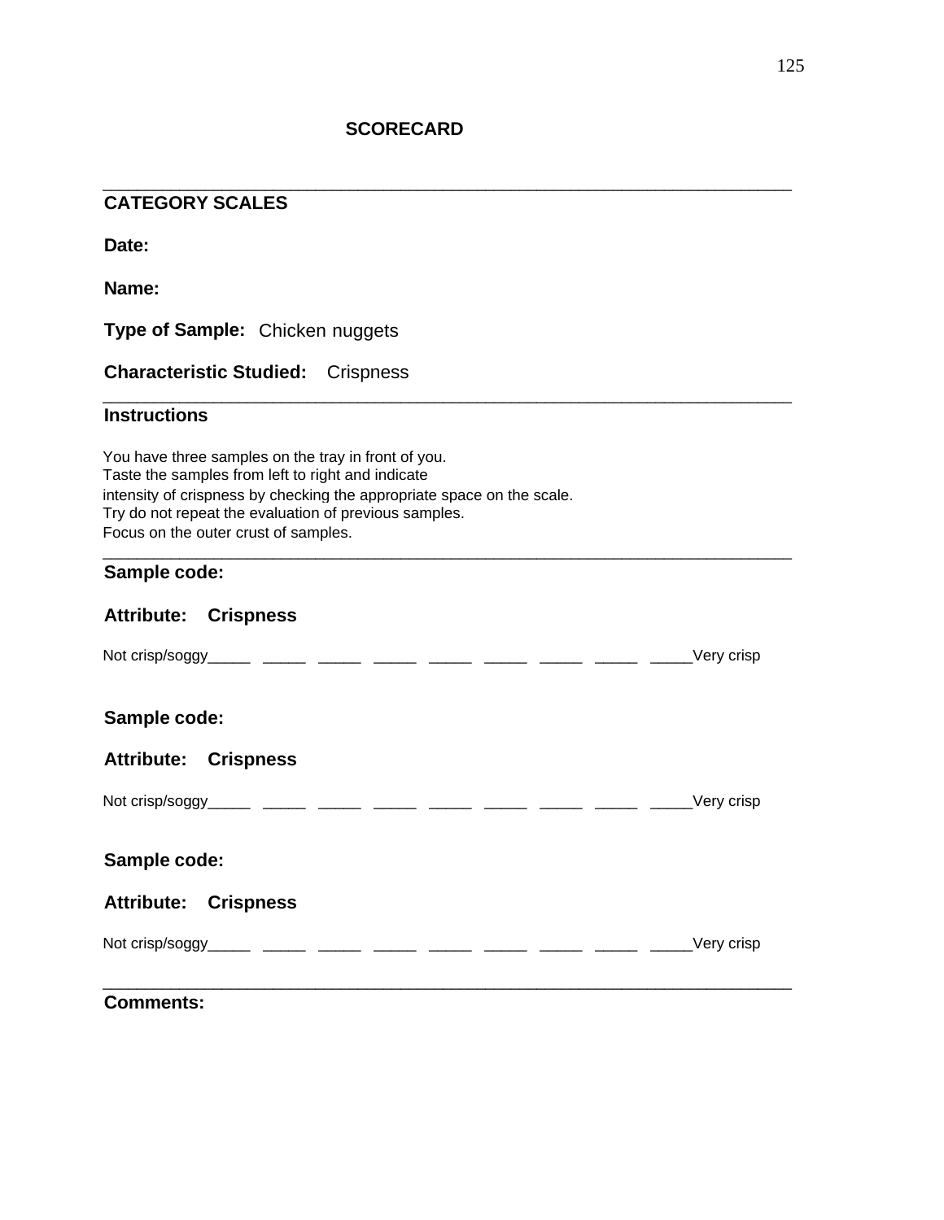# SCORECARD

---

## CATEGORY SCALES

**Date:**

**Name:**

**Type of Sample:** Chicken nuggets

**Characteristic Studied:** Crispness

---

## Instructions

You have three samples on the tray in front of you.
Taste the samples from left to right and indicate
intensity of crispness by checking the appropriate space on the scale.
Try do not repeat the evaluation of previous samples.
Focus on the outer crust of samples.

---

**Sample code:**

**Attribute: Crispness**

Not crisp/soggy_____ _____ _____ _____ _____ _____ _____ _____ _____Very crisp

**Sample code:**

**Attribute: Crispness**

Not crisp/soggy_____ _____ _____ _____ _____ _____ _____ _____ _____Very crisp

**Sample code:**

**Attribute: Crispness**

Not crisp/soggy_____ _____ _____ _____ _____ _____ _____ _____ _____Very crisp

---

**Comments:**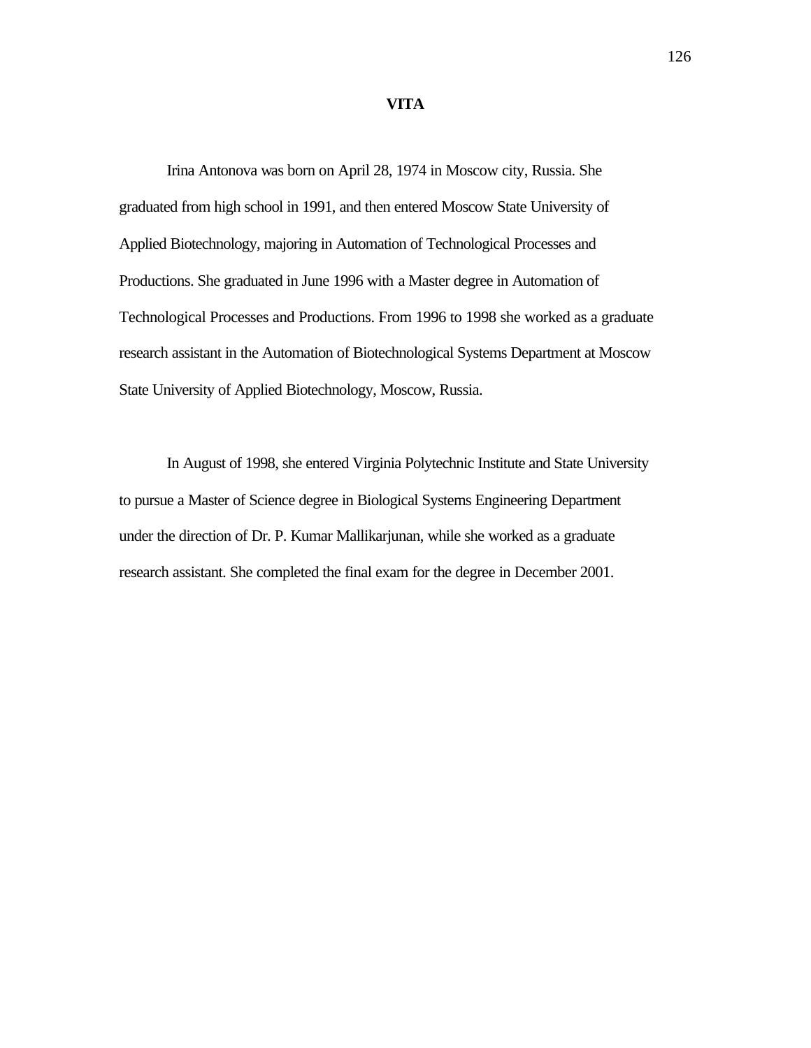# VITA

Irina Antonova was born on April 28, 1974 in Moscow city, Russia. She graduated from high school in 1991, and then entered Moscow State University of Applied Biotechnology, majoring in Automation of Technological Processes and Productions. She graduated in June 1996 with a Master degree in Automation of Technological Processes and Productions. From 1996 to 1998 she worked as a graduate research assistant in the Automation of Biotechnological Systems Department at Moscow State University of Applied Biotechnology, Moscow, Russia.

In August of 1998, she entered Virginia Polytechnic Institute and State University to pursue a Master of Science degree in Biological Systems Engineering Department under the direction of Dr. P. Kumar Mallikarjunan, while she worked as a graduate research assistant. She completed the final exam for the degree in December 2001.